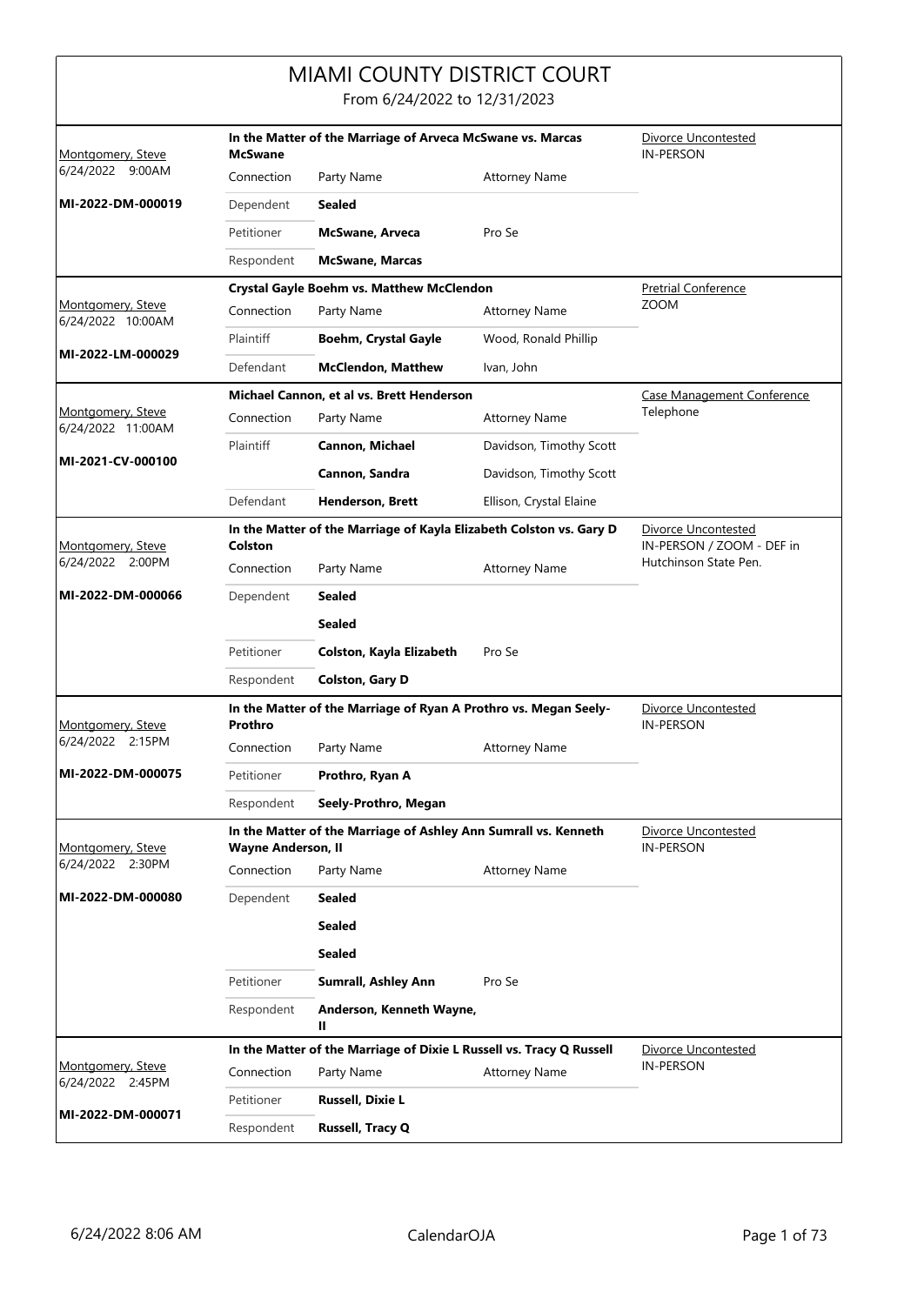# MIAMI COUNTY DISTRICT COURT

From 6/24/2022 to 12/31/2023

| Judge / Date / Case | Case Title | | | Hearing Type / Location |
|---|---|---|---|---|
| Montgomery, Steve<br>6/24/2022 9:00AM<br>**MI-2022-DM-000019** | **In the Matter of the Marriage of Arveca McSwane vs. Marcas McSwane** | | | Divorce Uncontested<br>IN-PERSON |
| | Connection | Party Name | Attorney Name | |
| | Dependent | **Sealed** | | |
| | Petitioner | **McSwane, Arveca** | Pro Se | |
| | Respondent | **McSwane, Marcas** | | |
| Montgomery, Steve<br>6/24/2022 10:00AM<br>**MI-2022-LM-000029** | **Crystal Gayle Boehm vs. Matthew McClendon** | | | Pretrial Conference<br>ZOOM |
| | Connection | Party Name | Attorney Name | |
| | Plaintiff | **Boehm, Crystal Gayle** | Wood, Ronald Phillip | |
| | Defendant | **McClendon, Matthew** | Ivan, John | |
| Montgomery, Steve<br>6/24/2022 11:00AM<br>**MI-2021-CV-000100** | **Michael Cannon, et al vs. Brett Henderson** | | | Case Management Conference<br>Telephone |
| | Connection | Party Name | Attorney Name | |
| | Plaintiff | **Cannon, Michael** | Davidson, Timothy Scott | |
| | | **Cannon, Sandra** | Davidson, Timothy Scott | |
| | Defendant | **Henderson, Brett** | Ellison, Crystal Elaine | |
| Montgomery, Steve<br>6/24/2022 2:00PM<br>**MI-2022-DM-000066** | **In the Matter of the Marriage of Kayla Elizabeth Colston vs. Gary D Colston** | | | Divorce Uncontested<br>IN-PERSON / ZOOM - DEF in Hutchinson State Pen. |
| | Connection | Party Name | Attorney Name | |
| | Dependent | **Sealed** | | |
| | | **Sealed** | | |
| | Petitioner | **Colston, Kayla Elizabeth** | Pro Se | |
| | Respondent | **Colston, Gary D** | | |
| Montgomery, Steve<br>6/24/2022 2:15PM<br>**MI-2022-DM-000075** | **In the Matter of the Marriage of Ryan A Prothro vs. Megan Seely-Prothro** | | | Divorce Uncontested<br>IN-PERSON |
| | Connection | Party Name | Attorney Name | |
| | Petitioner | **Prothro, Ryan A** | | |
| | Respondent | **Seely-Prothro, Megan** | | |
| Montgomery, Steve<br>6/24/2022 2:30PM<br>**MI-2022-DM-000080** | **In the Matter of the Marriage of Ashley Ann Sumrall vs. Kenneth Wayne Anderson, II** | | | Divorce Uncontested<br>IN-PERSON |
| | Connection | Party Name | Attorney Name | |
| | Dependent | **Sealed** | | |
| | | **Sealed** | | |
| | | **Sealed** | | |
| | Petitioner | **Sumrall, Ashley Ann** | Pro Se | |
| | Respondent | **Anderson, Kenneth Wayne, II** | | |
| Montgomery, Steve<br>6/24/2022 2:45PM<br>**MI-2022-DM-000071** | **In the Matter of the Marriage of Dixie L Russell vs. Tracy Q Russell** | | | Divorce Uncontested<br>IN-PERSON |
| | Connection | Party Name | Attorney Name | |
| | Petitioner | **Russell, Dixie L** | | |
| | Respondent | **Russell, Tracy Q** | | |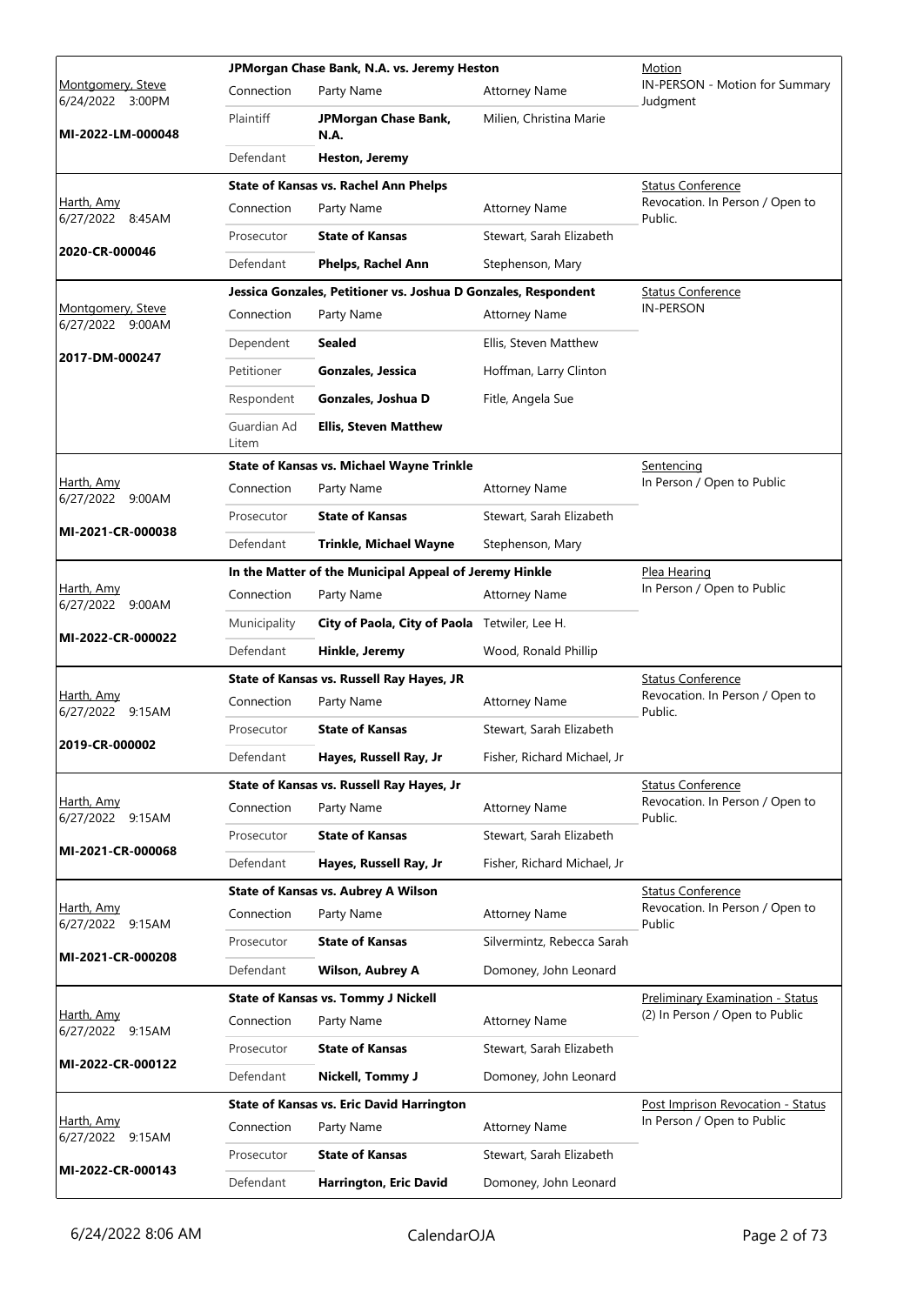| | JPMorgan Chase Bank, N.A. vs. Jeremy Heston | | | Motion |
|---|---|---|---|---|
| Montgomery, Steve 6/24/2022 3:00PM | Connection | Party Name | Attorney Name | IN-PERSON - Motion for Summary Judgment |
| MI-2022-LM-000048 | Plaintiff | **JPMorgan Chase Bank, N.A.** | Milien, Christina Marie | |
| | Defendant | **Heston, Jeremy** | | |

| | State of Kansas vs. Rachel Ann Phelps | | | Status Conference |
|---|---|---|---|---|
| Harth, Amy 6/27/2022 8:45AM | Connection | Party Name | Attorney Name | Revocation. In Person / Open to Public. |
| 2020-CR-000046 | Prosecutor | **State of Kansas** | Stewart, Sarah Elizabeth | |
| | Defendant | **Phelps, Rachel Ann** | Stephenson, Mary | |

| | Jessica Gonzales, Petitioner vs. Joshua D Gonzales, Respondent | | | Status Conference |
|---|---|---|---|---|
| Montgomery, Steve 6/27/2022 9:00AM | Connection | Party Name | Attorney Name | IN-PERSON |
| 2017-DM-000247 | Dependent | **Sealed** | Ellis, Steven Matthew | |
| | Petitioner | **Gonzales, Jessica** | Hoffman, Larry Clinton | |
| | Respondent | **Gonzales, Joshua D** | Fitle, Angela Sue | |
| | Guardian Ad Litem | **Ellis, Steven Matthew** | | |

| | State of Kansas vs. Michael Wayne Trinkle | | | Sentencing |
|---|---|---|---|---|
| Harth, Amy 6/27/2022 9:00AM | Connection | Party Name | Attorney Name | In Person / Open to Public |
| MI-2021-CR-000038 | Prosecutor | **State of Kansas** | Stewart, Sarah Elizabeth | |
| | Defendant | **Trinkle, Michael Wayne** | Stephenson, Mary | |

| | In the Matter of the Municipal Appeal of Jeremy Hinkle | | | Plea Hearing |
|---|---|---|---|---|
| Harth, Amy 6/27/2022 9:00AM | Connection | Party Name | Attorney Name | In Person / Open to Public |
| MI-2022-CR-000022 | Municipality | **City of Paola, City of Paola** | Tetwiler, Lee H. | |
| | Defendant | **Hinkle, Jeremy** | Wood, Ronald Phillip | |

| | State of Kansas vs. Russell Ray Hayes, JR | | | Status Conference |
|---|---|---|---|---|
| Harth, Amy 6/27/2022 9:15AM | Connection | Party Name | Attorney Name | Revocation. In Person / Open to Public. |
| 2019-CR-000002 | Prosecutor | **State of Kansas** | Stewart, Sarah Elizabeth | |
| | Defendant | **Hayes, Russell Ray, Jr** | Fisher, Richard Michael, Jr | |

| | State of Kansas vs. Russell Ray Hayes, Jr | | | Status Conference |
|---|---|---|---|---|
| Harth, Amy 6/27/2022 9:15AM | Connection | Party Name | Attorney Name | Revocation. In Person / Open to Public. |
| MI-2021-CR-000068 | Prosecutor | **State of Kansas** | Stewart, Sarah Elizabeth | |
| | Defendant | **Hayes, Russell Ray, Jr** | Fisher, Richard Michael, Jr | |

| | State of Kansas vs. Aubrey A Wilson | | | Status Conference |
|---|---|---|---|---|
| Harth, Amy 6/27/2022 9:15AM | Connection | Party Name | Attorney Name | Revocation. In Person / Open to Public |
| MI-2021-CR-000208 | Prosecutor | **State of Kansas** | Silvermintz, Rebecca Sarah | |
| | Defendant | **Wilson, Aubrey A** | Domoney, John Leonard | |

| | State of Kansas vs. Tommy J Nickell | | | Preliminary Examination - Status |
|---|---|---|---|---|
| Harth, Amy 6/27/2022 9:15AM | Connection | Party Name | Attorney Name | (2) In Person / Open to Public |
| MI-2022-CR-000122 | Prosecutor | **State of Kansas** | Stewart, Sarah Elizabeth | |
| | Defendant | **Nickell, Tommy J** | Domoney, John Leonard | |

| | State of Kansas vs. Eric David Harrington | | | Post Imprison Revocation - Status |
|---|---|---|---|---|
| Harth, Amy 6/27/2022 9:15AM | Connection | Party Name | Attorney Name | In Person / Open to Public |
| MI-2022-CR-000143 | Prosecutor | **State of Kansas** | Stewart, Sarah Elizabeth | |
| | Defendant | **Harrington, Eric David** | Domoney, John Leonard | |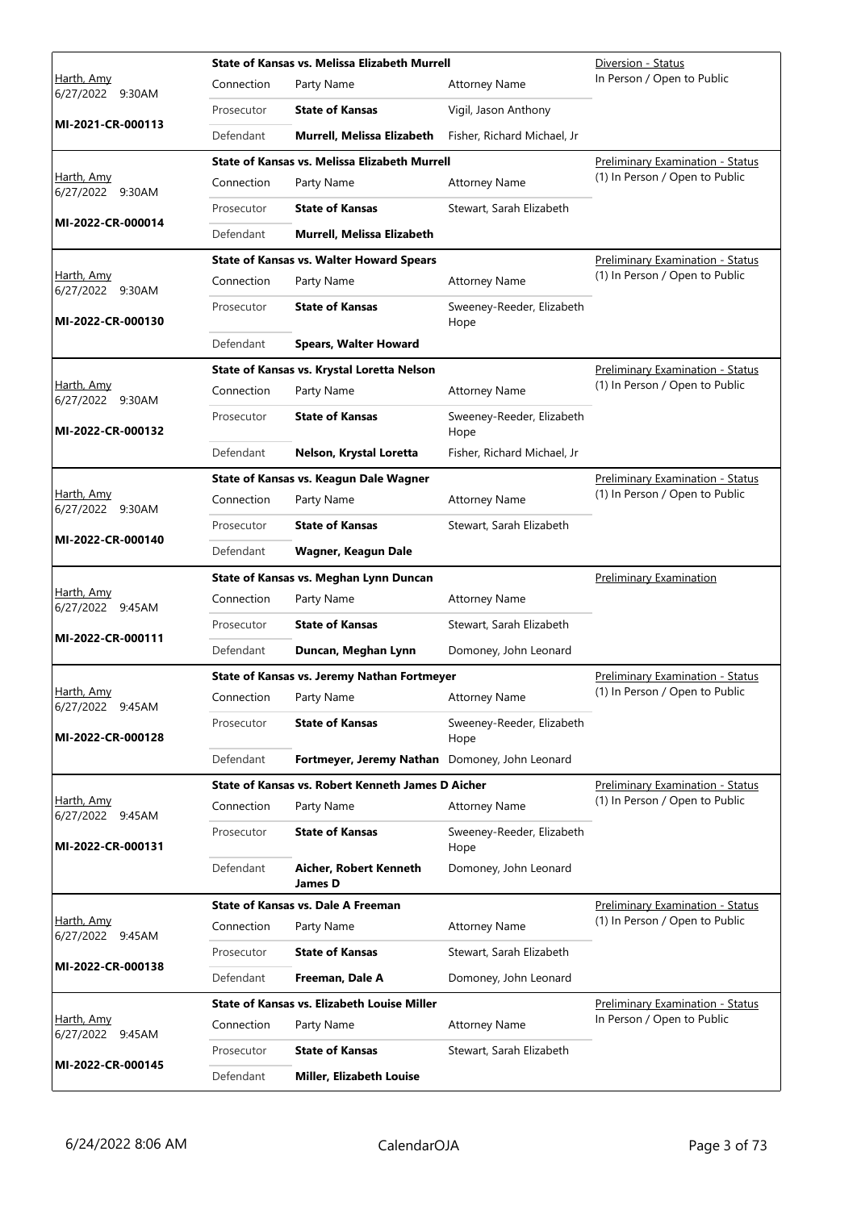| Judge / Date / Case | Connection | Party Name | Attorney Name | Hearing |
|---|---|---|---|---|
| Harth, Amy 6/27/2022 9:30AM MI-2021-CR-000113 | **State of Kansas vs. Melissa Elizabeth Murrell** | | | Diversion - Status In Person / Open to Public |
| | Connection | Party Name | Attorney Name | |
| | Prosecutor | **State of Kansas** | Vigil, Jason Anthony | |
| | Defendant | **Murrell, Melissa Elizabeth** | Fisher, Richard Michael, Jr | |
| Harth, Amy 6/27/2022 9:30AM MI-2022-CR-000014 | **State of Kansas vs. Melissa Elizabeth Murrell** | | | Preliminary Examination - Status (1) In Person / Open to Public |
| | Connection | Party Name | Attorney Name | |
| | Prosecutor | **State of Kansas** | Stewart, Sarah Elizabeth | |
| | Defendant | **Murrell, Melissa Elizabeth** | | |
| Harth, Amy 6/27/2022 9:30AM MI-2022-CR-000130 | **State of Kansas vs. Walter Howard Spears** | | | Preliminary Examination - Status (1) In Person / Open to Public |
| | Connection | Party Name | Attorney Name | |
| | Prosecutor | **State of Kansas** | Sweeney-Reeder, Elizabeth Hope | |
| | Defendant | **Spears, Walter Howard** | | |
| Harth, Amy 6/27/2022 9:30AM MI-2022-CR-000132 | **State of Kansas vs. Krystal Loretta Nelson** | | | Preliminary Examination - Status (1) In Person / Open to Public |
| | Connection | Party Name | Attorney Name | |
| | Prosecutor | **State of Kansas** | Sweeney-Reeder, Elizabeth Hope | |
| | Defendant | **Nelson, Krystal Loretta** | Fisher, Richard Michael, Jr | |
| Harth, Amy 6/27/2022 9:30AM MI-2022-CR-000140 | **State of Kansas vs. Keagun Dale Wagner** | | | Preliminary Examination - Status (1) In Person / Open to Public |
| | Connection | Party Name | Attorney Name | |
| | Prosecutor | **State of Kansas** | Stewart, Sarah Elizabeth | |
| | Defendant | **Wagner, Keagun Dale** | | |
| Harth, Amy 6/27/2022 9:45AM MI-2022-CR-000111 | **State of Kansas vs. Meghan Lynn Duncan** | | | Preliminary Examination |
| | Connection | Party Name | Attorney Name | |
| | Prosecutor | **State of Kansas** | Stewart, Sarah Elizabeth | |
| | Defendant | **Duncan, Meghan Lynn** | Domoney, John Leonard | |
| Harth, Amy 6/27/2022 9:45AM MI-2022-CR-000128 | **State of Kansas vs. Jeremy Nathan Fortmeyer** | | | Preliminary Examination - Status (1) In Person / Open to Public |
| | Connection | Party Name | Attorney Name | |
| | Prosecutor | **State of Kansas** | Sweeney-Reeder, Elizabeth Hope | |
| | Defendant | **Fortmeyer, Jeremy Nathan** | Domoney, John Leonard | |
| Harth, Amy 6/27/2022 9:45AM MI-2022-CR-000131 | **State of Kansas vs. Robert Kenneth James D Aicher** | | | Preliminary Examination - Status (1) In Person / Open to Public |
| | Connection | Party Name | Attorney Name | |
| | Prosecutor | **State of Kansas** | Sweeney-Reeder, Elizabeth Hope | |
| | Defendant | **Aicher, Robert Kenneth James D** | Domoney, John Leonard | |
| Harth, Amy 6/27/2022 9:45AM MI-2022-CR-000138 | **State of Kansas vs. Dale A Freeman** | | | Preliminary Examination - Status (1) In Person / Open to Public |
| | Connection | Party Name | Attorney Name | |
| | Prosecutor | **State of Kansas** | Stewart, Sarah Elizabeth | |
| | Defendant | **Freeman, Dale A** | Domoney, John Leonard | |
| Harth, Amy 6/27/2022 9:45AM MI-2022-CR-000145 | **State of Kansas vs. Elizabeth Louise Miller** | | | Preliminary Examination - Status In Person / Open to Public |
| | Connection | Party Name | Attorney Name | |
| | Prosecutor | **State of Kansas** | Stewart, Sarah Elizabeth | |
| | Defendant | **Miller, Elizabeth Louise** | | |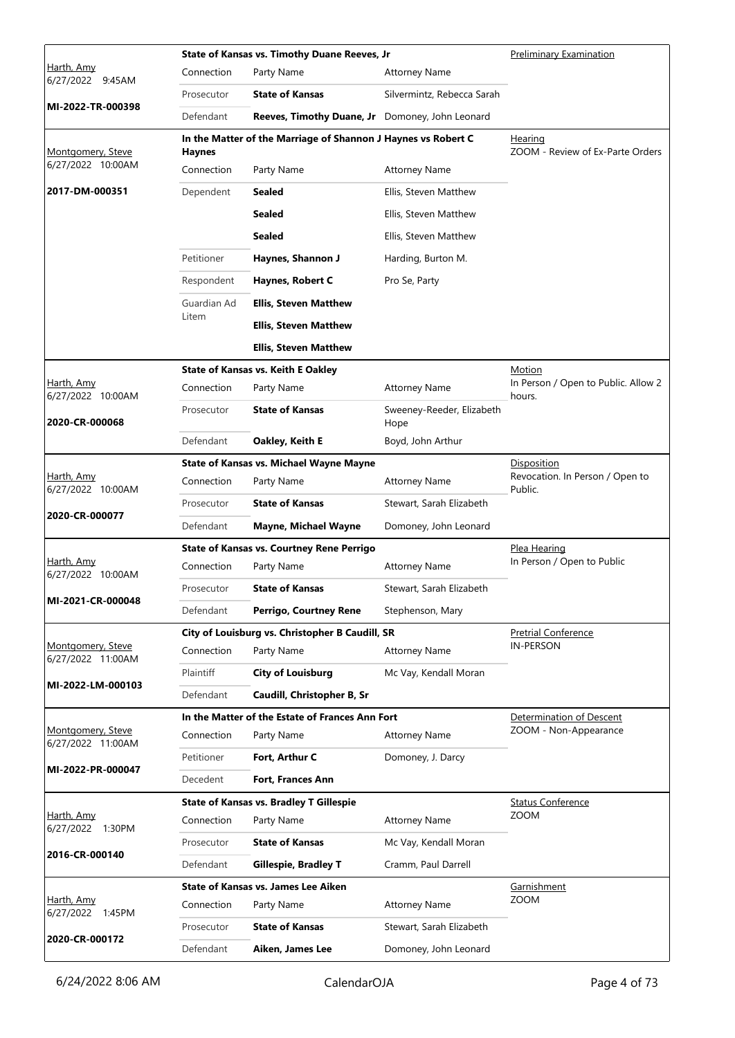| Judge / Date / Case | Case Title | | | Hearing |
|---|---|---|---|---|
| Harth, Amy<br>6/27/2022 9:45AM<br>**MI-2022-TR-000398** | **State of Kansas vs. Timothy Duane Reeves, Jr** | | | Preliminary Examination |
| | Connection | Party Name | Attorney Name | |
| | Prosecutor | **State of Kansas** | Silvermintz, Rebecca Sarah | |
| | Defendant | **Reeves, Timothy Duane, Jr** | Domoney, John Leonard | |
| Montgomery, Steve<br>6/27/2022 10:00AM<br>**2017-DM-000351** | **In the Matter of the Marriage of Shannon J Haynes vs Robert C Haynes** | | | Hearing<br>ZOOM - Review of Ex-Parte Orders |
| | Connection | Party Name | Attorney Name | |
| | Dependent | **Sealed** | Ellis, Steven Matthew | |
| | | **Sealed** | Ellis, Steven Matthew | |
| | | **Sealed** | Ellis, Steven Matthew | |
| | Petitioner | **Haynes, Shannon J** | Harding, Burton M. | |
| | Respondent | **Haynes, Robert C** | Pro Se, Party | |
| | Guardian Ad Litem | **Ellis, Steven Matthew** | | |
| | | **Ellis, Steven Matthew** | | |
| | | **Ellis, Steven Matthew** | | |
| Harth, Amy<br>6/27/2022 10:00AM<br>**2020-CR-000068** | **State of Kansas vs. Keith E Oakley** | | | Motion<br>In Person / Open to Public. Allow 2 hours. |
| | Connection | Party Name | Attorney Name | |
| | Prosecutor | **State of Kansas** | Sweeney-Reeder, Elizabeth Hope | |
| | Defendant | **Oakley, Keith E** | Boyd, John Arthur | |
| Harth, Amy<br>6/27/2022 10:00AM<br>**2020-CR-000077** | **State of Kansas vs. Michael Wayne Mayne** | | | Disposition<br>Revocation. In Person / Open to Public. |
| | Connection | Party Name | Attorney Name | |
| | Prosecutor | **State of Kansas** | Stewart, Sarah Elizabeth | |
| | Defendant | **Mayne, Michael Wayne** | Domoney, John Leonard | |
| Harth, Amy<br>6/27/2022 10:00AM<br>**MI-2021-CR-000048** | **State of Kansas vs. Courtney Rene Perrigo** | | | Plea Hearing<br>In Person / Open to Public |
| | Connection | Party Name | Attorney Name | |
| | Prosecutor | **State of Kansas** | Stewart, Sarah Elizabeth | |
| | Defendant | **Perrigo, Courtney Rene** | Stephenson, Mary | |
| Montgomery, Steve<br>6/27/2022 11:00AM<br>**MI-2022-LM-000103** | **City of Louisburg vs. Christopher B Caudill, SR** | | | Pretrial Conference<br>IN-PERSON |
| | Connection | Party Name | Attorney Name | |
| | Plaintiff | **City of Louisburg** | Mc Vay, Kendall Moran | |
| | Defendant | **Caudill, Christopher B, Sr** | | |
| Montgomery, Steve<br>6/27/2022 11:00AM<br>**MI-2022-PR-000047** | **In the Matter of the Estate of Frances Ann Fort** | | | Determination of Descent<br>ZOOM - Non-Appearance |
| | Connection | Party Name | Attorney Name | |
| | Petitioner | **Fort, Arthur C** | Domoney, J. Darcy | |
| | Decedent | **Fort, Frances Ann** | | |
| Harth, Amy<br>6/27/2022 1:30PM<br>**2016-CR-000140** | **State of Kansas vs. Bradley T Gillespie** | | | Status Conference<br>ZOOM |
| | Connection | Party Name | Attorney Name | |
| | Prosecutor | **State of Kansas** | Mc Vay, Kendall Moran | |
| | Defendant | **Gillespie, Bradley T** | Cramm, Paul Darrell | |
| Harth, Amy<br>6/27/2022 1:45PM<br>**2020-CR-000172** | **State of Kansas vs. James Lee Aiken** | | | Garnishment<br>ZOOM |
| | Connection | Party Name | Attorney Name | |
| | Prosecutor | **State of Kansas** | Stewart, Sarah Elizabeth | |
| | Defendant | **Aiken, James Lee** | Domoney, John Leonard | |

6/24/2022 8:06 AM CalendarOJA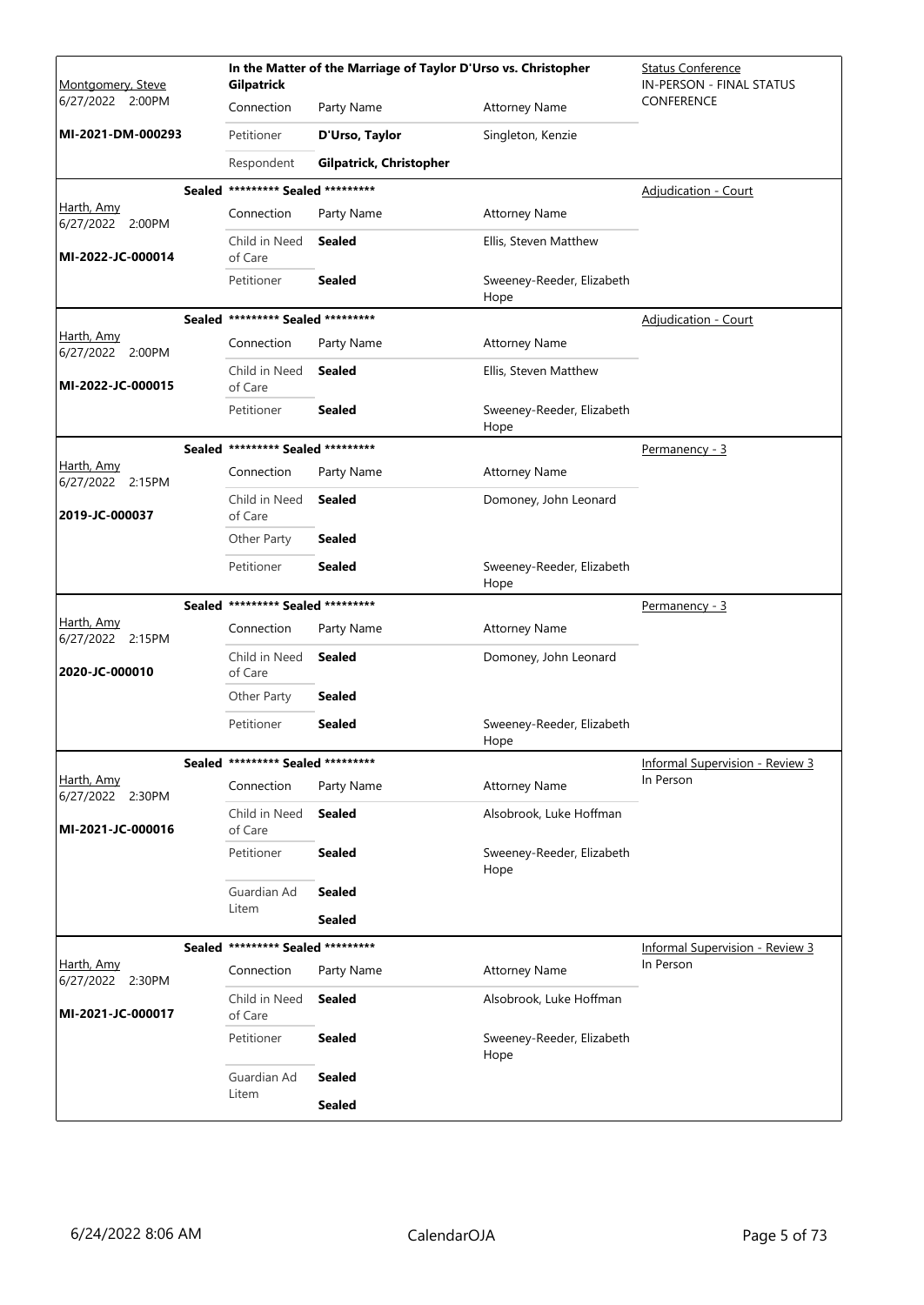| Judge / Date / Case | Case Title | Connection | Party Name | Attorney Name | Hearing Type |
|---|---|---|---|---|---|
| Montgomery, Steve<br>6/27/2022 2:00PM<br>**MI-2021-DM-000293** | **In the Matter of the Marriage of Taylor D'Urso vs. Christopher Gilpatrick** | Petitioner | **D'Urso, Taylor** | Singleton, Kenzie | Status Conference<br>IN-PERSON - FINAL STATUS CONFERENCE |
| | | Respondent | **Gilpatrick, Christopher** | | |
| Harth, Amy<br>6/27/2022 2:00PM<br>**MI-2022-JC-000014** | **Sealed** ********* **Sealed** ********* | Child in Need of Care | **Sealed** | Ellis, Steven Matthew | Adjudication - Court |
| | | Petitioner | **Sealed** | Sweeney-Reeder, Elizabeth Hope | |
| Harth, Amy<br>6/27/2022 2:00PM<br>**MI-2022-JC-000015** | **Sealed** ********* **Sealed** ********* | Child in Need of Care | **Sealed** | Ellis, Steven Matthew | Adjudication - Court |
| | | Petitioner | **Sealed** | Sweeney-Reeder, Elizabeth Hope | |
| Harth, Amy<br>6/27/2022 2:15PM<br>**2019-JC-000037** | **Sealed** ********* **Sealed** ********* | Child in Need of Care | **Sealed** | Domoney, John Leonard | Permanency - 3 |
| | | Other Party | **Sealed** | | |
| | | Petitioner | **Sealed** | Sweeney-Reeder, Elizabeth Hope | |
| Harth, Amy<br>6/27/2022 2:15PM<br>**2020-JC-000010** | **Sealed** ********* **Sealed** ********* | Child in Need of Care | **Sealed** | Domoney, John Leonard | Permanency - 3 |
| | | Other Party | **Sealed** | | |
| | | Petitioner | **Sealed** | Sweeney-Reeder, Elizabeth Hope | |
| Harth, Amy<br>6/27/2022 2:30PM<br>**MI-2021-JC-000016** | **Sealed** ********* **Sealed** ********* | Child in Need of Care | **Sealed** | Alsobrook, Luke Hoffman | Informal Supervision - Review 3<br>In Person |
| | | Petitioner | **Sealed** | Sweeney-Reeder, Elizabeth Hope | |
| | | Guardian Ad Litem | **Sealed** | | |
| | | | **Sealed** | | |
| Harth, Amy<br>6/27/2022 2:30PM<br>**MI-2021-JC-000017** | **Sealed** ********* **Sealed** ********* | Child in Need of Care | **Sealed** | Alsobrook, Luke Hoffman | Informal Supervision - Review 3<br>In Person |
| | | Petitioner | **Sealed** | Sweeney-Reeder, Elizabeth Hope | |
| | | Guardian Ad Litem | **Sealed** | | |
| | | | **Sealed** | | |

6/24/2022 8:06 AM CalendarOJA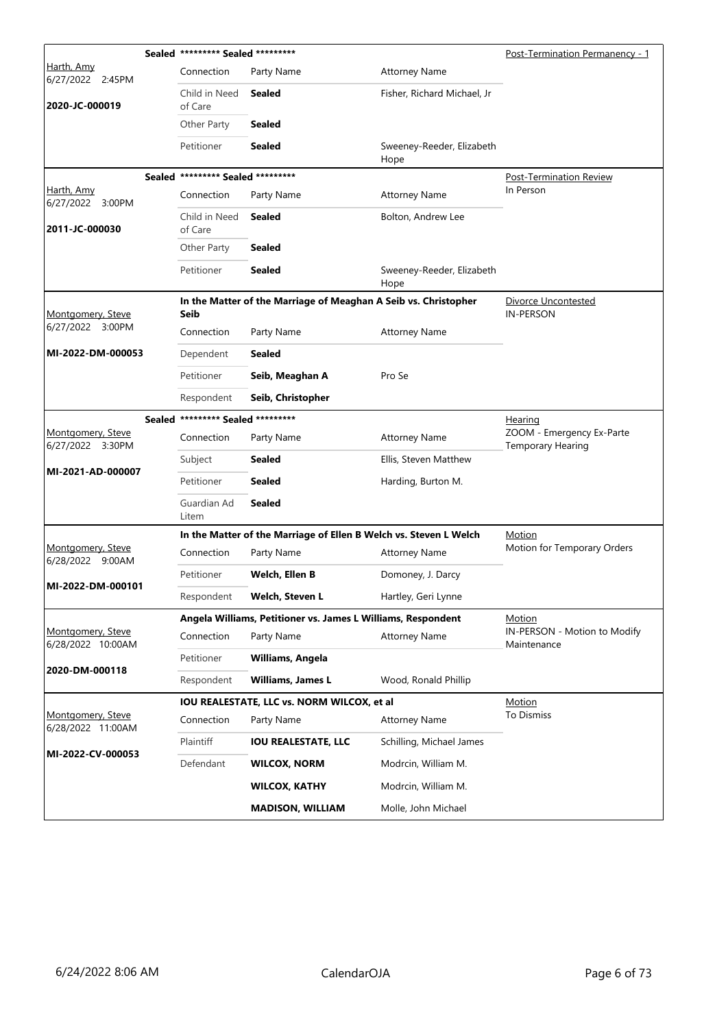| Judge / Date / Case | Connection | Party Name | Attorney Name | Hearing Type |
|---|---|---|---|---|
| **Sealed** ********* Sealed ********* | | | | Post-Termination Permanency - 1 |
| Harth, Amy 6/27/2022 2:45PM | Connection | Party Name | Attorney Name | |
| **2020-JC-000019** | Child in Need of Care | **Sealed** | Fisher, Richard Michael, Jr | |
| | Other Party | **Sealed** | | |
| | Petitioner | **Sealed** | Sweeney-Reeder, Elizabeth Hope | |

| Judge / Date / Case | Connection | Party Name | Attorney Name | Hearing Type |
|---|---|---|---|---|
| **Sealed** ********* Sealed ********* | | | | Post-Termination Review In Person |
| Harth, Amy 6/27/2022 3:00PM | Connection | Party Name | Attorney Name | |
| **2011-JC-000030** | Child in Need of Care | **Sealed** | Bolton, Andrew Lee | |
| | Other Party | **Sealed** | | |
| | Petitioner | **Sealed** | Sweeney-Reeder, Elizabeth Hope | |

| Judge / Date / Case | Connection | Party Name | Attorney Name | Hearing Type |
|---|---|---|---|---|
| **In the Matter of the Marriage of Meaghan A Seib vs. Christopher Seib** | | | | Divorce Uncontested IN-PERSON |
| Montgomery, Steve 6/27/2022 3:00PM | Connection | Party Name | Attorney Name | |
| **MI-2022-DM-000053** | Dependent | **Sealed** | | |
| | Petitioner | **Seib, Meaghan A** | Pro Se | |
| | Respondent | **Seib, Christopher** | | |

| Judge / Date / Case | Connection | Party Name | Attorney Name | Hearing Type |
|---|---|---|---|---|
| **Sealed** ********* Sealed ********* | | | | Hearing ZOOM - Emergency Ex-Parte Temporary Hearing |
| Montgomery, Steve 6/27/2022 3:30PM | Connection | Party Name | Attorney Name | |
| **MI-2021-AD-000007** | Subject | **Sealed** | Ellis, Steven Matthew | |
| | Petitioner | **Sealed** | Harding, Burton M. | |
| | Guardian Ad Litem | **Sealed** | | |

| Judge / Date / Case | Connection | Party Name | Attorney Name | Hearing Type |
|---|---|---|---|---|
| **In the Matter of the Marriage of Ellen B Welch vs. Steven L Welch** | | | | Motion Motion for Temporary Orders |
| Montgomery, Steve 6/28/2022 9:00AM | Connection | Party Name | Attorney Name | |
| **MI-2022-DM-000101** | Petitioner | **Welch, Ellen B** | Domoney, J. Darcy | |
| | Respondent | **Welch, Steven L** | Hartley, Geri Lynne | |

| Judge / Date / Case | Connection | Party Name | Attorney Name | Hearing Type |
|---|---|---|---|---|
| **Angela Williams, Petitioner vs. James L Williams, Respondent** | | | | Motion IN-PERSON - Motion to Modify Maintenance |
| Montgomery, Steve 6/28/2022 10:00AM | Connection | Party Name | Attorney Name | |
| **2020-DM-000118** | Petitioner | **Williams, Angela** | | |
| | Respondent | **Williams, James L** | Wood, Ronald Phillip | |

| Judge / Date / Case | Connection | Party Name | Attorney Name | Hearing Type |
|---|---|---|---|---|
| **IOU REALESTATE, LLC vs. NORM WILCOX, et al** | | | | Motion To Dismiss |
| Montgomery, Steve 6/28/2022 11:00AM | Connection | Party Name | Attorney Name | |
| **MI-2022-CV-000053** | Plaintiff | **IOU REALESTATE, LLC** | Schilling, Michael James | |
| | Defendant | **WILCOX, NORM** | Modrcin, William M. | |
| | | **WILCOX, KATHY** | Modrcin, William M. | |
| | | **MADISON, WILLIAM** | Molle, John Michael | |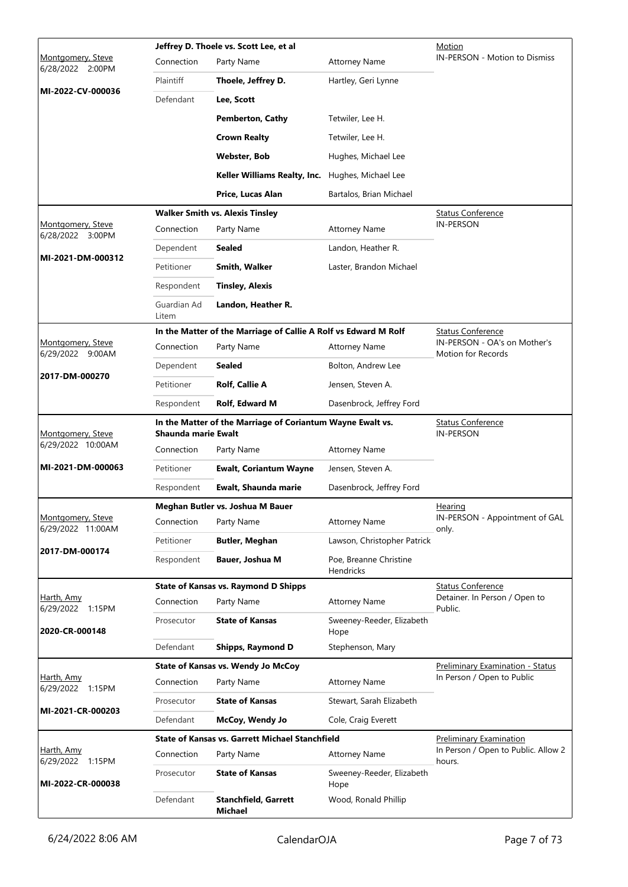| Judge / Date / Case | Case Title | Connection | Party Name | Attorney Name | Hearing Type |
|---|---|---|---|---|---|
| Montgomery, Steve 6/28/2022 2:00PM **MI-2022-CV-000036** | **Jeffrey D. Thoele vs. Scott Lee, et al** | Plaintiff | **Thoele, Jeffrey D.** | Hartley, Geri Lynne | Motion IN-PERSON - Motion to Dismiss |
| | | Defendant | **Lee, Scott** | | |
| | | | **Pemberton, Cathy** | Tetwiler, Lee H. | |
| | | | **Crown Realty** | Tetwiler, Lee H. | |
| | | | **Webster, Bob** | Hughes, Michael Lee | |
| | | | **Keller Williams Realty, Inc.** | Hughes, Michael Lee | |
| | | | **Price, Lucas Alan** | Bartalos, Brian Michael | |
| Montgomery, Steve 6/28/2022 3:00PM **MI-2021-DM-000312** | **Walker Smith vs. Alexis Tinsley** | Dependent | **Sealed** | Landon, Heather R. | Status Conference IN-PERSON |
| | | Petitioner | **Smith, Walker** | Laster, Brandon Michael | |
| | | Respondent | **Tinsley, Alexis** | | |
| | | Guardian Ad Litem | **Landon, Heather R.** | | |
| Montgomery, Steve 6/29/2022 9:00AM **2017-DM-000270** | **In the Matter of the Marriage of Callie A Rolf vs Edward M Rolf** | Dependent | **Sealed** | Bolton, Andrew Lee | Status Conference IN-PERSON - OA's on Mother's Motion for Records |
| | | Petitioner | **Rolf, Callie A** | Jensen, Steven A. | |
| | | Respondent | **Rolf, Edward M** | Dasenbrock, Jeffrey Ford | |
| Montgomery, Steve 6/29/2022 10:00AM **MI-2021-DM-000063** | **In the Matter of the Marriage of Coriantum Wayne Ewalt vs. Shaunda marie Ewalt** | Petitioner | **Ewalt, Coriantum Wayne** | Jensen, Steven A. | Status Conference IN-PERSON |
| | | Respondent | **Ewalt, Shaunda marie** | Dasenbrock, Jeffrey Ford | |
| Montgomery, Steve 6/29/2022 11:00AM **2017-DM-000174** | **Meghan Butler vs. Joshua M Bauer** | Petitioner | **Butler, Meghan** | Lawson, Christopher Patrick | Hearing IN-PERSON - Appointment of GAL only. |
| | | Respondent | **Bauer, Joshua M** | Poe, Breanne Christine Hendricks | |
| Harth, Amy 6/29/2022 1:15PM **2020-CR-000148** | **State of Kansas vs. Raymond D Shipps** | Prosecutor | **State of Kansas** | Sweeney-Reeder, Elizabeth Hope | Status Conference Detainer. In Person / Open to Public. |
| | | Defendant | **Shipps, Raymond D** | Stephenson, Mary | |
| Harth, Amy 6/29/2022 1:15PM **MI-2021-CR-000203** | **State of Kansas vs. Wendy Jo McCoy** | Prosecutor | **State of Kansas** | Stewart, Sarah Elizabeth | Preliminary Examination - Status In Person / Open to Public |
| | | Defendant | **McCoy, Wendy Jo** | Cole, Craig Everett | |
| Harth, Amy 6/29/2022 1:15PM **MI-2022-CR-000038** | **State of Kansas vs. Garrett Michael Stanchfield** | Prosecutor | **State of Kansas** | Sweeney-Reeder, Elizabeth Hope | Preliminary Examination In Person / Open to Public. Allow 2 hours. |
| | | Defendant | **Stanchfield, Garrett Michael** | Wood, Ronald Phillip | |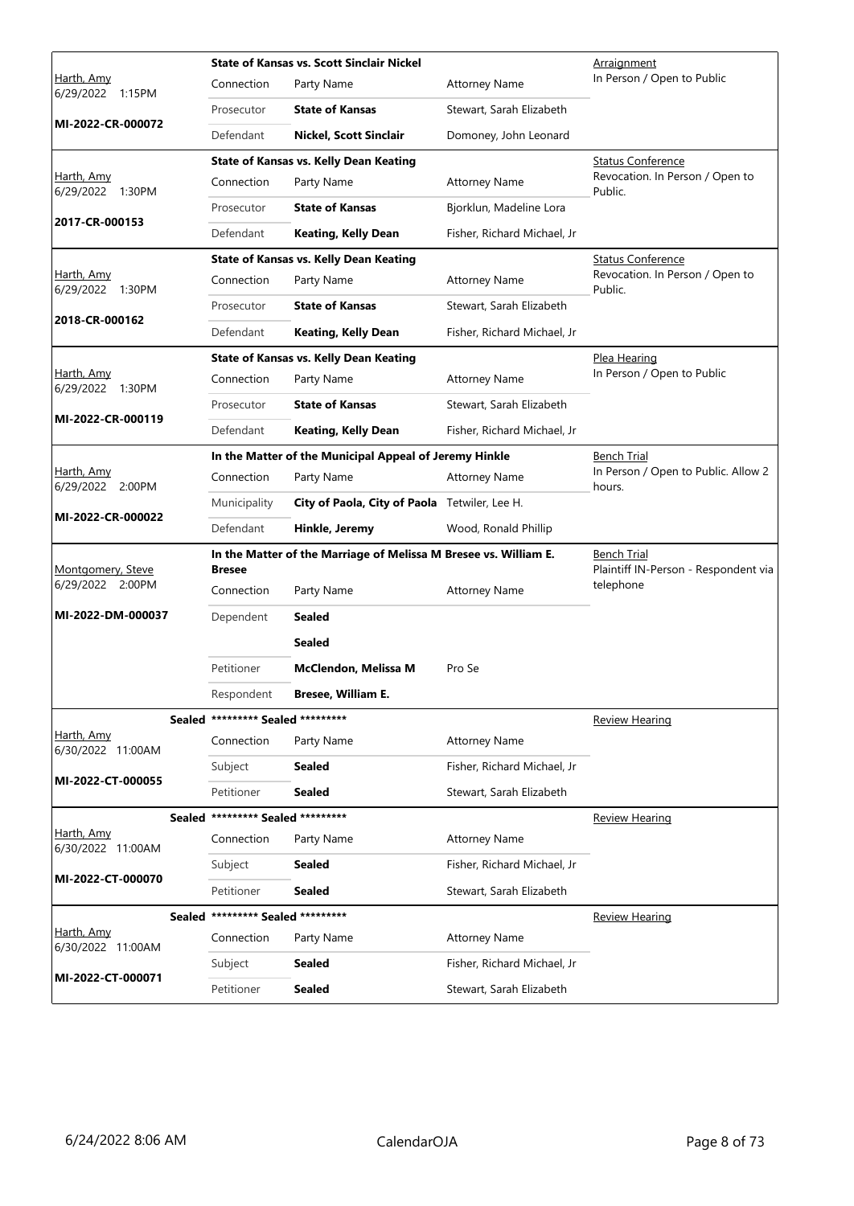| Judge / Date / Case | Case Title / Connection | Party Name | Attorney Name | Hearing Type / Notes |
|---|---|---|---|---|
| Harth, Amy 6/29/2022 1:15PM | **State of Kansas vs. Scott Sinclair Nickel** | | | Arraignment In Person / Open to Public |
| **MI-2022-CR-000072** | Connection | Party Name | Attorney Name | |
| | Prosecutor | **State of Kansas** | Stewart, Sarah Elizabeth | |
| | Defendant | **Nickel, Scott Sinclair** | Domoney, John Leonard | |
| Harth, Amy 6/29/2022 1:30PM | **State of Kansas vs. Kelly Dean Keating** | | | Status Conference Revocation. In Person / Open to Public. |
| **2017-CR-000153** | Connection | Party Name | Attorney Name | |
| | Prosecutor | **State of Kansas** | Bjorklun, Madeline Lora | |
| | Defendant | **Keating, Kelly Dean** | Fisher, Richard Michael, Jr | |
| Harth, Amy 6/29/2022 1:30PM | **State of Kansas vs. Kelly Dean Keating** | | | Status Conference Revocation. In Person / Open to Public. |
| **2018-CR-000162** | Connection | Party Name | Attorney Name | |
| | Prosecutor | **State of Kansas** | Stewart, Sarah Elizabeth | |
| | Defendant | **Keating, Kelly Dean** | Fisher, Richard Michael, Jr | |
| Harth, Amy 6/29/2022 1:30PM | **State of Kansas vs. Kelly Dean Keating** | | | Plea Hearing In Person / Open to Public |
| **MI-2022-CR-000119** | Connection | Party Name | Attorney Name | |
| | Prosecutor | **State of Kansas** | Stewart, Sarah Elizabeth | |
| | Defendant | **Keating, Kelly Dean** | Fisher, Richard Michael, Jr | |
| Harth, Amy 6/29/2022 2:00PM | **In the Matter of the Municipal Appeal of Jeremy Hinkle** | | | Bench Trial In Person / Open to Public. Allow 2 hours. |
| **MI-2022-CR-000022** | Connection | Party Name | Attorney Name | |
| | Municipality | **City of Paola, City of Paola** | Tetwiler, Lee H. | |
| | Defendant | **Hinkle, Jeremy** | Wood, Ronald Phillip | |
| Montgomery, Steve 6/29/2022 2:00PM | **In the Matter of the Marriage of Melissa M Bresee vs. William E. Bresee** | | | Bench Trial Plaintiff IN-Person - Respondent via telephone |
| **MI-2022-DM-000037** | Connection | Party Name | Attorney Name | |
| | Dependent | **Sealed** | | |
| | | **Sealed** | | |
| | Petitioner | **McClendon, Melissa M** | Pro Se | |
| | Respondent | **Bresee, William E.** | | |
| Harth, Amy 6/30/2022 11:00AM | **Sealed** ********* Sealed ********* | | | Review Hearing |
| **MI-2022-CT-000055** | Connection | Party Name | Attorney Name | |
| | Subject | **Sealed** | Fisher, Richard Michael, Jr | |
| | Petitioner | **Sealed** | Stewart, Sarah Elizabeth | |
| Harth, Amy 6/30/2022 11:00AM | **Sealed** ********* Sealed ********* | | | Review Hearing |
| **MI-2022-CT-000070** | Connection | Party Name | Attorney Name | |
| | Subject | **Sealed** | Fisher, Richard Michael, Jr | |
| | Petitioner | **Sealed** | Stewart, Sarah Elizabeth | |
| Harth, Amy 6/30/2022 11:00AM | **Sealed** ********* Sealed ********* | | | Review Hearing |
| **MI-2022-CT-000071** | Connection | Party Name | Attorney Name | |
| | Subject | **Sealed** | Fisher, Richard Michael, Jr | |
| | Petitioner | **Sealed** | Stewart, Sarah Elizabeth | |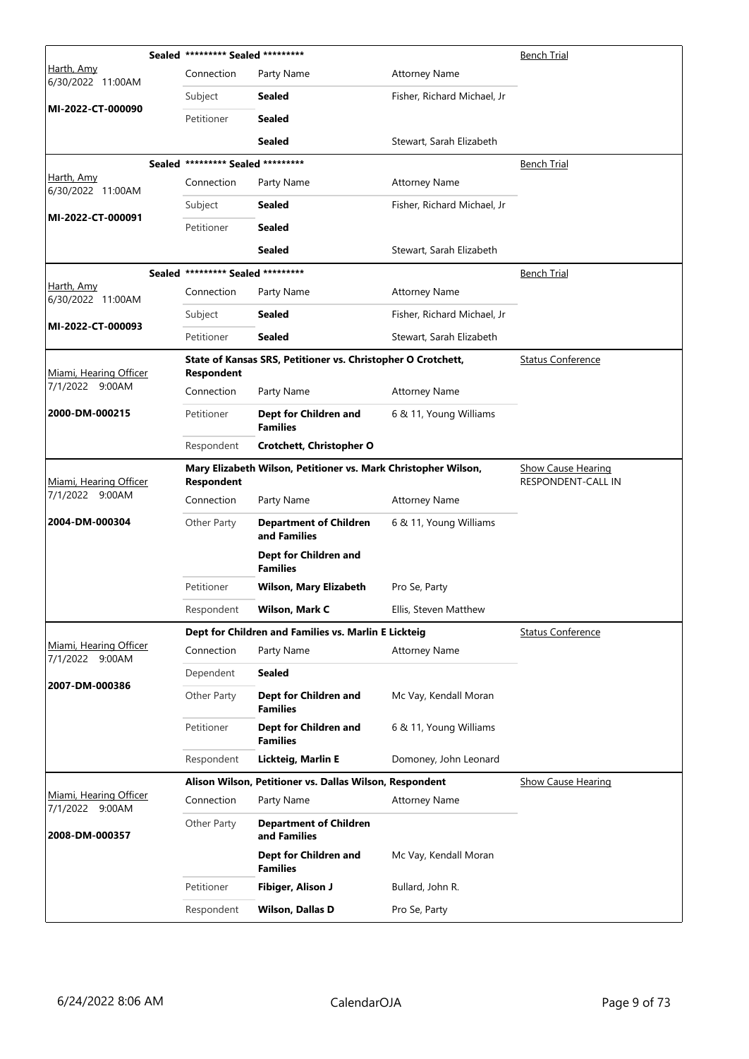| Judge / Date / Case | Case Title / Parties | | | Hearing Type |
|---|---|---|---|---|
| Harth, Amy<br>6/30/2022 11:00AM<br>**MI-2022-CT-000090** | **Sealed \*\*\*\*\*\*\*\*\* Sealed \*\*\*\*\*\*\*\*\*** | | | Bench Trial |
| | Connection | Party Name | Attorney Name | |
| | Subject | **Sealed** | Fisher, Richard Michael, Jr | |
| | Petitioner | **Sealed** | | |
| | | **Sealed** | Stewart, Sarah Elizabeth | |
| Harth, Amy<br>6/30/2022 11:00AM<br>**MI-2022-CT-000091** | **Sealed \*\*\*\*\*\*\*\*\* Sealed \*\*\*\*\*\*\*\*\*** | | | Bench Trial |
| | Connection | Party Name | Attorney Name | |
| | Subject | **Sealed** | Fisher, Richard Michael, Jr | |
| | Petitioner | **Sealed** | | |
| | | **Sealed** | Stewart, Sarah Elizabeth | |
| Harth, Amy<br>6/30/2022 11:00AM<br>**MI-2022-CT-000093** | **Sealed \*\*\*\*\*\*\*\*\* Sealed \*\*\*\*\*\*\*\*\*** | | | Bench Trial |
| | Connection | Party Name | Attorney Name | |
| | Subject | **Sealed** | Fisher, Richard Michael, Jr | |
| | Petitioner | **Sealed** | Stewart, Sarah Elizabeth | |
| Miami, Hearing Officer<br>7/1/2022 9:00AM<br>**2000-DM-000215** | **State of Kansas SRS, Petitioner vs. Christopher O Crotchett, Respondent** | | | Status Conference |
| | Connection | Party Name | Attorney Name | |
| | Petitioner | **Dept for Children and Families** | 6 & 11, Young Williams | |
| | Respondent | **Crotchett, Christopher O** | | |
| Miami, Hearing Officer<br>7/1/2022 9:00AM<br>**2004-DM-000304** | **Mary Elizabeth Wilson, Petitioner vs. Mark Christopher Wilson, Respondent** | | | Show Cause Hearing<br>RESPONDENT-CALL IN |
| | Connection | Party Name | Attorney Name | |
| | Other Party | **Department of Children and Families** | 6 & 11, Young Williams | |
| | | **Dept for Children and Families** | | |
| | Petitioner | **Wilson, Mary Elizabeth** | Pro Se, Party | |
| | Respondent | **Wilson, Mark C** | Ellis, Steven Matthew | |
| Miami, Hearing Officer<br>7/1/2022 9:00AM<br>**2007-DM-000386** | **Dept for Children and Families vs. Marlin E Lickteig** | | | Status Conference |
| | Connection | Party Name | Attorney Name | |
| | Dependent | **Sealed** | | |
| | Other Party | **Dept for Children and Families** | Mc Vay, Kendall Moran | |
| | Petitioner | **Dept for Children and Families** | 6 & 11, Young Williams | |
| | Respondent | **Lickteig, Marlin E** | Domoney, John Leonard | |
| Miami, Hearing Officer<br>7/1/2022 9:00AM<br>**2008-DM-000357** | **Alison Wilson, Petitioner vs. Dallas Wilson, Respondent** | | | Show Cause Hearing |
| | Connection | Party Name | Attorney Name | |
| | Other Party | **Department of Children and Families** | | |
| | | **Dept for Children and Families** | Mc Vay, Kendall Moran | |
| | Petitioner | **Fibiger, Alison J** | Bullard, John R. | |
| | Respondent | **Wilson, Dallas D** | Pro Se, Party | |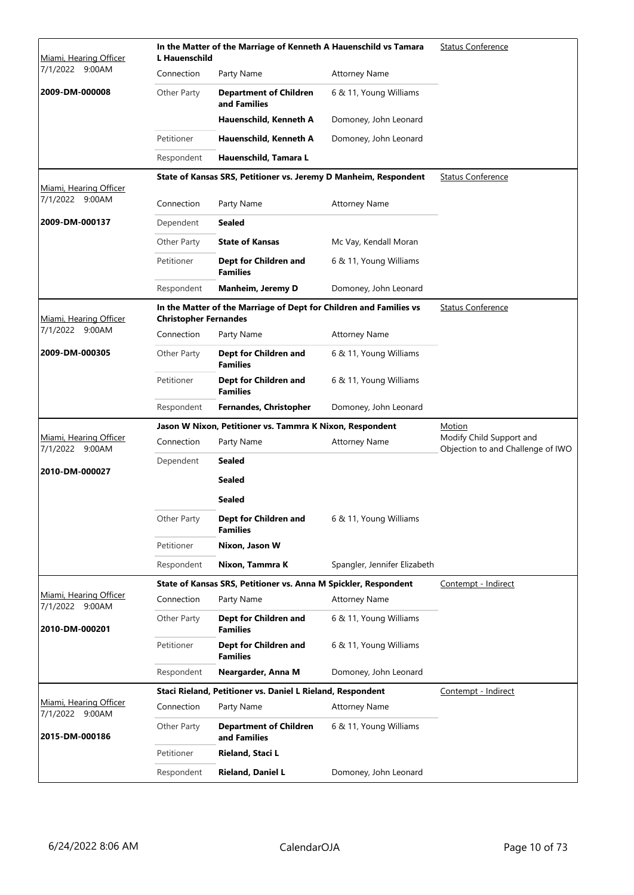| Hearing Officer / Date / Case | Case Title | Hearing Type |
|---|---|---|
| Miami, Hearing Officer 7/1/2022 9:00AM **2009-DM-000008** | **In the Matter of the Marriage of Kenneth A Hauenschild vs Tamara L Hauenschild** | Status Conference |

| Connection | Party Name | Attorney Name |
|---|---|---|
| Other Party | **Department of Children and Families** | 6 & 11, Young Williams |
| | **Hauenschild, Kenneth A** | Domoney, John Leonard |
| Petitioner | **Hauenschild, Kenneth A** | Domoney, John Leonard |
| Respondent | **Hauenschild, Tamara L** | |

| Hearing Officer / Date / Case | Case Title | Hearing Type |
|---|---|---|
| Miami, Hearing Officer 7/1/2022 9:00AM **2009-DM-000137** | **State of Kansas SRS, Petitioner vs. Jeremy D Manheim, Respondent** | Status Conference |

| Connection | Party Name | Attorney Name |
|---|---|---|
| Dependent | **Sealed** | |
| Other Party | **State of Kansas** | Mc Vay, Kendall Moran |
| Petitioner | **Dept for Children and Families** | 6 & 11, Young Williams |
| Respondent | **Manheim, Jeremy D** | Domoney, John Leonard |

| Hearing Officer / Date / Case | Case Title | Hearing Type |
|---|---|---|
| Miami, Hearing Officer 7/1/2022 9:00AM **2009-DM-000305** | **In the Matter of the Marriage of Dept for Children and Families vs Christopher Fernandes** | Status Conference |

| Connection | Party Name | Attorney Name |
|---|---|---|
| Other Party | **Dept for Children and Families** | 6 & 11, Young Williams |
| Petitioner | **Dept for Children and Families** | 6 & 11, Young Williams |
| Respondent | **Fernandes, Christopher** | Domoney, John Leonard |

| Hearing Officer / Date / Case | Case Title | Hearing Type |
|---|---|---|
| Miami, Hearing Officer 7/1/2022 9:00AM **2010-DM-000027** | **Jason W Nixon, Petitioner vs. Tammra K Nixon, Respondent** | Motion Modify Child Support and Objection to and Challenge of IWO |

| Connection | Party Name | Attorney Name |
|---|---|---|
| Dependent | **Sealed** | |
| | **Sealed** | |
| | **Sealed** | |
| Other Party | **Dept for Children and Families** | 6 & 11, Young Williams |
| Petitioner | **Nixon, Jason W** | |
| Respondent | **Nixon, Tammra K** | Spangler, Jennifer Elizabeth |

| Hearing Officer / Date / Case | Case Title | Hearing Type |
|---|---|---|
| Miami, Hearing Officer 7/1/2022 9:00AM **2010-DM-000201** | **State of Kansas SRS, Petitioner vs. Anna M Spickler, Respondent** | Contempt - Indirect |

| Connection | Party Name | Attorney Name |
|---|---|---|
| Other Party | **Dept for Children and Families** | 6 & 11, Young Williams |
| Petitioner | **Dept for Children and Families** | 6 & 11, Young Williams |
| Respondent | **Neargarder, Anna M** | Domoney, John Leonard |

| Hearing Officer / Date / Case | Case Title | Hearing Type |
|---|---|---|
| Miami, Hearing Officer 7/1/2022 9:00AM **2015-DM-000186** | **Staci Rieland, Petitioner vs. Daniel L Rieland, Respondent** | Contempt - Indirect |

| Connection | Party Name | Attorney Name |
|---|---|---|
| Other Party | **Department of Children and Families** | 6 & 11, Young Williams |
| Petitioner | **Rieland, Staci L** | |
| Respondent | **Rieland, Daniel L** | Domoney, John Leonard |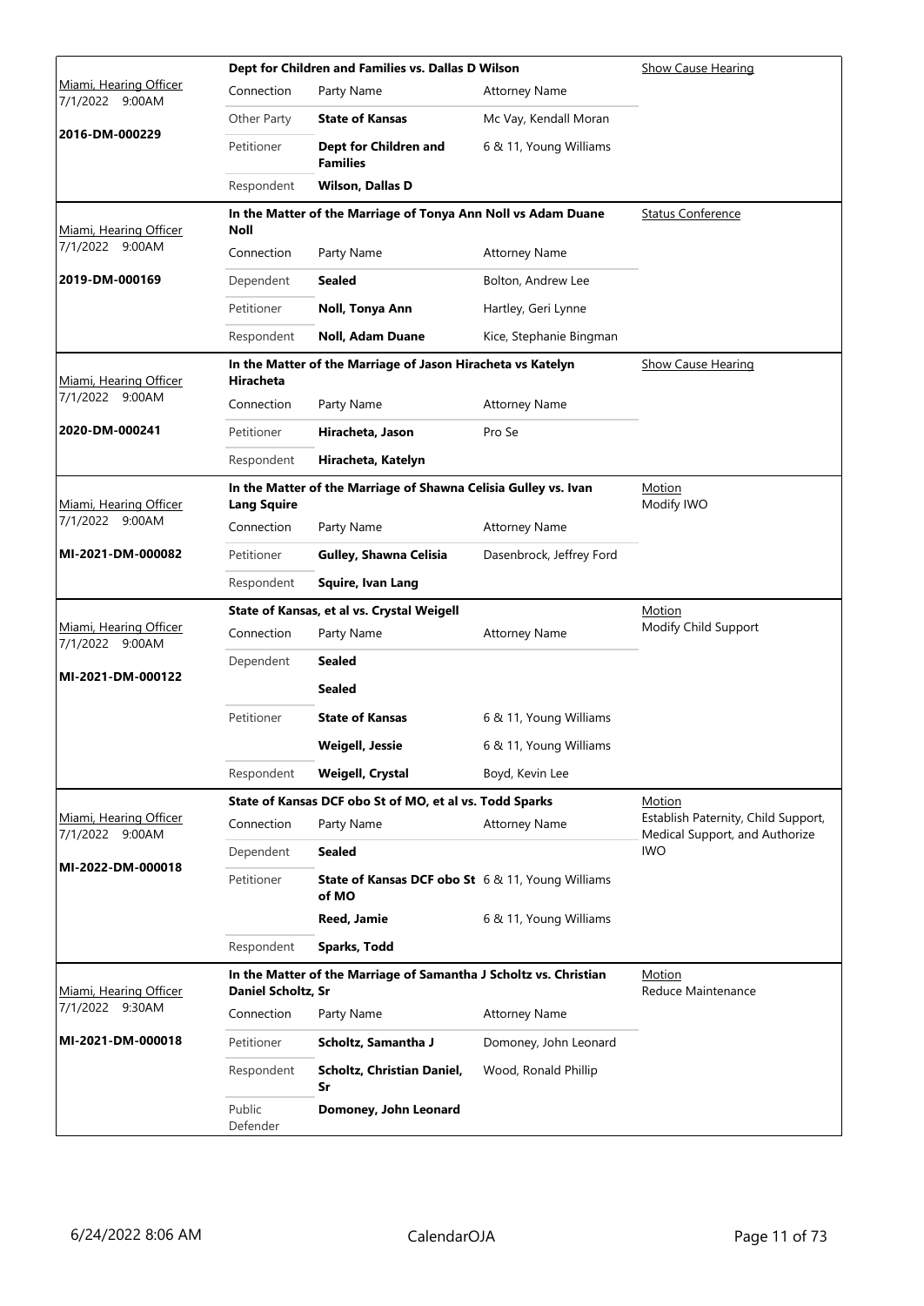| Court / Time / Case | Case Title | | | Hearing Type |
|---|---|---|---|---|
| Miami, Hearing Officer<br>7/1/2022 9:00AM<br>**2016-DM-000229** | **Dept for Children and Families vs. Dallas D Wilson** | | | Show Cause Hearing |
| | Connection | Party Name | Attorney Name | |
| | Other Party | **State of Kansas** | Mc Vay, Kendall Moran | |
| | Petitioner | **Dept for Children and Families** | 6 & 11, Young Williams | |
| | Respondent | **Wilson, Dallas D** | | |
| Miami, Hearing Officer<br>7/1/2022 9:00AM<br>**2019-DM-000169** | **In the Matter of the Marriage of Tonya Ann Noll vs Adam Duane Noll** | | | Status Conference |
| | Connection | Party Name | Attorney Name | |
| | Dependent | **Sealed** | Bolton, Andrew Lee | |
| | Petitioner | **Noll, Tonya Ann** | Hartley, Geri Lynne | |
| | Respondent | **Noll, Adam Duane** | Kice, Stephanie Bingman | |
| Miami, Hearing Officer<br>7/1/2022 9:00AM<br>**2020-DM-000241** | **In the Matter of the Marriage of Jason Hiracheta vs Katelyn Hiracheta** | | | Show Cause Hearing |
| | Connection | Party Name | Attorney Name | |
| | Petitioner | **Hiracheta, Jason** | Pro Se | |
| | Respondent | **Hiracheta, Katelyn** | | |
| Miami, Hearing Officer<br>7/1/2022 9:00AM<br>**MI-2021-DM-000082** | **In the Matter of the Marriage of Shawna Celisia Gulley vs. Ivan Lang Squire** | | | Motion<br>Modify IWO |
| | Connection | Party Name | Attorney Name | |
| | Petitioner | **Gulley, Shawna Celisia** | Dasenbrock, Jeffrey Ford | |
| | Respondent | **Squire, Ivan Lang** | | |
| Miami, Hearing Officer<br>7/1/2022 9:00AM<br>**MI-2021-DM-000122** | **State of Kansas, et al vs. Crystal Weigell** | | | Motion<br>Modify Child Support |
| | Connection | Party Name | Attorney Name | |
| | Dependent | **Sealed** | | |
| | | **Sealed** | | |
| | Petitioner | **State of Kansas** | 6 & 11, Young Williams | |
| | | **Weigell, Jessie** | 6 & 11, Young Williams | |
| | Respondent | **Weigell, Crystal** | Boyd, Kevin Lee | |
| Miami, Hearing Officer<br>7/1/2022 9:00AM<br>**MI-2022-DM-000018** | **State of Kansas DCF obo St of MO, et al vs. Todd Sparks** | | | Motion<br>Establish Paternity, Child Support, Medical Support, and Authorize IWO |
| | Connection | Party Name | Attorney Name | |
| | Dependent | **Sealed** | | |
| | Petitioner | **State of Kansas DCF obo St of MO** | 6 & 11, Young Williams | |
| | | **Reed, Jamie** | 6 & 11, Young Williams | |
| | Respondent | **Sparks, Todd** | | |
| Miami, Hearing Officer<br>7/1/2022 9:30AM<br>**MI-2021-DM-000018** | **In the Matter of the Marriage of Samantha J Scholtz vs. Christian Daniel Scholtz, Sr** | | | Motion<br>Reduce Maintenance |
| | Connection | Party Name | Attorney Name | |
| | Petitioner | **Scholtz, Samantha J** | Domoney, John Leonard | |
| | Respondent | **Scholtz, Christian Daniel, Sr** | Wood, Ronald Phillip | |
| | Public Defender | **Domoney, John Leonard** | | |

6/24/2022 8:06 AM CalendarOJA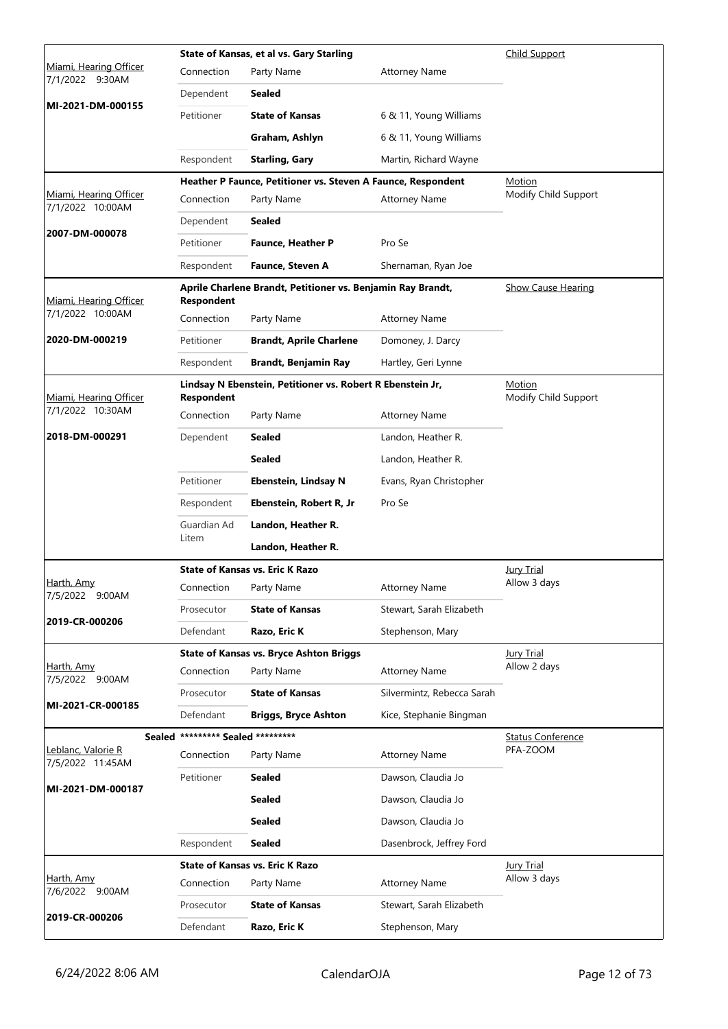| Court / Date / Case | Case Title / Connection | Party Name | Attorney Name | Hearing Type |
|---|---|---|---|---|
| Miami, Hearing Officer 7/1/2022 9:30AM **MI-2021-DM-000155** | **State of Kansas, et al vs. Gary Starling** | | | Child Support |
| | Dependent | **Sealed** | | |
| | Petitioner | **State of Kansas** | 6 & 11, Young Williams | |
| | | **Graham, Ashlyn** | 6 & 11, Young Williams | |
| | Respondent | **Starling, Gary** | Martin, Richard Wayne | |
| Miami, Hearing Officer 7/1/2022 10:00AM **2007-DM-000078** | **Heather P Faunce, Petitioner vs. Steven A Faunce, Respondent** | | | Motion Modify Child Support |
| | Dependent | **Sealed** | | |
| | Petitioner | **Faunce, Heather P** | Pro Se | |
| | Respondent | **Faunce, Steven A** | Shernaman, Ryan Joe | |
| Miami, Hearing Officer 7/1/2022 10:00AM **2020-DM-000219** | **Aprile Charlene Brandt, Petitioner vs. Benjamin Ray Brandt, Respondent** | | | Show Cause Hearing |
| | Petitioner | **Brandt, Aprile Charlene** | Domoney, J. Darcy | |
| | Respondent | **Brandt, Benjamin Ray** | Hartley, Geri Lynne | |
| Miami, Hearing Officer 7/1/2022 10:30AM **2018-DM-000291** | **Lindsay N Ebenstein, Petitioner vs. Robert R Ebenstein Jr, Respondent** | | | Motion Modify Child Support |
| | Dependent | **Sealed** | Landon, Heather R. | |
| | | **Sealed** | Landon, Heather R. | |
| | Petitioner | **Ebenstein, Lindsay N** | Evans, Ryan Christopher | |
| | Respondent | **Ebenstein, Robert R, Jr** | Pro Se | |
| | Guardian Ad Litem | **Landon, Heather R.** | | |
| | | **Landon, Heather R.** | | |
| Harth, Amy 7/5/2022 9:00AM **2019-CR-000206** | **State of Kansas vs. Eric K Razo** | | | Jury Trial Allow 3 days |
| | Prosecutor | **State of Kansas** | Stewart, Sarah Elizabeth | |
| | Defendant | **Razo, Eric K** | Stephenson, Mary | |
| Harth, Amy 7/5/2022 9:00AM **MI-2021-CR-000185** | **State of Kansas vs. Bryce Ashton Briggs** | | | Jury Trial Allow 2 days |
| | Prosecutor | **State of Kansas** | Silvermintz, Rebecca Sarah | |
| | Defendant | **Briggs, Bryce Ashton** | Kice, Stephanie Bingman | |
| Leblanc, Valorie R 7/5/2022 11:45AM **MI-2021-DM-000187** | **Sealed \*\*\*\*\*\*\*\*\* Sealed \*\*\*\*\*\*\*\*\*** | | | Status Conference PFA-ZOOM |
| | Petitioner | **Sealed** | Dawson, Claudia Jo | |
| | | **Sealed** | Dawson, Claudia Jo | |
| | | **Sealed** | Dawson, Claudia Jo | |
| | Respondent | **Sealed** | Dasenbrock, Jeffrey Ford | |
| Harth, Amy 7/6/2022 9:00AM **2019-CR-000206** | **State of Kansas vs. Eric K Razo** | | | Jury Trial Allow 3 days |
| | Prosecutor | **State of Kansas** | Stewart, Sarah Elizabeth | |
| | Defendant | **Razo, Eric K** | Stephenson, Mary | |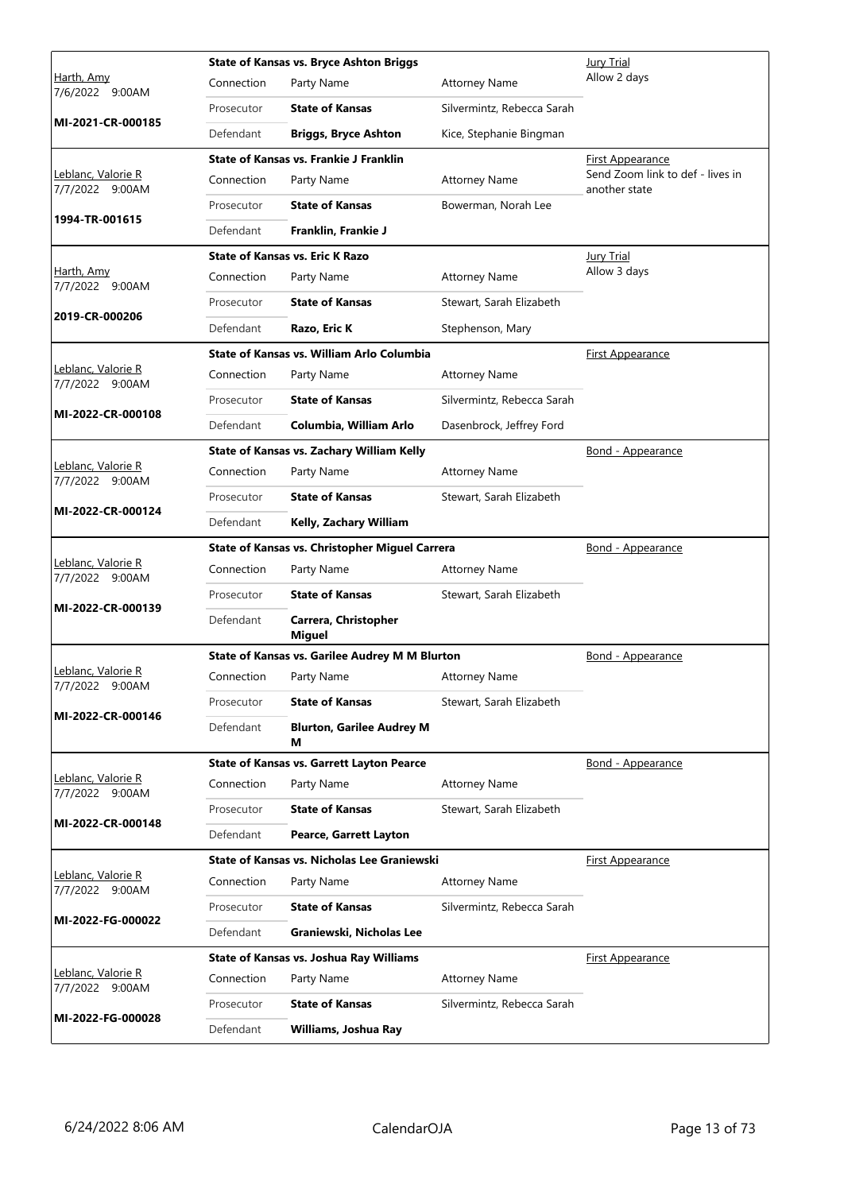| Judge / Date / Case | Case Title | | | Hearing Type / Notes |
|---|---|---|---|---|
| Harth, Amy<br>7/6/2022 9:00AM<br>**MI-2021-CR-000185** | **State of Kansas vs. Bryce Ashton Briggs** | | | Jury Trial<br>Allow 2 days |
| | Connection | Party Name | Attorney Name | |
| | Prosecutor | **State of Kansas** | Silvermintz, Rebecca Sarah | |
| | Defendant | **Briggs, Bryce Ashton** | Kice, Stephanie Bingman | |
| Leblanc, Valorie R<br>7/7/2022 9:00AM<br>**1994-TR-001615** | **State of Kansas vs. Frankie J Franklin** | | | First Appearance<br>Send Zoom link to def - lives in another state |
| | Connection | Party Name | Attorney Name | |
| | Prosecutor | **State of Kansas** | Bowerman, Norah Lee | |
| | Defendant | **Franklin, Frankie J** | | |
| Harth, Amy<br>7/7/2022 9:00AM<br>**2019-CR-000206** | **State of Kansas vs. Eric K Razo** | | | Jury Trial<br>Allow 3 days |
| | Connection | Party Name | Attorney Name | |
| | Prosecutor | **State of Kansas** | Stewart, Sarah Elizabeth | |
| | Defendant | **Razo, Eric K** | Stephenson, Mary | |
| Leblanc, Valorie R<br>7/7/2022 9:00AM<br>**MI-2022-CR-000108** | **State of Kansas vs. William Arlo Columbia** | | | First Appearance |
| | Connection | Party Name | Attorney Name | |
| | Prosecutor | **State of Kansas** | Silvermintz, Rebecca Sarah | |
| | Defendant | **Columbia, William Arlo** | Dasenbrock, Jeffrey Ford | |
| Leblanc, Valorie R<br>7/7/2022 9:00AM<br>**MI-2022-CR-000124** | **State of Kansas vs. Zachary William Kelly** | | | Bond - Appearance |
| | Connection | Party Name | Attorney Name | |
| | Prosecutor | **State of Kansas** | Stewart, Sarah Elizabeth | |
| | Defendant | **Kelly, Zachary William** | | |
| Leblanc, Valorie R<br>7/7/2022 9:00AM<br>**MI-2022-CR-000139** | **State of Kansas vs. Christopher Miguel Carrera** | | | Bond - Appearance |
| | Connection | Party Name | Attorney Name | |
| | Prosecutor | **State of Kansas** | Stewart, Sarah Elizabeth | |
| | Defendant | **Carrera, Christopher Miguel** | | |
| Leblanc, Valorie R<br>7/7/2022 9:00AM<br>**MI-2022-CR-000146** | **State of Kansas vs. Garilee Audrey M M Blurton** | | | Bond - Appearance |
| | Connection | Party Name | Attorney Name | |
| | Prosecutor | **State of Kansas** | Stewart, Sarah Elizabeth | |
| | Defendant | **Blurton, Garilee Audrey M M** | | |
| Leblanc, Valorie R<br>7/7/2022 9:00AM<br>**MI-2022-CR-000148** | **State of Kansas vs. Garrett Layton Pearce** | | | Bond - Appearance |
| | Connection | Party Name | Attorney Name | |
| | Prosecutor | **State of Kansas** | Stewart, Sarah Elizabeth | |
| | Defendant | **Pearce, Garrett Layton** | | |
| Leblanc, Valorie R<br>7/7/2022 9:00AM<br>**MI-2022-FG-000022** | **State of Kansas vs. Nicholas Lee Graniewski** | | | First Appearance |
| | Connection | Party Name | Attorney Name | |
| | Prosecutor | **State of Kansas** | Silvermintz, Rebecca Sarah | |
| | Defendant | **Graniewski, Nicholas Lee** | | |
| Leblanc, Valorie R<br>7/7/2022 9:00AM<br>**MI-2022-FG-000028** | **State of Kansas vs. Joshua Ray Williams** | | | First Appearance |
| | Connection | Party Name | Attorney Name | |
| | Prosecutor | **State of Kansas** | Silvermintz, Rebecca Sarah | |
| | Defendant | **Williams, Joshua Ray** | | |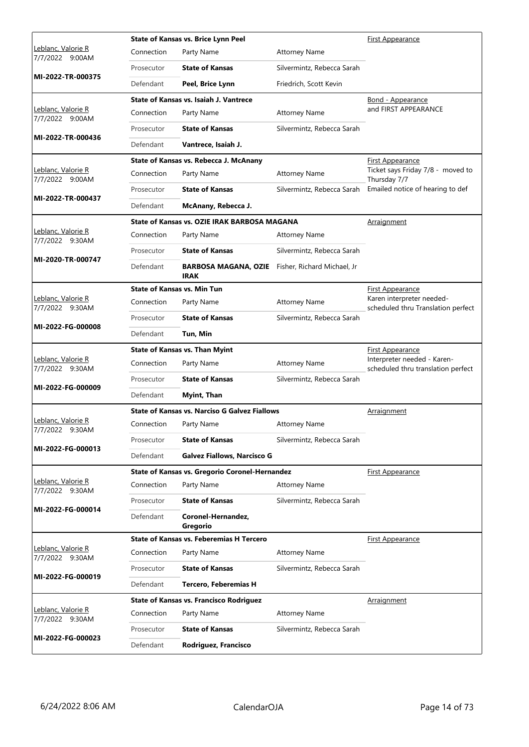| Judge / Date / Case | Connection | Party Name | Attorney Name | Hearing Type / Notes |
|---|---|---|---|---|
| Leblanc, Valorie R 7/7/2022 9:00AM MI-2022-TR-000375 | **State of Kansas vs. Brice Lynn Peel** | | | First Appearance |
| | Connection | Party Name | Attorney Name | |
| | Prosecutor | **State of Kansas** | Silvermintz, Rebecca Sarah | |
| | Defendant | **Peel, Brice Lynn** | Friedrich, Scott Kevin | |
| Leblanc, Valorie R 7/7/2022 9:00AM MI-2022-TR-000436 | **State of Kansas vs. Isaiah J. Vantrece** | | | Bond - Appearance and FIRST APPEARANCE |
| | Connection | Party Name | Attorney Name | |
| | Prosecutor | **State of Kansas** | Silvermintz, Rebecca Sarah | |
| | Defendant | **Vantrece, Isaiah J.** | | |
| Leblanc, Valorie R 7/7/2022 9:00AM MI-2022-TR-000437 | **State of Kansas vs. Rebecca J. McAnany** | | | First Appearance Ticket says Friday 7/8 - moved to Thursday 7/7 Emailed notice of hearing to def |
| | Connection | Party Name | Attorney Name | |
| | Prosecutor | **State of Kansas** | Silvermintz, Rebecca Sarah | |
| | Defendant | **McAnany, Rebecca J.** | | |
| Leblanc, Valorie R 7/7/2022 9:30AM MI-2020-TR-000747 | **State of Kansas vs. OZIE IRAK BARBOSA MAGANA** | | | Arraignment |
| | Connection | Party Name | Attorney Name | |
| | Prosecutor | **State of Kansas** | Silvermintz, Rebecca Sarah | |
| | Defendant | **BARBOSA MAGANA, OZIE IRAK** | Fisher, Richard Michael, Jr | |
| Leblanc, Valorie R 7/7/2022 9:30AM MI-2022-FG-000008 | **State of Kansas vs. Min Tun** | | | First Appearance Karen interpreter needed- scheduled thru Translation perfect |
| | Connection | Party Name | Attorney Name | |
| | Prosecutor | **State of Kansas** | Silvermintz, Rebecca Sarah | |
| | Defendant | **Tun, Min** | | |
| Leblanc, Valorie R 7/7/2022 9:30AM MI-2022-FG-000009 | **State of Kansas vs. Than Myint** | | | First Appearance Interpreter needed - Karen- scheduled thru translation perfect |
| | Connection | Party Name | Attorney Name | |
| | Prosecutor | **State of Kansas** | Silvermintz, Rebecca Sarah | |
| | Defendant | **Myint, Than** | | |
| Leblanc, Valorie R 7/7/2022 9:30AM MI-2022-FG-000013 | **State of Kansas vs. Narciso G Galvez Fiallows** | | | Arraignment |
| | Connection | Party Name | Attorney Name | |
| | Prosecutor | **State of Kansas** | Silvermintz, Rebecca Sarah | |
| | Defendant | **Galvez Fiallows, Narcisco G** | | |
| Leblanc, Valorie R 7/7/2022 9:30AM MI-2022-FG-000014 | **State of Kansas vs. Gregorio Coronel-Hernandez** | | | First Appearance |
| | Connection | Party Name | Attorney Name | |
| | Prosecutor | **State of Kansas** | Silvermintz, Rebecca Sarah | |
| | Defendant | **Coronel-Hernandez, Gregorio** | | |
| Leblanc, Valorie R 7/7/2022 9:30AM MI-2022-FG-000019 | **State of Kansas vs. Feberemias H Tercero** | | | First Appearance |
| | Connection | Party Name | Attorney Name | |
| | Prosecutor | **State of Kansas** | Silvermintz, Rebecca Sarah | |
| | Defendant | **Tercero, Feberemias H** | | |
| Leblanc, Valorie R 7/7/2022 9:30AM MI-2022-FG-000023 | **State of Kansas vs. Francisco Rodriguez** | | | Arraignment |
| | Connection | Party Name | Attorney Name | |
| | Prosecutor | **State of Kansas** | Silvermintz, Rebecca Sarah | |
| | Defendant | **Rodriguez, Francisco** | | |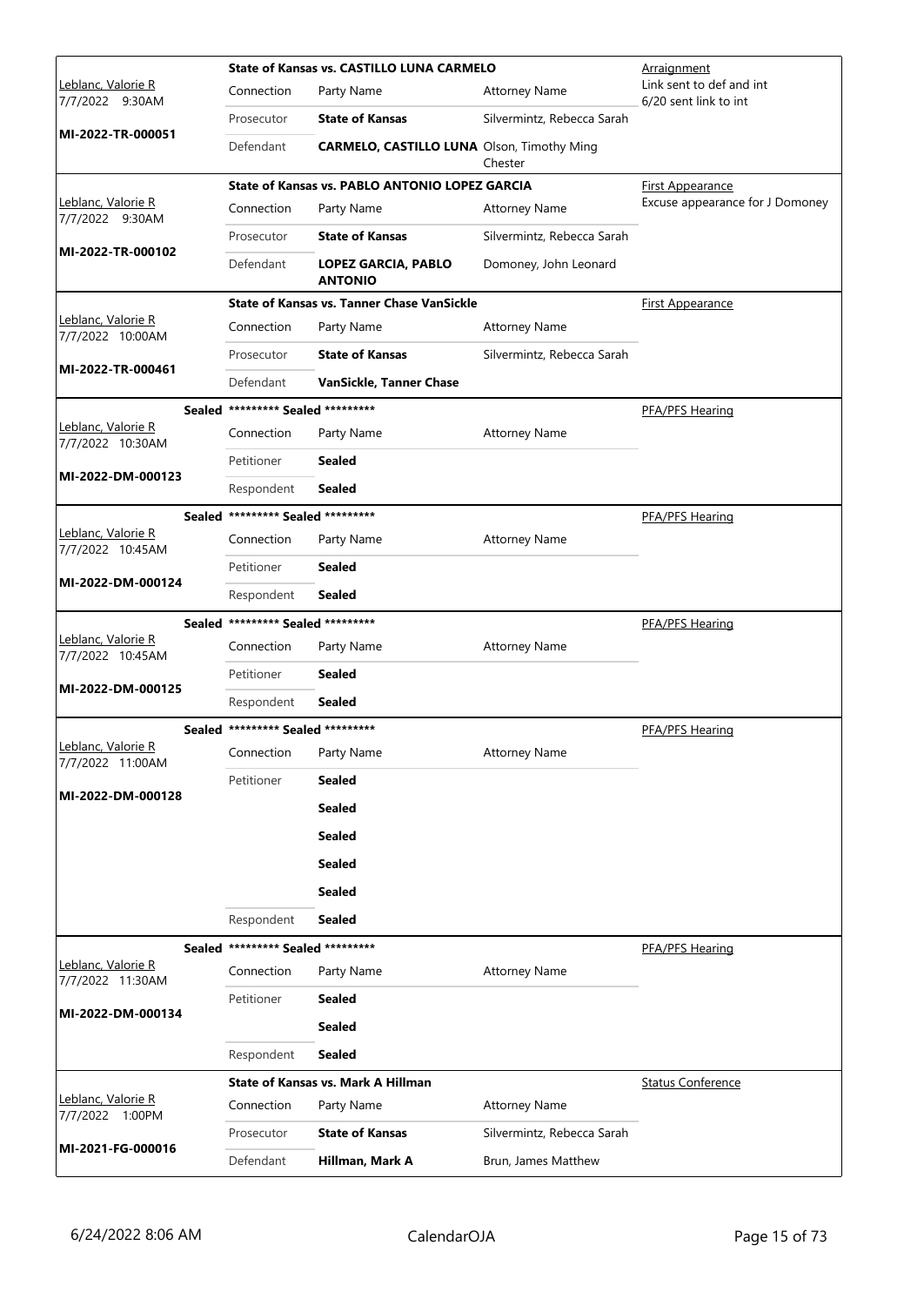| Judge / Date / Case | Case Title | Connection | Party Name | Attorney Name | Hearing Type / Notes |
|---|---|---|---|---|---|
| Leblanc, Valorie R 7/7/2022 9:30AM MI-2022-TR-000051 | State of Kansas vs. CASTILLO LUNA CARMELO | Connection | Party Name | Attorney Name | Arraignment Link sent to def and int 6/20 sent link to int |
| | | Prosecutor | **State of Kansas** | Silvermintz, Rebecca Sarah | |
| | | Defendant | **CARMELO, CASTILLO LUNA** | Olson, Timothy Ming Chester | |
| Leblanc, Valorie R 7/7/2022 9:30AM MI-2022-TR-000102 | State of Kansas vs. PABLO ANTONIO LOPEZ GARCIA | Connection | Party Name | Attorney Name | First Appearance Excuse appearance for J Domoney |
| | | Prosecutor | **State of Kansas** | Silvermintz, Rebecca Sarah | |
| | | Defendant | **LOPEZ GARCIA, PABLO ANTONIO** | Domoney, John Leonard | |
| Leblanc, Valorie R 7/7/2022 10:00AM MI-2022-TR-000461 | State of Kansas vs. Tanner Chase VanSickle | Connection | Party Name | Attorney Name | First Appearance |
| | | Prosecutor | **State of Kansas** | Silvermintz, Rebecca Sarah | |
| | | Defendant | **VanSickle, Tanner Chase** | | |
| Leblanc, Valorie R 7/7/2022 10:30AM MI-2022-DM-000123 | Sealed ********* Sealed ********* | Connection | Party Name | Attorney Name | PFA/PFS Hearing |
| | | Petitioner | **Sealed** | | |
| | | Respondent | **Sealed** | | |
| Leblanc, Valorie R 7/7/2022 10:45AM MI-2022-DM-000124 | Sealed ********* Sealed ********* | Connection | Party Name | Attorney Name | PFA/PFS Hearing |
| | | Petitioner | **Sealed** | | |
| | | Respondent | **Sealed** | | |
| Leblanc, Valorie R 7/7/2022 10:45AM MI-2022-DM-000125 | Sealed ********* Sealed ********* | Connection | Party Name | Attorney Name | PFA/PFS Hearing |
| | | Petitioner | **Sealed** | | |
| | | Respondent | **Sealed** | | |
| Leblanc, Valorie R 7/7/2022 11:00AM MI-2022-DM-000128 | Sealed ********* Sealed ********* | Connection | Party Name | Attorney Name | PFA/PFS Hearing |
| | | Petitioner | **Sealed** | | |
| | | | **Sealed** | | |
| | | | **Sealed** | | |
| | | | **Sealed** | | |
| | | | **Sealed** | | |
| | | Respondent | **Sealed** | | |
| Leblanc, Valorie R 7/7/2022 11:30AM MI-2022-DM-000134 | Sealed ********* Sealed ********* | Connection | Party Name | Attorney Name | PFA/PFS Hearing |
| | | Petitioner | **Sealed** | | |
| | | | **Sealed** | | |
| | | Respondent | **Sealed** | | |
| Leblanc, Valorie R 7/7/2022 1:00PM MI-2021-FG-000016 | State of Kansas vs. Mark A Hillman | Connection | Party Name | Attorney Name | Status Conference |
| | | Prosecutor | **State of Kansas** | Silvermintz, Rebecca Sarah | |
| | | Defendant | **Hillman, Mark A** | Brun, James Matthew | |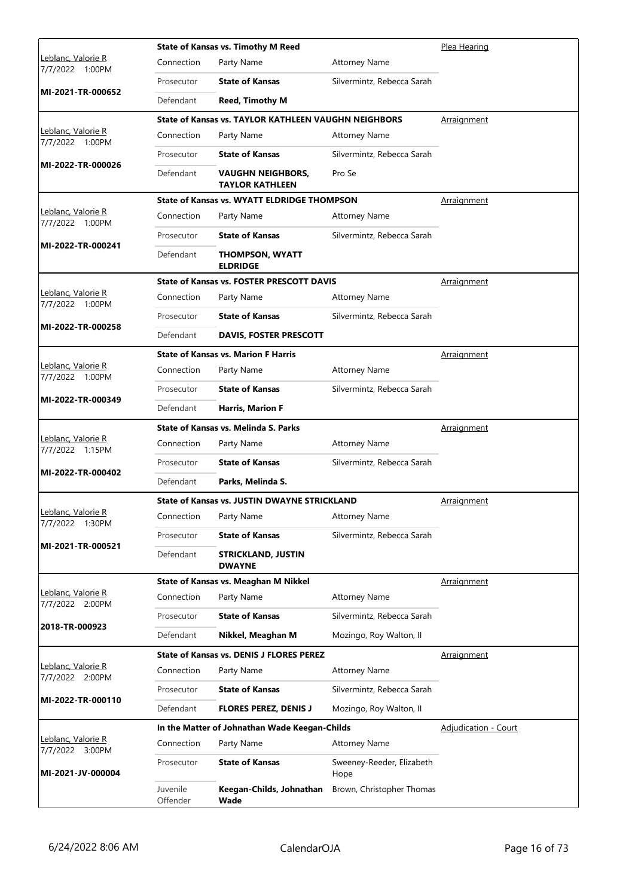| Judge / Date / Case | Case Title | | | Hearing Type |
|---|---|---|---|---|
| Leblanc, Valorie R<br>7/7/2022 1:00PM<br>**MI-2021-TR-000652** | **State of Kansas vs. Timothy M Reed** | | | Plea Hearing |
| | Connection | Party Name | Attorney Name | |
| | Prosecutor | **State of Kansas** | Silvermintz, Rebecca Sarah | |
| | Defendant | **Reed, Timothy M** | | |
| Leblanc, Valorie R<br>7/7/2022 1:00PM<br>**MI-2022-TR-000026** | **State of Kansas vs. TAYLOR KATHLEEN VAUGHN NEIGHBORS** | | | Arraignment |
| | Connection | Party Name | Attorney Name | |
| | Prosecutor | **State of Kansas** | Silvermintz, Rebecca Sarah | |
| | Defendant | **VAUGHN NEIGHBORS, TAYLOR KATHLEEN** | Pro Se | |
| Leblanc, Valorie R<br>7/7/2022 1:00PM<br>**MI-2022-TR-000241** | **State of Kansas vs. WYATT ELDRIDGE THOMPSON** | | | Arraignment |
| | Connection | Party Name | Attorney Name | |
| | Prosecutor | **State of Kansas** | Silvermintz, Rebecca Sarah | |
| | Defendant | **THOMPSON, WYATT ELDRIDGE** | | |
| Leblanc, Valorie R<br>7/7/2022 1:00PM<br>**MI-2022-TR-000258** | **State of Kansas vs. FOSTER PRESCOTT DAVIS** | | | Arraignment |
| | Connection | Party Name | Attorney Name | |
| | Prosecutor | **State of Kansas** | Silvermintz, Rebecca Sarah | |
| | Defendant | **DAVIS, FOSTER PRESCOTT** | | |
| Leblanc, Valorie R<br>7/7/2022 1:00PM<br>**MI-2022-TR-000349** | **State of Kansas vs. Marion F Harris** | | | Arraignment |
| | Connection | Party Name | Attorney Name | |
| | Prosecutor | **State of Kansas** | Silvermintz, Rebecca Sarah | |
| | Defendant | **Harris, Marion F** | | |
| Leblanc, Valorie R<br>7/7/2022 1:15PM<br>**MI-2022-TR-000402** | **State of Kansas vs. Melinda S. Parks** | | | Arraignment |
| | Connection | Party Name | Attorney Name | |
| | Prosecutor | **State of Kansas** | Silvermintz, Rebecca Sarah | |
| | Defendant | **Parks, Melinda S.** | | |
| Leblanc, Valorie R<br>7/7/2022 1:30PM<br>**MI-2021-TR-000521** | **State of Kansas vs. JUSTIN DWAYNE STRICKLAND** | | | Arraignment |
| | Connection | Party Name | Attorney Name | |
| | Prosecutor | **State of Kansas** | Silvermintz, Rebecca Sarah | |
| | Defendant | **STRICKLAND, JUSTIN DWAYNE** | | |
| Leblanc, Valorie R<br>7/7/2022 2:00PM<br>**2018-TR-000923** | **State of Kansas vs. Meaghan M Nikkel** | | | Arraignment |
| | Connection | Party Name | Attorney Name | |
| | Prosecutor | **State of Kansas** | Silvermintz, Rebecca Sarah | |
| | Defendant | **Nikkel, Meaghan M** | Mozingo, Roy Walton, II | |
| Leblanc, Valorie R<br>7/7/2022 2:00PM<br>**MI-2022-TR-000110** | **State of Kansas vs. DENIS J FLORES PEREZ** | | | Arraignment |
| | Connection | Party Name | Attorney Name | |
| | Prosecutor | **State of Kansas** | Silvermintz, Rebecca Sarah | |
| | Defendant | **FLORES PEREZ, DENIS J** | Mozingo, Roy Walton, II | |
| Leblanc, Valorie R<br>7/7/2022 3:00PM<br>**MI-2021-JV-000004** | **In the Matter of Johnathan Wade Keegan-Childs** | | | Adjudication - Court |
| | Connection | Party Name | Attorney Name | |
| | Prosecutor | **State of Kansas** | Sweeney-Reeder, Elizabeth Hope | |
| | Juvenile Offender | **Keegan-Childs, Johnathan Wade** | Brown, Christopher Thomas | |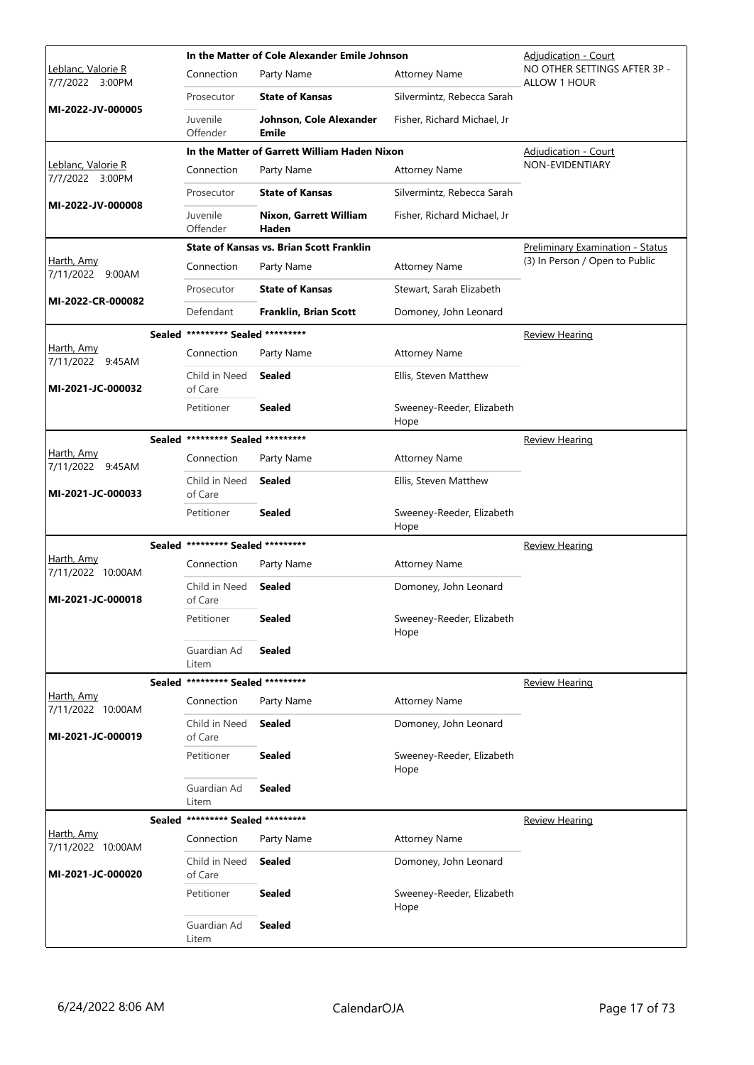| Judge / Date / Case | Case Title | Connection | Party Name | Attorney Name | Hearing Type / Notes |
|---|---|---|---|---|---|
| Leblanc, Valorie R 7/7/2022 3:00PM **MI-2022-JV-000005** | In the Matter of Cole Alexander Emile Johnson | Connection | Party Name | Attorney Name | Adjudication - Court NO OTHER SETTINGS AFTER 3P - ALLOW 1 HOUR |
| | | Prosecutor | **State of Kansas** | Silvermintz, Rebecca Sarah | |
| | | Juvenile Offender | **Johnson, Cole Alexander Emile** | Fisher, Richard Michael, Jr | |
| Leblanc, Valorie R 7/7/2022 3:00PM **MI-2022-JV-000008** | In the Matter of Garrett William Haden Nixon | Connection | Party Name | Attorney Name | Adjudication - Court NON-EVIDENTIARY |
| | | Prosecutor | **State of Kansas** | Silvermintz, Rebecca Sarah | |
| | | Juvenile Offender | **Nixon, Garrett William Haden** | Fisher, Richard Michael, Jr | |
| Harth, Amy 7/11/2022 9:00AM **MI-2022-CR-000082** | State of Kansas vs. Brian Scott Franklin | Connection | Party Name | Attorney Name | Preliminary Examination - Status (3) In Person / Open to Public |
| | | Prosecutor | **State of Kansas** | Stewart, Sarah Elizabeth | |
| | | Defendant | **Franklin, Brian Scott** | Domoney, John Leonard | |
| Harth, Amy 7/11/2022 9:45AM **MI-2021-JC-000032** | Sealed ********* Sealed ********* | Connection | Party Name | Attorney Name | Review Hearing |
| | | Child in Need of Care | **Sealed** | Ellis, Steven Matthew | |
| | | Petitioner | **Sealed** | Sweeney-Reeder, Elizabeth Hope | |
| Harth, Amy 7/11/2022 9:45AM **MI-2021-JC-000033** | Sealed ********* Sealed ********* | Connection | Party Name | Attorney Name | Review Hearing |
| | | Child in Need of Care | **Sealed** | Ellis, Steven Matthew | |
| | | Petitioner | **Sealed** | Sweeney-Reeder, Elizabeth Hope | |
| Harth, Amy 7/11/2022 10:00AM **MI-2021-JC-000018** | Sealed ********* Sealed ********* | Connection | Party Name | Attorney Name | Review Hearing |
| | | Child in Need of Care | **Sealed** | Domoney, John Leonard | |
| | | Petitioner | **Sealed** | Sweeney-Reeder, Elizabeth Hope | |
| | | Guardian Ad Litem | **Sealed** | | |
| Harth, Amy 7/11/2022 10:00AM **MI-2021-JC-000019** | Sealed ********* Sealed ********* | Connection | Party Name | Attorney Name | Review Hearing |
| | | Child in Need of Care | **Sealed** | Domoney, John Leonard | |
| | | Petitioner | **Sealed** | Sweeney-Reeder, Elizabeth Hope | |
| | | Guardian Ad Litem | **Sealed** | | |
| Harth, Amy 7/11/2022 10:00AM **MI-2021-JC-000020** | Sealed ********* Sealed ********* | Connection | Party Name | Attorney Name | Review Hearing |
| | | Child in Need of Care | **Sealed** | Domoney, John Leonard | |
| | | Petitioner | **Sealed** | Sweeney-Reeder, Elizabeth Hope | |
| | | Guardian Ad Litem | **Sealed** | | |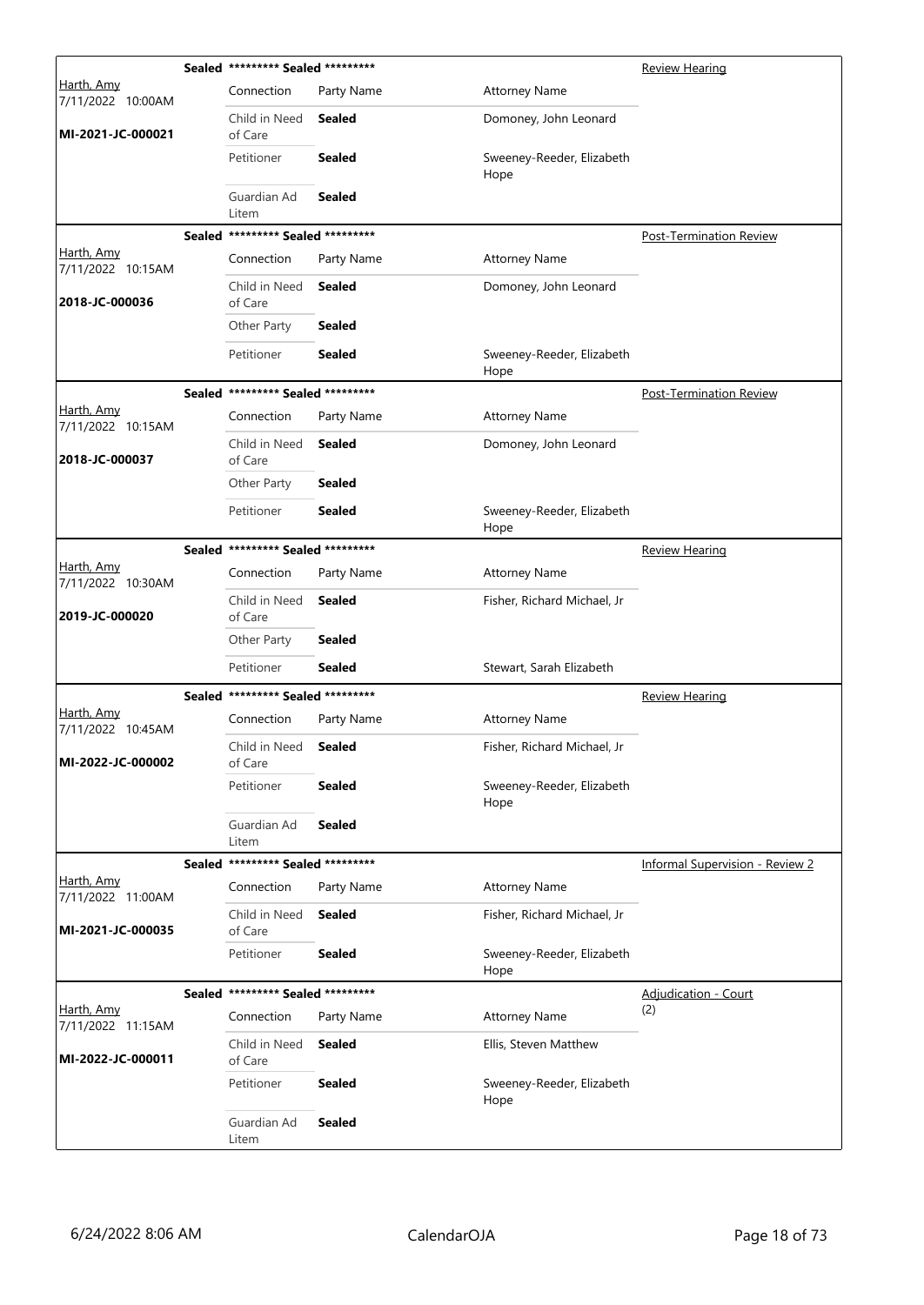| Judge / Date / Case | Status | Connection | Party Name | Attorney Name | Hearing Type |
|---|---|---|---|---|---|
| Harth, Amy 7/11/2022 10:00AM MI-2021-JC-000021 | Sealed | ********* Sealed ********* | | | Review Hearing |
| | | Child in Need of Care | **Sealed** | Domoney, John Leonard | |
| | | Petitioner | **Sealed** | Sweeney-Reeder, Elizabeth Hope | |
| | | Guardian Ad Litem | **Sealed** | | |
| Harth, Amy 7/11/2022 10:15AM 2018-JC-000036 | Sealed | ********* Sealed ********* | | | Post-Termination Review |
| | | Child in Need of Care | **Sealed** | Domoney, John Leonard | |
| | | Other Party | **Sealed** | | |
| | | Petitioner | **Sealed** | Sweeney-Reeder, Elizabeth Hope | |
| Harth, Amy 7/11/2022 10:15AM 2018-JC-000037 | Sealed | ********* Sealed ********* | | | Post-Termination Review |
| | | Child in Need of Care | **Sealed** | Domoney, John Leonard | |
| | | Other Party | **Sealed** | | |
| | | Petitioner | **Sealed** | Sweeney-Reeder, Elizabeth Hope | |
| Harth, Amy 7/11/2022 10:30AM 2019-JC-000020 | Sealed | ********* Sealed ********* | | | Review Hearing |
| | | Child in Need of Care | **Sealed** | Fisher, Richard Michael, Jr | |
| | | Other Party | **Sealed** | | |
| | | Petitioner | **Sealed** | Stewart, Sarah Elizabeth | |
| Harth, Amy 7/11/2022 10:45AM MI-2022-JC-000002 | Sealed | ********* Sealed ********* | | | Review Hearing |
| | | Child in Need of Care | **Sealed** | Fisher, Richard Michael, Jr | |
| | | Petitioner | **Sealed** | Sweeney-Reeder, Elizabeth Hope | |
| | | Guardian Ad Litem | **Sealed** | | |
| Harth, Amy 7/11/2022 11:00AM MI-2021-JC-000035 | Sealed | ********* Sealed ********* | | | Informal Supervision - Review 2 |
| | | Child in Need of Care | **Sealed** | Fisher, Richard Michael, Jr | |
| | | Petitioner | **Sealed** | Sweeney-Reeder, Elizabeth Hope | |
| Harth, Amy 7/11/2022 11:15AM MI-2022-JC-000011 | Sealed | ********* Sealed ********* | | | Adjudication - Court (2) |
| | | Child in Need of Care | **Sealed** | Ellis, Steven Matthew | |
| | | Petitioner | **Sealed** | Sweeney-Reeder, Elizabeth Hope | |
| | | Guardian Ad Litem | **Sealed** | | |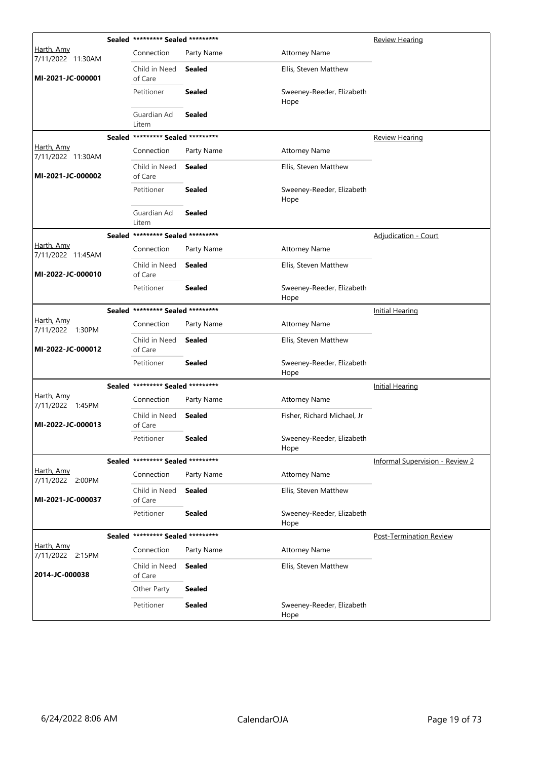| Judge / Date / Case | Sealed | Connection | Party Name | Attorney Name | Hearing Type |
|---|---|---|---|---|---|
| Harth, Amy<br>7/11/2022 11:30AM<br>**MI-2021-JC-000001** | **Sealed** | **\*\*\*\*\*\*\*\*\* Sealed \*\*\*\*\*\*\*\*\*** | | | Review Hearing |
| | | Child in Need of Care | **Sealed** | Ellis, Steven Matthew | |
| | | Petitioner | **Sealed** | Sweeney-Reeder, Elizabeth Hope | |
| | | Guardian Ad Litem | **Sealed** | | |
| Harth, Amy<br>7/11/2022 11:30AM<br>**MI-2021-JC-000002** | **Sealed** | **\*\*\*\*\*\*\*\*\* Sealed \*\*\*\*\*\*\*\*\*** | | | Review Hearing |
| | | Child in Need of Care | **Sealed** | Ellis, Steven Matthew | |
| | | Petitioner | **Sealed** | Sweeney-Reeder, Elizabeth Hope | |
| | | Guardian Ad Litem | **Sealed** | | |
| Harth, Amy<br>7/11/2022 11:45AM<br>**MI-2022-JC-000010** | **Sealed** | **\*\*\*\*\*\*\*\*\* Sealed \*\*\*\*\*\*\*\*\*** | | | Adjudication - Court |
| | | Child in Need of Care | **Sealed** | Ellis, Steven Matthew | |
| | | Petitioner | **Sealed** | Sweeney-Reeder, Elizabeth Hope | |
| Harth, Amy<br>7/11/2022 1:30PM<br>**MI-2022-JC-000012** | **Sealed** | **\*\*\*\*\*\*\*\*\* Sealed \*\*\*\*\*\*\*\*\*** | | | Initial Hearing |
| | | Child in Need of Care | **Sealed** | Ellis, Steven Matthew | |
| | | Petitioner | **Sealed** | Sweeney-Reeder, Elizabeth Hope | |
| Harth, Amy<br>7/11/2022 1:45PM<br>**MI-2022-JC-000013** | **Sealed** | **\*\*\*\*\*\*\*\*\* Sealed \*\*\*\*\*\*\*\*\*** | | | Initial Hearing |
| | | Child in Need of Care | **Sealed** | Fisher, Richard Michael, Jr | |
| | | Petitioner | **Sealed** | Sweeney-Reeder, Elizabeth Hope | |
| Harth, Amy<br>7/11/2022 2:00PM<br>**MI-2021-JC-000037** | **Sealed** | **\*\*\*\*\*\*\*\*\* Sealed \*\*\*\*\*\*\*\*\*** | | | Informal Supervision - Review 2 |
| | | Child in Need of Care | **Sealed** | Ellis, Steven Matthew | |
| | | Petitioner | **Sealed** | Sweeney-Reeder, Elizabeth Hope | |
| Harth, Amy<br>7/11/2022 2:15PM<br>**2014-JC-000038** | **Sealed** | **\*\*\*\*\*\*\*\*\* Sealed \*\*\*\*\*\*\*\*\*** | | | Post-Termination Review |
| | | Child in Need of Care | **Sealed** | Ellis, Steven Matthew | |
| | | Other Party | **Sealed** | | |
| | | Petitioner | **Sealed** | Sweeney-Reeder, Elizabeth Hope | |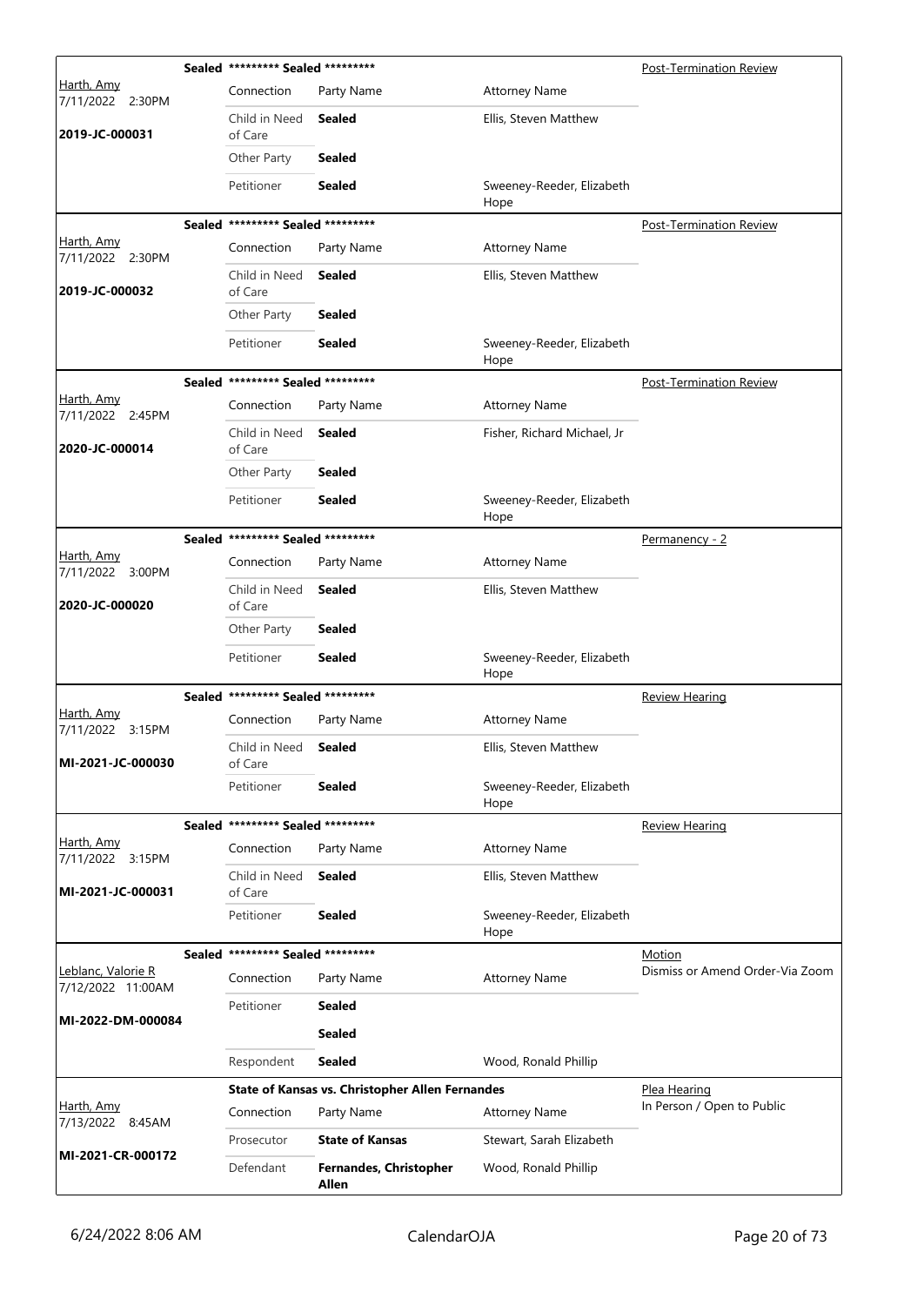| Judge / Date / Case | Case Title | | | Hearing Type |
|---|---|---|---|---|
| Harth, Amy<br>7/11/2022 2:30PM<br>**2019-JC-000031** | **Sealed** ********* **Sealed** ********* | | | Post-Termination Review |
| | Connection | Party Name | Attorney Name | |
| | Child in Need of Care | **Sealed** | Ellis, Steven Matthew | |
| | Other Party | **Sealed** | | |
| | Petitioner | **Sealed** | Sweeney-Reeder, Elizabeth Hope | |
| Harth, Amy<br>7/11/2022 2:30PM<br>**2019-JC-000032** | **Sealed** ********* **Sealed** ********* | | | Post-Termination Review |
| | Connection | Party Name | Attorney Name | |
| | Child in Need of Care | **Sealed** | Ellis, Steven Matthew | |
| | Other Party | **Sealed** | | |
| | Petitioner | **Sealed** | Sweeney-Reeder, Elizabeth Hope | |
| Harth, Amy<br>7/11/2022 2:45PM<br>**2020-JC-000014** | **Sealed** ********* **Sealed** ********* | | | Post-Termination Review |
| | Connection | Party Name | Attorney Name | |
| | Child in Need of Care | **Sealed** | Fisher, Richard Michael, Jr | |
| | Other Party | **Sealed** | | |
| | Petitioner | **Sealed** | Sweeney-Reeder, Elizabeth Hope | |
| Harth, Amy<br>7/11/2022 3:00PM<br>**2020-JC-000020** | **Sealed** ********* **Sealed** ********* | | | Permanency - 2 |
| | Connection | Party Name | Attorney Name | |
| | Child in Need of Care | **Sealed** | Ellis, Steven Matthew | |
| | Other Party | **Sealed** | | |
| | Petitioner | **Sealed** | Sweeney-Reeder, Elizabeth Hope | |
| Harth, Amy<br>7/11/2022 3:15PM<br>**MI-2021-JC-000030** | **Sealed** ********* **Sealed** ********* | | | Review Hearing |
| | Connection | Party Name | Attorney Name | |
| | Child in Need of Care | **Sealed** | Ellis, Steven Matthew | |
| | Petitioner | **Sealed** | Sweeney-Reeder, Elizabeth Hope | |
| Harth, Amy<br>7/11/2022 3:15PM<br>**MI-2021-JC-000031** | **Sealed** ********* **Sealed** ********* | | | Review Hearing |
| | Connection | Party Name | Attorney Name | |
| | Child in Need of Care | **Sealed** | Ellis, Steven Matthew | |
| | Petitioner | **Sealed** | Sweeney-Reeder, Elizabeth Hope | |
| Leblanc, Valorie R<br>7/12/2022 11:00AM<br>**MI-2022-DM-000084** | **Sealed** ********* **Sealed** ********* | | | Motion<br>Dismiss or Amend Order-Via Zoom |
| | Connection | Party Name | Attorney Name | |
| | Petitioner | **Sealed** | | |
| | | **Sealed** | | |
| | Respondent | **Sealed** | Wood, Ronald Phillip | |
| Harth, Amy<br>7/13/2022 8:45AM<br>**MI-2021-CR-000172** | **State of Kansas vs. Christopher Allen Fernandes** | | | Plea Hearing<br>In Person / Open to Public |
| | Connection | Party Name | Attorney Name | |
| | Prosecutor | **State of Kansas** | Stewart, Sarah Elizabeth | |
| | Defendant | **Fernandes, Christopher Allen** | Wood, Ronald Phillip | |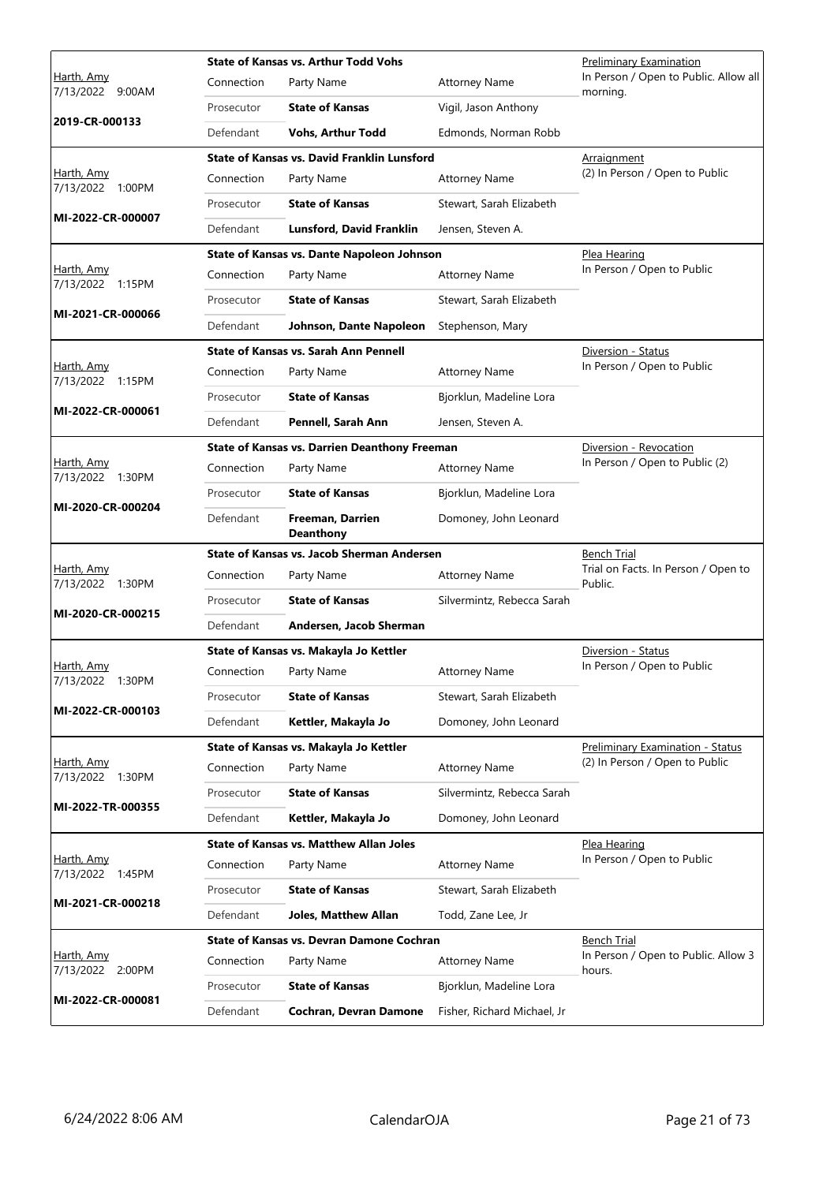| Judge / Date / Case | Case Title | | | Hearing Type / Notes |
|---|---|---|---|---|
| Harth, Amy<br>7/13/2022 9:00AM<br>**2019-CR-000133** | **State of Kansas vs. Arthur Todd Vohs** | | | Preliminary Examination<br>In Person / Open to Public. Allow all morning. |
| | Connection | Party Name | Attorney Name | |
| | Prosecutor | **State of Kansas** | Vigil, Jason Anthony | |
| | Defendant | **Vohs, Arthur Todd** | Edmonds, Norman Robb | |
| Harth, Amy<br>7/13/2022 1:00PM<br>**MI-2022-CR-000007** | **State of Kansas vs. David Franklin Lunsford** | | | Arraignment<br>(2) In Person / Open to Public |
| | Connection | Party Name | Attorney Name | |
| | Prosecutor | **State of Kansas** | Stewart, Sarah Elizabeth | |
| | Defendant | **Lunsford, David Franklin** | Jensen, Steven A. | |
| Harth, Amy<br>7/13/2022 1:15PM<br>**MI-2021-CR-000066** | **State of Kansas vs. Dante Napoleon Johnson** | | | Plea Hearing<br>In Person / Open to Public |
| | Connection | Party Name | Attorney Name | |
| | Prosecutor | **State of Kansas** | Stewart, Sarah Elizabeth | |
| | Defendant | **Johnson, Dante Napoleon** | Stephenson, Mary | |
| Harth, Amy<br>7/13/2022 1:15PM<br>**MI-2022-CR-000061** | **State of Kansas vs. Sarah Ann Pennell** | | | Diversion - Status<br>In Person / Open to Public |
| | Connection | Party Name | Attorney Name | |
| | Prosecutor | **State of Kansas** | Bjorklun, Madeline Lora | |
| | Defendant | **Pennell, Sarah Ann** | Jensen, Steven A. | |
| Harth, Amy<br>7/13/2022 1:30PM<br>**MI-2020-CR-000204** | **State of Kansas vs. Darrien Deanthony Freeman** | | | Diversion - Revocation<br>In Person / Open to Public (2) |
| | Connection | Party Name | Attorney Name | |
| | Prosecutor | **State of Kansas** | Bjorklun, Madeline Lora | |
| | Defendant | **Freeman, Darrien Deanthony** | Domoney, John Leonard | |
| Harth, Amy<br>7/13/2022 1:30PM<br>**MI-2020-CR-000215** | **State of Kansas vs. Jacob Sherman Andersen** | | | Bench Trial<br>Trial on Facts. In Person / Open to Public. |
| | Connection | Party Name | Attorney Name | |
| | Prosecutor | **State of Kansas** | Silvermintz, Rebecca Sarah | |
| | Defendant | **Andersen, Jacob Sherman** | | |
| Harth, Amy<br>7/13/2022 1:30PM<br>**MI-2022-CR-000103** | **State of Kansas vs. Makayla Jo Kettler** | | | Diversion - Status<br>In Person / Open to Public |
| | Connection | Party Name | Attorney Name | |
| | Prosecutor | **State of Kansas** | Stewart, Sarah Elizabeth | |
| | Defendant | **Kettler, Makayla Jo** | Domoney, John Leonard | |
| Harth, Amy<br>7/13/2022 1:30PM<br>**MI-2022-TR-000355** | **State of Kansas vs. Makayla Jo Kettler** | | | Preliminary Examination - Status<br>(2) In Person / Open to Public |
| | Connection | Party Name | Attorney Name | |
| | Prosecutor | **State of Kansas** | Silvermintz, Rebecca Sarah | |
| | Defendant | **Kettler, Makayla Jo** | Domoney, John Leonard | |
| Harth, Amy<br>7/13/2022 1:45PM<br>**MI-2021-CR-000218** | **State of Kansas vs. Matthew Allan Joles** | | | Plea Hearing<br>In Person / Open to Public |
| | Connection | Party Name | Attorney Name | |
| | Prosecutor | **State of Kansas** | Stewart, Sarah Elizabeth | |
| | Defendant | **Joles, Matthew Allan** | Todd, Zane Lee, Jr | |
| Harth, Amy<br>7/13/2022 2:00PM<br>**MI-2022-CR-000081** | **State of Kansas vs. Devran Damone Cochran** | | | Bench Trial<br>In Person / Open to Public. Allow 3 hours. |
| | Connection | Party Name | Attorney Name | |
| | Prosecutor | **State of Kansas** | Bjorklun, Madeline Lora | |
| | Defendant | **Cochran, Devran Damone** | Fisher, Richard Michael, Jr | |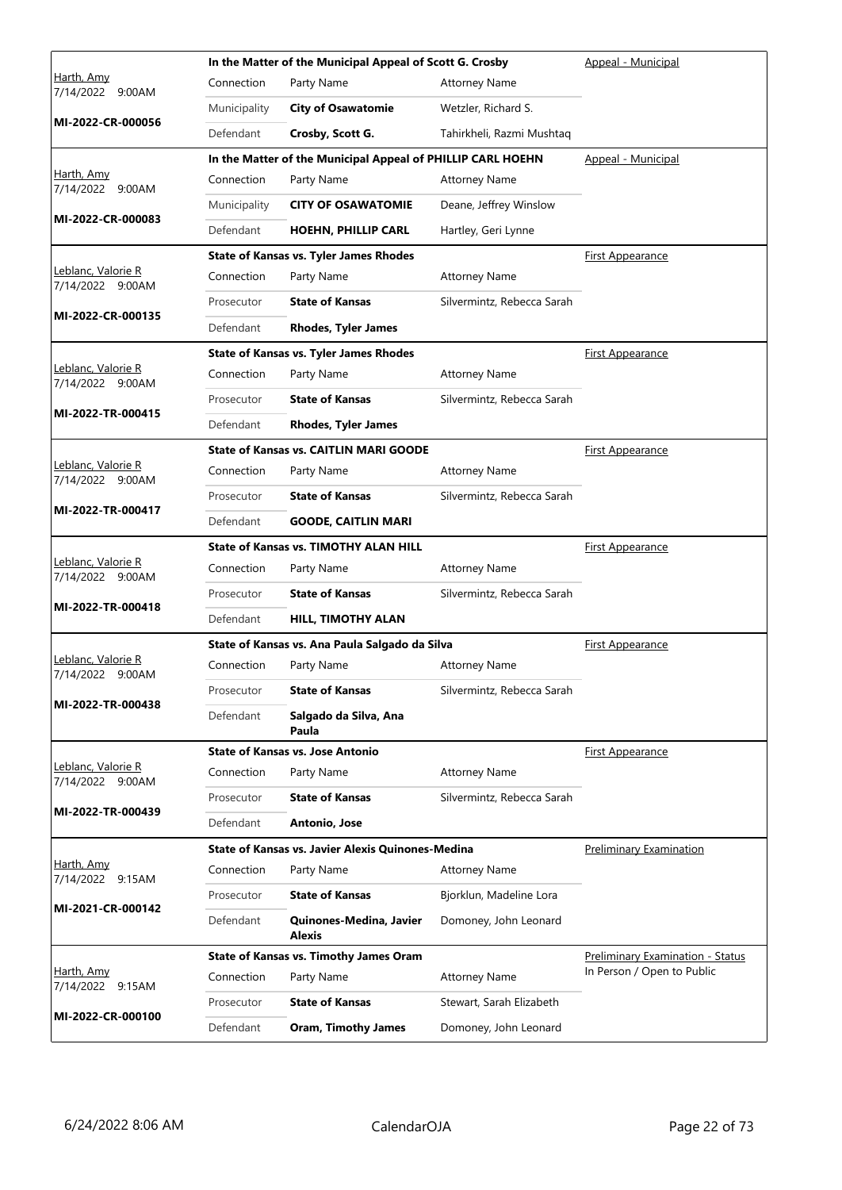| Judge / Date / Case | Case Title | | | Type |
|---|---|---|---|---|
| Harth, Amy 7/14/2022 9:00AM MI-2022-CR-000056 | **In the Matter of the Municipal Appeal of Scott G. Crosby** | | | Appeal - Municipal |
| | Connection | Party Name | Attorney Name | |
| | Municipality | **City of Osawatomie** | Wetzler, Richard S. | |
| | Defendant | **Crosby, Scott G.** | Tahirkheli, Razmi Mushtaq | |
| Harth, Amy 7/14/2022 9:00AM MI-2022-CR-000083 | **In the Matter of the Municipal Appeal of PHILLIP CARL HOEHN** | | | Appeal - Municipal |
| | Connection | Party Name | Attorney Name | |
| | Municipality | **CITY OF OSAWATOMIE** | Deane, Jeffrey Winslow | |
| | Defendant | **HOEHN, PHILLIP CARL** | Hartley, Geri Lynne | |
| Leblanc, Valorie R 7/14/2022 9:00AM MI-2022-CR-000135 | **State of Kansas vs. Tyler James Rhodes** | | | First Appearance |
| | Connection | Party Name | Attorney Name | |
| | Prosecutor | **State of Kansas** | Silvermintz, Rebecca Sarah | |
| | Defendant | **Rhodes, Tyler James** | | |
| Leblanc, Valorie R 7/14/2022 9:00AM MI-2022-TR-000415 | **State of Kansas vs. Tyler James Rhodes** | | | First Appearance |
| | Connection | Party Name | Attorney Name | |
| | Prosecutor | **State of Kansas** | Silvermintz, Rebecca Sarah | |
| | Defendant | **Rhodes, Tyler James** | | |
| Leblanc, Valorie R 7/14/2022 9:00AM MI-2022-TR-000417 | **State of Kansas vs. CAITLIN MARI GOODE** | | | First Appearance |
| | Connection | Party Name | Attorney Name | |
| | Prosecutor | **State of Kansas** | Silvermintz, Rebecca Sarah | |
| | Defendant | **GOODE, CAITLIN MARI** | | |
| Leblanc, Valorie R 7/14/2022 9:00AM MI-2022-TR-000418 | **State of Kansas vs. TIMOTHY ALAN HILL** | | | First Appearance |
| | Connection | Party Name | Attorney Name | |
| | Prosecutor | **State of Kansas** | Silvermintz, Rebecca Sarah | |
| | Defendant | **HILL, TIMOTHY ALAN** | | |
| Leblanc, Valorie R 7/14/2022 9:00AM MI-2022-TR-000438 | **State of Kansas vs. Ana Paula Salgado da Silva** | | | First Appearance |
| | Connection | Party Name | Attorney Name | |
| | Prosecutor | **State of Kansas** | Silvermintz, Rebecca Sarah | |
| | Defendant | **Salgado da Silva, Ana Paula** | | |
| Leblanc, Valorie R 7/14/2022 9:00AM MI-2022-TR-000439 | **State of Kansas vs. Jose Antonio** | | | First Appearance |
| | Connection | Party Name | Attorney Name | |
| | Prosecutor | **State of Kansas** | Silvermintz, Rebecca Sarah | |
| | Defendant | **Antonio, Jose** | | |
| Harth, Amy 7/14/2022 9:15AM MI-2021-CR-000142 | **State of Kansas vs. Javier Alexis Quinones-Medina** | | | Preliminary Examination |
| | Connection | Party Name | Attorney Name | |
| | Prosecutor | **State of Kansas** | Bjorklun, Madeline Lora | |
| | Defendant | **Quinones-Medina, Javier Alexis** | Domoney, John Leonard | |
| Harth, Amy 7/14/2022 9:15AM MI-2022-CR-000100 | **State of Kansas vs. Timothy James Oram** | | | Preliminary Examination - Status In Person / Open to Public |
| | Connection | Party Name | Attorney Name | |
| | Prosecutor | **State of Kansas** | Stewart, Sarah Elizabeth | |
| | Defendant | **Oram, Timothy James** | Domoney, John Leonard | |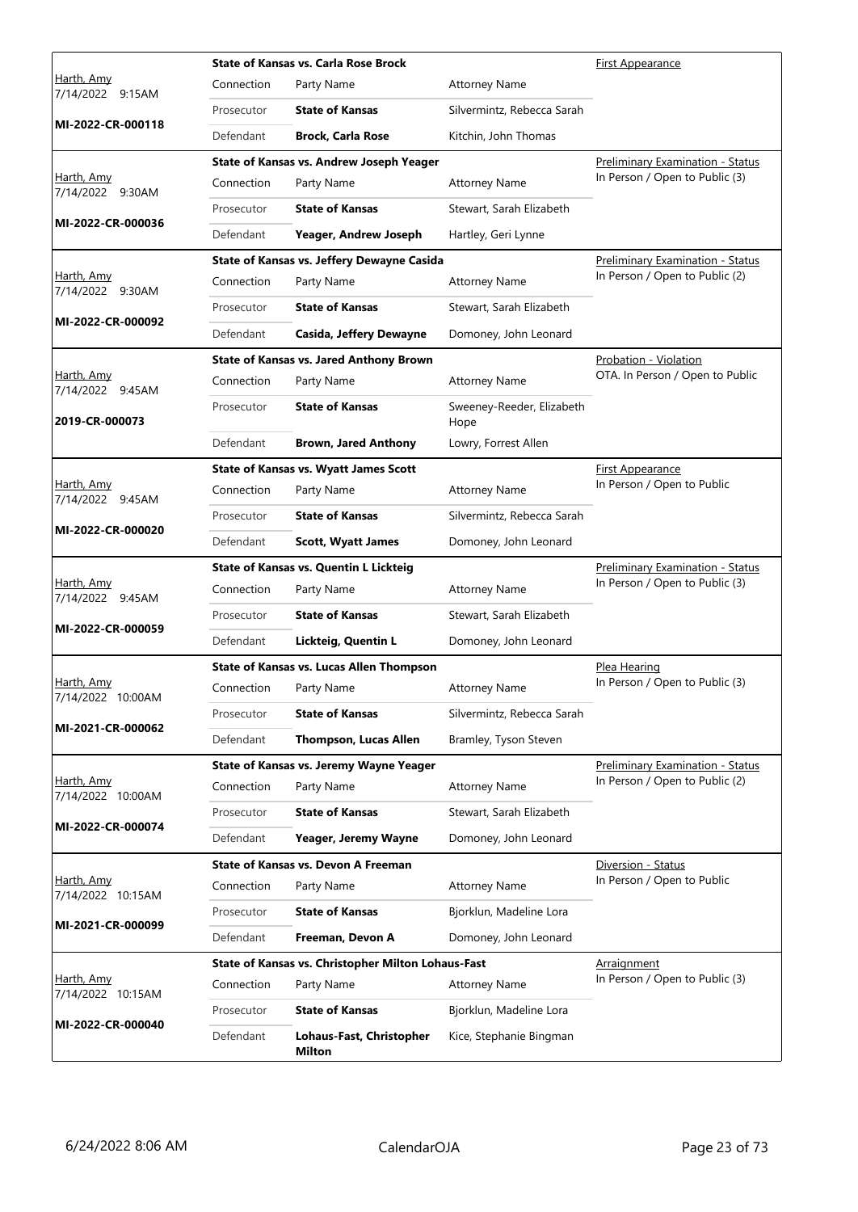| Judge / Date / Case | Case Title | Connection | Party Name | Attorney Name | Hearing |
|---|---|---|---|---|---|
| Harth, Amy 7/14/2022 9:15AM MI-2022-CR-000118 | State of Kansas vs. Carla Rose Brock | Prosecutor | **State of Kansas** | Silvermintz, Rebecca Sarah | First Appearance |
| | | Defendant | **Brock, Carla Rose** | Kitchin, John Thomas | |
| Harth, Amy 7/14/2022 9:30AM MI-2022-CR-000036 | State of Kansas vs. Andrew Joseph Yeager | Prosecutor | **State of Kansas** | Stewart, Sarah Elizabeth | Preliminary Examination - Status In Person / Open to Public (3) |
| | | Defendant | **Yeager, Andrew Joseph** | Hartley, Geri Lynne | |
| Harth, Amy 7/14/2022 9:30AM MI-2022-CR-000092 | State of Kansas vs. Jeffery Dewayne Casida | Prosecutor | **State of Kansas** | Stewart, Sarah Elizabeth | Preliminary Examination - Status In Person / Open to Public (2) |
| | | Defendant | **Casida, Jeffery Dewayne** | Domoney, John Leonard | |
| Harth, Amy 7/14/2022 9:45AM 2019-CR-000073 | State of Kansas vs. Jared Anthony Brown | Prosecutor | **State of Kansas** | Sweeney-Reeder, Elizabeth Hope | Probation - Violation OTA. In Person / Open to Public |
| | | Defendant | **Brown, Jared Anthony** | Lowry, Forrest Allen | |
| Harth, Amy 7/14/2022 9:45AM MI-2022-CR-000020 | State of Kansas vs. Wyatt James Scott | Prosecutor | **State of Kansas** | Silvermintz, Rebecca Sarah | First Appearance In Person / Open to Public |
| | | Defendant | **Scott, Wyatt James** | Domoney, John Leonard | |
| Harth, Amy 7/14/2022 9:45AM MI-2022-CR-000059 | State of Kansas vs. Quentin L Lickteig | Prosecutor | **State of Kansas** | Stewart, Sarah Elizabeth | Preliminary Examination - Status In Person / Open to Public (3) |
| | | Defendant | **Lickteig, Quentin L** | Domoney, John Leonard | |
| Harth, Amy 7/14/2022 10:00AM MI-2021-CR-000062 | State of Kansas vs. Lucas Allen Thompson | Prosecutor | **State of Kansas** | Silvermintz, Rebecca Sarah | Plea Hearing In Person / Open to Public (3) |
| | | Defendant | **Thompson, Lucas Allen** | Bramley, Tyson Steven | |
| Harth, Amy 7/14/2022 10:00AM MI-2022-CR-000074 | State of Kansas vs. Jeremy Wayne Yeager | Prosecutor | **State of Kansas** | Stewart, Sarah Elizabeth | Preliminary Examination - Status In Person / Open to Public (2) |
| | | Defendant | **Yeager, Jeremy Wayne** | Domoney, John Leonard | |
| Harth, Amy 7/14/2022 10:15AM MI-2021-CR-000099 | State of Kansas vs. Devon A Freeman | Prosecutor | **State of Kansas** | Bjorklun, Madeline Lora | Diversion - Status In Person / Open to Public |
| | | Defendant | **Freeman, Devon A** | Domoney, John Leonard | |
| Harth, Amy 7/14/2022 10:15AM MI-2022-CR-000040 | State of Kansas vs. Christopher Milton Lohaus-Fast | Prosecutor | **State of Kansas** | Bjorklun, Madeline Lora | Arraignment In Person / Open to Public (3) |
| | | Defendant | **Lohaus-Fast, Christopher Milton** | Kice, Stephanie Bingman | |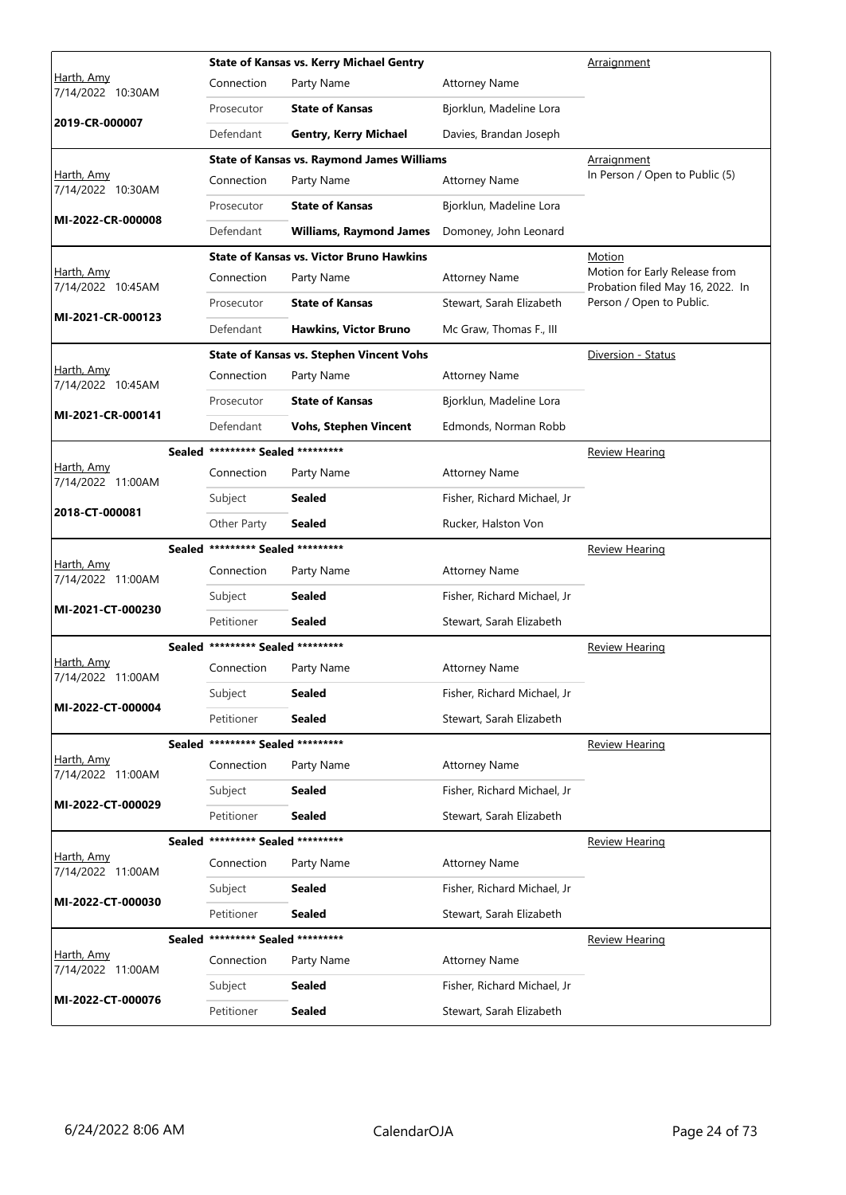| Judge / Date / Case | Case Title / Connection | Party Name | Attorney Name | Hearing Type / Notes |
|---|---|---|---|---|
| Harth, Amy 7/14/2022 10:30AM 2019-CR-000007 | **State of Kansas vs. Kerry Michael Gentry** | | | Arraignment |
| | Connection | Party Name | Attorney Name | |
| | Prosecutor | **State of Kansas** | Bjorklun, Madeline Lora | |
| | Defendant | **Gentry, Kerry Michael** | Davies, Brandan Joseph | |
| Harth, Amy 7/14/2022 10:30AM MI-2022-CR-000008 | **State of Kansas vs. Raymond James Williams** | | | Arraignment In Person / Open to Public (5) |
| | Connection | Party Name | Attorney Name | |
| | Prosecutor | **State of Kansas** | Bjorklun, Madeline Lora | |
| | Defendant | **Williams, Raymond James** | Domoney, John Leonard | |
| Harth, Amy 7/14/2022 10:45AM MI-2021-CR-000123 | **State of Kansas vs. Victor Bruno Hawkins** | | | Motion Motion for Early Release from Probation filed May 16, 2022. In Person / Open to Public. |
| | Connection | Party Name | Attorney Name | |
| | Prosecutor | **State of Kansas** | Stewart, Sarah Elizabeth | |
| | Defendant | **Hawkins, Victor Bruno** | Mc Graw, Thomas F., III | |
| Harth, Amy 7/14/2022 10:45AM MI-2021-CR-000141 | **State of Kansas vs. Stephen Vincent Vohs** | | | Diversion - Status |
| | Connection | Party Name | Attorney Name | |
| | Prosecutor | **State of Kansas** | Bjorklun, Madeline Lora | |
| | Defendant | **Vohs, Stephen Vincent** | Edmonds, Norman Robb | |
| Harth, Amy 7/14/2022 11:00AM 2018-CT-000081 | **Sealed** ********* Sealed ********* | | | Review Hearing |
| | Connection | Party Name | Attorney Name | |
| | Subject | **Sealed** | Fisher, Richard Michael, Jr | |
| | Other Party | **Sealed** | Rucker, Halston Von | |
| Harth, Amy 7/14/2022 11:00AM MI-2021-CT-000230 | **Sealed** ********* Sealed ********* | | | Review Hearing |
| | Connection | Party Name | Attorney Name | |
| | Subject | **Sealed** | Fisher, Richard Michael, Jr | |
| | Petitioner | **Sealed** | Stewart, Sarah Elizabeth | |
| Harth, Amy 7/14/2022 11:00AM MI-2022-CT-000004 | **Sealed** ********* Sealed ********* | | | Review Hearing |
| | Connection | Party Name | Attorney Name | |
| | Subject | **Sealed** | Fisher, Richard Michael, Jr | |
| | Petitioner | **Sealed** | Stewart, Sarah Elizabeth | |
| Harth, Amy 7/14/2022 11:00AM MI-2022-CT-000029 | **Sealed** ********* Sealed ********* | | | Review Hearing |
| | Connection | Party Name | Attorney Name | |
| | Subject | **Sealed** | Fisher, Richard Michael, Jr | |
| | Petitioner | **Sealed** | Stewart, Sarah Elizabeth | |
| Harth, Amy 7/14/2022 11:00AM MI-2022-CT-000030 | **Sealed** ********* Sealed ********* | | | Review Hearing |
| | Connection | Party Name | Attorney Name | |
| | Subject | **Sealed** | Fisher, Richard Michael, Jr | |
| | Petitioner | **Sealed** | Stewart, Sarah Elizabeth | |
| Harth, Amy 7/14/2022 11:00AM MI-2022-CT-000076 | **Sealed** ********* Sealed ********* | | | Review Hearing |
| | Connection | Party Name | Attorney Name | |
| | Subject | **Sealed** | Fisher, Richard Michael, Jr | |
| | Petitioner | **Sealed** | Stewart, Sarah Elizabeth | |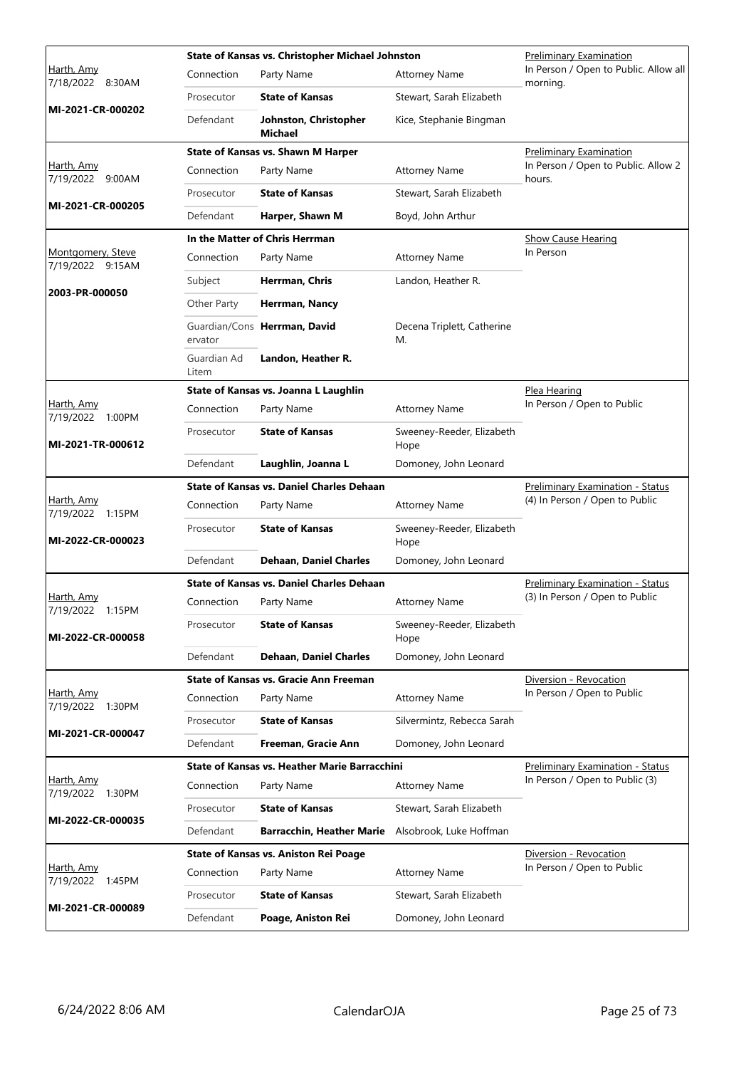| Judge / Date / Case | Case Title | Connection | Party Name | Attorney Name | Hearing |
|---|---|---|---|---|---|
| Harth, Amy 7/18/2022 8:30AM MI-2021-CR-000202 | State of Kansas vs. Christopher Michael Johnston | Connection | Party Name | Attorney Name | Preliminary Examination In Person / Open to Public. Allow all morning. |
| | | Prosecutor | **State of Kansas** | Stewart, Sarah Elizabeth | |
| | | Defendant | **Johnston, Christopher Michael** | Kice, Stephanie Bingman | |
| Harth, Amy 7/19/2022 9:00AM MI-2021-CR-000205 | State of Kansas vs. Shawn M Harper | Connection | Party Name | Attorney Name | Preliminary Examination In Person / Open to Public. Allow 2 hours. |
| | | Prosecutor | **State of Kansas** | Stewart, Sarah Elizabeth | |
| | | Defendant | **Harper, Shawn M** | Boyd, John Arthur | |
| Montgomery, Steve 7/19/2022 9:15AM 2003-PR-000050 | In the Matter of Chris Herrman | Connection | Party Name | Attorney Name | Show Cause Hearing In Person |
| | | Subject | **Herrman, Chris** | Landon, Heather R. | |
| | | Other Party | **Herrman, Nancy** | | |
| | | Guardian/Conservator | **Herrman, David** | Decena Triplett, Catherine M. | |
| | | Guardian Ad Litem | **Landon, Heather R.** | | |
| Harth, Amy 7/19/2022 1:00PM MI-2021-TR-000612 | State of Kansas vs. Joanna L Laughlin | Connection | Party Name | Attorney Name | Plea Hearing In Person / Open to Public |
| | | Prosecutor | **State of Kansas** | Sweeney-Reeder, Elizabeth Hope | |
| | | Defendant | **Laughlin, Joanna L** | Domoney, John Leonard | |
| Harth, Amy 7/19/2022 1:15PM MI-2022-CR-000023 | State of Kansas vs. Daniel Charles Dehaan | Connection | Party Name | Attorney Name | Preliminary Examination - Status (4) In Person / Open to Public |
| | | Prosecutor | **State of Kansas** | Sweeney-Reeder, Elizabeth Hope | |
| | | Defendant | **Dehaan, Daniel Charles** | Domoney, John Leonard | |
| Harth, Amy 7/19/2022 1:15PM MI-2022-CR-000058 | State of Kansas vs. Daniel Charles Dehaan | Connection | Party Name | Attorney Name | Preliminary Examination - Status (3) In Person / Open to Public |
| | | Prosecutor | **State of Kansas** | Sweeney-Reeder, Elizabeth Hope | |
| | | Defendant | **Dehaan, Daniel Charles** | Domoney, John Leonard | |
| Harth, Amy 7/19/2022 1:30PM MI-2021-CR-000047 | State of Kansas vs. Gracie Ann Freeman | Connection | Party Name | Attorney Name | Diversion - Revocation In Person / Open to Public |
| | | Prosecutor | **State of Kansas** | Silvermintz, Rebecca Sarah | |
| | | Defendant | **Freeman, Gracie Ann** | Domoney, John Leonard | |
| Harth, Amy 7/19/2022 1:30PM MI-2022-CR-000035 | State of Kansas vs. Heather Marie Barracchini | Connection | Party Name | Attorney Name | Preliminary Examination - Status In Person / Open to Public (3) |
| | | Prosecutor | **State of Kansas** | Stewart, Sarah Elizabeth | |
| | | Defendant | **Barracchin, Heather Marie** | Alsobrook, Luke Hoffman | |
| Harth, Amy 7/19/2022 1:45PM MI-2021-CR-000089 | State of Kansas vs. Aniston Rei Poage | Connection | Party Name | Attorney Name | Diversion - Revocation In Person / Open to Public |
| | | Prosecutor | **State of Kansas** | Stewart, Sarah Elizabeth | |
| | | Defendant | **Poage, Aniston Rei** | Domoney, John Leonard | |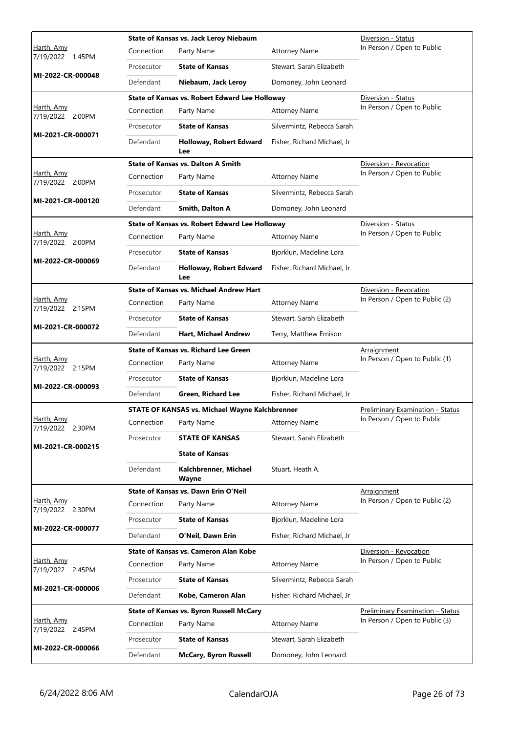| Judge / Date / Case | Case Title | Connection | Party Name | Attorney Name | Hearing Type / Status |
|---|---|---|---|---|---|
| Harth, Amy 7/19/2022 1:45PM **MI-2022-CR-000048** | **State of Kansas vs. Jack Leroy Niebaum** | Connection | Party Name | Attorney Name | Diversion - Status In Person / Open to Public |
| | | Prosecutor | **State of Kansas** | Stewart, Sarah Elizabeth | |
| | | Defendant | **Niebaum, Jack Leroy** | Domoney, John Leonard | |
| Harth, Amy 7/19/2022 2:00PM **MI-2021-CR-000071** | **State of Kansas vs. Robert Edward Lee Holloway** | Connection | Party Name | Attorney Name | Diversion - Status In Person / Open to Public |
| | | Prosecutor | **State of Kansas** | Silvermintz, Rebecca Sarah | |
| | | Defendant | **Holloway, Robert Edward Lee** | Fisher, Richard Michael, Jr | |
| Harth, Amy 7/19/2022 2:00PM **MI-2021-CR-000120** | **State of Kansas vs. Dalton A Smith** | Connection | Party Name | Attorney Name | Diversion - Revocation In Person / Open to Public |
| | | Prosecutor | **State of Kansas** | Silvermintz, Rebecca Sarah | |
| | | Defendant | **Smith, Dalton A** | Domoney, John Leonard | |
| Harth, Amy 7/19/2022 2:00PM **MI-2022-CR-000069** | **State of Kansas vs. Robert Edward Lee Holloway** | Connection | Party Name | Attorney Name | Diversion - Status In Person / Open to Public |
| | | Prosecutor | **State of Kansas** | Bjorklun, Madeline Lora | |
| | | Defendant | **Holloway, Robert Edward Lee** | Fisher, Richard Michael, Jr | |
| Harth, Amy 7/19/2022 2:15PM **MI-2021-CR-000072** | **State of Kansas vs. Michael Andrew Hart** | Connection | Party Name | Attorney Name | Diversion - Revocation In Person / Open to Public (2) |
| | | Prosecutor | **State of Kansas** | Stewart, Sarah Elizabeth | |
| | | Defendant | **Hart, Michael Andrew** | Terry, Matthew Emison | |
| Harth, Amy 7/19/2022 2:15PM **MI-2022-CR-000093** | **State of Kansas vs. Richard Lee Green** | Connection | Party Name | Attorney Name | Arraignment In Person / Open to Public (1) |
| | | Prosecutor | **State of Kansas** | Bjorklun, Madeline Lora | |
| | | Defendant | **Green, Richard Lee** | Fisher, Richard Michael, Jr | |
| Harth, Amy 7/19/2022 2:30PM **MI-2021-CR-000215** | **STATE OF KANSAS vs. Michael Wayne Kalchbrenner** | Connection | Party Name | Attorney Name | Preliminary Examination - Status In Person / Open to Public |
| | | Prosecutor | **STATE OF KANSAS** | Stewart, Sarah Elizabeth | |
| | | | **State of Kansas** | | |
| | | Defendant | **Kalchbrenner, Michael Wayne** | Stuart, Heath A. | |
| Harth, Amy 7/19/2022 2:30PM **MI-2022-CR-000077** | **State of Kansas vs. Dawn Erin O'Neil** | Connection | Party Name | Attorney Name | Arraignment In Person / Open to Public (2) |
| | | Prosecutor | **State of Kansas** | Bjorklun, Madeline Lora | |
| | | Defendant | **O'Neil, Dawn Erin** | Fisher, Richard Michael, Jr | |
| Harth, Amy 7/19/2022 2:45PM **MI-2021-CR-000006** | **State of Kansas vs. Cameron Alan Kobe** | Connection | Party Name | Attorney Name | Diversion - Revocation In Person / Open to Public |
| | | Prosecutor | **State of Kansas** | Silvermintz, Rebecca Sarah | |
| | | Defendant | **Kobe, Cameron Alan** | Fisher, Richard Michael, Jr | |
| Harth, Amy 7/19/2022 2:45PM **MI-2022-CR-000066** | **State of Kansas vs. Byron Russell McCary** | Connection | Party Name | Attorney Name | Preliminary Examination - Status In Person / Open to Public (3) |
| | | Prosecutor | **State of Kansas** | Stewart, Sarah Elizabeth | |
| | | Defendant | **McCary, Byron Russell** | Domoney, John Leonard | |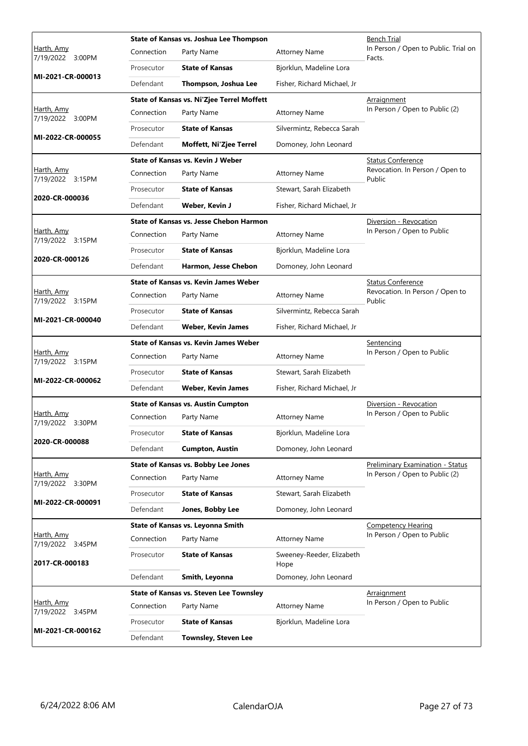| Judge / Date / Case | Case Title | Connection | Party Name | Attorney Name | Hearing Type |
|---|---|---|---|---|---|
| Harth, Amy<br>7/19/2022 3:00PM<br>**MI-2021-CR-000013** | **State of Kansas vs. Joshua Lee Thompson** | Prosecutor | **State of Kansas** | Bjorklun, Madeline Lora | Bench Trial<br>In Person / Open to Public. Trial on Facts. |
| | | Defendant | **Thompson, Joshua Lee** | Fisher, Richard Michael, Jr | |
| Harth, Amy<br>7/19/2022 3:00PM<br>**MI-2022-CR-000055** | **State of Kansas vs. Ni'Zjee Terrel Moffett** | Prosecutor | **State of Kansas** | Silvermintz, Rebecca Sarah | Arraignment<br>In Person / Open to Public (2) |
| | | Defendant | **Moffett, Ni'Zjee Terrel** | Domoney, John Leonard | |
| Harth, Amy<br>7/19/2022 3:15PM<br>**2020-CR-000036** | **State of Kansas vs. Kevin J Weber** | Prosecutor | **State of Kansas** | Stewart, Sarah Elizabeth | Status Conference<br>Revocation. In Person / Open to Public |
| | | Defendant | **Weber, Kevin J** | Fisher, Richard Michael, Jr | |
| Harth, Amy<br>7/19/2022 3:15PM<br>**2020-CR-000126** | **State of Kansas vs. Jesse Chebon Harmon** | Prosecutor | **State of Kansas** | Bjorklun, Madeline Lora | Diversion - Revocation<br>In Person / Open to Public |
| | | Defendant | **Harmon, Jesse Chebon** | Domoney, John Leonard | |
| Harth, Amy<br>7/19/2022 3:15PM<br>**MI-2021-CR-000040** | **State of Kansas vs. Kevin James Weber** | Prosecutor | **State of Kansas** | Silvermintz, Rebecca Sarah | Status Conference<br>Revocation. In Person / Open to Public |
| | | Defendant | **Weber, Kevin James** | Fisher, Richard Michael, Jr | |
| Harth, Amy<br>7/19/2022 3:15PM<br>**MI-2022-CR-000062** | **State of Kansas vs. Kevin James Weber** | Prosecutor | **State of Kansas** | Stewart, Sarah Elizabeth | Sentencing<br>In Person / Open to Public |
| | | Defendant | **Weber, Kevin James** | Fisher, Richard Michael, Jr | |
| Harth, Amy<br>7/19/2022 3:30PM<br>**2020-CR-000088** | **State of Kansas vs. Austin Cumpton** | Prosecutor | **State of Kansas** | Bjorklun, Madeline Lora | Diversion - Revocation<br>In Person / Open to Public |
| | | Defendant | **Cumpton, Austin** | Domoney, John Leonard | |
| Harth, Amy<br>7/19/2022 3:30PM<br>**MI-2022-CR-000091** | **State of Kansas vs. Bobby Lee Jones** | Prosecutor | **State of Kansas** | Stewart, Sarah Elizabeth | Preliminary Examination - Status<br>In Person / Open to Public (2) |
| | | Defendant | **Jones, Bobby Lee** | Domoney, John Leonard | |
| Harth, Amy<br>7/19/2022 3:45PM<br>**2017-CR-000183** | **State of Kansas vs. Leyonna Smith** | Prosecutor | **State of Kansas** | Sweeney-Reeder, Elizabeth Hope | Competency Hearing<br>In Person / Open to Public |
| | | Defendant | **Smith, Leyonna** | Domoney, John Leonard | |
| Harth, Amy<br>7/19/2022 3:45PM<br>**MI-2021-CR-000162** | **State of Kansas vs. Steven Lee Townsley** | Prosecutor | **State of Kansas** | Bjorklun, Madeline Lora | Arraignment<br>In Person / Open to Public |
| | | Defendant | **Townsley, Steven Lee** | | |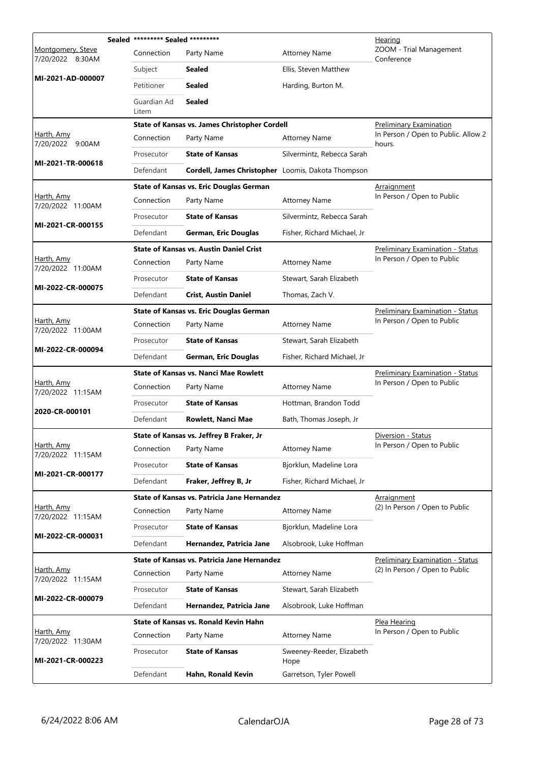| Judge / Date / Case | Case Title | Connection | Party Name | Attorney Name | Hearing |
|---|---|---|---|---|---|
| Montgomery, Steve<br>7/20/2022 8:30AM<br>**MI-2021-AD-000007** | **Sealed** ********* Sealed ********* | Connection | Party Name | Attorney Name | Hearing<br>ZOOM - Trial Management Conference |
| | | Subject | **Sealed** | Ellis, Steven Matthew | |
| | | Petitioner | **Sealed** | Harding, Burton M. | |
| | | Guardian Ad Litem | **Sealed** | | |
| Harth, Amy<br>7/20/2022 9:00AM<br>**MI-2021-TR-000618** | **State of Kansas vs. James Christopher Cordell** | Connection | Party Name | Attorney Name | Preliminary Examination<br>In Person / Open to Public. Allow 2 hours. |
| | | Prosecutor | **State of Kansas** | Silvermintz, Rebecca Sarah | |
| | | Defendant | **Cordell, James Christopher** | Loomis, Dakota Thompson | |
| Harth, Amy<br>7/20/2022 11:00AM<br>**MI-2021-CR-000155** | **State of Kansas vs. Eric Douglas German** | Connection | Party Name | Attorney Name | Arraignment<br>In Person / Open to Public |
| | | Prosecutor | **State of Kansas** | Silvermintz, Rebecca Sarah | |
| | | Defendant | **German, Eric Douglas** | Fisher, Richard Michael, Jr | |
| Harth, Amy<br>7/20/2022 11:00AM<br>**MI-2022-CR-000075** | **State of Kansas vs. Austin Daniel Crist** | Connection | Party Name | Attorney Name | Preliminary Examination - Status<br>In Person / Open to Public |
| | | Prosecutor | **State of Kansas** | Stewart, Sarah Elizabeth | |
| | | Defendant | **Crist, Austin Daniel** | Thomas, Zach V. | |
| Harth, Amy<br>7/20/2022 11:00AM<br>**MI-2022-CR-000094** | **State of Kansas vs. Eric Douglas German** | Connection | Party Name | Attorney Name | Preliminary Examination - Status<br>In Person / Open to Public |
| | | Prosecutor | **State of Kansas** | Stewart, Sarah Elizabeth | |
| | | Defendant | **German, Eric Douglas** | Fisher, Richard Michael, Jr | |
| Harth, Amy<br>7/20/2022 11:15AM<br>**2020-CR-000101** | **State of Kansas vs. Nanci Mae Rowlett** | Connection | Party Name | Attorney Name | Preliminary Examination - Status<br>In Person / Open to Public |
| | | Prosecutor | **State of Kansas** | Hottman, Brandon Todd | |
| | | Defendant | **Rowlett, Nanci Mae** | Bath, Thomas Joseph, Jr | |
| Harth, Amy<br>7/20/2022 11:15AM<br>**MI-2021-CR-000177** | **State of Kansas vs. Jeffrey B Fraker, Jr** | Connection | Party Name | Attorney Name | Diversion - Status<br>In Person / Open to Public |
| | | Prosecutor | **State of Kansas** | Bjorklun, Madeline Lora | |
| | | Defendant | **Fraker, Jeffrey B, Jr** | Fisher, Richard Michael, Jr | |
| Harth, Amy<br>7/20/2022 11:15AM<br>**MI-2022-CR-000031** | **State of Kansas vs. Patricia Jane Hernandez** | Connection | Party Name | Attorney Name | Arraignment<br>(2) In Person / Open to Public |
| | | Prosecutor | **State of Kansas** | Bjorklun, Madeline Lora | |
| | | Defendant | **Hernandez, Patricia Jane** | Alsobrook, Luke Hoffman | |
| Harth, Amy<br>7/20/2022 11:15AM<br>**MI-2022-CR-000079** | **State of Kansas vs. Patricia Jane Hernandez** | Connection | Party Name | Attorney Name | Preliminary Examination - Status<br>(2) In Person / Open to Public |
| | | Prosecutor | **State of Kansas** | Stewart, Sarah Elizabeth | |
| | | Defendant | **Hernandez, Patricia Jane** | Alsobrook, Luke Hoffman | |
| Harth, Amy<br>7/20/2022 11:30AM<br>**MI-2021-CR-000223** | **State of Kansas vs. Ronald Kevin Hahn** | Connection | Party Name | Attorney Name | Plea Hearing<br>In Person / Open to Public |
| | | Prosecutor | **State of Kansas** | Sweeney-Reeder, Elizabeth Hope | |
| | | Defendant | **Hahn, Ronald Kevin** | Garretson, Tyler Powell | |

6/24/2022 8:06 AM CalendarOJA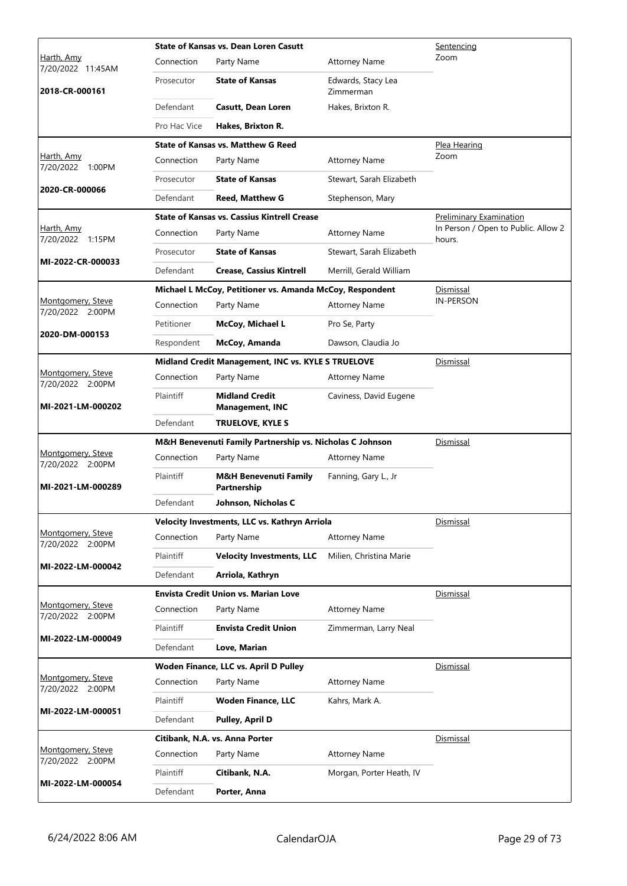| Judge / Date / Case | Case Title | Connection | Party Name | Attorney Name | Hearing Type / Location |
|---|---|---|---|---|---|
| Harth, Amy<br>7/20/2022 11:45AM<br>**2018-CR-000161** | **State of Kansas vs. Dean Loren Casutt** | Prosecutor | **State of Kansas** | Edwards, Stacy Lea Zimmerman | Sentencing<br>Zoom |
| | | Defendant | **Casutt, Dean Loren** | Hakes, Brixton R. | |
| | | Pro Hac Vice | **Hakes, Brixton R.** | | |
| Harth, Amy<br>7/20/2022 1:00PM<br>**2020-CR-000066** | **State of Kansas vs. Matthew G Reed** | Prosecutor | **State of Kansas** | Stewart, Sarah Elizabeth | Plea Hearing<br>Zoom |
| | | Defendant | **Reed, Matthew G** | Stephenson, Mary | |
| Harth, Amy<br>7/20/2022 1:15PM<br>**MI-2022-CR-000033** | **State of Kansas vs. Cassius Kintrell Crease** | Prosecutor | **State of Kansas** | Stewart, Sarah Elizabeth | Preliminary Examination<br>In Person / Open to Public. Allow 2 hours. |
| | | Defendant | **Crease, Cassius Kintrell** | Merrill, Gerald William | |
| Montgomery, Steve<br>7/20/2022 2:00PM<br>**2020-DM-000153** | **Michael L McCoy, Petitioner vs. Amanda McCoy, Respondent** | Petitioner | **McCoy, Michael L** | Pro Se, Party | Dismissal<br>IN-PERSON |
| | | Respondent | **McCoy, Amanda** | Dawson, Claudia Jo | |
| Montgomery, Steve<br>7/20/2022 2:00PM<br>**MI-2021-LM-000202** | **Midland Credit Management, INC vs. KYLE S TRUELOVE** | Plaintiff | **Midland Credit Management, INC** | Caviness, David Eugene | Dismissal |
| | | Defendant | **TRUELOVE, KYLE S** | | |
| Montgomery, Steve<br>7/20/2022 2:00PM<br>**MI-2021-LM-000289** | **M&H Benevenuti Family Partnership vs. Nicholas C Johnson** | Plaintiff | **M&H Benevenuti Family Partnership** | Fanning, Gary L., Jr | Dismissal |
| | | Defendant | **Johnson, Nicholas C** | | |
| Montgomery, Steve<br>7/20/2022 2:00PM<br>**MI-2022-LM-000042** | **Velocity Investments, LLC vs. Kathryn Arriola** | Plaintiff | **Velocity Investments, LLC** | Milien, Christina Marie | Dismissal |
| | | Defendant | **Arriola, Kathryn** | | |
| Montgomery, Steve<br>7/20/2022 2:00PM<br>**MI-2022-LM-000049** | **Envista Credit Union vs. Marian Love** | Plaintiff | **Envista Credit Union** | Zimmerman, Larry Neal | Dismissal |
| | | Defendant | **Love, Marian** | | |
| Montgomery, Steve<br>7/20/2022 2:00PM<br>**MI-2022-LM-000051** | **Woden Finance, LLC vs. April D Pulley** | Plaintiff | **Woden Finance, LLC** | Kahrs, Mark A. | Dismissal |
| | | Defendant | **Pulley, April D** | | |
| Montgomery, Steve<br>7/20/2022 2:00PM<br>**MI-2022-LM-000054** | **Citibank, N.A. vs. Anna Porter** | Plaintiff | **Citibank, N.A.** | Morgan, Porter Heath, IV | Dismissal |
| | | Defendant | **Porter, Anna** | | |

6/24/2022 8:06 AM CalendarOJA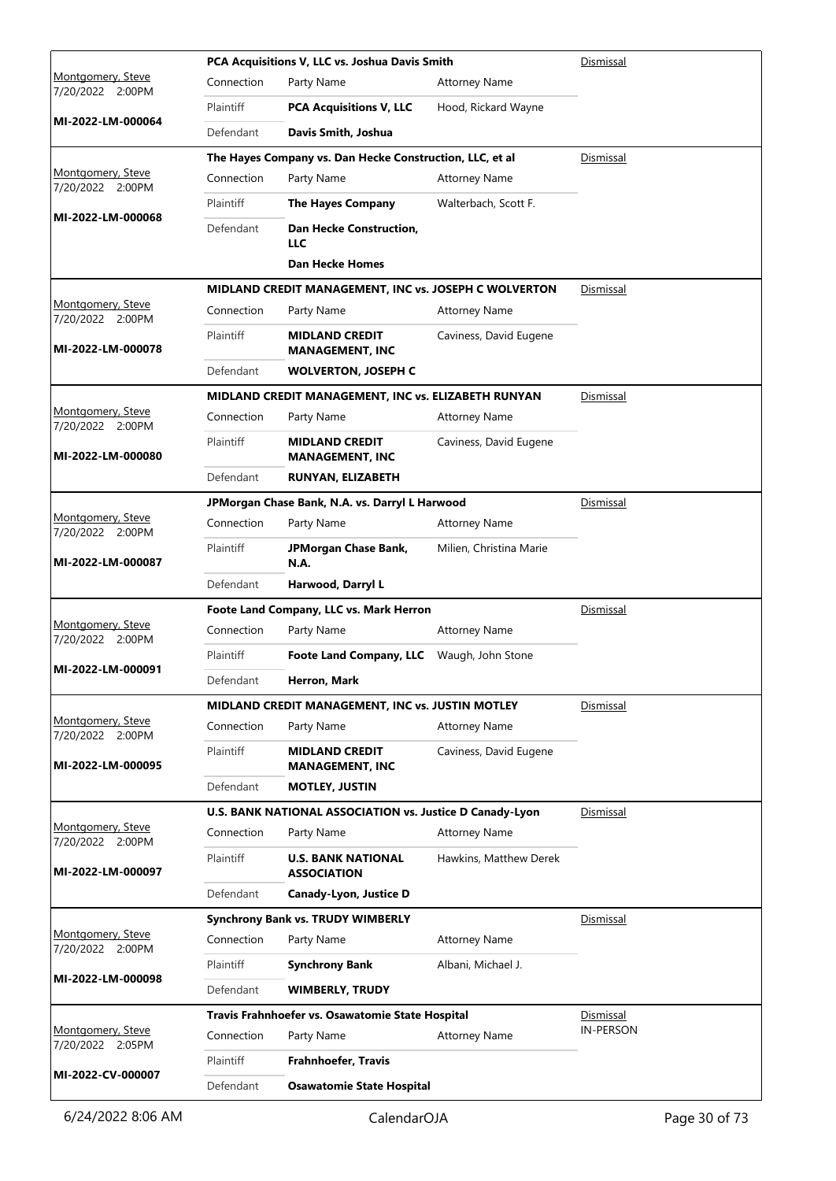| Judge / Date / Case No. | Case | | | Result |
|---|---|---|---|---|
| Montgomery, Steve<br>7/20/2022 2:00PM<br>**MI-2022-LM-000064** | **PCA Acquisitions V, LLC vs. Joshua Davis Smith** | | | Dismissal |
| | Connection | Party Name | Attorney Name | |
| | Plaintiff | **PCA Acquisitions V, LLC** | Hood, Rickard Wayne | |
| | Defendant | **Davis Smith, Joshua** | | |
| Montgomery, Steve<br>7/20/2022 2:00PM<br>**MI-2022-LM-000068** | **The Hayes Company vs. Dan Hecke Construction, LLC, et al** | | | Dismissal |
| | Connection | Party Name | Attorney Name | |
| | Plaintiff | **The Hayes Company** | Walterbach, Scott F. | |
| | Defendant | **Dan Hecke Construction, LLC** | | |
| | | **Dan Hecke Homes** | | |
| Montgomery, Steve<br>7/20/2022 2:00PM<br>**MI-2022-LM-000078** | **MIDLAND CREDIT MANAGEMENT, INC vs. JOSEPH C WOLVERTON** | | | Dismissal |
| | Connection | Party Name | Attorney Name | |
| | Plaintiff | **MIDLAND CREDIT MANAGEMENT, INC** | Caviness, David Eugene | |
| | Defendant | **WOLVERTON, JOSEPH C** | | |
| Montgomery, Steve<br>7/20/2022 2:00PM<br>**MI-2022-LM-000080** | **MIDLAND CREDIT MANAGEMENT, INC vs. ELIZABETH RUNYAN** | | | Dismissal |
| | Connection | Party Name | Attorney Name | |
| | Plaintiff | **MIDLAND CREDIT MANAGEMENT, INC** | Caviness, David Eugene | |
| | Defendant | **RUNYAN, ELIZABETH** | | |
| Montgomery, Steve<br>7/20/2022 2:00PM<br>**MI-2022-LM-000087** | **JPMorgan Chase Bank, N.A. vs. Darryl L Harwood** | | | Dismissal |
| | Connection | Party Name | Attorney Name | |
| | Plaintiff | **JPMorgan Chase Bank, N.A.** | Milien, Christina Marie | |
| | Defendant | **Harwood, Darryl L** | | |
| Montgomery, Steve<br>7/20/2022 2:00PM<br>**MI-2022-LM-000091** | **Foote Land Company, LLC vs. Mark Herron** | | | Dismissal |
| | Connection | Party Name | Attorney Name | |
| | Plaintiff | **Foote Land Company, LLC** | Waugh, John Stone | |
| | Defendant | **Herron, Mark** | | |
| Montgomery, Steve<br>7/20/2022 2:00PM<br>**MI-2022-LM-000095** | **MIDLAND CREDIT MANAGEMENT, INC vs. JUSTIN MOTLEY** | | | Dismissal |
| | Connection | Party Name | Attorney Name | |
| | Plaintiff | **MIDLAND CREDIT MANAGEMENT, INC** | Caviness, David Eugene | |
| | Defendant | **MOTLEY, JUSTIN** | | |
| Montgomery, Steve<br>7/20/2022 2:00PM<br>**MI-2022-LM-000097** | **U.S. BANK NATIONAL ASSOCIATION vs. Justice D Canady-Lyon** | | | Dismissal |
| | Connection | Party Name | Attorney Name | |
| | Plaintiff | **U.S. BANK NATIONAL ASSOCIATION** | Hawkins, Matthew Derek | |
| | Defendant | **Canady-Lyon, Justice D** | | |
| Montgomery, Steve<br>7/20/2022 2:00PM<br>**MI-2022-LM-000098** | **Synchrony Bank vs. TRUDY WIMBERLY** | | | Dismissal |
| | Connection | Party Name | Attorney Name | |
| | Plaintiff | **Synchrony Bank** | Albani, Michael J. | |
| | Defendant | **WIMBERLY, TRUDY** | | |
| Montgomery, Steve<br>7/20/2022 2:05PM<br>**MI-2022-CV-000007** | **Travis Frahnhoefer vs. Osawatomie State Hospital** | | | Dismissal<br>IN-PERSON |
| | Connection | Party Name | Attorney Name | |
| | Plaintiff | **Frahnhoefer, Travis** | | |
| | Defendant | **Osawatomie State Hospital** | | |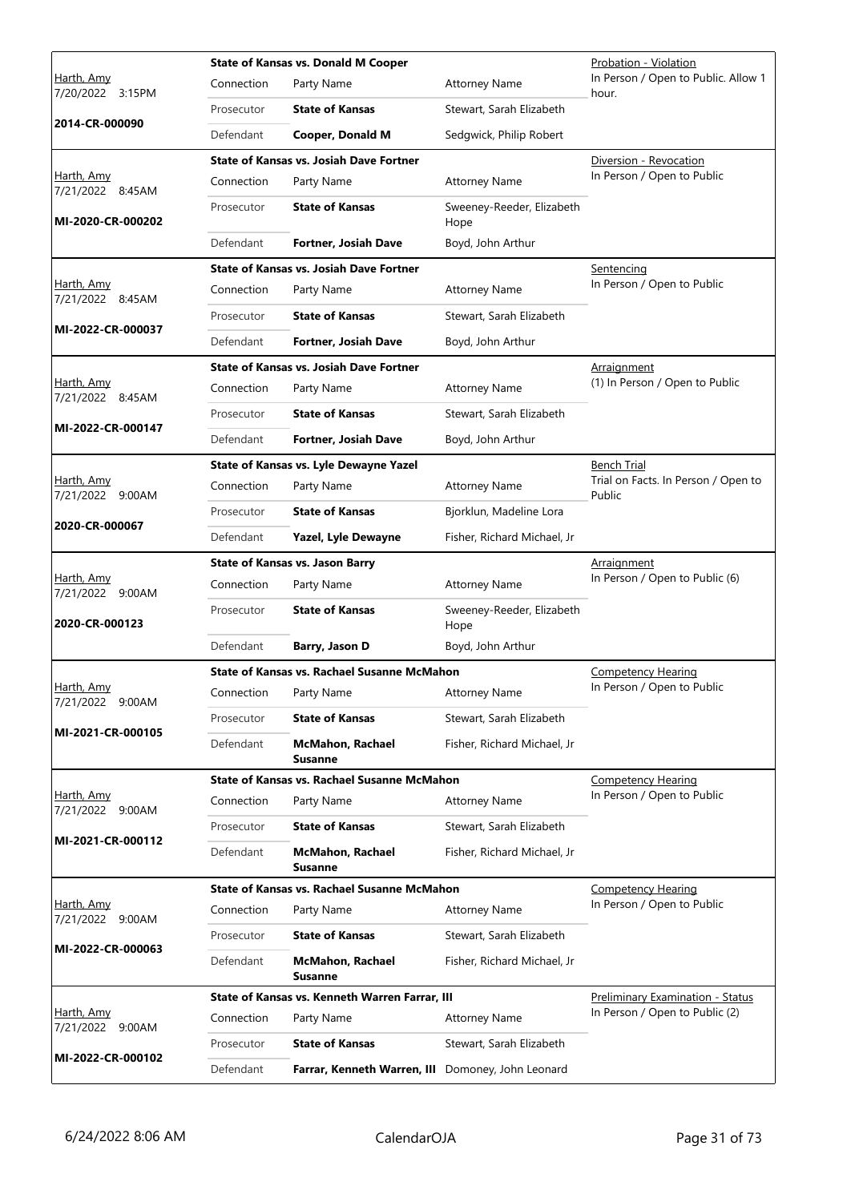| Judge / Date / Case | Case Title | Connection | Party Name | Attorney Name | Hearing |
| --- | --- | --- | --- | --- | --- |
| Harth, Amy 7/20/2022 3:15PM 2014-CR-000090 | State of Kansas vs. Donald M Cooper | Prosecutor | **State of Kansas** | Stewart, Sarah Elizabeth | Probation - Violation In Person / Open to Public. Allow 1 hour. |
| | | Defendant | **Cooper, Donald M** | Sedgwick, Philip Robert | |
| Harth, Amy 7/21/2022 8:45AM MI-2020-CR-000202 | State of Kansas vs. Josiah Dave Fortner | Prosecutor | **State of Kansas** | Sweeney-Reeder, Elizabeth Hope | Diversion - Revocation In Person / Open to Public |
| | | Defendant | **Fortner, Josiah Dave** | Boyd, John Arthur | |
| Harth, Amy 7/21/2022 8:45AM MI-2022-CR-000037 | State of Kansas vs. Josiah Dave Fortner | Prosecutor | **State of Kansas** | Stewart, Sarah Elizabeth | Sentencing In Person / Open to Public |
| | | Defendant | **Fortner, Josiah Dave** | Boyd, John Arthur | |
| Harth, Amy 7/21/2022 8:45AM MI-2022-CR-000147 | State of Kansas vs. Josiah Dave Fortner | Prosecutor | **State of Kansas** | Stewart, Sarah Elizabeth | Arraignment (1) In Person / Open to Public |
| | | Defendant | **Fortner, Josiah Dave** | Boyd, John Arthur | |
| Harth, Amy 7/21/2022 9:00AM 2020-CR-000067 | State of Kansas vs. Lyle Dewayne Yazel | Prosecutor | **State of Kansas** | Bjorklun, Madeline Lora | Bench Trial Trial on Facts. In Person / Open to Public |
| | | Defendant | **Yazel, Lyle Dewayne** | Fisher, Richard Michael, Jr | |
| Harth, Amy 7/21/2022 9:00AM 2020-CR-000123 | State of Kansas vs. Jason Barry | Prosecutor | **State of Kansas** | Sweeney-Reeder, Elizabeth Hope | Arraignment In Person / Open to Public (6) |
| | | Defendant | **Barry, Jason D** | Boyd, John Arthur | |
| Harth, Amy 7/21/2022 9:00AM MI-2021-CR-000105 | State of Kansas vs. Rachael Susanne McMahon | Prosecutor | **State of Kansas** | Stewart, Sarah Elizabeth | Competency Hearing In Person / Open to Public |
| | | Defendant | **McMahon, Rachael Susanne** | Fisher, Richard Michael, Jr | |
| Harth, Amy 7/21/2022 9:00AM MI-2021-CR-000112 | State of Kansas vs. Rachael Susanne McMahon | Prosecutor | **State of Kansas** | Stewart, Sarah Elizabeth | Competency Hearing In Person / Open to Public |
| | | Defendant | **McMahon, Rachael Susanne** | Fisher, Richard Michael, Jr | |
| Harth, Amy 7/21/2022 9:00AM MI-2022-CR-000063 | State of Kansas vs. Rachael Susanne McMahon | Prosecutor | **State of Kansas** | Stewart, Sarah Elizabeth | Competency Hearing In Person / Open to Public |
| | | Defendant | **McMahon, Rachael Susanne** | Fisher, Richard Michael, Jr | |
| Harth, Amy 7/21/2022 9:00AM MI-2022-CR-000102 | State of Kansas vs. Kenneth Warren Farrar, III | Prosecutor | **State of Kansas** | Stewart, Sarah Elizabeth | Preliminary Examination - Status In Person / Open to Public (2) |
| | | Defendant | **Farrar, Kenneth Warren, III** | Domoney, John Leonard | |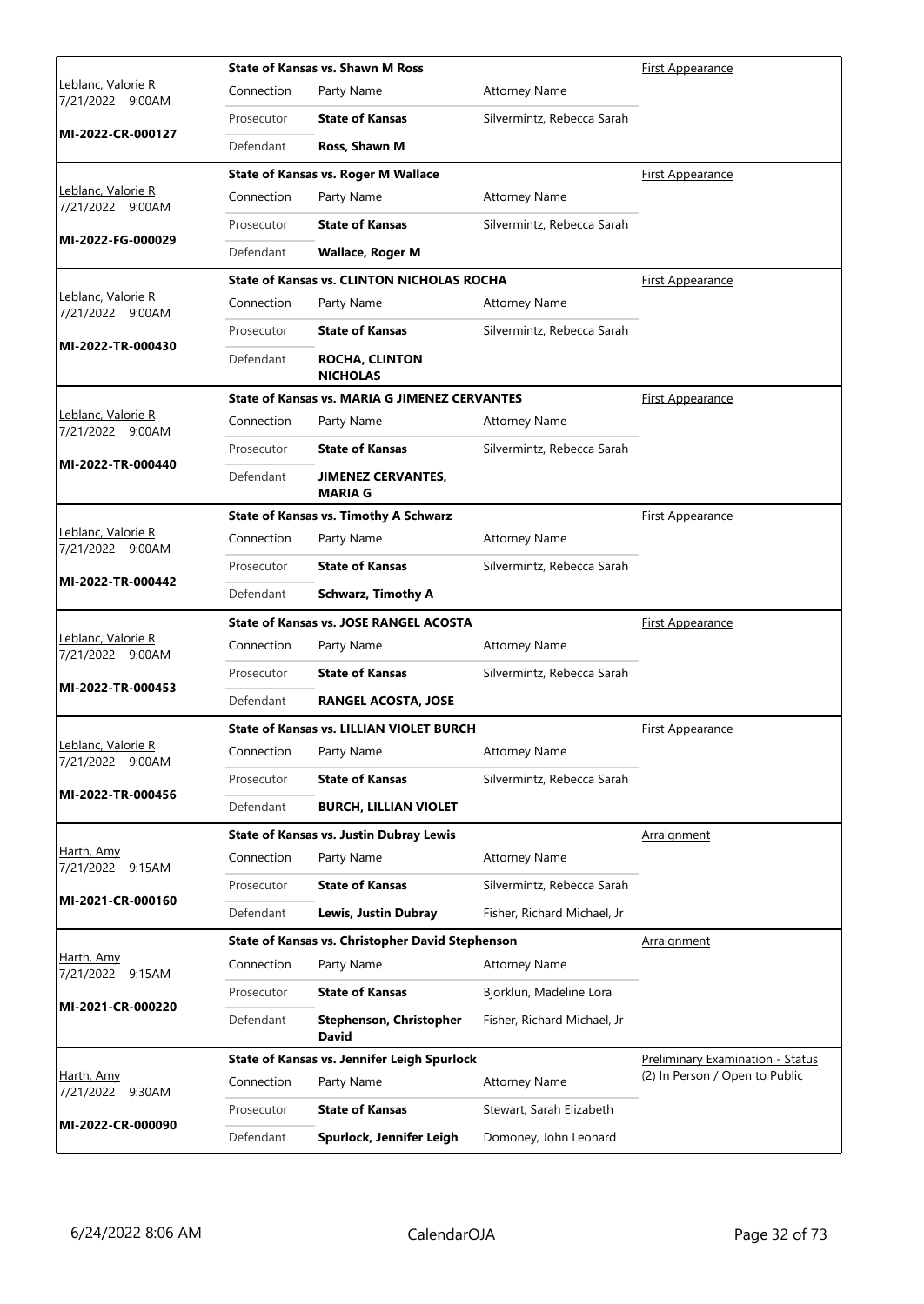| Judge / Date / Case | Case Title | Connection | Party Name | Attorney Name | Hearing Type |
|---|---|---|---|---|---|
| Leblanc, Valorie R 7/21/2022 9:00AM MI-2022-CR-000127 | State of Kansas vs. Shawn M Ross | Prosecutor | **State of Kansas** | Silvermintz, Rebecca Sarah | First Appearance |
| | | Defendant | **Ross, Shawn M** | | |
| Leblanc, Valorie R 7/21/2022 9:00AM MI-2022-FG-000029 | State of Kansas vs. Roger M Wallace | Prosecutor | **State of Kansas** | Silvermintz, Rebecca Sarah | First Appearance |
| | | Defendant | **Wallace, Roger M** | | |
| Leblanc, Valorie R 7/21/2022 9:00AM MI-2022-TR-000430 | State of Kansas vs. CLINTON NICHOLAS ROCHA | Prosecutor | **State of Kansas** | Silvermintz, Rebecca Sarah | First Appearance |
| | | Defendant | **ROCHA, CLINTON NICHOLAS** | | |
| Leblanc, Valorie R 7/21/2022 9:00AM MI-2022-TR-000440 | State of Kansas vs. MARIA G JIMENEZ CERVANTES | Prosecutor | **State of Kansas** | Silvermintz, Rebecca Sarah | First Appearance |
| | | Defendant | **JIMENEZ CERVANTES, MARIA G** | | |
| Leblanc, Valorie R 7/21/2022 9:00AM MI-2022-TR-000442 | State of Kansas vs. Timothy A Schwarz | Prosecutor | **State of Kansas** | Silvermintz, Rebecca Sarah | First Appearance |
| | | Defendant | **Schwarz, Timothy A** | | |
| Leblanc, Valorie R 7/21/2022 9:00AM MI-2022-TR-000453 | State of Kansas vs. JOSE RANGEL ACOSTA | Prosecutor | **State of Kansas** | Silvermintz, Rebecca Sarah | First Appearance |
| | | Defendant | **RANGEL ACOSTA, JOSE** | | |
| Leblanc, Valorie R 7/21/2022 9:00AM MI-2022-TR-000456 | State of Kansas vs. LILLIAN VIOLET BURCH | Prosecutor | **State of Kansas** | Silvermintz, Rebecca Sarah | First Appearance |
| | | Defendant | **BURCH, LILLIAN VIOLET** | | |
| Harth, Amy 7/21/2022 9:15AM MI-2021-CR-000160 | State of Kansas vs. Justin Dubray Lewis | Prosecutor | **State of Kansas** | Silvermintz, Rebecca Sarah | Arraignment |
| | | Defendant | **Lewis, Justin Dubray** | Fisher, Richard Michael, Jr | |
| Harth, Amy 7/21/2022 9:15AM MI-2021-CR-000220 | State of Kansas vs. Christopher David Stephenson | Prosecutor | **State of Kansas** | Bjorklun, Madeline Lora | Arraignment |
| | | Defendant | **Stephenson, Christopher David** | Fisher, Richard Michael, Jr | |
| Harth, Amy 7/21/2022 9:30AM MI-2022-CR-000090 | State of Kansas vs. Jennifer Leigh Spurlock | Prosecutor | **State of Kansas** | Stewart, Sarah Elizabeth | Preliminary Examination - Status (2) In Person / Open to Public |
| | | Defendant | **Spurlock, Jennifer Leigh** | Domoney, John Leonard | |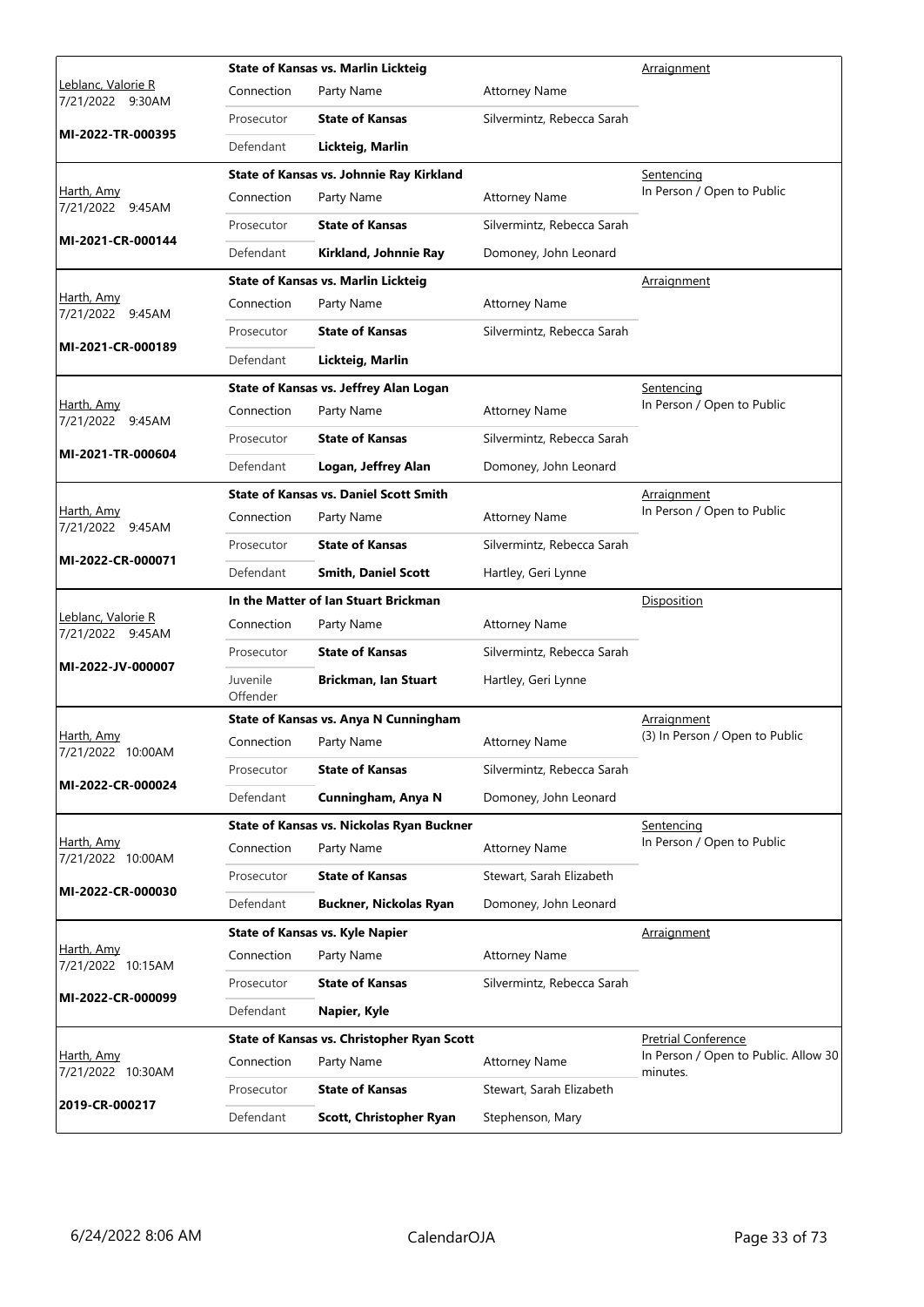| Judge / Date / Case | Case Title | Connection | Party Name | Attorney Name | Hearing |
|---|---|---|---|---|---|
| Leblanc, Valorie R<br>7/21/2022 9:30AM<br>**MI-2022-TR-000395** | **State of Kansas vs. Marlin Lickteig** | Connection<br>Prosecutor<br>Defendant | Party Name<br>**State of Kansas**<br>**Lickteig, Marlin** | Attorney Name<br>Silvermintz, Rebecca Sarah | Arraignment |
| Harth, Amy<br>7/21/2022 9:45AM<br>**MI-2021-CR-000144** | **State of Kansas vs. Johnnie Ray Kirkland** | Connection<br>Prosecutor<br>Defendant | Party Name<br>**State of Kansas**<br>**Kirkland, Johnnie Ray** | Attorney Name<br>Silvermintz, Rebecca Sarah<br>Domoney, John Leonard | Sentencing<br>In Person / Open to Public |
| Harth, Amy<br>7/21/2022 9:45AM<br>**MI-2021-CR-000189** | **State of Kansas vs. Marlin Lickteig** | Connection<br>Prosecutor<br>Defendant | Party Name<br>**State of Kansas**<br>**Lickteig, Marlin** | Attorney Name<br>Silvermintz, Rebecca Sarah | Arraignment |
| Harth, Amy<br>7/21/2022 9:45AM<br>**MI-2021-TR-000604** | **State of Kansas vs. Jeffrey Alan Logan** | Connection<br>Prosecutor<br>Defendant | Party Name<br>**State of Kansas**<br>**Logan, Jeffrey Alan** | Attorney Name<br>Silvermintz, Rebecca Sarah<br>Domoney, John Leonard | Sentencing<br>In Person / Open to Public |
| Harth, Amy<br>7/21/2022 9:45AM<br>**MI-2022-CR-000071** | **State of Kansas vs. Daniel Scott Smith** | Connection<br>Prosecutor<br>Defendant | Party Name<br>**State of Kansas**<br>**Smith, Daniel Scott** | Attorney Name<br>Silvermintz, Rebecca Sarah<br>Hartley, Geri Lynne | Arraignment<br>In Person / Open to Public |
| Leblanc, Valorie R<br>7/21/2022 9:45AM<br>**MI-2022-JV-000007** | **In the Matter of Ian Stuart Brickman** | Connection<br>Prosecutor<br>Juvenile Offender | Party Name<br>**State of Kansas**<br>**Brickman, Ian Stuart** | Attorney Name<br>Silvermintz, Rebecca Sarah<br>Hartley, Geri Lynne | Disposition |
| Harth, Amy<br>7/21/2022 10:00AM<br>**MI-2022-CR-000024** | **State of Kansas vs. Anya N Cunningham** | Connection<br>Prosecutor<br>Defendant | Party Name<br>**State of Kansas**<br>**Cunningham, Anya N** | Attorney Name<br>Silvermintz, Rebecca Sarah<br>Domoney, John Leonard | Arraignment<br>(3) In Person / Open to Public |
| Harth, Amy<br>7/21/2022 10:00AM<br>**MI-2022-CR-000030** | **State of Kansas vs. Nickolas Ryan Buckner** | Connection<br>Prosecutor<br>Defendant | Party Name<br>**State of Kansas**<br>**Buckner, Nickolas Ryan** | Attorney Name<br>Stewart, Sarah Elizabeth<br>Domoney, John Leonard | Sentencing<br>In Person / Open to Public |
| Harth, Amy<br>7/21/2022 10:15AM<br>**MI-2022-CR-000099** | **State of Kansas vs. Kyle Napier** | Connection<br>Prosecutor<br>Defendant | Party Name<br>**State of Kansas**<br>**Napier, Kyle** | Attorney Name<br>Silvermintz, Rebecca Sarah | Arraignment |
| Harth, Amy<br>7/21/2022 10:30AM<br>**2019-CR-000217** | **State of Kansas vs. Christopher Ryan Scott** | Connection<br>Prosecutor<br>Defendant | Party Name<br>**State of Kansas**<br>**Scott, Christopher Ryan** | Attorney Name<br>Stewart, Sarah Elizabeth<br>Stephenson, Mary | Pretrial Conference<br>In Person / Open to Public. Allow 30 minutes. |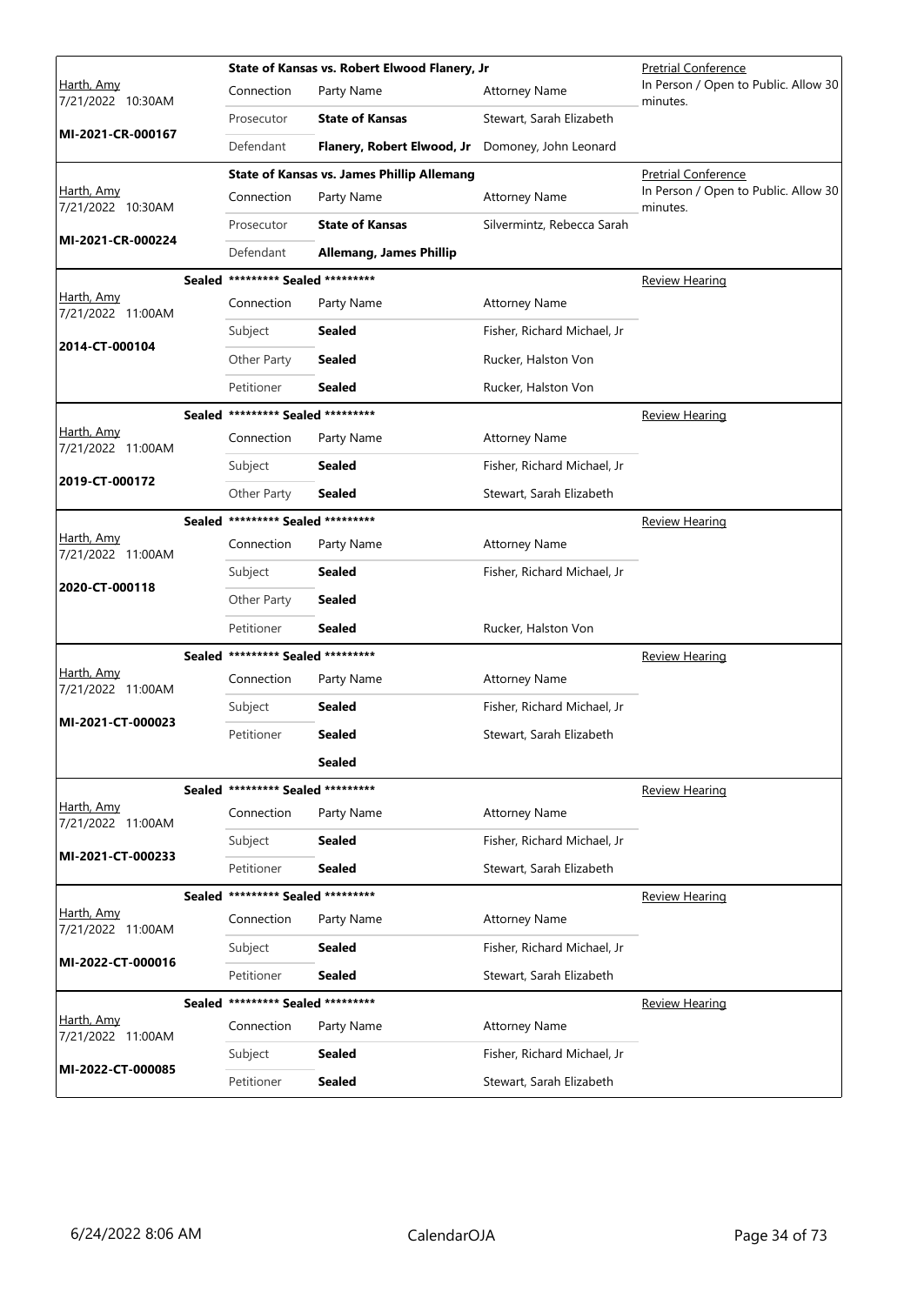| Judge / Date / Case | Case Title / Connection | Party Name | Attorney Name | Hearing |
|---|---|---|---|---|
| Harth, Amy<br>7/21/2022 10:30AM<br>**MI-2021-CR-000167** | **State of Kansas vs. Robert Elwood Flanery, Jr** | | | Pretrial Conference<br>In Person / Open to Public. Allow 30 minutes. |
| | Connection | Party Name | Attorney Name | |
| | Prosecutor | **State of Kansas** | Stewart, Sarah Elizabeth | |
| | Defendant | **Flanery, Robert Elwood, Jr** | Domoney, John Leonard | |
| Harth, Amy<br>7/21/2022 10:30AM<br>**MI-2021-CR-000224** | **State of Kansas vs. James Phillip Allemang** | | | Pretrial Conference<br>In Person / Open to Public. Allow 30 minutes. |
| | Connection | Party Name | Attorney Name | |
| | Prosecutor | **State of Kansas** | Silvermintz, Rebecca Sarah | |
| | Defendant | **Allemang, James Phillip** | | |
| Harth, Amy<br>7/21/2022 11:00AM<br>**2014-CT-000104** | **Sealed** ********* **Sealed** ********* | | | Review Hearing |
| | Connection | Party Name | Attorney Name | |
| | Subject | **Sealed** | Fisher, Richard Michael, Jr | |
| | Other Party | **Sealed** | Rucker, Halston Von | |
| | Petitioner | **Sealed** | Rucker, Halston Von | |
| Harth, Amy<br>7/21/2022 11:00AM<br>**2019-CT-000172** | **Sealed** ********* **Sealed** ********* | | | Review Hearing |
| | Connection | Party Name | Attorney Name | |
| | Subject | **Sealed** | Fisher, Richard Michael, Jr | |
| | Other Party | **Sealed** | Stewart, Sarah Elizabeth | |
| Harth, Amy<br>7/21/2022 11:00AM<br>**2020-CT-000118** | **Sealed** ********* **Sealed** ********* | | | Review Hearing |
| | Connection | Party Name | Attorney Name | |
| | Subject | **Sealed** | Fisher, Richard Michael, Jr | |
| | Other Party | **Sealed** | | |
| | Petitioner | **Sealed** | Rucker, Halston Von | |
| Harth, Amy<br>7/21/2022 11:00AM<br>**MI-2021-CT-000023** | **Sealed** ********* **Sealed** ********* | | | Review Hearing |
| | Connection | Party Name | Attorney Name | |
| | Subject | **Sealed** | Fisher, Richard Michael, Jr | |
| | Petitioner | **Sealed** | Stewart, Sarah Elizabeth | |
| | | **Sealed** | | |
| Harth, Amy<br>7/21/2022 11:00AM<br>**MI-2021-CT-000233** | **Sealed** ********* **Sealed** ********* | | | Review Hearing |
| | Connection | Party Name | Attorney Name | |
| | Subject | **Sealed** | Fisher, Richard Michael, Jr | |
| | Petitioner | **Sealed** | Stewart, Sarah Elizabeth | |
| Harth, Amy<br>7/21/2022 11:00AM<br>**MI-2022-CT-000016** | **Sealed** ********* **Sealed** ********* | | | Review Hearing |
| | Connection | Party Name | Attorney Name | |
| | Subject | **Sealed** | Fisher, Richard Michael, Jr | |
| | Petitioner | **Sealed** | Stewart, Sarah Elizabeth | |
| Harth, Amy<br>7/21/2022 11:00AM<br>**MI-2022-CT-000085** | **Sealed** ********* **Sealed** ********* | | | Review Hearing |
| | Connection | Party Name | Attorney Name | |
| | Subject | **Sealed** | Fisher, Richard Michael, Jr | |
| | Petitioner | **Sealed** | Stewart, Sarah Elizabeth | |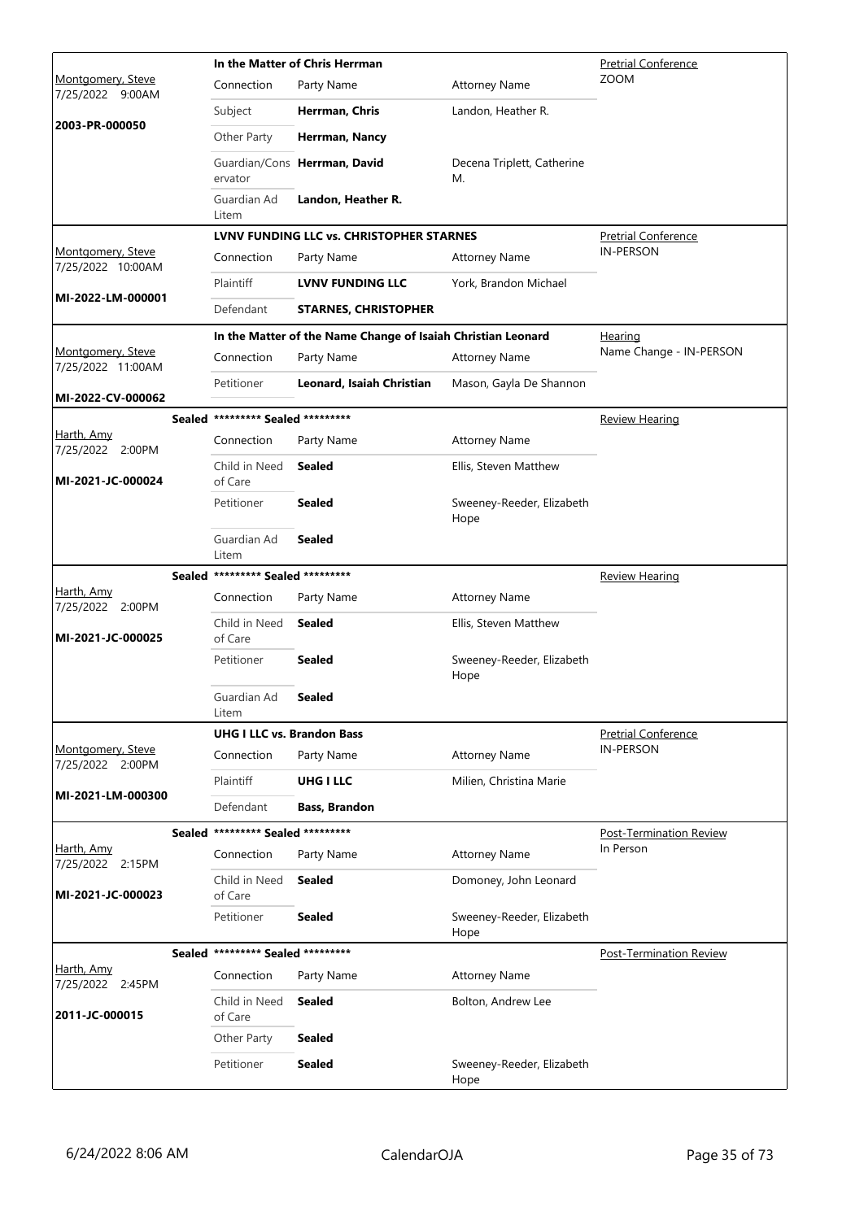| Judge / Date / Case | Case Title | Connection | Party Name | Attorney Name | Hearing Type |
|---|---|---|---|---|---|
| Montgomery, Steve 7/25/2022 9:00AM **2003-PR-000050** | **In the Matter of Chris Herrman** | Connection | Party Name | Attorney Name | Pretrial Conference ZOOM |
| | | Subject | **Herrman, Chris** | Landon, Heather R. | |
| | | Other Party | **Herrman, Nancy** | | |
| | | Guardian/Conservator | **Herrman, David** | Decena Triplett, Catherine M. | |
| | | Guardian Ad Litem | **Landon, Heather R.** | | |
| Montgomery, Steve 7/25/2022 10:00AM **MI-2022-LM-000001** | **LVNV FUNDING LLC vs. CHRISTOPHER STARNES** | Connection | Party Name | Attorney Name | Pretrial Conference IN-PERSON |
| | | Plaintiff | **LVNV FUNDING LLC** | York, Brandon Michael | |
| | | Defendant | **STARNES, CHRISTOPHER** | | |
| Montgomery, Steve 7/25/2022 11:00AM **MI-2022-CV-000062** | **In the Matter of the Name Change of Isaiah Christian Leonard** | Connection | Party Name | Attorney Name | Hearing Name Change - IN-PERSON |
| | | Petitioner | **Leonard, Isaiah Christian** | Mason, Gayla De Shannon | |
| Sealed Harth, Amy 7/25/2022 2:00PM **MI-2021-JC-000024** | **\*\*\*\*\*\*\*\*\* Sealed \*\*\*\*\*\*\*\*\*** | Connection | Party Name | Attorney Name | Review Hearing |
| | | Child in Need of Care | **Sealed** | Ellis, Steven Matthew | |
| | | Petitioner | **Sealed** | Sweeney-Reeder, Elizabeth Hope | |
| | | Guardian Ad Litem | **Sealed** | | |
| Sealed Harth, Amy 7/25/2022 2:00PM **MI-2021-JC-000025** | **\*\*\*\*\*\*\*\*\* Sealed \*\*\*\*\*\*\*\*\*** | Connection | Party Name | Attorney Name | Review Hearing |
| | | Child in Need of Care | **Sealed** | Ellis, Steven Matthew | |
| | | Petitioner | **Sealed** | Sweeney-Reeder, Elizabeth Hope | |
| | | Guardian Ad Litem | **Sealed** | | |
| Montgomery, Steve 7/25/2022 2:00PM **MI-2021-LM-000300** | **UHG I LLC vs. Brandon Bass** | Connection | Party Name | Attorney Name | Pretrial Conference IN-PERSON |
| | | Plaintiff | **UHG I LLC** | Milien, Christina Marie | |
| | | Defendant | **Bass, Brandon** | | |
| Sealed Harth, Amy 7/25/2022 2:15PM **MI-2021-JC-000023** | **\*\*\*\*\*\*\*\*\* Sealed \*\*\*\*\*\*\*\*\*** | Connection | Party Name | Attorney Name | Post-Termination Review In Person |
| | | Child in Need of Care | **Sealed** | Domoney, John Leonard | |
| | | Petitioner | **Sealed** | Sweeney-Reeder, Elizabeth Hope | |
| Sealed Harth, Amy 7/25/2022 2:45PM **2011-JC-000015** | **\*\*\*\*\*\*\*\*\* Sealed \*\*\*\*\*\*\*\*\*** | Connection | Party Name | Attorney Name | Post-Termination Review |
| | | Child in Need of Care | **Sealed** | Bolton, Andrew Lee | |
| | | Other Party | **Sealed** | | |
| | | Petitioner | **Sealed** | Sweeney-Reeder, Elizabeth Hope | |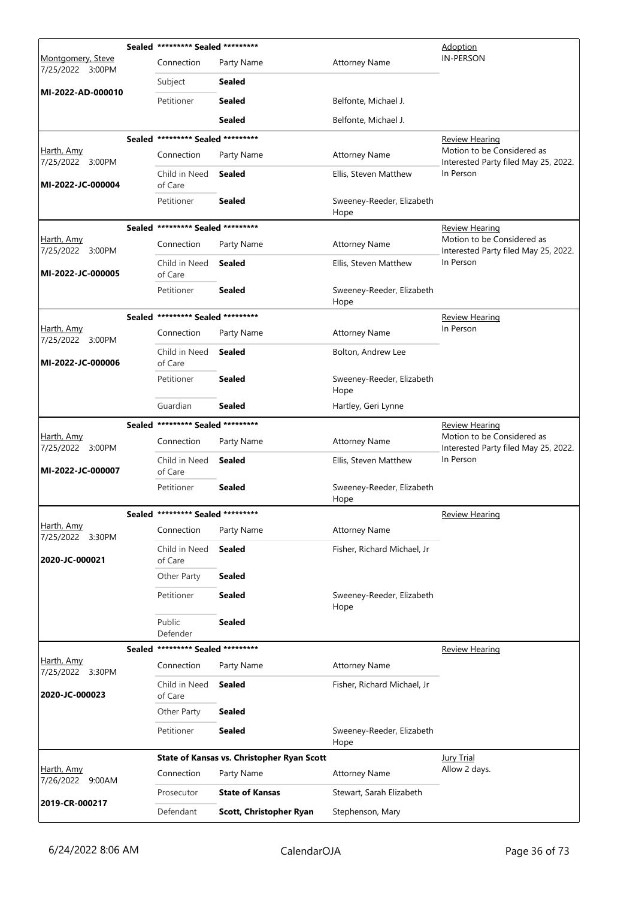| Judge / Date / Case | Case Title | | | Hearing |
|---|---|---|---|---|
| Montgomery, Steve<br>7/25/2022 3:00PM<br>**MI-2022-AD-000010** | **Sealed** ********* Sealed ********* | | | Adoption<br>IN-PERSON |
| | Connection | Party Name | Attorney Name | |
| | Subject | **Sealed** | | |
| | Petitioner | **Sealed** | Belfonte, Michael J. | |
| | | **Sealed** | Belfonte, Michael J. | |
| Harth, Amy<br>7/25/2022 3:00PM<br>**MI-2022-JC-000004** | **Sealed** ********* Sealed ********* | | | Review Hearing<br>Motion to be Considered as Interested Party filed May 25, 2022. In Person |
| | Connection | Party Name | Attorney Name | |
| | Child in Need of Care | **Sealed** | Ellis, Steven Matthew | |
| | Petitioner | **Sealed** | Sweeney-Reeder, Elizabeth Hope | |
| Harth, Amy<br>7/25/2022 3:00PM<br>**MI-2022-JC-000005** | **Sealed** ********* Sealed ********* | | | Review Hearing<br>Motion to be Considered as Interested Party filed May 25, 2022. In Person |
| | Connection | Party Name | Attorney Name | |
| | Child in Need of Care | **Sealed** | Ellis, Steven Matthew | |
| | Petitioner | **Sealed** | Sweeney-Reeder, Elizabeth Hope | |
| Harth, Amy<br>7/25/2022 3:00PM<br>**MI-2022-JC-000006** | **Sealed** ********* Sealed ********* | | | Review Hearing<br>In Person |
| | Connection | Party Name | Attorney Name | |
| | Child in Need of Care | **Sealed** | Bolton, Andrew Lee | |
| | Petitioner | **Sealed** | Sweeney-Reeder, Elizabeth Hope | |
| | Guardian | **Sealed** | Hartley, Geri Lynne | |
| Harth, Amy<br>7/25/2022 3:00PM<br>**MI-2022-JC-000007** | **Sealed** ********* Sealed ********* | | | Review Hearing<br>Motion to be Considered as Interested Party filed May 25, 2022. In Person |
| | Connection | Party Name | Attorney Name | |
| | Child in Need of Care | **Sealed** | Ellis, Steven Matthew | |
| | Petitioner | **Sealed** | Sweeney-Reeder, Elizabeth Hope | |
| Harth, Amy<br>7/25/2022 3:30PM<br>**2020-JC-000021** | **Sealed** ********* Sealed ********* | | | Review Hearing |
| | Connection | Party Name | Attorney Name | |
| | Child in Need of Care | **Sealed** | Fisher, Richard Michael, Jr | |
| | Other Party | **Sealed** | | |
| | Petitioner | **Sealed** | Sweeney-Reeder, Elizabeth Hope | |
| | Public Defender | **Sealed** | | |
| Harth, Amy<br>7/25/2022 3:30PM<br>**2020-JC-000023** | **Sealed** ********* Sealed ********* | | | Review Hearing |
| | Connection | Party Name | Attorney Name | |
| | Child in Need of Care | **Sealed** | Fisher, Richard Michael, Jr | |
| | Other Party | **Sealed** | | |
| | Petitioner | **Sealed** | Sweeney-Reeder, Elizabeth Hope | |
| Harth, Amy<br>7/26/2022 9:00AM<br>**2019-CR-000217** | **State of Kansas vs. Christopher Ryan Scott** | | | Jury Trial<br>Allow 2 days. |
| | Connection | Party Name | Attorney Name | |
| | Prosecutor | **State of Kansas** | Stewart, Sarah Elizabeth | |
| | Defendant | **Scott, Christopher Ryan** | Stephenson, Mary | |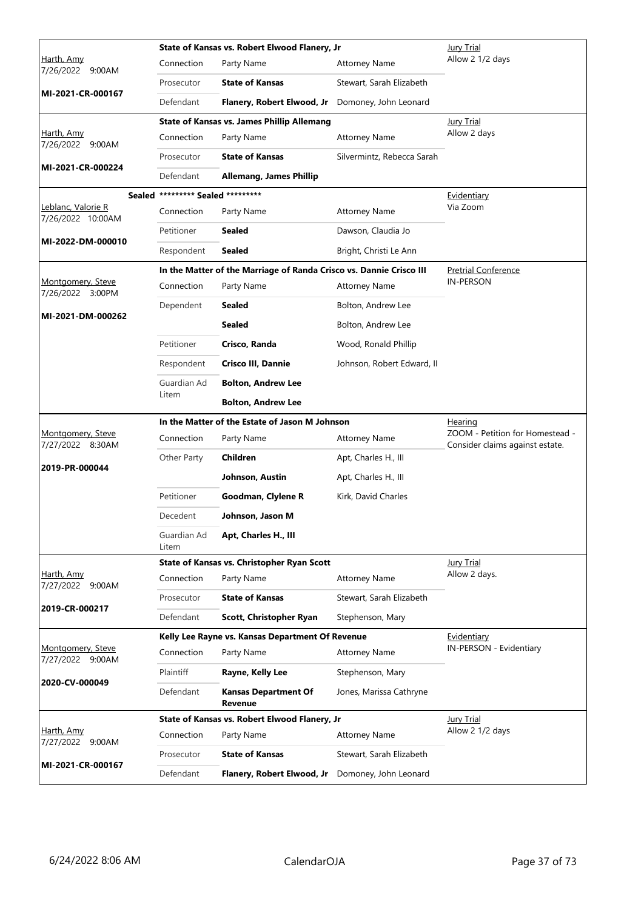| Judge / Date / Case | Connection | Party Name | Attorney Name | Hearing |
|---|---|---|---|---|
| Harth, Amy 7/26/2022 9:00AM MI-2021-CR-000167 | **State of Kansas vs. Robert Elwood Flanery, Jr** | | | Jury Trial Allow 2 1/2 days |
| | Connection | Party Name | Attorney Name | |
| | Prosecutor | **State of Kansas** | Stewart, Sarah Elizabeth | |
| | Defendant | **Flanery, Robert Elwood, Jr** | Domoney, John Leonard | |
| Harth, Amy 7/26/2022 9:00AM MI-2021-CR-000224 | **State of Kansas vs. James Phillip Allemang** | | | Jury Trial Allow 2 days |
| | Connection | Party Name | Attorney Name | |
| | Prosecutor | **State of Kansas** | Silvermintz, Rebecca Sarah | |
| | Defendant | **Allemang, James Phillip** | | |
| Sealed Leblanc, Valorie R 7/26/2022 10:00AM MI-2022-DM-000010 | **\*\*\*\*\*\*\*\*\* Sealed \*\*\*\*\*\*\*\*\*** | | | Evidentiary Via Zoom |
| | Connection | Party Name | Attorney Name | |
| | Petitioner | **Sealed** | Dawson, Claudia Jo | |
| | Respondent | **Sealed** | Bright, Christi Le Ann | |
| Montgomery, Steve 7/26/2022 3:00PM MI-2021-DM-000262 | **In the Matter of the Marriage of Randa Crisco vs. Dannie Crisco III** | | | Pretrial Conference IN-PERSON |
| | Connection | Party Name | Attorney Name | |
| | Dependent | **Sealed** | Bolton, Andrew Lee | |
| | | **Sealed** | Bolton, Andrew Lee | |
| | Petitioner | **Crisco, Randa** | Wood, Ronald Phillip | |
| | Respondent | **Crisco III, Dannie** | Johnson, Robert Edward, II | |
| | Guardian Ad Litem | **Bolton, Andrew Lee** | | |
| | | **Bolton, Andrew Lee** | | |
| Montgomery, Steve 7/27/2022 8:30AM 2019-PR-000044 | **In the Matter of the Estate of Jason M Johnson** | | | Hearing ZOOM - Petition for Homestead - Consider claims against estate. |
| | Connection | Party Name | Attorney Name | |
| | Other Party | **Children** | Apt, Charles H., III | |
| | | **Johnson, Austin** | Apt, Charles H., III | |
| | Petitioner | **Goodman, Clylene R** | Kirk, David Charles | |
| | Decedent | **Johnson, Jason M** | | |
| | Guardian Ad Litem | **Apt, Charles H., III** | | |
| Harth, Amy 7/27/2022 9:00AM 2019-CR-000217 | **State of Kansas vs. Christopher Ryan Scott** | | | Jury Trial Allow 2 days. |
| | Connection | Party Name | Attorney Name | |
| | Prosecutor | **State of Kansas** | Stewart, Sarah Elizabeth | |
| | Defendant | **Scott, Christopher Ryan** | Stephenson, Mary | |
| Montgomery, Steve 7/27/2022 9:00AM 2020-CV-000049 | **Kelly Lee Rayne vs. Kansas Department Of Revenue** | | | Evidentiary IN-PERSON - Evidentiary |
| | Connection | Party Name | Attorney Name | |
| | Plaintiff | **Rayne, Kelly Lee** | Stephenson, Mary | |
| | Defendant | **Kansas Department Of Revenue** | Jones, Marissa Cathryne | |
| Harth, Amy 7/27/2022 9:00AM MI-2021-CR-000167 | **State of Kansas vs. Robert Elwood Flanery, Jr** | | | Jury Trial Allow 2 1/2 days |
| | Connection | Party Name | Attorney Name | |
| | Prosecutor | **State of Kansas** | Stewart, Sarah Elizabeth | |
| | Defendant | **Flanery, Robert Elwood, Jr** | Domoney, John Leonard | |

6/24/2022 8:06 AM CalendarOJA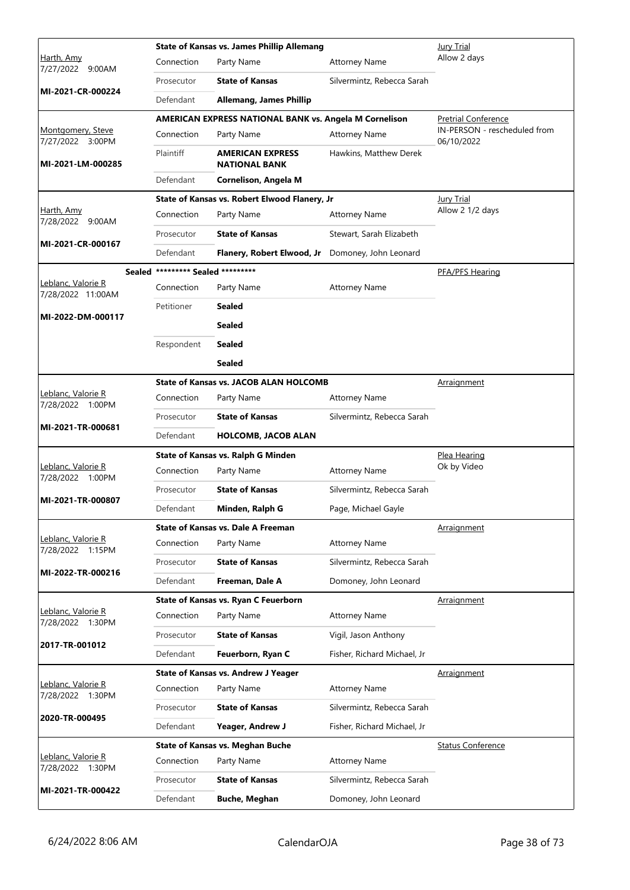| Judge / Date / Case | Connection | Party Name | Attorney Name | Hearing |
|---|---|---|---|---|
| Harth, Amy 7/27/2022 9:00AM **MI-2021-CR-000224** | **State of Kansas vs. James Phillip Allemang** | | | Jury Trial Allow 2 days |
| | Connection | Party Name | Attorney Name | |
| | Prosecutor | **State of Kansas** | Silvermintz, Rebecca Sarah | |
| | Defendant | **Allemang, James Phillip** | | |
| Montgomery, Steve 7/27/2022 3:00PM **MI-2021-LM-000285** | **AMERICAN EXPRESS NATIONAL BANK vs. Angela M Cornelison** | | | Pretrial Conference IN-PERSON - rescheduled from 06/10/2022 |
| | Connection | Party Name | Attorney Name | |
| | Plaintiff | **AMERICAN EXPRESS NATIONAL BANK** | Hawkins, Matthew Derek | |
| | Defendant | **Cornelison, Angela M** | | |
| Harth, Amy 7/28/2022 9:00AM **MI-2021-CR-000167** | **State of Kansas vs. Robert Elwood Flanery, Jr** | | | Jury Trial Allow 2 1/2 days |
| | Connection | Party Name | Attorney Name | |
| | Prosecutor | **State of Kansas** | Stewart, Sarah Elizabeth | |
| | Defendant | **Flanery, Robert Elwood, Jr** | Domoney, John Leonard | |
| Leblanc, Valorie R 7/28/2022 11:00AM **MI-2022-DM-000117** | **Sealed \*\*\*\*\*\*\*\*\* Sealed \*\*\*\*\*\*\*\*\*** | | | PFA/PFS Hearing |
| | Connection | Party Name | Attorney Name | |
| | Petitioner | **Sealed** | | |
| | | **Sealed** | | |
| | Respondent | **Sealed** | | |
| | | **Sealed** | | |
| Leblanc, Valorie R 7/28/2022 1:00PM **MI-2021-TR-000681** | **State of Kansas vs. JACOB ALAN HOLCOMB** | | | Arraignment |
| | Connection | Party Name | Attorney Name | |
| | Prosecutor | **State of Kansas** | Silvermintz, Rebecca Sarah | |
| | Defendant | **HOLCOMB, JACOB ALAN** | | |
| Leblanc, Valorie R 7/28/2022 1:00PM **MI-2021-TR-000807** | **State of Kansas vs. Ralph G Minden** | | | Plea Hearing Ok by Video |
| | Connection | Party Name | Attorney Name | |
| | Prosecutor | **State of Kansas** | Silvermintz, Rebecca Sarah | |
| | Defendant | **Minden, Ralph G** | Page, Michael Gayle | |
| Leblanc, Valorie R 7/28/2022 1:15PM **MI-2022-TR-000216** | **State of Kansas vs. Dale A Freeman** | | | Arraignment |
| | Connection | Party Name | Attorney Name | |
| | Prosecutor | **State of Kansas** | Silvermintz, Rebecca Sarah | |
| | Defendant | **Freeman, Dale A** | Domoney, John Leonard | |
| Leblanc, Valorie R 7/28/2022 1:30PM **2017-TR-001012** | **State of Kansas vs. Ryan C Feuerborn** | | | Arraignment |
| | Connection | Party Name | Attorney Name | |
| | Prosecutor | **State of Kansas** | Vigil, Jason Anthony | |
| | Defendant | **Feuerborn, Ryan C** | Fisher, Richard Michael, Jr | |
| Leblanc, Valorie R 7/28/2022 1:30PM **2020-TR-000495** | **State of Kansas vs. Andrew J Yeager** | | | Arraignment |
| | Connection | Party Name | Attorney Name | |
| | Prosecutor | **State of Kansas** | Silvermintz, Rebecca Sarah | |
| | Defendant | **Yeager, Andrew J** | Fisher, Richard Michael, Jr | |
| Leblanc, Valorie R 7/28/2022 1:30PM **MI-2021-TR-000422** | **State of Kansas vs. Meghan Buche** | | | Status Conference |
| | Connection | Party Name | Attorney Name | |
| | Prosecutor | **State of Kansas** | Silvermintz, Rebecca Sarah | |
| | Defendant | **Buche, Meghan** | Domoney, John Leonard | |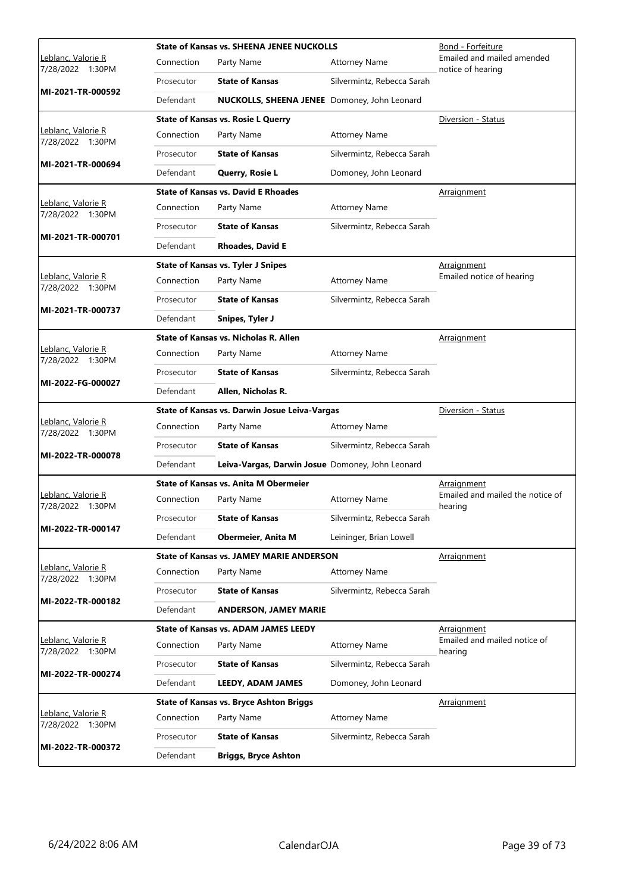| Judge / Date / Case | Case Title | Connection | Party Name | Attorney Name | Hearing Type / Notes |
|---|---|---|---|---|---|
| Leblanc, Valorie R 7/28/2022 1:30PM MI-2021-TR-000592 | **State of Kansas vs. SHEENA JENEE NUCKOLLS** | Prosecutor | **State of Kansas** | Silvermintz, Rebecca Sarah | Bond - Forfeiture Emailed and mailed amended notice of hearing |
| | | Defendant | **NUCKOLLS, SHEENA JENEE** | Domoney, John Leonard | |
| Leblanc, Valorie R 7/28/2022 1:30PM MI-2021-TR-000694 | **State of Kansas vs. Rosie L Querry** | Prosecutor | **State of Kansas** | Silvermintz, Rebecca Sarah | Diversion - Status |
| | | Defendant | **Querry, Rosie L** | Domoney, John Leonard | |
| Leblanc, Valorie R 7/28/2022 1:30PM MI-2021-TR-000701 | **State of Kansas vs. David E Rhoades** | Prosecutor | **State of Kansas** | Silvermintz, Rebecca Sarah | Arraignment |
| | | Defendant | **Rhoades, David E** | | |
| Leblanc, Valorie R 7/28/2022 1:30PM MI-2021-TR-000737 | **State of Kansas vs. Tyler J Snipes** | Prosecutor | **State of Kansas** | Silvermintz, Rebecca Sarah | Arraignment Emailed notice of hearing |
| | | Defendant | **Snipes, Tyler J** | | |
| Leblanc, Valorie R 7/28/2022 1:30PM MI-2022-FG-000027 | **State of Kansas vs. Nicholas R. Allen** | Prosecutor | **State of Kansas** | Silvermintz, Rebecca Sarah | Arraignment |
| | | Defendant | **Allen, Nicholas R.** | | |
| Leblanc, Valorie R 7/28/2022 1:30PM MI-2022-TR-000078 | **State of Kansas vs. Darwin Josue Leiva-Vargas** | Prosecutor | **State of Kansas** | Silvermintz, Rebecca Sarah | Diversion - Status |
| | | Defendant | **Leiva-Vargas, Darwin Josue** | Domoney, John Leonard | |
| Leblanc, Valorie R 7/28/2022 1:30PM MI-2022-TR-000147 | **State of Kansas vs. Anita M Obermeier** | Prosecutor | **State of Kansas** | Silvermintz, Rebecca Sarah | Arraignment Emailed and mailed the notice of hearing |
| | | Defendant | **Obermeier, Anita M** | Leininger, Brian Lowell | |
| Leblanc, Valorie R 7/28/2022 1:30PM MI-2022-TR-000182 | **State of Kansas vs. JAMEY MARIE ANDERSON** | Prosecutor | **State of Kansas** | Silvermintz, Rebecca Sarah | Arraignment |
| | | Defendant | **ANDERSON, JAMEY MARIE** | | |
| Leblanc, Valorie R 7/28/2022 1:30PM MI-2022-TR-000274 | **State of Kansas vs. ADAM JAMES LEEDY** | Prosecutor | **State of Kansas** | Silvermintz, Rebecca Sarah | Arraignment Emailed and mailed notice of hearing |
| | | Defendant | **LEEDY, ADAM JAMES** | Domoney, John Leonard | |
| Leblanc, Valorie R 7/28/2022 1:30PM MI-2022-TR-000372 | **State of Kansas vs. Bryce Ashton Briggs** | Prosecutor | **State of Kansas** | Silvermintz, Rebecca Sarah | Arraignment |
| | | Defendant | **Briggs, Bryce Ashton** | | |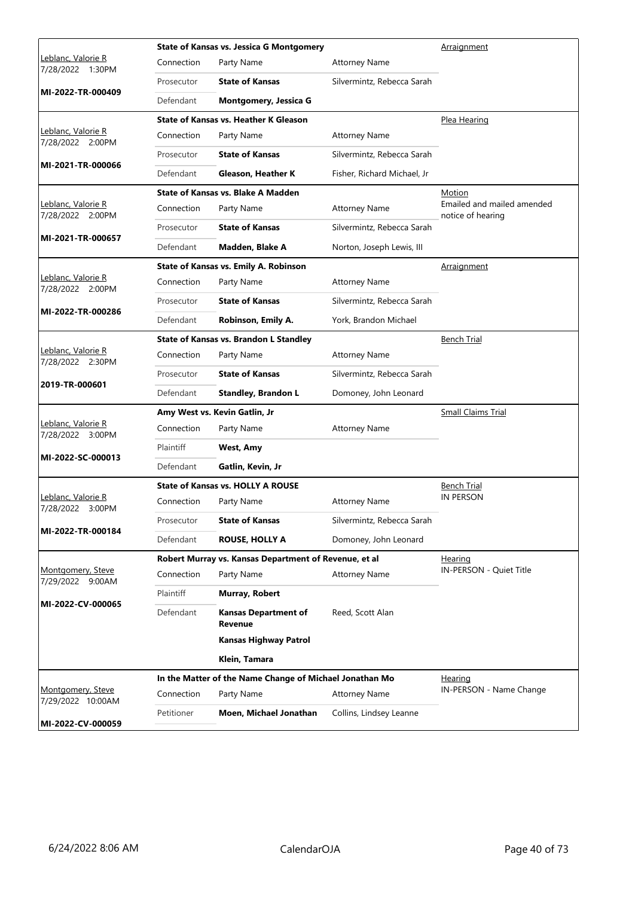| Judge / Date / Case | Connection | Party Name | Attorney Name | Hearing Type / Notes |
|---|---|---|---|---|
| Leblanc, Valorie R<br>7/28/2022 1:30PM<br>**MI-2022-TR-000409** | | **State of Kansas vs. Jessica G Montgomery** | | Arraignment |
| | Connection | Party Name | Attorney Name | |
| | Prosecutor | **State of Kansas** | Silvermintz, Rebecca Sarah | |
| | Defendant | **Montgomery, Jessica G** | | |
| Leblanc, Valorie R<br>7/28/2022 2:00PM<br>**MI-2021-TR-000066** | | **State of Kansas vs. Heather K Gleason** | | Plea Hearing |
| | Connection | Party Name | Attorney Name | |
| | Prosecutor | **State of Kansas** | Silvermintz, Rebecca Sarah | |
| | Defendant | **Gleason, Heather K** | Fisher, Richard Michael, Jr | |
| Leblanc, Valorie R<br>7/28/2022 2:00PM<br>**MI-2021-TR-000657** | | **State of Kansas vs. Blake A Madden** | | Motion<br>Emailed and mailed amended notice of hearing |
| | Connection | Party Name | Attorney Name | |
| | Prosecutor | **State of Kansas** | Silvermintz, Rebecca Sarah | |
| | Defendant | **Madden, Blake A** | Norton, Joseph Lewis, III | |
| Leblanc, Valorie R<br>7/28/2022 2:00PM<br>**MI-2022-TR-000286** | | **State of Kansas vs. Emily A. Robinson** | | Arraignment |
| | Connection | Party Name | Attorney Name | |
| | Prosecutor | **State of Kansas** | Silvermintz, Rebecca Sarah | |
| | Defendant | **Robinson, Emily A.** | York, Brandon Michael | |
| Leblanc, Valorie R<br>7/28/2022 2:30PM<br>**2019-TR-000601** | | **State of Kansas vs. Brandon L Standley** | | Bench Trial |
| | Connection | Party Name | Attorney Name | |
| | Prosecutor | **State of Kansas** | Silvermintz, Rebecca Sarah | |
| | Defendant | **Standley, Brandon L** | Domoney, John Leonard | |
| Leblanc, Valorie R<br>7/28/2022 3:00PM<br>**MI-2022-SC-000013** | | **Amy West vs. Kevin Gatlin, Jr** | | Small Claims Trial |
| | Connection | Party Name | Attorney Name | |
| | Plaintiff | **West, Amy** | | |
| | Defendant | **Gatlin, Kevin, Jr** | | |
| Leblanc, Valorie R<br>7/28/2022 3:00PM<br>**MI-2022-TR-000184** | | **State of Kansas vs. HOLLY A ROUSE** | | Bench Trial<br>IN PERSON |
| | Connection | Party Name | Attorney Name | |
| | Prosecutor | **State of Kansas** | Silvermintz, Rebecca Sarah | |
| | Defendant | **ROUSE, HOLLY A** | Domoney, John Leonard | |
| Montgomery, Steve<br>7/29/2022 9:00AM<br>**MI-2022-CV-000065** | | **Robert Murray vs. Kansas Department of Revenue, et al** | | Hearing<br>IN-PERSON - Quiet Title |
| | Connection | Party Name | Attorney Name | |
| | Plaintiff | **Murray, Robert** | | |
| | Defendant | **Kansas Department of Revenue** | Reed, Scott Alan | |
| | | **Kansas Highway Patrol** | | |
| | | **Klein, Tamara** | | |
| Montgomery, Steve<br>7/29/2022 10:00AM<br>**MI-2022-CV-000059** | | **In the Matter of the Name Change of Michael Jonathan Mo** | | Hearing<br>IN-PERSON - Name Change |
| | Connection | Party Name | Attorney Name | |
| | Petitioner | **Moen, Michael Jonathan** | Collins, Lindsey Leanne | |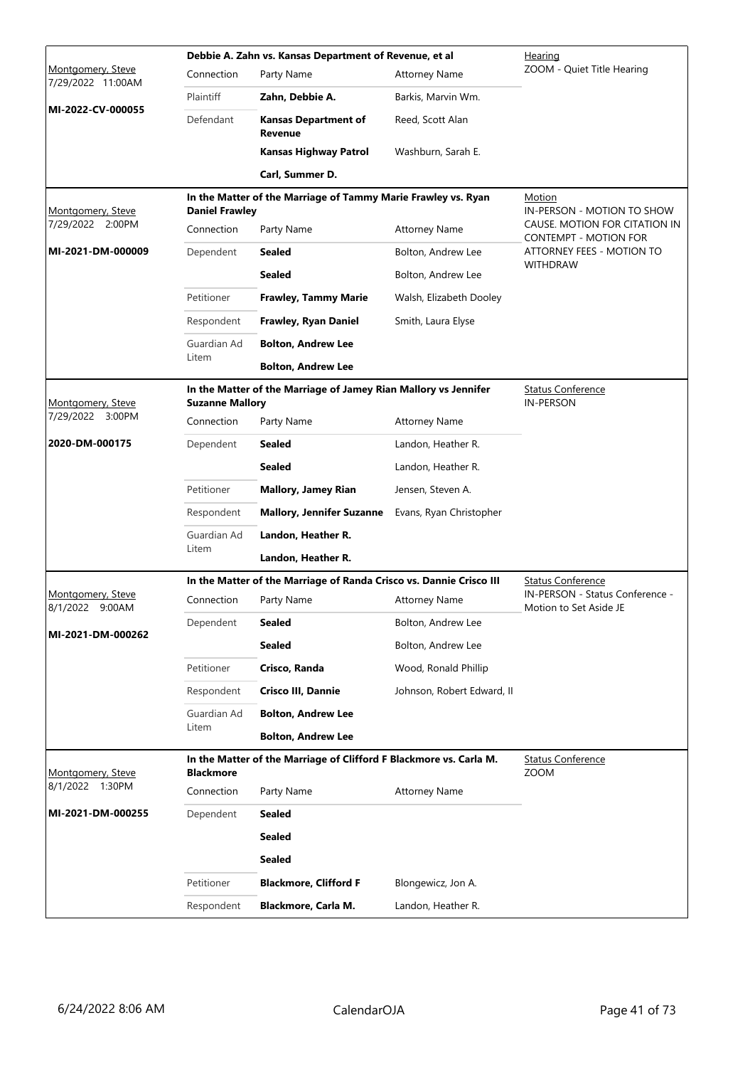| Judge / Date / Case | Case Title / Connection | Party Name | Attorney Name | Hearing Type |
|---|---|---|---|---|
| Montgomery, Steve<br>7/29/2022 11:00AM<br>**MI-2022-CV-000055** | **Debbie A. Zahn vs. Kansas Department of Revenue, et al** | | | Hearing<br>ZOOM - Quiet Title Hearing |
| | Plaintiff | **Zahn, Debbie A.** | Barkis, Marvin Wm. | |
| | Defendant | **Kansas Department of Revenue** | Reed, Scott Alan | |
| | | **Kansas Highway Patrol** | Washburn, Sarah E. | |
| | | **Carl, Summer D.** | | |
| Montgomery, Steve<br>7/29/2022 2:00PM<br>**MI-2021-DM-000009** | **In the Matter of the Marriage of Tammy Marie Frawley vs. Ryan Daniel Frawley** | | | Motion<br>IN-PERSON - MOTION TO SHOW CAUSE. MOTION FOR CITATION IN CONTEMPT - MOTION FOR ATTORNEY FEES - MOTION TO WITHDRAW |
| | Dependent | **Sealed** | Bolton, Andrew Lee | |
| | | **Sealed** | Bolton, Andrew Lee | |
| | Petitioner | **Frawley, Tammy Marie** | Walsh, Elizabeth Dooley | |
| | Respondent | **Frawley, Ryan Daniel** | Smith, Laura Elyse | |
| | Guardian Ad Litem | **Bolton, Andrew Lee** | | |
| | | **Bolton, Andrew Lee** | | |
| Montgomery, Steve<br>7/29/2022 3:00PM<br>**2020-DM-000175** | **In the Matter of the Marriage of Jamey Rian Mallory vs Jennifer Suzanne Mallory** | | | Status Conference<br>IN-PERSON |
| | Dependent | **Sealed** | Landon, Heather R. | |
| | | **Sealed** | Landon, Heather R. | |
| | Petitioner | **Mallory, Jamey Rian** | Jensen, Steven A. | |
| | Respondent | **Mallory, Jennifer Suzanne** | Evans, Ryan Christopher | |
| | Guardian Ad Litem | **Landon, Heather R.** | | |
| | | **Landon, Heather R.** | | |
| Montgomery, Steve<br>8/1/2022 9:00AM<br>**MI-2021-DM-000262** | **In the Matter of the Marriage of Randa Crisco vs. Dannie Crisco III** | | | Status Conference<br>IN-PERSON - Status Conference - Motion to Set Aside JE |
| | Dependent | **Sealed** | Bolton, Andrew Lee | |
| | | **Sealed** | Bolton, Andrew Lee | |
| | Petitioner | **Crisco, Randa** | Wood, Ronald Phillip | |
| | Respondent | **Crisco III, Dannie** | Johnson, Robert Edward, II | |
| | Guardian Ad Litem | **Bolton, Andrew Lee** | | |
| | | **Bolton, Andrew Lee** | | |
| Montgomery, Steve<br>8/1/2022 1:30PM<br>**MI-2021-DM-000255** | **In the Matter of the Marriage of Clifford F Blackmore vs. Carla M. Blackmore** | | | Status Conference<br>ZOOM |
| | Dependent | **Sealed** | | |
| | | **Sealed** | | |
| | | **Sealed** | | |
| | Petitioner | **Blackmore, Clifford F** | Blongewicz, Jon A. | |
| | Respondent | **Blackmore, Carla M.** | Landon, Heather R. | |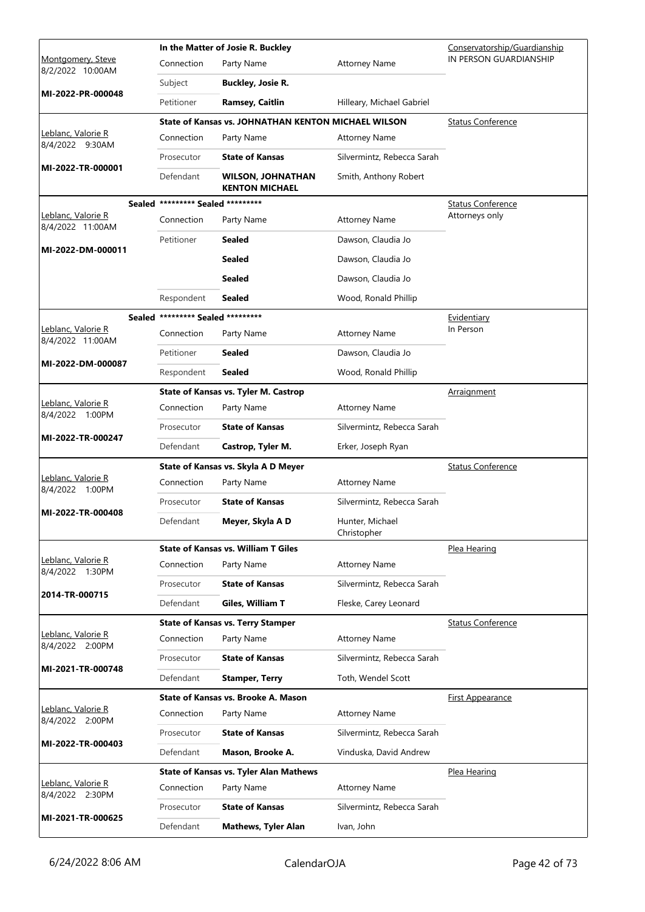| Judge / Date / Case | Case Title | Connection | Party Name | Attorney Name | Hearing Type |
|---|---|---|---|---|---|
| Montgomery, Steve 8/2/2022 10:00AM **MI-2022-PR-000048** | **In the Matter of Josie R. Buckley** | Subject | **Buckley, Josie R.** | | Conservatorship/Guardianship IN PERSON GUARDIANSHIP |
| | | Petitioner | **Ramsey, Caitlin** | Hilleary, Michael Gabriel | |
| Leblanc, Valorie R 8/4/2022 9:30AM **MI-2022-TR-000001** | **State of Kansas vs. JOHNATHAN KENTON MICHAEL WILSON** | Prosecutor | **State of Kansas** | Silvermintz, Rebecca Sarah | Status Conference |
| | | Defendant | **WILSON, JOHNATHAN KENTON MICHAEL** | Smith, Anthony Robert | |
| Leblanc, Valorie R 8/4/2022 11:00AM **MI-2022-DM-000011** | **Sealed \*\*\*\*\*\*\*\*\* Sealed \*\*\*\*\*\*\*\*\*** | Petitioner | **Sealed** | Dawson, Claudia Jo | Status Conference Attorneys only |
| | | | **Sealed** | Dawson, Claudia Jo | |
| | | | **Sealed** | Dawson, Claudia Jo | |
| | | Respondent | **Sealed** | Wood, Ronald Phillip | |
| Leblanc, Valorie R 8/4/2022 11:00AM **MI-2022-DM-000087** | **Sealed \*\*\*\*\*\*\*\*\* Sealed \*\*\*\*\*\*\*\*\*** | Petitioner | **Sealed** | Dawson, Claudia Jo | Evidentiary In Person |
| | | Respondent | **Sealed** | Wood, Ronald Phillip | |
| Leblanc, Valorie R 8/4/2022 1:00PM **MI-2022-TR-000247** | **State of Kansas vs. Tyler M. Castrop** | Prosecutor | **State of Kansas** | Silvermintz, Rebecca Sarah | Arraignment |
| | | Defendant | **Castrop, Tyler M.** | Erker, Joseph Ryan | |
| Leblanc, Valorie R 8/4/2022 1:00PM **MI-2022-TR-000408** | **State of Kansas vs. Skyla A D Meyer** | Prosecutor | **State of Kansas** | Silvermintz, Rebecca Sarah | Status Conference |
| | | Defendant | **Meyer, Skyla A D** | Hunter, Michael Christopher | |
| Leblanc, Valorie R 8/4/2022 1:30PM **2014-TR-000715** | **State of Kansas vs. William T Giles** | Prosecutor | **State of Kansas** | Silvermintz, Rebecca Sarah | Plea Hearing |
| | | Defendant | **Giles, William T** | Fleske, Carey Leonard | |
| Leblanc, Valorie R 8/4/2022 2:00PM **MI-2021-TR-000748** | **State of Kansas vs. Terry Stamper** | Prosecutor | **State of Kansas** | Silvermintz, Rebecca Sarah | Status Conference |
| | | Defendant | **Stamper, Terry** | Toth, Wendel Scott | |
| Leblanc, Valorie R 8/4/2022 2:00PM **MI-2022-TR-000403** | **State of Kansas vs. Brooke A. Mason** | Prosecutor | **State of Kansas** | Silvermintz, Rebecca Sarah | First Appearance |
| | | Defendant | **Mason, Brooke A.** | Vinduska, David Andrew | |
| Leblanc, Valorie R 8/4/2022 2:30PM **MI-2021-TR-000625** | **State of Kansas vs. Tyler Alan Mathews** | Prosecutor | **State of Kansas** | Silvermintz, Rebecca Sarah | Plea Hearing |
| | | Defendant | **Mathews, Tyler Alan** | Ivan, John | |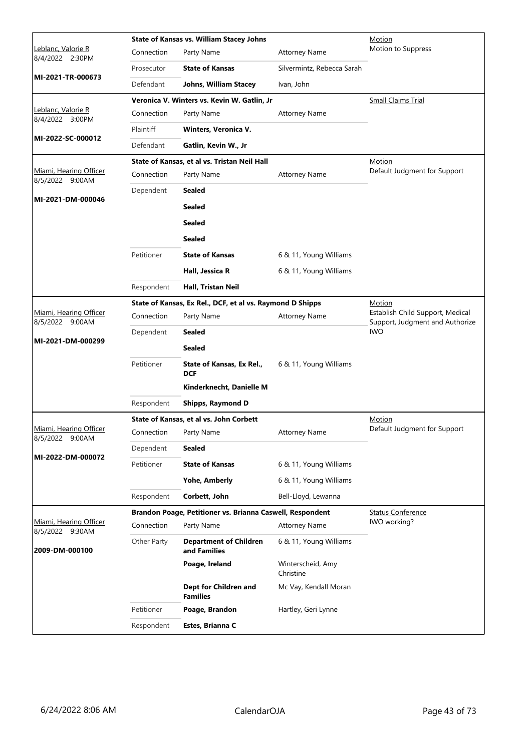| Judge / Date / Case | Case Title | Connection | Party Name | Attorney Name | Hearing Type |
|---|---|---|---|---|---|
| Leblanc, Valorie R 8/4/2022 2:30PM **MI-2021-TR-000673** | **State of Kansas vs. William Stacey Johns** | Prosecutor | **State of Kansas** | Silvermintz, Rebecca Sarah | Motion – Motion to Suppress |
| | | Defendant | **Johns, William Stacey** | Ivan, John | |
| Leblanc, Valorie R 8/4/2022 3:00PM **MI-2022-SC-000012** | **Veronica V. Winters vs. Kevin W. Gatlin, Jr** | Plaintiff | **Winters, Veronica V.** | | Small Claims Trial |
| | | Defendant | **Gatlin, Kevin W., Jr** | | |
| Miami, Hearing Officer 8/5/2022 9:00AM **MI-2021-DM-000046** | **State of Kansas, et al vs. Tristan Neil Hall** | Dependent | **Sealed** | | Motion – Default Judgment for Support |
| | | | **Sealed** | | |
| | | | **Sealed** | | |
| | | | **Sealed** | | |
| | | Petitioner | **State of Kansas** | 6 & 11, Young Williams | |
| | | | **Hall, Jessica R** | 6 & 11, Young Williams | |
| | | Respondent | **Hall, Tristan Neil** | | |
| Miami, Hearing Officer 8/5/2022 9:00AM **MI-2021-DM-000299** | **State of Kansas, Ex Rel., DCF, et al vs. Raymond D Shipps** | Dependent | **Sealed** | | Motion – Establish Child Support, Medical Support, Judgment and Authorize IWO |
| | | | **Sealed** | | |
| | | Petitioner | **State of Kansas, Ex Rel., DCF** | 6 & 11, Young Williams | |
| | | | **Kinderknecht, Danielle M** | | |
| | | Respondent | **Shipps, Raymond D** | | |
| Miami, Hearing Officer 8/5/2022 9:00AM **MI-2022-DM-000072** | **State of Kansas, et al vs. John Corbett** | Dependent | **Sealed** | | Motion – Default Judgment for Support |
| | | Petitioner | **State of Kansas** | 6 & 11, Young Williams | |
| | | | **Yohe, Amberly** | 6 & 11, Young Williams | |
| | | Respondent | **Corbett, John** | Bell-Lloyd, Lewanna | |
| Miami, Hearing Officer 8/5/2022 9:30AM **2009-DM-000100** | **Brandon Poage, Petitioner vs. Brianna Caswell, Respondent** | Other Party | **Department of Children and Families** | 6 & 11, Young Williams | Status Conference – IWO working? |
| | | | **Poage, Ireland** | Winterscheid, Amy Christine | |
| | | | **Dept for Children and Families** | Mc Vay, Kendall Moran | |
| | | Petitioner | **Poage, Brandon** | Hartley, Geri Lynne | |
| | | Respondent | **Estes, Brianna C** | | |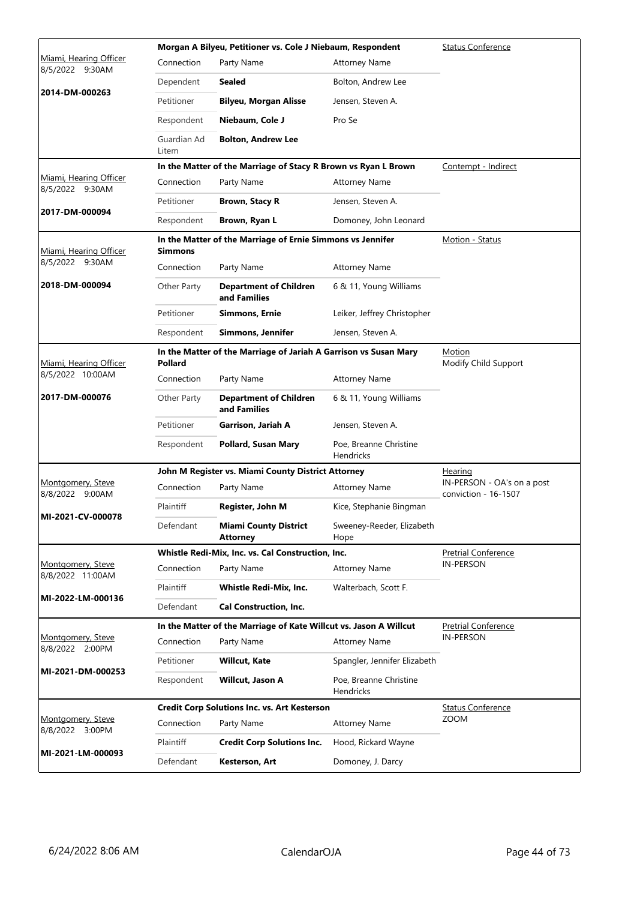| Court / Date / Case | Case Title | | | Hearing Type |
|---|---|---|---|---|
| Miami, Hearing Officer 8/5/2022 9:30AM **2014-DM-000263** | **Morgan A Bilyeu, Petitioner vs. Cole J Niebaum, Respondent** | | | Status Conference |
| | Connection | Party Name | Attorney Name | |
| | Dependent | **Sealed** | Bolton, Andrew Lee | |
| | Petitioner | **Bilyeu, Morgan Alisse** | Jensen, Steven A. | |
| | Respondent | **Niebaum, Cole J** | Pro Se | |
| | Guardian Ad Litem | **Bolton, Andrew Lee** | | |
| Miami, Hearing Officer 8/5/2022 9:30AM **2017-DM-000094** | **In the Matter of the Marriage of Stacy R Brown vs Ryan L Brown** | | | Contempt - Indirect |
| | Connection | Party Name | Attorney Name | |
| | Petitioner | **Brown, Stacy R** | Jensen, Steven A. | |
| | Respondent | **Brown, Ryan L** | Domoney, John Leonard | |
| Miami, Hearing Officer 8/5/2022 9:30AM **2018-DM-000094** | **In the Matter of the Marriage of Ernie Simmons vs Jennifer Simmons** | | | Motion - Status |
| | Connection | Party Name | Attorney Name | |
| | Other Party | **Department of Children and Families** | 6 & 11, Young Williams | |
| | Petitioner | **Simmons, Ernie** | Leiker, Jeffrey Christopher | |
| | Respondent | **Simmons, Jennifer** | Jensen, Steven A. | |
| Miami, Hearing Officer 8/5/2022 10:00AM **2017-DM-000076** | **In the Matter of the Marriage of Jariah A Garrison vs Susan Mary Pollard** | | | Motion Modify Child Support |
| | Connection | Party Name | Attorney Name | |
| | Other Party | **Department of Children and Families** | 6 & 11, Young Williams | |
| | Petitioner | **Garrison, Jariah A** | Jensen, Steven A. | |
| | Respondent | **Pollard, Susan Mary** | Poe, Breanne Christine Hendricks | |
| Montgomery, Steve 8/8/2022 9:00AM **MI-2021-CV-000078** | **John M Register vs. Miami County District Attorney** | | | Hearing IN-PERSON - OA's on a post conviction - 16-1507 |
| | Connection | Party Name | Attorney Name | |
| | Plaintiff | **Register, John M** | Kice, Stephanie Bingman | |
| | Defendant | **Miami County District Attorney** | Sweeney-Reeder, Elizabeth Hope | |
| Montgomery, Steve 8/8/2022 11:00AM **MI-2022-LM-000136** | **Whistle Redi-Mix, Inc. vs. Cal Construction, Inc.** | | | Pretrial Conference IN-PERSON |
| | Connection | Party Name | Attorney Name | |
| | Plaintiff | **Whistle Redi-Mix, Inc.** | Walterbach, Scott F. | |
| | Defendant | **Cal Construction, Inc.** | | |
| Montgomery, Steve 8/8/2022 2:00PM **MI-2021-DM-000253** | **In the Matter of the Marriage of Kate Willcut vs. Jason A Willcut** | | | Pretrial Conference IN-PERSON |
| | Connection | Party Name | Attorney Name | |
| | Petitioner | **Willcut, Kate** | Spangler, Jennifer Elizabeth | |
| | Respondent | **Willcut, Jason A** | Poe, Breanne Christine Hendricks | |
| Montgomery, Steve 8/8/2022 3:00PM **MI-2021-LM-000093** | **Credit Corp Solutions Inc. vs. Art Kesterson** | | | Status Conference ZOOM |
| | Connection | Party Name | Attorney Name | |
| | Plaintiff | **Credit Corp Solutions Inc.** | Hood, Rickard Wayne | |
| | Defendant | **Kesterson, Art** | Domoney, J. Darcy | |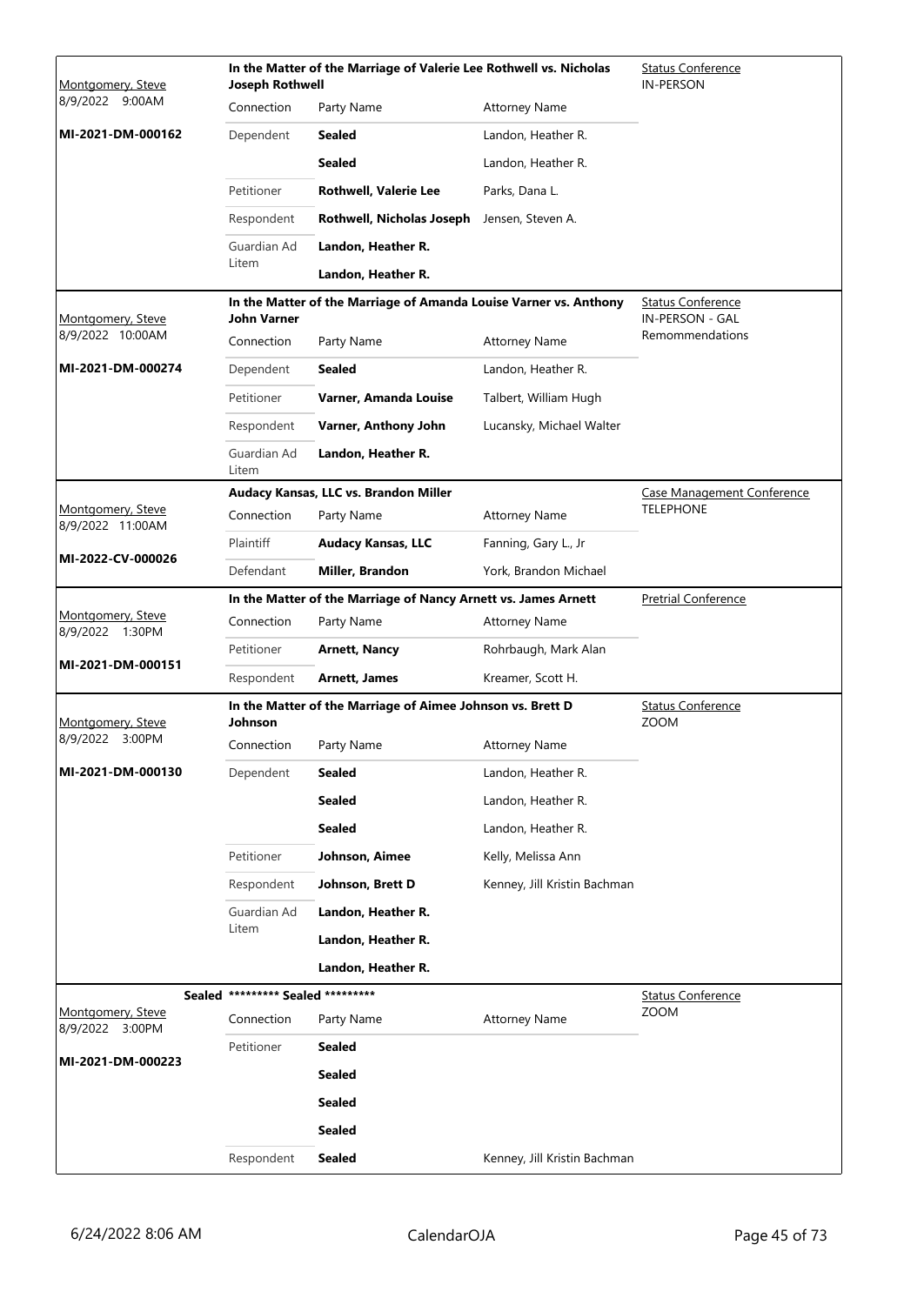| Judge / Date / Case | Case Title | | | Hearing Type |
|---|---|---|---|---|
| Montgomery, Steve 8/9/2022 9:00AM **MI-2021-DM-000162** | **In the Matter of the Marriage of Valerie Lee Rothwell vs. Nicholas Joseph Rothwell** | | | Status Conference IN-PERSON |
| | Connection | Party Name | Attorney Name | |
| | Dependent | **Sealed** | Landon, Heather R. | |
| | | **Sealed** | Landon, Heather R. | |
| | Petitioner | **Rothwell, Valerie Lee** | Parks, Dana L. | |
| | Respondent | **Rothwell, Nicholas Joseph** | Jensen, Steven A. | |
| | Guardian Ad Litem | **Landon, Heather R.** | | |
| | | **Landon, Heather R.** | | |
| Montgomery, Steve 8/9/2022 10:00AM **MI-2021-DM-000274** | **In the Matter of the Marriage of Amanda Louise Varner vs. Anthony John Varner** | | | Status Conference IN-PERSON - GAL Remommendations |
| | Connection | Party Name | Attorney Name | |
| | Dependent | **Sealed** | Landon, Heather R. | |
| | Petitioner | **Varner, Amanda Louise** | Talbert, William Hugh | |
| | Respondent | **Varner, Anthony John** | Lucansky, Michael Walter | |
| | Guardian Ad Litem | **Landon, Heather R.** | | |
| Montgomery, Steve 8/9/2022 11:00AM **MI-2022-CV-000026** | **Audacy Kansas, LLC vs. Brandon Miller** | | | Case Management Conference TELEPHONE |
| | Connection | Party Name | Attorney Name | |
| | Plaintiff | **Audacy Kansas, LLC** | Fanning, Gary L., Jr | |
| | Defendant | **Miller, Brandon** | York, Brandon Michael | |
| Montgomery, Steve 8/9/2022 1:30PM **MI-2021-DM-000151** | **In the Matter of the Marriage of Nancy Arnett vs. James Arnett** | | | Pretrial Conference |
| | Connection | Party Name | Attorney Name | |
| | Petitioner | **Arnett, Nancy** | Rohrbaugh, Mark Alan | |
| | Respondent | **Arnett, James** | Kreamer, Scott H. | |
| Montgomery, Steve 8/9/2022 3:00PM **MI-2021-DM-000130** | **In the Matter of the Marriage of Aimee Johnson vs. Brett D Johnson** | | | Status Conference ZOOM |
| | Connection | Party Name | Attorney Name | |
| | Dependent | **Sealed** | Landon, Heather R. | |
| | | **Sealed** | Landon, Heather R. | |
| | | **Sealed** | Landon, Heather R. | |
| | Petitioner | **Johnson, Aimee** | Kelly, Melissa Ann | |
| | Respondent | **Johnson, Brett D** | Kenney, Jill Kristin Bachman | |
| | Guardian Ad Litem | **Landon, Heather R.** | | |
| | | **Landon, Heather R.** | | |
| | | **Landon, Heather R.** | | |
| Montgomery, Steve 8/9/2022 3:00PM **MI-2021-DM-000223** | **Sealed \*\*\*\*\*\*\*\*\* Sealed \*\*\*\*\*\*\*\*\*** | | | Status Conference ZOOM |
| | Connection | Party Name | Attorney Name | |
| | Petitioner | **Sealed** | | |
| | | **Sealed** | | |
| | | **Sealed** | | |
| | | **Sealed** | | |
| | Respondent | **Sealed** | Kenney, Jill Kristin Bachman | |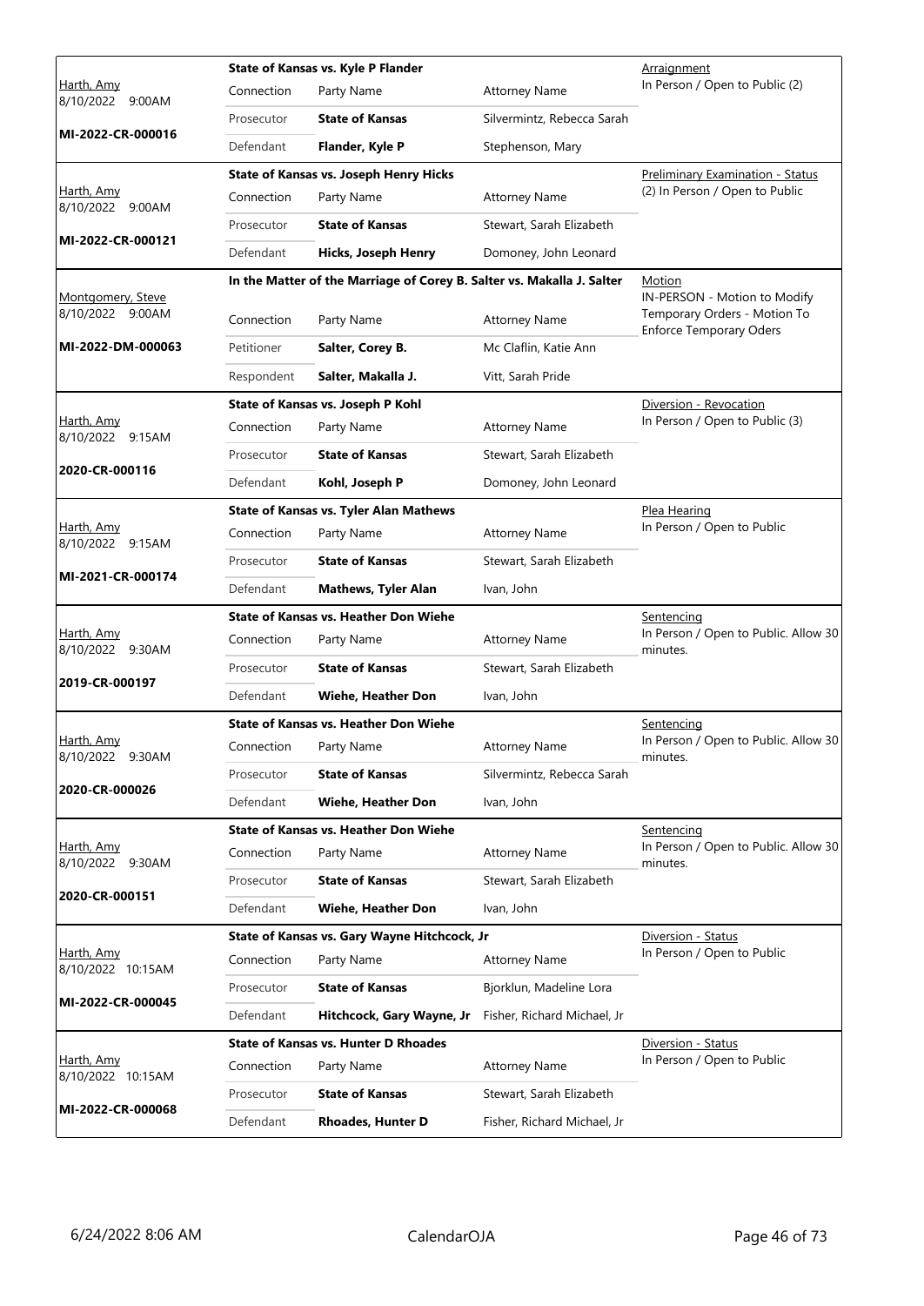| Judge / Date / Case | Case Title | Connection | Party Name | Attorney Name | Hearing |
|---|---|---|---|---|---|
| Harth, Amy<br>8/10/2022 9:00AM<br>**MI-2022-CR-000016** | **State of Kansas vs. Kyle P Flander** | Prosecutor | **State of Kansas** | Silvermintz, Rebecca Sarah | Arraignment<br>In Person / Open to Public (2) |
| | | Defendant | **Flander, Kyle P** | Stephenson, Mary | |
| Harth, Amy<br>8/10/2022 9:00AM<br>**MI-2022-CR-000121** | **State of Kansas vs. Joseph Henry Hicks** | Prosecutor | **State of Kansas** | Stewart, Sarah Elizabeth | Preliminary Examination - Status<br>(2) In Person / Open to Public |
| | | Defendant | **Hicks, Joseph Henry** | Domoney, John Leonard | |
| Montgomery, Steve<br>8/10/2022 9:00AM<br>**MI-2022-DM-000063** | **In the Matter of the Marriage of Corey B. Salter vs. Makalla J. Salter** | Petitioner | **Salter, Corey B.** | Mc Claflin, Katie Ann | Motion<br>IN-PERSON - Motion to Modify Temporary Orders - Motion To Enforce Temporary Oders |
| | | Respondent | **Salter, Makalla J.** | Vitt, Sarah Pride | |
| Harth, Amy<br>8/10/2022 9:15AM<br>**2020-CR-000116** | **State of Kansas vs. Joseph P Kohl** | Prosecutor | **State of Kansas** | Stewart, Sarah Elizabeth | Diversion - Revocation<br>In Person / Open to Public (3) |
| | | Defendant | **Kohl, Joseph P** | Domoney, John Leonard | |
| Harth, Amy<br>8/10/2022 9:15AM<br>**MI-2021-CR-000174** | **State of Kansas vs. Tyler Alan Mathews** | Prosecutor | **State of Kansas** | Stewart, Sarah Elizabeth | Plea Hearing<br>In Person / Open to Public |
| | | Defendant | **Mathews, Tyler Alan** | Ivan, John | |
| Harth, Amy<br>8/10/2022 9:30AM<br>**2019-CR-000197** | **State of Kansas vs. Heather Don Wiehe** | Prosecutor | **State of Kansas** | Stewart, Sarah Elizabeth | Sentencing<br>In Person / Open to Public. Allow 30 minutes. |
| | | Defendant | **Wiehe, Heather Don** | Ivan, John | |
| Harth, Amy<br>8/10/2022 9:30AM<br>**2020-CR-000026** | **State of Kansas vs. Heather Don Wiehe** | Prosecutor | **State of Kansas** | Silvermintz, Rebecca Sarah | Sentencing<br>In Person / Open to Public. Allow 30 minutes. |
| | | Defendant | **Wiehe, Heather Don** | Ivan, John | |
| Harth, Amy<br>8/10/2022 9:30AM<br>**2020-CR-000151** | **State of Kansas vs. Heather Don Wiehe** | Prosecutor | **State of Kansas** | Stewart, Sarah Elizabeth | Sentencing<br>In Person / Open to Public. Allow 30 minutes. |
| | | Defendant | **Wiehe, Heather Don** | Ivan, John | |
| Harth, Amy<br>8/10/2022 10:15AM<br>**MI-2022-CR-000045** | **State of Kansas vs. Gary Wayne Hitchcock, Jr** | Prosecutor | **State of Kansas** | Bjorklun, Madeline Lora | Diversion - Status<br>In Person / Open to Public |
| | | Defendant | **Hitchcock, Gary Wayne, Jr** | Fisher, Richard Michael, Jr | |
| Harth, Amy<br>8/10/2022 10:15AM<br>**MI-2022-CR-000068** | **State of Kansas vs. Hunter D Rhoades** | Prosecutor | **State of Kansas** | Stewart, Sarah Elizabeth | Diversion - Status<br>In Person / Open to Public |
| | | Defendant | **Rhoades, Hunter D** | Fisher, Richard Michael, Jr | |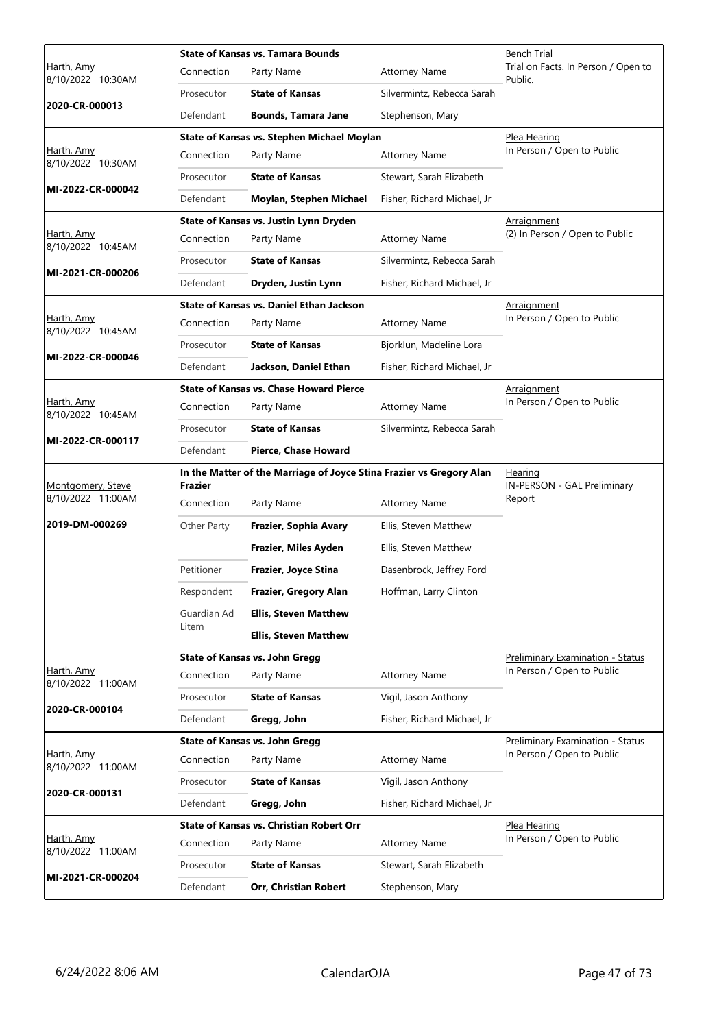| Judge / Date / Case | Connection | Party Name | Attorney Name | Hearing |
|---|---|---|---|---|
| Harth, Amy<br>8/10/2022 10:30AM<br>**2020-CR-000013** | **State of Kansas vs. Tamara Bounds** | | | Bench Trial<br>Trial on Facts. In Person / Open to Public. |
| | Prosecutor | **State of Kansas** | Silvermintz, Rebecca Sarah | |
| | Defendant | **Bounds, Tamara Jane** | Stephenson, Mary | |
| Harth, Amy<br>8/10/2022 10:30AM<br>**MI-2022-CR-000042** | **State of Kansas vs. Stephen Michael Moylan** | | | Plea Hearing<br>In Person / Open to Public |
| | Prosecutor | **State of Kansas** | Stewart, Sarah Elizabeth | |
| | Defendant | **Moylan, Stephen Michael** | Fisher, Richard Michael, Jr | |
| Harth, Amy<br>8/10/2022 10:45AM<br>**MI-2021-CR-000206** | **State of Kansas vs. Justin Lynn Dryden** | | | Arraignment<br>(2) In Person / Open to Public |
| | Prosecutor | **State of Kansas** | Silvermintz, Rebecca Sarah | |
| | Defendant | **Dryden, Justin Lynn** | Fisher, Richard Michael, Jr | |
| Harth, Amy<br>8/10/2022 10:45AM<br>**MI-2022-CR-000046** | **State of Kansas vs. Daniel Ethan Jackson** | | | Arraignment<br>In Person / Open to Public |
| | Prosecutor | **State of Kansas** | Bjorklun, Madeline Lora | |
| | Defendant | **Jackson, Daniel Ethan** | Fisher, Richard Michael, Jr | |
| Harth, Amy<br>8/10/2022 10:45AM<br>**MI-2022-CR-000117** | **State of Kansas vs. Chase Howard Pierce** | | | Arraignment<br>In Person / Open to Public |
| | Prosecutor | **State of Kansas** | Silvermintz, Rebecca Sarah | |
| | Defendant | **Pierce, Chase Howard** | | |
| Montgomery, Steve<br>8/10/2022 11:00AM<br>**2019-DM-000269** | **In the Matter of the Marriage of Joyce Stina Frazier vs Gregory Alan Frazier** | | | Hearing<br>IN-PERSON - GAL Preliminary Report |
| | Other Party | **Frazier, Sophia Avary** | Ellis, Steven Matthew | |
| | | **Frazier, Miles Ayden** | Ellis, Steven Matthew | |
| | Petitioner | **Frazier, Joyce Stina** | Dasenbrock, Jeffrey Ford | |
| | Respondent | **Frazier, Gregory Alan** | Hoffman, Larry Clinton | |
| | Guardian Ad Litem | **Ellis, Steven Matthew** | | |
| | | **Ellis, Steven Matthew** | | |
| Harth, Amy<br>8/10/2022 11:00AM<br>**2020-CR-000104** | **State of Kansas vs. John Gregg** | | | Preliminary Examination - Status<br>In Person / Open to Public |
| | Prosecutor | **State of Kansas** | Vigil, Jason Anthony | |
| | Defendant | **Gregg, John** | Fisher, Richard Michael, Jr | |
| Harth, Amy<br>8/10/2022 11:00AM<br>**2020-CR-000131** | **State of Kansas vs. John Gregg** | | | Preliminary Examination - Status<br>In Person / Open to Public |
| | Prosecutor | **State of Kansas** | Vigil, Jason Anthony | |
| | Defendant | **Gregg, John** | Fisher, Richard Michael, Jr | |
| Harth, Amy<br>8/10/2022 11:00AM<br>**MI-2021-CR-000204** | **State of Kansas vs. Christian Robert Orr** | | | Plea Hearing<br>In Person / Open to Public |
| | Prosecutor | **State of Kansas** | Stewart, Sarah Elizabeth | |
| | Defendant | **Orr, Christian Robert** | Stephenson, Mary | |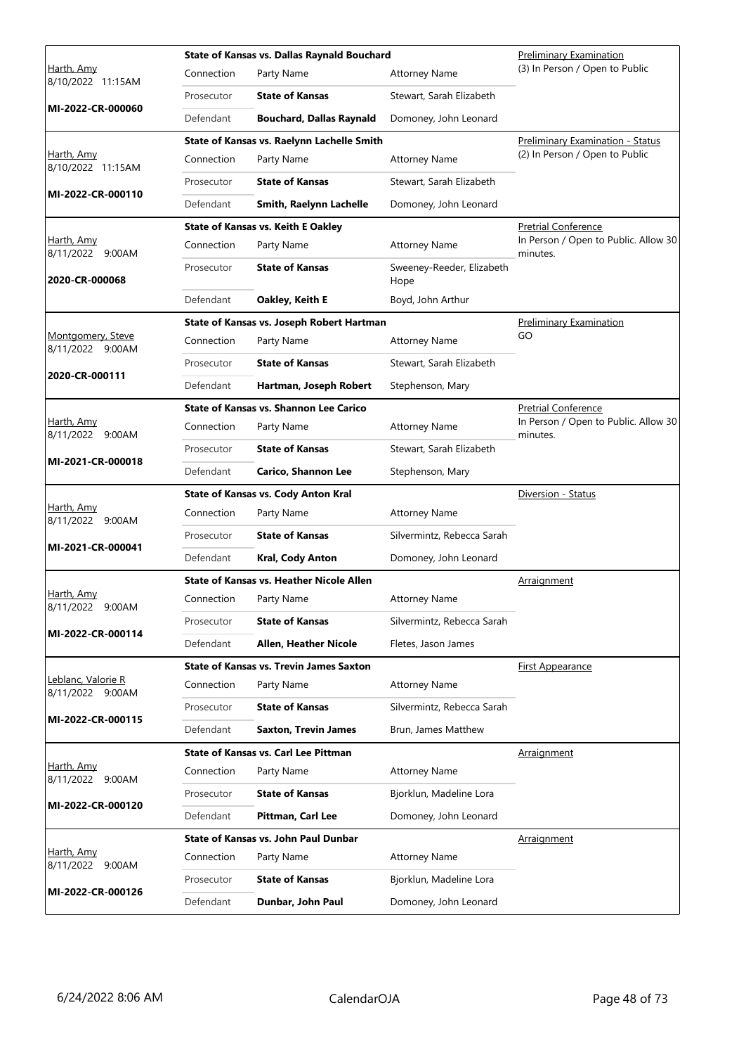| Judge / Date / Case | Case Title | Connection | Party Name | Attorney Name | Hearing Type / Notes |
|---|---|---|---|---|---|
| Harth, Amy<br>8/10/2022 11:15AM<br>**MI-2022-CR-000060** | **State of Kansas vs. Dallas Raynald Bouchard** | Prosecutor | **State of Kansas** | Stewart, Sarah Elizabeth | Preliminary Examination<br>(3) In Person / Open to Public |
| | | Defendant | **Bouchard, Dallas Raynald** | Domoney, John Leonard | |
| Harth, Amy<br>8/10/2022 11:15AM<br>**MI-2022-CR-000110** | **State of Kansas vs. Raelynn Lachelle Smith** | Prosecutor | **State of Kansas** | Stewart, Sarah Elizabeth | Preliminary Examination - Status<br>(2) In Person / Open to Public |
| | | Defendant | **Smith, Raelynn Lachelle** | Domoney, John Leonard | |
| Harth, Amy<br>8/11/2022 9:00AM<br>**2020-CR-000068** | **State of Kansas vs. Keith E Oakley** | Prosecutor | **State of Kansas** | Sweeney-Reeder, Elizabeth Hope | Pretrial Conference<br>In Person / Open to Public. Allow 30 minutes. |
| | | Defendant | **Oakley, Keith E** | Boyd, John Arthur | |
| Montgomery, Steve<br>8/11/2022 9:00AM<br>**2020-CR-000111** | **State of Kansas vs. Joseph Robert Hartman** | Prosecutor | **State of Kansas** | Stewart, Sarah Elizabeth | Preliminary Examination<br>GO |
| | | Defendant | **Hartman, Joseph Robert** | Stephenson, Mary | |
| Harth, Amy<br>8/11/2022 9:00AM<br>**MI-2021-CR-000018** | **State of Kansas vs. Shannon Lee Carico** | Prosecutor | **State of Kansas** | Stewart, Sarah Elizabeth | Pretrial Conference<br>In Person / Open to Public. Allow 30 minutes. |
| | | Defendant | **Carico, Shannon Lee** | Stephenson, Mary | |
| Harth, Amy<br>8/11/2022 9:00AM<br>**MI-2021-CR-000041** | **State of Kansas vs. Cody Anton Kral** | Prosecutor | **State of Kansas** | Silvermintz, Rebecca Sarah | Diversion - Status |
| | | Defendant | **Kral, Cody Anton** | Domoney, John Leonard | |
| Harth, Amy<br>8/11/2022 9:00AM<br>**MI-2022-CR-000114** | **State of Kansas vs. Heather Nicole Allen** | Prosecutor | **State of Kansas** | Silvermintz, Rebecca Sarah | Arraignment |
| | | Defendant | **Allen, Heather Nicole** | Fletes, Jason James | |
| Leblanc, Valorie R<br>8/11/2022 9:00AM<br>**MI-2022-CR-000115** | **State of Kansas vs. Trevin James Saxton** | Prosecutor | **State of Kansas** | Silvermintz, Rebecca Sarah | First Appearance |
| | | Defendant | **Saxton, Trevin James** | Brun, James Matthew | |
| Harth, Amy<br>8/11/2022 9:00AM<br>**MI-2022-CR-000120** | **State of Kansas vs. Carl Lee Pittman** | Prosecutor | **State of Kansas** | Bjorklun, Madeline Lora | Arraignment |
| | | Defendant | **Pittman, Carl Lee** | Domoney, John Leonard | |
| Harth, Amy<br>8/11/2022 9:00AM<br>**MI-2022-CR-000126** | **State of Kansas vs. John Paul Dunbar** | Prosecutor | **State of Kansas** | Bjorklun, Madeline Lora | Arraignment |
| | | Defendant | **Dunbar, John Paul** | Domoney, John Leonard | |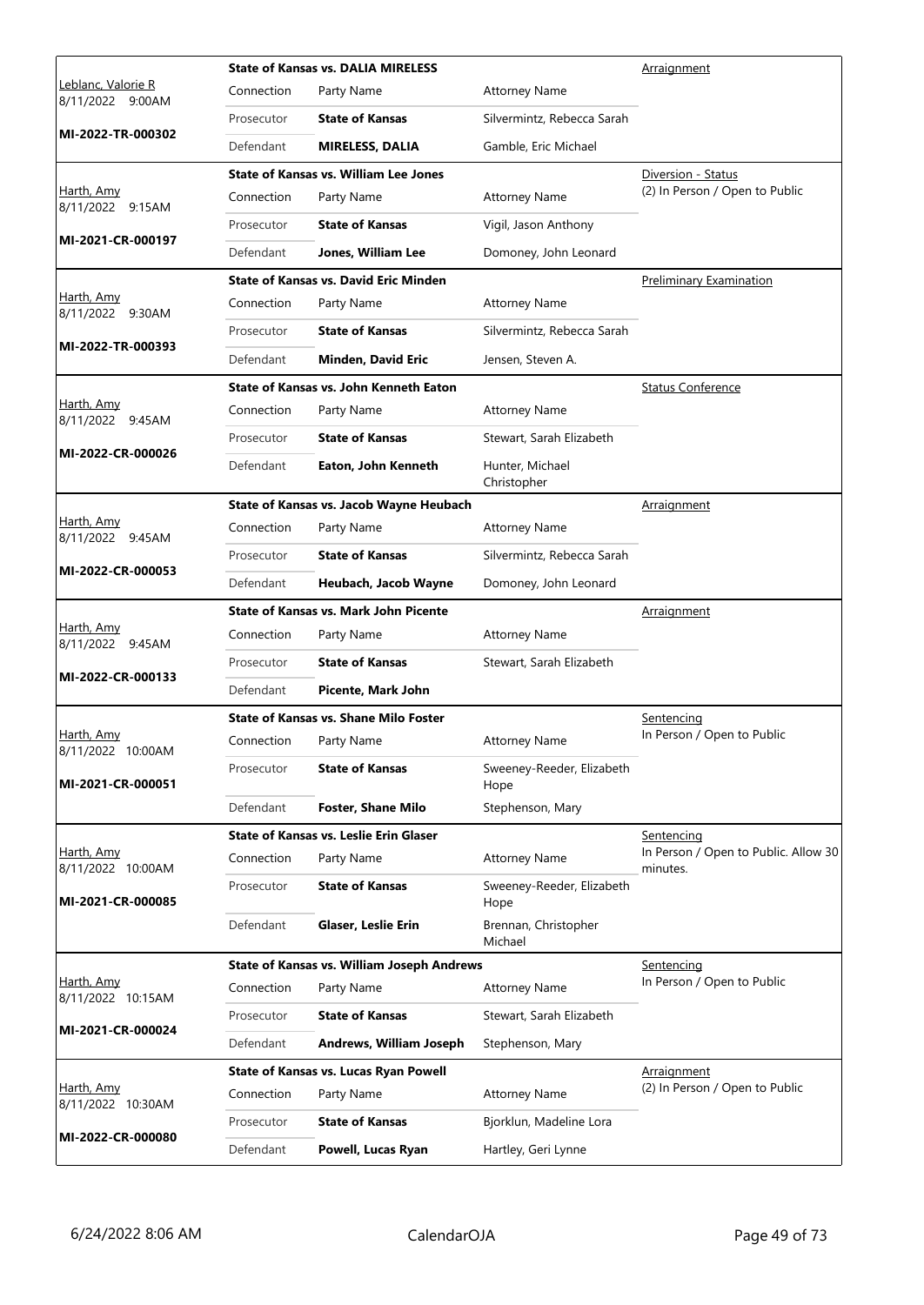| Judge / Date / Case | Case Title | Connection | Party Name | Attorney Name | Hearing Type / Notes |
|---|---|---|---|---|---|
| Leblanc, Valorie R 8/11/2022 9:00AM MI-2022-TR-000302 | **State of Kansas vs. DALIA MIRELESS** | Prosecutor | **State of Kansas** | Silvermintz, Rebecca Sarah | Arraignment |
| | | Defendant | **MIRELESS, DALIA** | Gamble, Eric Michael | |
| Harth, Amy 8/11/2022 9:15AM MI-2021-CR-000197 | **State of Kansas vs. William Lee Jones** | Prosecutor | **State of Kansas** | Vigil, Jason Anthony | Diversion - Status (2) In Person / Open to Public |
| | | Defendant | **Jones, William Lee** | Domoney, John Leonard | |
| Harth, Amy 8/11/2022 9:30AM MI-2022-TR-000393 | **State of Kansas vs. David Eric Minden** | Prosecutor | **State of Kansas** | Silvermintz, Rebecca Sarah | Preliminary Examination |
| | | Defendant | **Minden, David Eric** | Jensen, Steven A. | |
| Harth, Amy 8/11/2022 9:45AM MI-2022-CR-000026 | **State of Kansas vs. John Kenneth Eaton** | Prosecutor | **State of Kansas** | Stewart, Sarah Elizabeth | Status Conference |
| | | Defendant | **Eaton, John Kenneth** | Hunter, Michael Christopher | |
| Harth, Amy 8/11/2022 9:45AM MI-2022-CR-000053 | **State of Kansas vs. Jacob Wayne Heubach** | Prosecutor | **State of Kansas** | Silvermintz, Rebecca Sarah | Arraignment |
| | | Defendant | **Heubach, Jacob Wayne** | Domoney, John Leonard | |
| Harth, Amy 8/11/2022 9:45AM MI-2022-CR-000133 | **State of Kansas vs. Mark John Picente** | Prosecutor | **State of Kansas** | Stewart, Sarah Elizabeth | Arraignment |
| | | Defendant | **Picente, Mark John** | | |
| Harth, Amy 8/11/2022 10:00AM MI-2021-CR-000051 | **State of Kansas vs. Shane Milo Foster** | Prosecutor | **State of Kansas** | Sweeney-Reeder, Elizabeth Hope | Sentencing In Person / Open to Public |
| | | Defendant | **Foster, Shane Milo** | Stephenson, Mary | |
| Harth, Amy 8/11/2022 10:00AM MI-2021-CR-000085 | **State of Kansas vs. Leslie Erin Glaser** | Prosecutor | **State of Kansas** | Sweeney-Reeder, Elizabeth Hope | Sentencing In Person / Open to Public. Allow 30 minutes. |
| | | Defendant | **Glaser, Leslie Erin** | Brennan, Christopher Michael | |
| Harth, Amy 8/11/2022 10:15AM MI-2021-CR-000024 | **State of Kansas vs. William Joseph Andrews** | Prosecutor | **State of Kansas** | Stewart, Sarah Elizabeth | Sentencing In Person / Open to Public |
| | | Defendant | **Andrews, William Joseph** | Stephenson, Mary | |
| Harth, Amy 8/11/2022 10:30AM MI-2022-CR-000080 | **State of Kansas vs. Lucas Ryan Powell** | Prosecutor | **State of Kansas** | Bjorklun, Madeline Lora | Arraignment (2) In Person / Open to Public |
| | | Defendant | **Powell, Lucas Ryan** | Hartley, Geri Lynne | |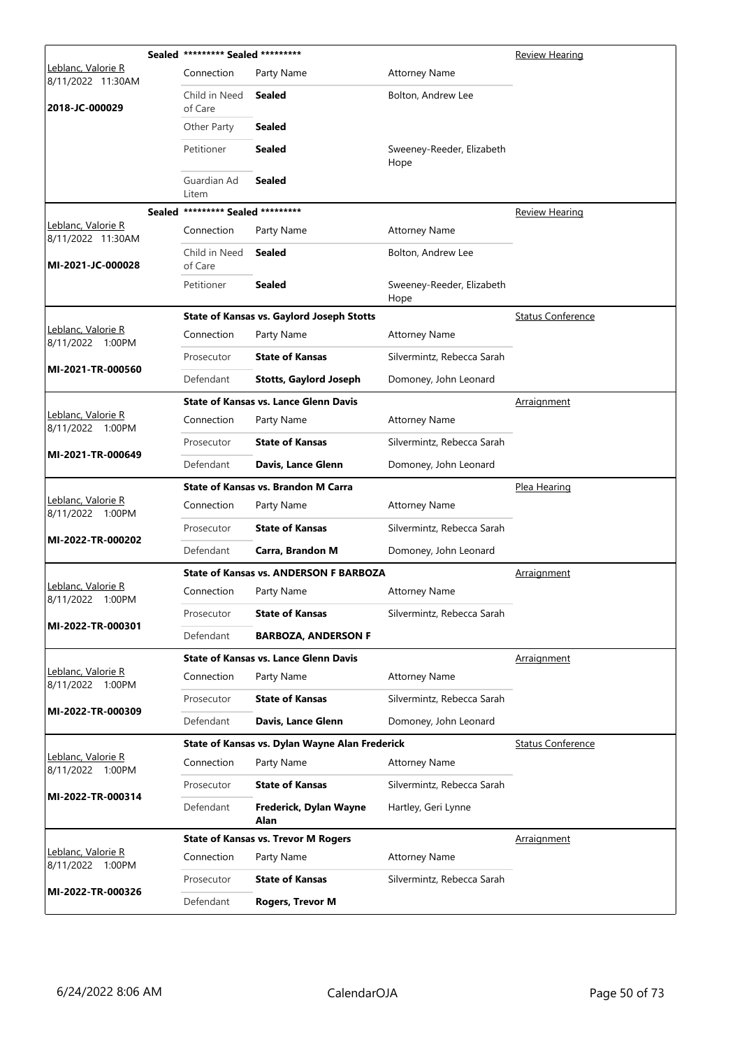| Judge / Date / Case | | Case Title / Connection | Party Name | Attorney Name | Hearing Type |
|---|---|---|---|---|---|
| | Sealed | ********* Sealed ********* | | | Review Hearing |
| Leblanc, Valorie R 8/11/2022 11:30AM | | Connection | Party Name | Attorney Name | |
| 2018-JC-000029 | | Child in Need of Care | **Sealed** | Bolton, Andrew Lee | |
| | | Other Party | **Sealed** | | |
| | | Petitioner | **Sealed** | Sweeney-Reeder, Elizabeth Hope | |
| | | Guardian Ad Litem | **Sealed** | | |
| | Sealed | ********* Sealed ********* | | | Review Hearing |
| Leblanc, Valorie R 8/11/2022 11:30AM | | Connection | Party Name | Attorney Name | |
| MI-2021-JC-000028 | | Child in Need of Care | **Sealed** | Bolton, Andrew Lee | |
| | | Petitioner | **Sealed** | Sweeney-Reeder, Elizabeth Hope | |
| | | **State of Kansas vs. Gaylord Joseph Stotts** | | | Status Conference |
| Leblanc, Valorie R 8/11/2022 1:00PM | | Connection | Party Name | Attorney Name | |
| MI-2021-TR-000560 | | Prosecutor | **State of Kansas** | Silvermintz, Rebecca Sarah | |
| | | Defendant | **Stotts, Gaylord Joseph** | Domoney, John Leonard | |
| | | **State of Kansas vs. Lance Glenn Davis** | | | Arraignment |
| Leblanc, Valorie R 8/11/2022 1:00PM | | Connection | Party Name | Attorney Name | |
| MI-2021-TR-000649 | | Prosecutor | **State of Kansas** | Silvermintz, Rebecca Sarah | |
| | | Defendant | **Davis, Lance Glenn** | Domoney, John Leonard | |
| | | **State of Kansas vs. Brandon M Carra** | | | Plea Hearing |
| Leblanc, Valorie R 8/11/2022 1:00PM | | Connection | Party Name | Attorney Name | |
| MI-2022-TR-000202 | | Prosecutor | **State of Kansas** | Silvermintz, Rebecca Sarah | |
| | | Defendant | **Carra, Brandon M** | Domoney, John Leonard | |
| | | **State of Kansas vs. ANDERSON F BARBOZA** | | | Arraignment |
| Leblanc, Valorie R 8/11/2022 1:00PM | | Connection | Party Name | Attorney Name | |
| MI-2022-TR-000301 | | Prosecutor | **State of Kansas** | Silvermintz, Rebecca Sarah | |
| | | Defendant | **BARBOZA, ANDERSON F** | | |
| | | **State of Kansas vs. Lance Glenn Davis** | | | Arraignment |
| Leblanc, Valorie R 8/11/2022 1:00PM | | Connection | Party Name | Attorney Name | |
| MI-2022-TR-000309 | | Prosecutor | **State of Kansas** | Silvermintz, Rebecca Sarah | |
| | | Defendant | **Davis, Lance Glenn** | Domoney, John Leonard | |
| | | **State of Kansas vs. Dylan Wayne Alan Frederick** | | | Status Conference |
| Leblanc, Valorie R 8/11/2022 1:00PM | | Connection | Party Name | Attorney Name | |
| MI-2022-TR-000314 | | Prosecutor | **State of Kansas** | Silvermintz, Rebecca Sarah | |
| | | Defendant | **Frederick, Dylan Wayne Alan** | Hartley, Geri Lynne | |
| | | **State of Kansas vs. Trevor M Rogers** | | | Arraignment |
| Leblanc, Valorie R 8/11/2022 1:00PM | | Connection | Party Name | Attorney Name | |
| MI-2022-TR-000326 | | Prosecutor | **State of Kansas** | Silvermintz, Rebecca Sarah | |
| | | Defendant | **Rogers, Trevor M** | | |

6/24/2022 8:06 AM CalendarOJA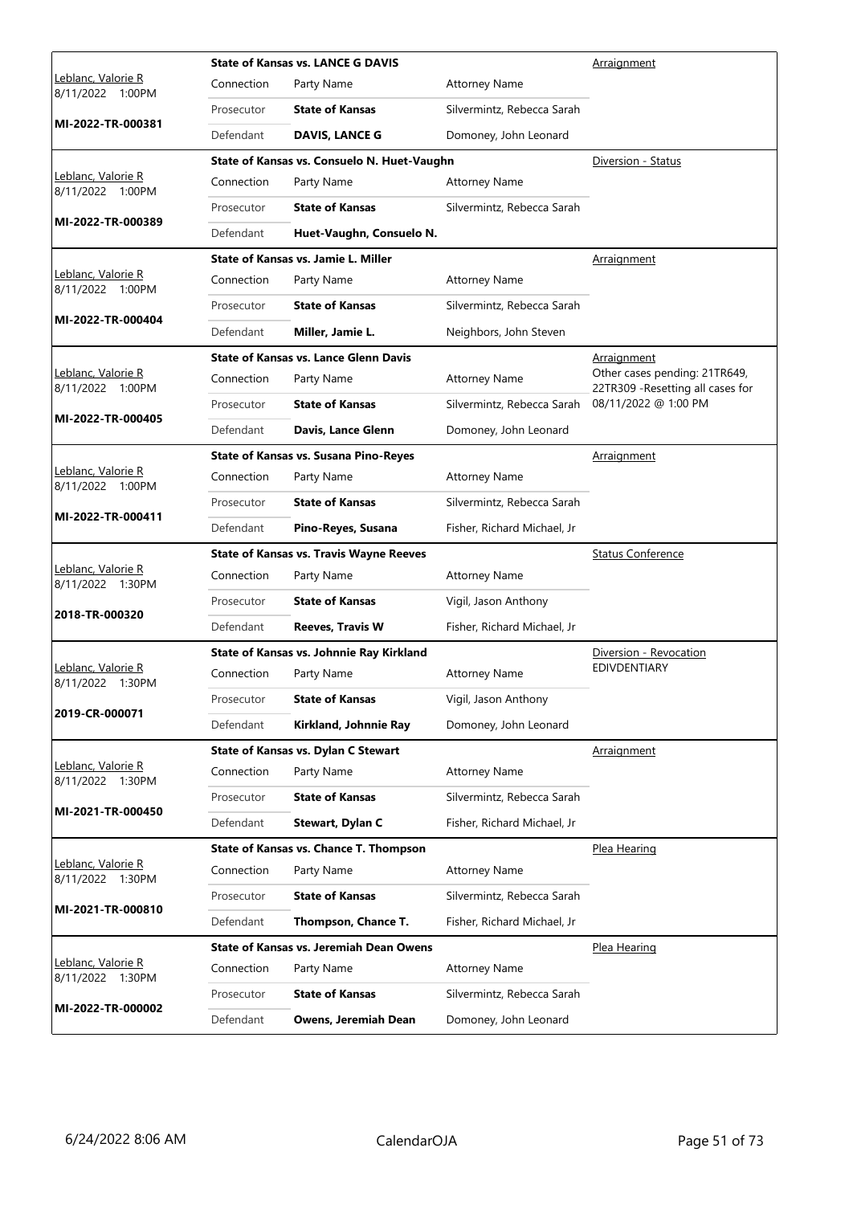| Judge / Date / Case | Connection | Party Name | Attorney Name | Hearing Type |
|---|---|---|---|---|
| Leblanc, Valorie R 8/11/2022 1:00PM **MI-2022-TR-000381** | **State of Kansas vs. LANCE G DAVIS** | | | Arraignment |
| | Connection | Party Name | Attorney Name | |
| | Prosecutor | **State of Kansas** | Silvermintz, Rebecca Sarah | |
| | Defendant | **DAVIS, LANCE G** | Domoney, John Leonard | |
| Leblanc, Valorie R 8/11/2022 1:00PM **MI-2022-TR-000389** | **State of Kansas vs. Consuelo N. Huet-Vaughn** | | | Diversion - Status |
| | Connection | Party Name | Attorney Name | |
| | Prosecutor | **State of Kansas** | Silvermintz, Rebecca Sarah | |
| | Defendant | **Huet-Vaughn, Consuelo N.** | | |
| Leblanc, Valorie R 8/11/2022 1:00PM **MI-2022-TR-000404** | **State of Kansas vs. Jamie L. Miller** | | | Arraignment |
| | Connection | Party Name | Attorney Name | |
| | Prosecutor | **State of Kansas** | Silvermintz, Rebecca Sarah | |
| | Defendant | **Miller, Jamie L.** | Neighbors, John Steven | |
| Leblanc, Valorie R 8/11/2022 1:00PM **MI-2022-TR-000405** | **State of Kansas vs. Lance Glenn Davis** | | | Arraignment Other cases pending: 21TR649, 22TR309 -Resetting all cases for 08/11/2022 @ 1:00 PM |
| | Connection | Party Name | Attorney Name | |
| | Prosecutor | **State of Kansas** | Silvermintz, Rebecca Sarah | |
| | Defendant | **Davis, Lance Glenn** | Domoney, John Leonard | |
| Leblanc, Valorie R 8/11/2022 1:00PM **MI-2022-TR-000411** | **State of Kansas vs. Susana Pino-Reyes** | | | Arraignment |
| | Connection | Party Name | Attorney Name | |
| | Prosecutor | **State of Kansas** | Silvermintz, Rebecca Sarah | |
| | Defendant | **Pino-Reyes, Susana** | Fisher, Richard Michael, Jr | |
| Leblanc, Valorie R 8/11/2022 1:30PM **2018-TR-000320** | **State of Kansas vs. Travis Wayne Reeves** | | | Status Conference |
| | Connection | Party Name | Attorney Name | |
| | Prosecutor | **State of Kansas** | Vigil, Jason Anthony | |
| | Defendant | **Reeves, Travis W** | Fisher, Richard Michael, Jr | |
| Leblanc, Valorie R 8/11/2022 1:30PM **2019-CR-000071** | **State of Kansas vs. Johnnie Ray Kirkland** | | | Diversion - Revocation EDIVDENTIARY |
| | Connection | Party Name | Attorney Name | |
| | Prosecutor | **State of Kansas** | Vigil, Jason Anthony | |
| | Defendant | **Kirkland, Johnnie Ray** | Domoney, John Leonard | |
| Leblanc, Valorie R 8/11/2022 1:30PM **MI-2021-TR-000450** | **State of Kansas vs. Dylan C Stewart** | | | Arraignment |
| | Connection | Party Name | Attorney Name | |
| | Prosecutor | **State of Kansas** | Silvermintz, Rebecca Sarah | |
| | Defendant | **Stewart, Dylan C** | Fisher, Richard Michael, Jr | |
| Leblanc, Valorie R 8/11/2022 1:30PM **MI-2021-TR-000810** | **State of Kansas vs. Chance T. Thompson** | | | Plea Hearing |
| | Connection | Party Name | Attorney Name | |
| | Prosecutor | **State of Kansas** | Silvermintz, Rebecca Sarah | |
| | Defendant | **Thompson, Chance T.** | Fisher, Richard Michael, Jr | |
| Leblanc, Valorie R 8/11/2022 1:30PM **MI-2022-TR-000002** | **State of Kansas vs. Jeremiah Dean Owens** | | | Plea Hearing |
| | Connection | Party Name | Attorney Name | |
| | Prosecutor | **State of Kansas** | Silvermintz, Rebecca Sarah | |
| | Defendant | **Owens, Jeremiah Dean** | Domoney, John Leonard | |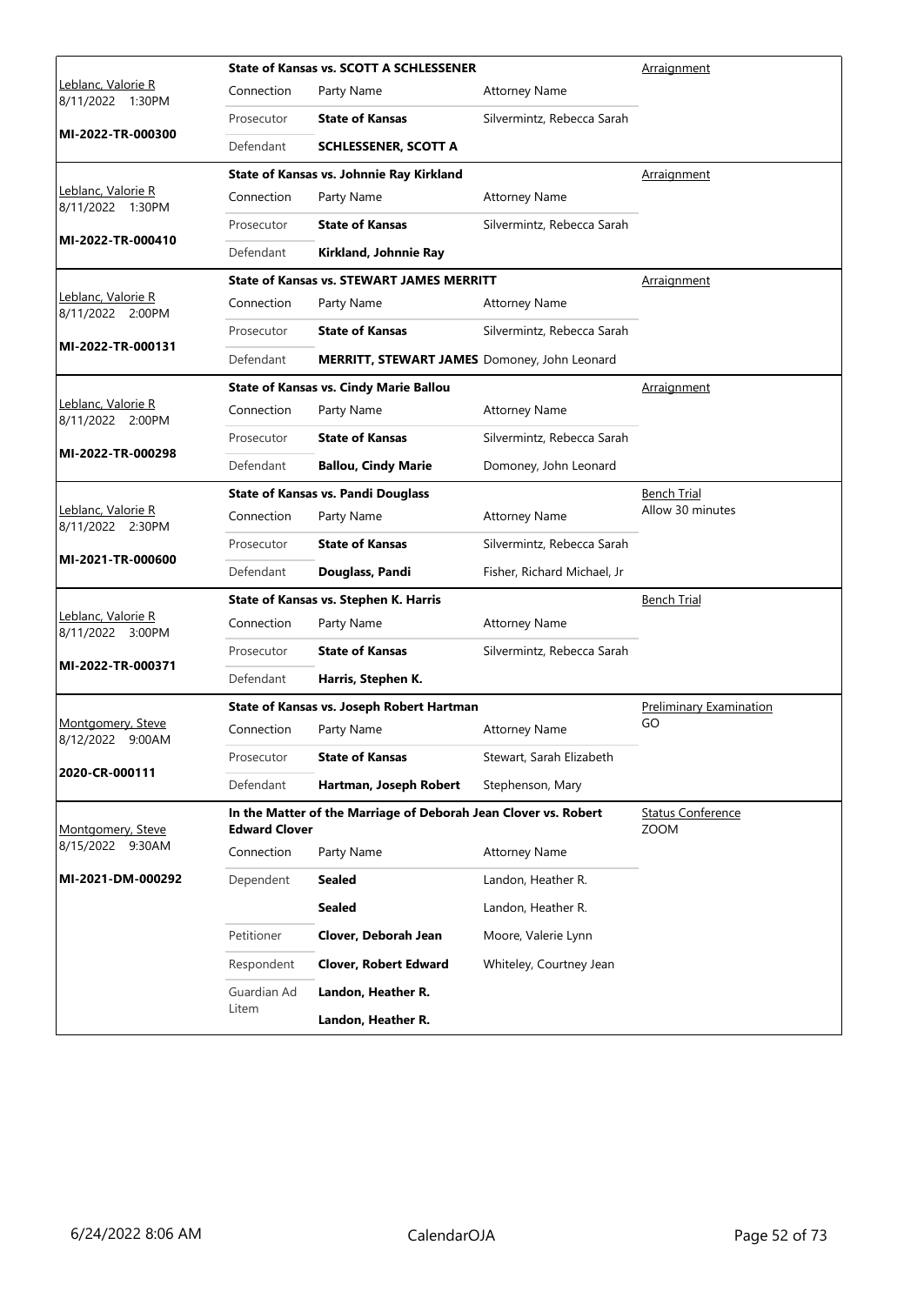| Judge / Date / Case | Case Title | | | Hearing Type |
|---|---|---|---|---|
| Leblanc, Valorie R<br>8/11/2022 1:30PM<br>**MI-2022-TR-000300** | **State of Kansas vs. SCOTT A SCHLESSENER** | | | Arraignment |
| | Connection | Party Name | Attorney Name | |
| | Prosecutor | **State of Kansas** | Silvermintz, Rebecca Sarah | |
| | Defendant | **SCHLESSENER, SCOTT A** | | |
| Leblanc, Valorie R<br>8/11/2022 1:30PM<br>**MI-2022-TR-000410** | **State of Kansas vs. Johnnie Ray Kirkland** | | | Arraignment |
| | Connection | Party Name | Attorney Name | |
| | Prosecutor | **State of Kansas** | Silvermintz, Rebecca Sarah | |
| | Defendant | **Kirkland, Johnnie Ray** | | |
| Leblanc, Valorie R<br>8/11/2022 2:00PM<br>**MI-2022-TR-000131** | **State of Kansas vs. STEWART JAMES MERRITT** | | | Arraignment |
| | Connection | Party Name | Attorney Name | |
| | Prosecutor | **State of Kansas** | Silvermintz, Rebecca Sarah | |
| | Defendant | **MERRITT, STEWART JAMES** | Domoney, John Leonard | |
| Leblanc, Valorie R<br>8/11/2022 2:00PM<br>**MI-2022-TR-000298** | **State of Kansas vs. Cindy Marie Ballou** | | | Arraignment |
| | Connection | Party Name | Attorney Name | |
| | Prosecutor | **State of Kansas** | Silvermintz, Rebecca Sarah | |
| | Defendant | **Ballou, Cindy Marie** | Domoney, John Leonard | |
| Leblanc, Valorie R<br>8/11/2022 2:30PM<br>**MI-2021-TR-000600** | **State of Kansas vs. Pandi Douglass** | | | Bench Trial<br>Allow 30 minutes |
| | Connection | Party Name | Attorney Name | |
| | Prosecutor | **State of Kansas** | Silvermintz, Rebecca Sarah | |
| | Defendant | **Douglass, Pandi** | Fisher, Richard Michael, Jr | |
| Leblanc, Valorie R<br>8/11/2022 3:00PM<br>**MI-2022-TR-000371** | **State of Kansas vs. Stephen K. Harris** | | | Bench Trial |
| | Connection | Party Name | Attorney Name | |
| | Prosecutor | **State of Kansas** | Silvermintz, Rebecca Sarah | |
| | Defendant | **Harris, Stephen K.** | | |
| Montgomery, Steve<br>8/12/2022 9:00AM<br>**2020-CR-000111** | **State of Kansas vs. Joseph Robert Hartman** | | | Preliminary Examination<br>GO |
| | Connection | Party Name | Attorney Name | |
| | Prosecutor | **State of Kansas** | Stewart, Sarah Elizabeth | |
| | Defendant | **Hartman, Joseph Robert** | Stephenson, Mary | |
| Montgomery, Steve<br>8/15/2022 9:30AM<br>**MI-2021-DM-000292** | **In the Matter of the Marriage of Deborah Jean Clover vs. Robert Edward Clover** | | | Status Conference<br>ZOOM |
| | Connection | Party Name | Attorney Name | |
| | Dependent | **Sealed** | Landon, Heather R. | |
| | | **Sealed** | Landon, Heather R. | |
| | Petitioner | **Clover, Deborah Jean** | Moore, Valerie Lynn | |
| | Respondent | **Clover, Robert Edward** | Whiteley, Courtney Jean | |
| | Guardian Ad Litem | **Landon, Heather R.** | | |
| | | **Landon, Heather R.** | | |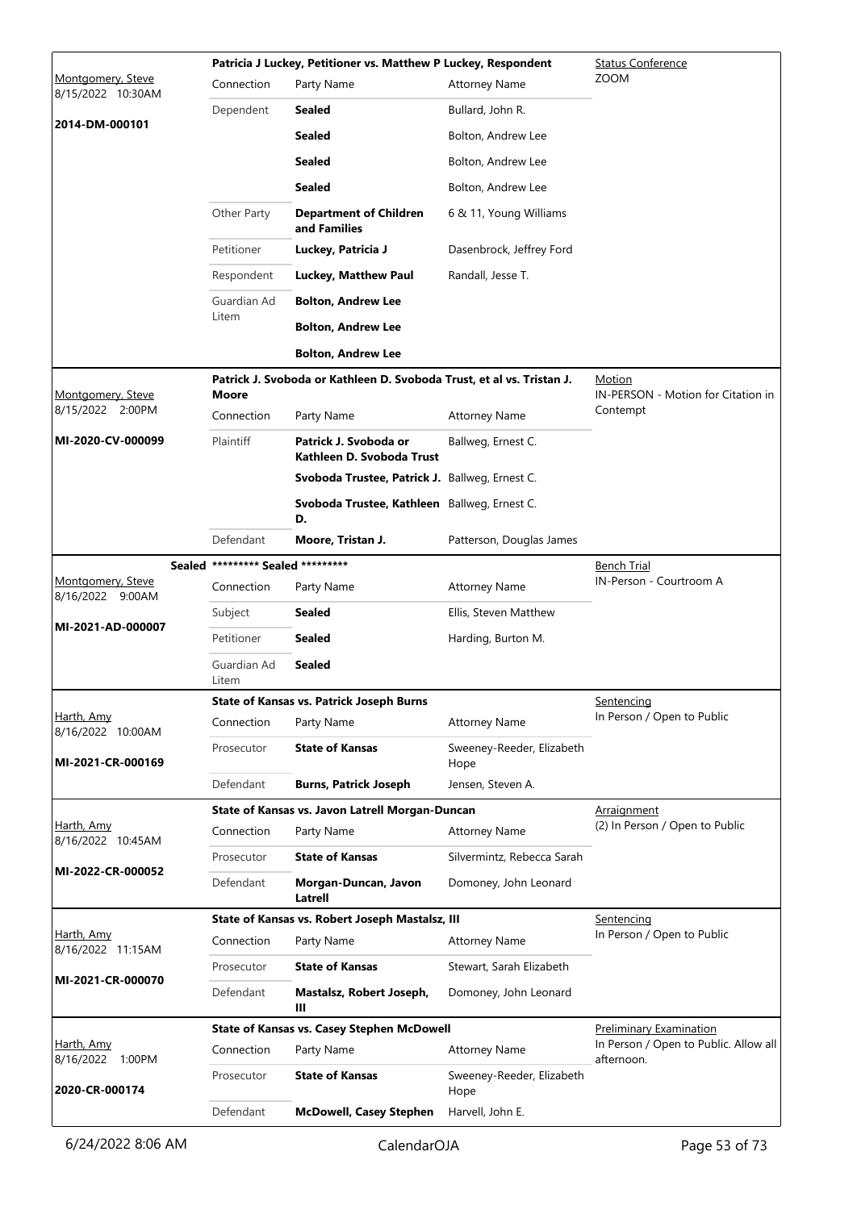| Judge / Date / Case | Case Title | | | Hearing |
|---|---|---|---|---|
| Montgomery, Steve<br>8/15/2022 10:30AM<br>**2014-DM-000101** | **Patricia J Luckey, Petitioner vs. Matthew P Luckey, Respondent** | | | Status Conference<br>ZOOM |
| | Connection | Party Name | Attorney Name | |
| | Dependent | **Sealed** | Bullard, John R. | |
| | | **Sealed** | Bolton, Andrew Lee | |
| | | **Sealed** | Bolton, Andrew Lee | |
| | | **Sealed** | Bolton, Andrew Lee | |
| | Other Party | **Department of Children and Families** | 6 & 11, Young Williams | |
| | Petitioner | **Luckey, Patricia J** | Dasenbrock, Jeffrey Ford | |
| | Respondent | **Luckey, Matthew Paul** | Randall, Jesse T. | |
| | Guardian Ad Litem | **Bolton, Andrew Lee** | | |
| | | **Bolton, Andrew Lee** | | |
| | | **Bolton, Andrew Lee** | | |
| Montgomery, Steve<br>8/15/2022 2:00PM<br>**MI-2020-CV-000099** | **Patrick J. Svoboda or Kathleen D. Svoboda Trust, et al vs. Tristan J. Moore** | | | Motion<br>IN-PERSON - Motion for Citation in Contempt |
| | Connection | Party Name | Attorney Name | |
| | Plaintiff | **Patrick J. Svoboda or Kathleen D. Svoboda Trust** | Ballweg, Ernest C. | |
| | | **Svoboda Trustee, Patrick J.** | Ballweg, Ernest C. | |
| | | **Svoboda Trustee, Kathleen D.** | Ballweg, Ernest C. | |
| | Defendant | **Moore, Tristan J.** | Patterson, Douglas James | |
| Sealed<br>Montgomery, Steve<br>8/16/2022 9:00AM<br>**MI-2021-AD-000007** | **\*\*\*\*\*\*\*\*\* Sealed \*\*\*\*\*\*\*\*\*** | | | Bench Trial<br>IN-Person - Courtroom A |
| | Connection | Party Name | Attorney Name | |
| | Subject | **Sealed** | Ellis, Steven Matthew | |
| | Petitioner | **Sealed** | Harding, Burton M. | |
| | Guardian Ad Litem | **Sealed** | | |
| Harth, Amy<br>8/16/2022 10:00AM<br>**MI-2021-CR-000169** | **State of Kansas vs. Patrick Joseph Burns** | | | Sentencing<br>In Person / Open to Public |
| | Connection | Party Name | Attorney Name | |
| | Prosecutor | **State of Kansas** | Sweeney-Reeder, Elizabeth Hope | |
| | Defendant | **Burns, Patrick Joseph** | Jensen, Steven A. | |
| Harth, Amy<br>8/16/2022 10:45AM<br>**MI-2022-CR-000052** | **State of Kansas vs. Javon Latrell Morgan-Duncan** | | | Arraignment<br>(2) In Person / Open to Public |
| | Connection | Party Name | Attorney Name | |
| | Prosecutor | **State of Kansas** | Silvermintz, Rebecca Sarah | |
| | Defendant | **Morgan-Duncan, Javon Latrell** | Domoney, John Leonard | |
| Harth, Amy<br>8/16/2022 11:15AM<br>**MI-2021-CR-000070** | **State of Kansas vs. Robert Joseph Mastalsz, III** | | | Sentencing<br>In Person / Open to Public |
| | Connection | Party Name | Attorney Name | |
| | Prosecutor | **State of Kansas** | Stewart, Sarah Elizabeth | |
| | Defendant | **Mastalsz, Robert Joseph, III** | Domoney, John Leonard | |
| Harth, Amy<br>8/16/2022 1:00PM<br>**2020-CR-000174** | **State of Kansas vs. Casey Stephen McDowell** | | | Preliminary Examination<br>In Person / Open to Public. Allow all afternoon. |
| | Connection | Party Name | Attorney Name | |
| | Prosecutor | **State of Kansas** | Sweeney-Reeder, Elizabeth Hope | |
| | Defendant | **McDowell, Casey Stephen** | Harvell, John E. | |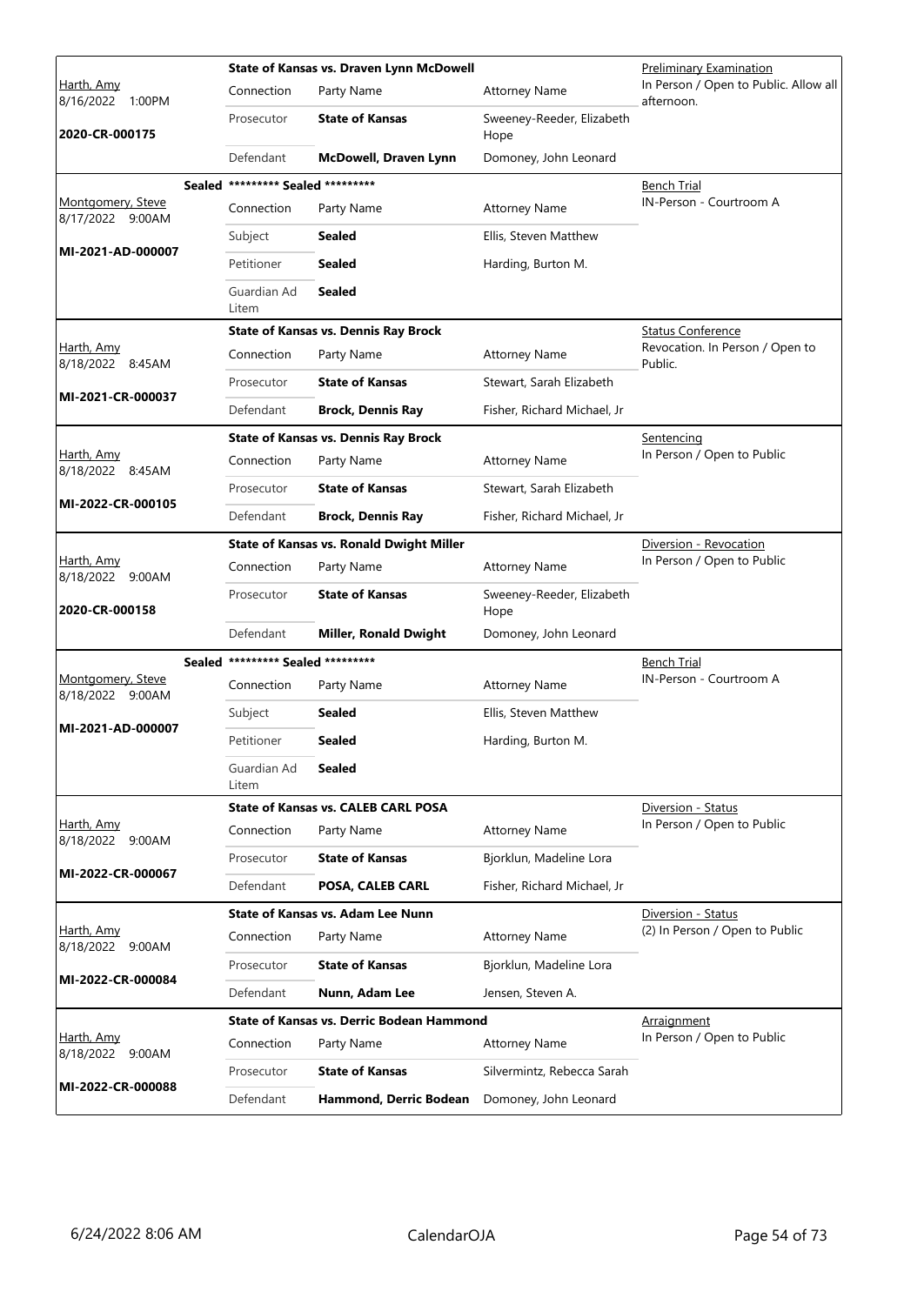| Judge / Date / Case | Case Title | Connection | Party Name | Attorney Name | Hearing Type / Notes |
|---|---|---|---|---|---|
| Harth, Amy<br>8/16/2022 1:00PM<br>**2020-CR-000175** | **State of Kansas vs. Draven Lynn McDowell** | Prosecutor | **State of Kansas** | Sweeney-Reeder, Elizabeth Hope | Preliminary Examination<br>In Person / Open to Public. Allow all afternoon. |
| | | Defendant | **McDowell, Draven Lynn** | Domoney, John Leonard | |
| Montgomery, Steve<br>8/17/2022 9:00AM<br>**MI-2021-AD-000007** | **Sealed** ********* Sealed ********* | Subject | **Sealed** | Ellis, Steven Matthew | Bench Trial<br>IN-Person - Courtroom A |
| | | Petitioner | **Sealed** | Harding, Burton M. | |
| | | Guardian Ad Litem | **Sealed** | | |
| Harth, Amy<br>8/18/2022 8:45AM<br>**MI-2021-CR-000037** | **State of Kansas vs. Dennis Ray Brock** | Prosecutor | **State of Kansas** | Stewart, Sarah Elizabeth | Status Conference<br>Revocation. In Person / Open to Public. |
| | | Defendant | **Brock, Dennis Ray** | Fisher, Richard Michael, Jr | |
| Harth, Amy<br>8/18/2022 8:45AM<br>**MI-2022-CR-000105** | **State of Kansas vs. Dennis Ray Brock** | Prosecutor | **State of Kansas** | Stewart, Sarah Elizabeth | Sentencing<br>In Person / Open to Public |
| | | Defendant | **Brock, Dennis Ray** | Fisher, Richard Michael, Jr | |
| Harth, Amy<br>8/18/2022 9:00AM<br>**2020-CR-000158** | **State of Kansas vs. Ronald Dwight Miller** | Prosecutor | **State of Kansas** | Sweeney-Reeder, Elizabeth Hope | Diversion - Revocation<br>In Person / Open to Public |
| | | Defendant | **Miller, Ronald Dwight** | Domoney, John Leonard | |
| Montgomery, Steve<br>8/18/2022 9:00AM<br>**MI-2021-AD-000007** | **Sealed** ********* Sealed ********* | Subject | **Sealed** | Ellis, Steven Matthew | Bench Trial<br>IN-Person - Courtroom A |
| | | Petitioner | **Sealed** | Harding, Burton M. | |
| | | Guardian Ad Litem | **Sealed** | | |
| Harth, Amy<br>8/18/2022 9:00AM<br>**MI-2022-CR-000067** | **State of Kansas vs. CALEB CARL POSA** | Prosecutor | **State of Kansas** | Bjorklun, Madeline Lora | Diversion - Status<br>In Person / Open to Public |
| | | Defendant | **POSA, CALEB CARL** | Fisher, Richard Michael, Jr | |
| Harth, Amy<br>8/18/2022 9:00AM<br>**MI-2022-CR-000084** | **State of Kansas vs. Adam Lee Nunn** | Prosecutor | **State of Kansas** | Bjorklun, Madeline Lora | Diversion - Status<br>(2) In Person / Open to Public |
| | | Defendant | **Nunn, Adam Lee** | Jensen, Steven A. | |
| Harth, Amy<br>8/18/2022 9:00AM<br>**MI-2022-CR-000088** | **State of Kansas vs. Derric Bodean Hammond** | Prosecutor | **State of Kansas** | Silvermintz, Rebecca Sarah | Arraignment<br>In Person / Open to Public |
| | | Defendant | **Hammond, Derric Bodean** | Domoney, John Leonard | |

6/24/2022 8:06 AM CalendarOJA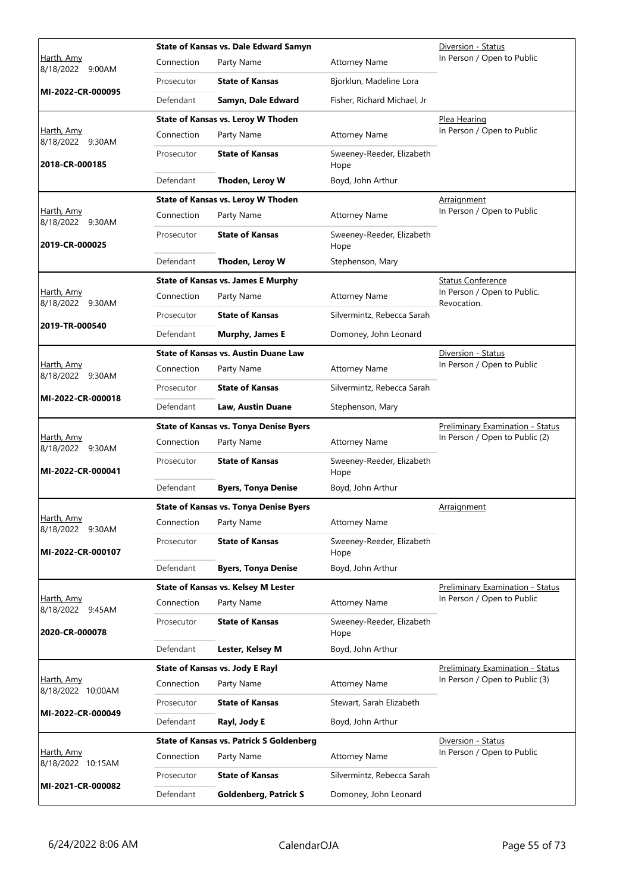| Judge / Date / Case | Case Title | Connection | Party Name | Attorney Name | Hearing Type / Details |
|---|---|---|---|---|---|
| Harth, Amy 8/18/2022 9:00AM MI-2022-CR-000095 | State of Kansas vs. Dale Edward Samyn | Prosecutor | **State of Kansas** | Bjorklun, Madeline Lora | Diversion - Status In Person / Open to Public |
| | | Defendant | **Samyn, Dale Edward** | Fisher, Richard Michael, Jr | |
| Harth, Amy 8/18/2022 9:30AM 2018-CR-000185 | State of Kansas vs. Leroy W Thoden | Prosecutor | **State of Kansas** | Sweeney-Reeder, Elizabeth Hope | Plea Hearing In Person / Open to Public |
| | | Defendant | **Thoden, Leroy W** | Boyd, John Arthur | |
| Harth, Amy 8/18/2022 9:30AM 2019-CR-000025 | State of Kansas vs. Leroy W Thoden | Prosecutor | **State of Kansas** | Sweeney-Reeder, Elizabeth Hope | Arraignment In Person / Open to Public |
| | | Defendant | **Thoden, Leroy W** | Stephenson, Mary | |
| Harth, Amy 8/18/2022 9:30AM 2019-TR-000540 | State of Kansas vs. James E Murphy | Prosecutor | **State of Kansas** | Silvermintz, Rebecca Sarah | Status Conference In Person / Open to Public. Revocation. |
| | | Defendant | **Murphy, James E** | Domoney, John Leonard | |
| Harth, Amy 8/18/2022 9:30AM MI-2022-CR-000018 | State of Kansas vs. Austin Duane Law | Prosecutor | **State of Kansas** | Silvermintz, Rebecca Sarah | Diversion - Status In Person / Open to Public |
| | | Defendant | **Law, Austin Duane** | Stephenson, Mary | |
| Harth, Amy 8/18/2022 9:30AM MI-2022-CR-000041 | State of Kansas vs. Tonya Denise Byers | Prosecutor | **State of Kansas** | Sweeney-Reeder, Elizabeth Hope | Preliminary Examination - Status In Person / Open to Public (2) |
| | | Defendant | **Byers, Tonya Denise** | Boyd, John Arthur | |
| Harth, Amy 8/18/2022 9:30AM MI-2022-CR-000107 | State of Kansas vs. Tonya Denise Byers | Prosecutor | **State of Kansas** | Sweeney-Reeder, Elizabeth Hope | Arraignment |
| | | Defendant | **Byers, Tonya Denise** | Boyd, John Arthur | |
| Harth, Amy 8/18/2022 9:45AM 2020-CR-000078 | State of Kansas vs. Kelsey M Lester | Prosecutor | **State of Kansas** | Sweeney-Reeder, Elizabeth Hope | Preliminary Examination - Status In Person / Open to Public |
| | | Defendant | **Lester, Kelsey M** | Boyd, John Arthur | |
| Harth, Amy 8/18/2022 10:00AM MI-2022-CR-000049 | State of Kansas vs. Jody E Rayl | Prosecutor | **State of Kansas** | Stewart, Sarah Elizabeth | Preliminary Examination - Status In Person / Open to Public (3) |
| | | Defendant | **Rayl, Jody E** | Boyd, John Arthur | |
| Harth, Amy 8/18/2022 10:15AM MI-2021-CR-000082 | State of Kansas vs. Patrick S Goldenberg | Prosecutor | **State of Kansas** | Silvermintz, Rebecca Sarah | Diversion - Status In Person / Open to Public |
| | | Defendant | **Goldenberg, Patrick S** | Domoney, John Leonard | |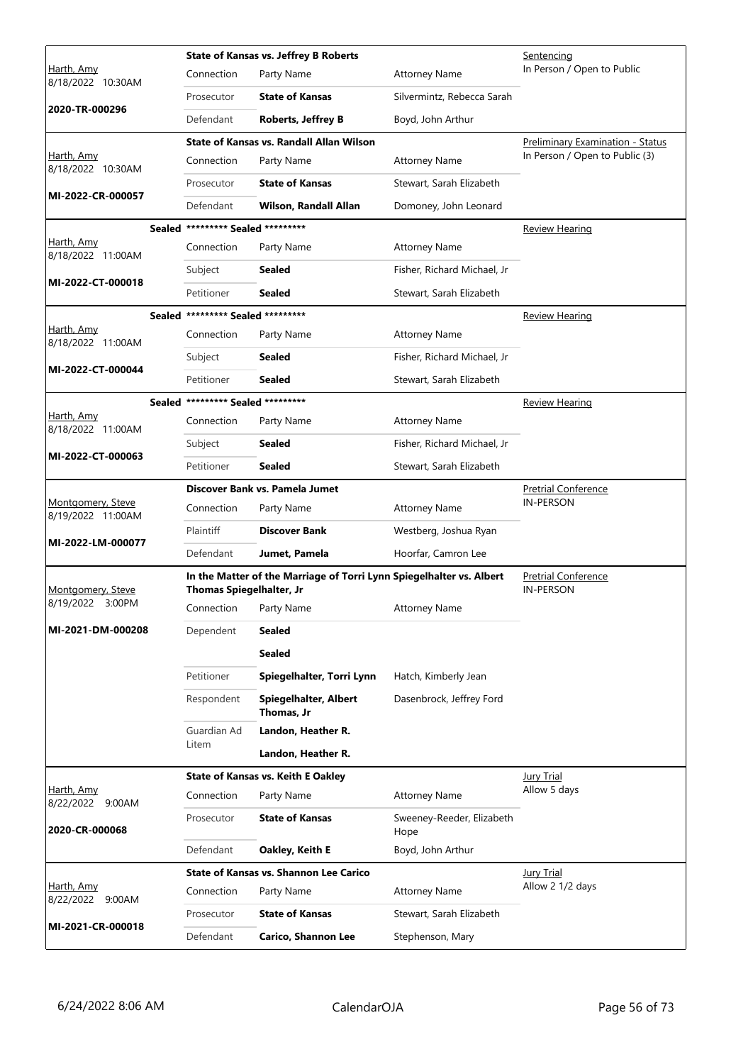| Judge / Date / Case | Case Title | Connection | Party Name | Attorney Name | Hearing Type |
|---|---|---|---|---|---|
| Harth, Amy 8/18/2022 10:30AM **2020-TR-000296** | **State of Kansas vs. Jeffrey B Roberts** | Prosecutor | **State of Kansas** | Silvermintz, Rebecca Sarah | Sentencing In Person / Open to Public |
| | | Defendant | **Roberts, Jeffrey B** | Boyd, John Arthur | |
| Harth, Amy 8/18/2022 10:30AM **MI-2022-CR-000057** | **State of Kansas vs. Randall Allan Wilson** | Prosecutor | **State of Kansas** | Stewart, Sarah Elizabeth | Preliminary Examination - Status In Person / Open to Public (3) |
| | | Defendant | **Wilson, Randall Allan** | Domoney, John Leonard | |
| Harth, Amy 8/18/2022 11:00AM **MI-2022-CT-000018** | **Sealed \*\*\*\*\*\*\*\*\* Sealed \*\*\*\*\*\*\*\*\*** | Subject | **Sealed** | Fisher, Richard Michael, Jr | Review Hearing |
| | | Petitioner | **Sealed** | Stewart, Sarah Elizabeth | |
| Harth, Amy 8/18/2022 11:00AM **MI-2022-CT-000044** | **Sealed \*\*\*\*\*\*\*\*\* Sealed \*\*\*\*\*\*\*\*\*** | Subject | **Sealed** | Fisher, Richard Michael, Jr | Review Hearing |
| | | Petitioner | **Sealed** | Stewart, Sarah Elizabeth | |
| Harth, Amy 8/18/2022 11:00AM **MI-2022-CT-000063** | **Sealed \*\*\*\*\*\*\*\*\* Sealed \*\*\*\*\*\*\*\*\*** | Subject | **Sealed** | Fisher, Richard Michael, Jr | Review Hearing |
| | | Petitioner | **Sealed** | Stewart, Sarah Elizabeth | |
| Montgomery, Steve 8/19/2022 11:00AM **MI-2022-LM-000077** | **Discover Bank vs. Pamela Jumet** | Plaintiff | **Discover Bank** | Westberg, Joshua Ryan | Pretrial Conference IN-PERSON |
| | | Defendant | **Jumet, Pamela** | Hoorfar, Camron Lee | |
| Montgomery, Steve 8/19/2022 3:00PM **MI-2021-DM-000208** | **In the Matter of the Marriage of Torri Lynn Spiegelhalter vs. Albert Thomas Spiegelhalter, Jr** | Dependent | **Sealed** | | Pretrial Conference IN-PERSON |
| | | | **Sealed** | | |
| | | Petitioner | **Spiegelhalter, Torri Lynn** | Hatch, Kimberly Jean | |
| | | Respondent | **Spiegelhalter, Albert Thomas, Jr** | Dasenbrock, Jeffrey Ford | |
| | | Guardian Ad Litem | **Landon, Heather R.** | | |
| | | | **Landon, Heather R.** | | |
| Harth, Amy 8/22/2022 9:00AM **2020-CR-000068** | **State of Kansas vs. Keith E Oakley** | Prosecutor | **State of Kansas** | Sweeney-Reeder, Elizabeth Hope | Jury Trial Allow 5 days |
| | | Defendant | **Oakley, Keith E** | Boyd, John Arthur | |
| Harth, Amy 8/22/2022 9:00AM **MI-2021-CR-000018** | **State of Kansas vs. Shannon Lee Carico** | Prosecutor | **State of Kansas** | Stewart, Sarah Elizabeth | Jury Trial Allow 2 1/2 days |
| | | Defendant | **Carico, Shannon Lee** | Stephenson, Mary | |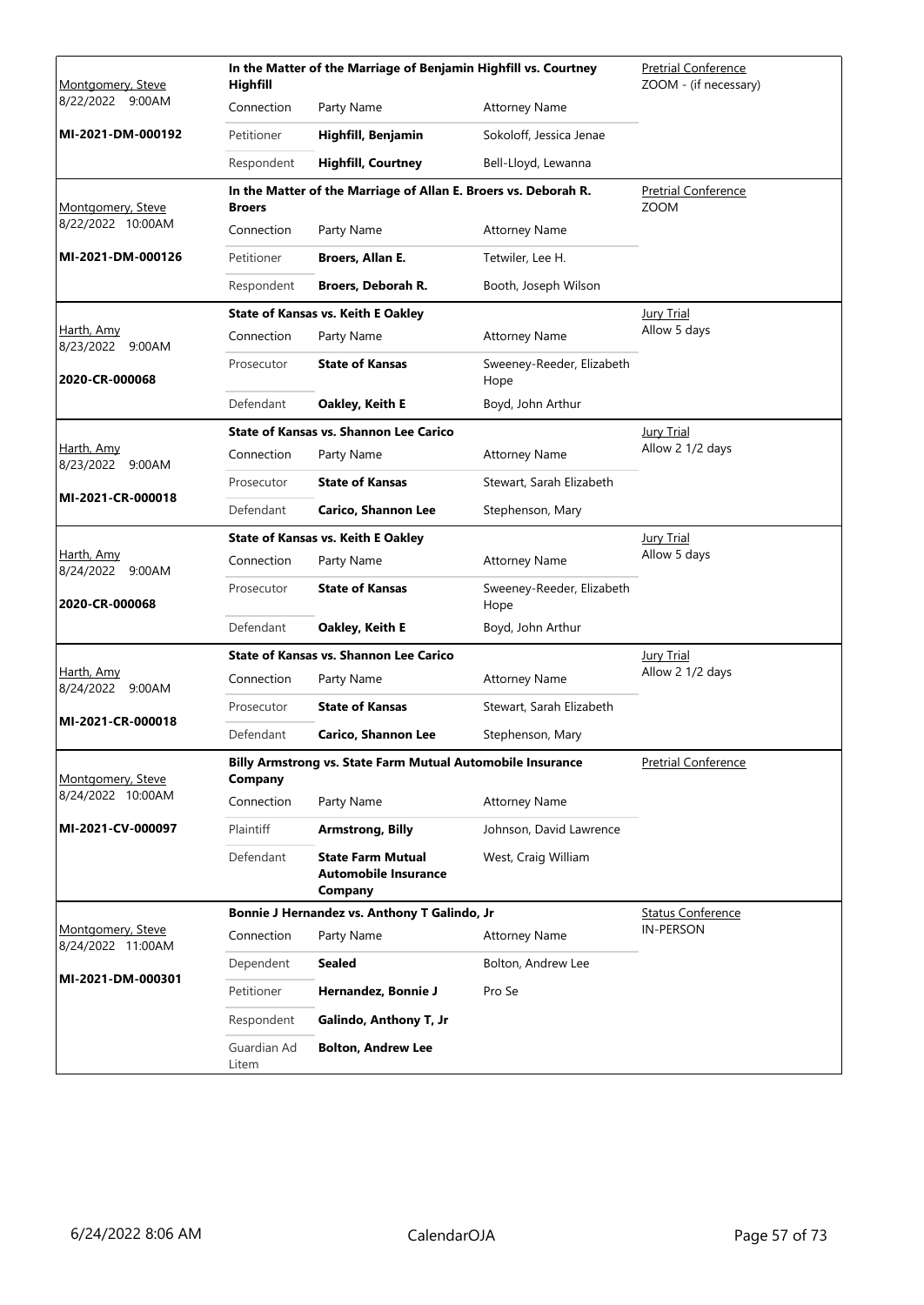| Judge / Date / Case | Case Title | Connection | Party Name | Attorney Name | Hearing |
|---|---|---|---|---|---|
| Montgomery, Steve<br>8/22/2022 9:00AM<br>**MI-2021-DM-000192** | **In the Matter of the Marriage of Benjamin Highfill vs. Courtney Highfill** | | | | Pretrial Conference<br>ZOOM - (if necessary) |
| | | Petitioner | **Highfill, Benjamin** | Sokoloff, Jessica Jenae | |
| | | Respondent | **Highfill, Courtney** | Bell-Lloyd, Lewanna | |
| Montgomery, Steve<br>8/22/2022 10:00AM<br>**MI-2021-DM-000126** | **In the Matter of the Marriage of Allan E. Broers vs. Deborah R. Broers** | | | | Pretrial Conference<br>ZOOM |
| | | Petitioner | **Broers, Allan E.** | Tetwiler, Lee H. | |
| | | Respondent | **Broers, Deborah R.** | Booth, Joseph Wilson | |
| Harth, Amy<br>8/23/2022 9:00AM<br>**2020-CR-000068** | **State of Kansas vs. Keith E Oakley** | | | | Jury Trial<br>Allow 5 days |
| | | Prosecutor | **State of Kansas** | Sweeney-Reeder, Elizabeth Hope | |
| | | Defendant | **Oakley, Keith E** | Boyd, John Arthur | |
| Harth, Amy<br>8/23/2022 9:00AM<br>**MI-2021-CR-000018** | **State of Kansas vs. Shannon Lee Carico** | | | | Jury Trial<br>Allow 2 1/2 days |
| | | Prosecutor | **State of Kansas** | Stewart, Sarah Elizabeth | |
| | | Defendant | **Carico, Shannon Lee** | Stephenson, Mary | |
| Harth, Amy<br>8/24/2022 9:00AM<br>**2020-CR-000068** | **State of Kansas vs. Keith E Oakley** | | | | Jury Trial<br>Allow 5 days |
| | | Prosecutor | **State of Kansas** | Sweeney-Reeder, Elizabeth Hope | |
| | | Defendant | **Oakley, Keith E** | Boyd, John Arthur | |
| Harth, Amy<br>8/24/2022 9:00AM<br>**MI-2021-CR-000018** | **State of Kansas vs. Shannon Lee Carico** | | | | Jury Trial<br>Allow 2 1/2 days |
| | | Prosecutor | **State of Kansas** | Stewart, Sarah Elizabeth | |
| | | Defendant | **Carico, Shannon Lee** | Stephenson, Mary | |
| Montgomery, Steve<br>8/24/2022 10:00AM<br>**MI-2021-CV-000097** | **Billy Armstrong vs. State Farm Mutual Automobile Insurance Company** | | | | Pretrial Conference |
| | | Plaintiff | **Armstrong, Billy** | Johnson, David Lawrence | |
| | | Defendant | **State Farm Mutual Automobile Insurance Company** | West, Craig William | |
| Montgomery, Steve<br>8/24/2022 11:00AM<br>**MI-2021-DM-000301** | **Bonnie J Hernandez vs. Anthony T Galindo, Jr** | | | | Status Conference<br>IN-PERSON |
| | | Dependent | **Sealed** | Bolton, Andrew Lee | |
| | | Petitioner | **Hernandez, Bonnie J** | Pro Se | |
| | | Respondent | **Galindo, Anthony T, Jr** | | |
| | | Guardian Ad Litem | **Bolton, Andrew Lee** | | |

6/24/2022 8:06 AM CalendarOJA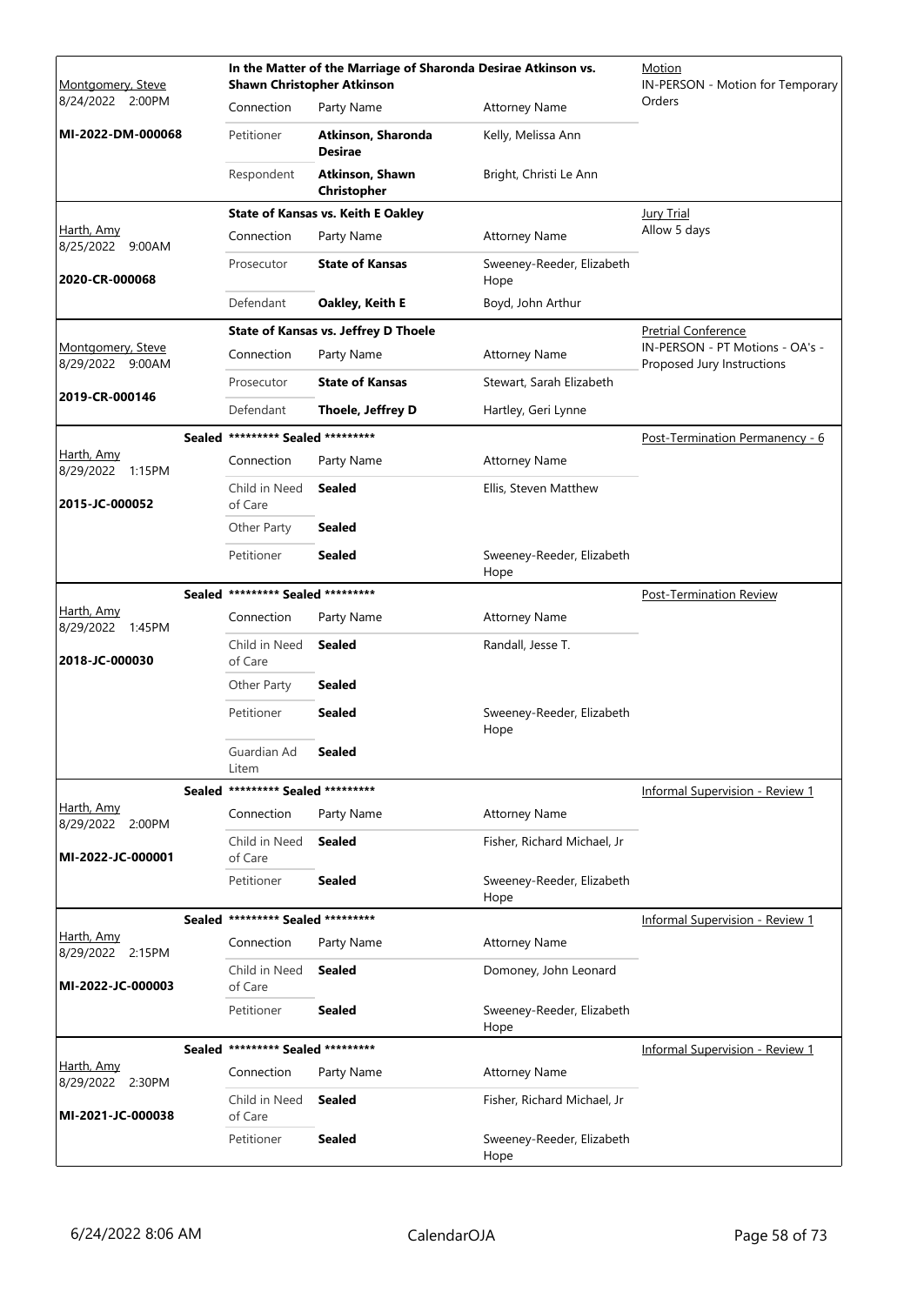| Judge / Date / Case | Case Title / Parties | | | Hearing |
|---|---|---|---|---|
| Montgomery, Steve<br>8/24/2022 2:00PM<br>**MI-2022-DM-000068** | **In the Matter of the Marriage of Sharonda Desirae Atkinson vs. Shawn Christopher Atkinson** | | | Motion<br>IN-PERSON - Motion for Temporary Orders |
| | Connection | Party Name | Attorney Name | |
| | Petitioner | **Atkinson, Sharonda Desirae** | Kelly, Melissa Ann | |
| | Respondent | **Atkinson, Shawn Christopher** | Bright, Christi Le Ann | |
| Harth, Amy<br>8/25/2022 9:00AM<br>**2020-CR-000068** | **State of Kansas vs. Keith E Oakley** | | | Jury Trial<br>Allow 5 days |
| | Connection | Party Name | Attorney Name | |
| | Prosecutor | **State of Kansas** | Sweeney-Reeder, Elizabeth Hope | |
| | Defendant | **Oakley, Keith E** | Boyd, John Arthur | |
| Montgomery, Steve<br>8/29/2022 9:00AM<br>**2019-CR-000146** | **State of Kansas vs. Jeffrey D Thoele** | | | Pretrial Conference<br>IN-PERSON - PT Motions - OA's - Proposed Jury Instructions |
| | Connection | Party Name | Attorney Name | |
| | Prosecutor | **State of Kansas** | Stewart, Sarah Elizabeth | |
| | Defendant | **Thoele, Jeffrey D** | Hartley, Geri Lynne | |
| Harth, Amy<br>8/29/2022 1:15PM<br>**2015-JC-000052** | **Sealed \*\*\*\*\*\*\*\*\* Sealed \*\*\*\*\*\*\*\*\*** | | | Post-Termination Permanency - 6 |
| | Connection | Party Name | Attorney Name | |
| | Child in Need of Care | **Sealed** | Ellis, Steven Matthew | |
| | Other Party | **Sealed** | | |
| | Petitioner | **Sealed** | Sweeney-Reeder, Elizabeth Hope | |
| Harth, Amy<br>8/29/2022 1:45PM<br>**2018-JC-000030** | **Sealed \*\*\*\*\*\*\*\*\* Sealed \*\*\*\*\*\*\*\*\*** | | | Post-Termination Review |
| | Connection | Party Name | Attorney Name | |
| | Child in Need of Care | **Sealed** | Randall, Jesse T. | |
| | Other Party | **Sealed** | | |
| | Petitioner | **Sealed** | Sweeney-Reeder, Elizabeth Hope | |
| | Guardian Ad Litem | **Sealed** | | |
| Harth, Amy<br>8/29/2022 2:00PM<br>**MI-2022-JC-000001** | **Sealed \*\*\*\*\*\*\*\*\* Sealed \*\*\*\*\*\*\*\*\*** | | | Informal Supervision - Review 1 |
| | Connection | Party Name | Attorney Name | |
| | Child in Need of Care | **Sealed** | Fisher, Richard Michael, Jr | |
| | Petitioner | **Sealed** | Sweeney-Reeder, Elizabeth Hope | |
| Harth, Amy<br>8/29/2022 2:15PM<br>**MI-2022-JC-000003** | **Sealed \*\*\*\*\*\*\*\*\* Sealed \*\*\*\*\*\*\*\*\*** | | | Informal Supervision - Review 1 |
| | Connection | Party Name | Attorney Name | |
| | Child in Need of Care | **Sealed** | Domoney, John Leonard | |
| | Petitioner | **Sealed** | Sweeney-Reeder, Elizabeth Hope | |
| Harth, Amy<br>8/29/2022 2:30PM<br>**MI-2021-JC-000038** | **Sealed \*\*\*\*\*\*\*\*\* Sealed \*\*\*\*\*\*\*\*\*** | | | Informal Supervision - Review 1 |
| | Connection | Party Name | Attorney Name | |
| | Child in Need of Care | **Sealed** | Fisher, Richard Michael, Jr | |
| | Petitioner | **Sealed** | Sweeney-Reeder, Elizabeth Hope | |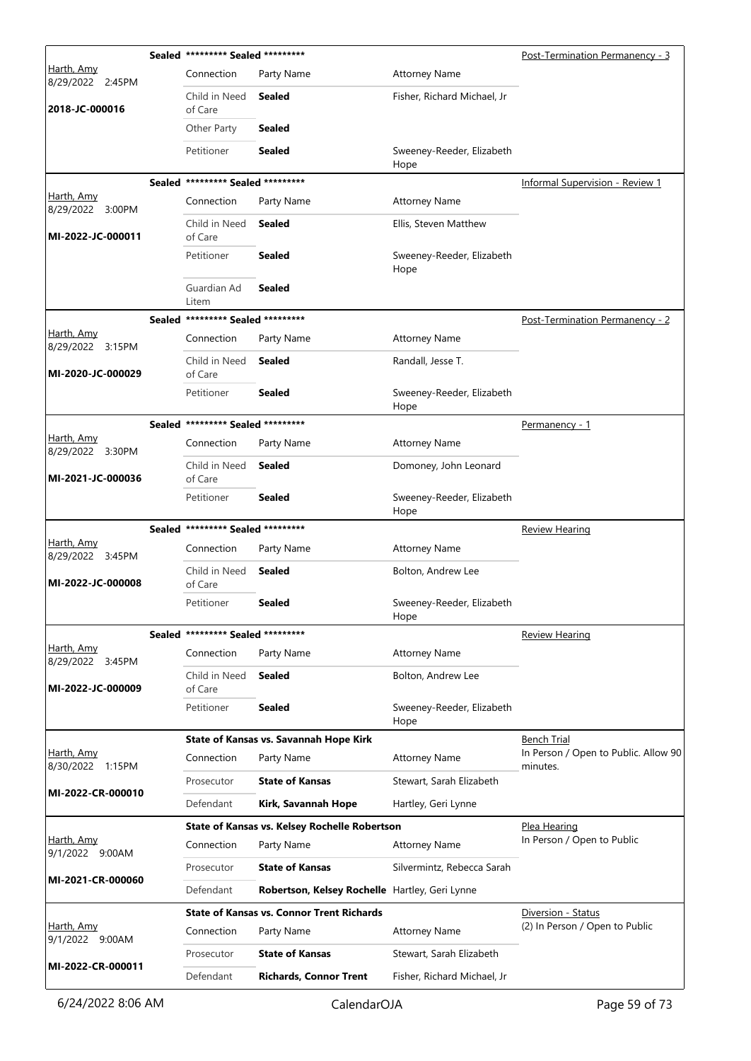| Judge / Date / Case | Case Title | Connection | Party Name | Attorney Name | Hearing Type |
|---|---|---|---|---|---|
| Harth, Amy 8/29/2022 2:45PM **2018-JC-000016** | Sealed ********* Sealed ********* | Connection | Party Name | Attorney Name | Post-Termination Permanency - 3 |
| | | Child in Need of Care | **Sealed** | Fisher, Richard Michael, Jr | |
| | | Other Party | **Sealed** | | |
| | | Petitioner | **Sealed** | Sweeney-Reeder, Elizabeth Hope | |
| Harth, Amy 8/29/2022 3:00PM **MI-2022-JC-000011** | Sealed ********* Sealed ********* | Connection | Party Name | Attorney Name | Informal Supervision - Review 1 |
| | | Child in Need of Care | **Sealed** | Ellis, Steven Matthew | |
| | | Petitioner | **Sealed** | Sweeney-Reeder, Elizabeth Hope | |
| | | Guardian Ad Litem | **Sealed** | | |
| Harth, Amy 8/29/2022 3:15PM **MI-2020-JC-000029** | Sealed ********* Sealed ********* | Connection | Party Name | Attorney Name | Post-Termination Permanency - 2 |
| | | Child in Need of Care | **Sealed** | Randall, Jesse T. | |
| | | Petitioner | **Sealed** | Sweeney-Reeder, Elizabeth Hope | |
| Harth, Amy 8/29/2022 3:30PM **MI-2021-JC-000036** | Sealed ********* Sealed ********* | Connection | Party Name | Attorney Name | Permanency - 1 |
| | | Child in Need of Care | **Sealed** | Domoney, John Leonard | |
| | | Petitioner | **Sealed** | Sweeney-Reeder, Elizabeth Hope | |
| Harth, Amy 8/29/2022 3:45PM **MI-2022-JC-000008** | Sealed ********* Sealed ********* | Connection | Party Name | Attorney Name | Review Hearing |
| | | Child in Need of Care | **Sealed** | Bolton, Andrew Lee | |
| | | Petitioner | **Sealed** | Sweeney-Reeder, Elizabeth Hope | |
| Harth, Amy 8/29/2022 3:45PM **MI-2022-JC-000009** | Sealed ********* Sealed ********* | Connection | Party Name | Attorney Name | Review Hearing |
| | | Child in Need of Care | **Sealed** | Bolton, Andrew Lee | |
| | | Petitioner | **Sealed** | Sweeney-Reeder, Elizabeth Hope | |
| Harth, Amy 8/30/2022 1:15PM **MI-2022-CR-000010** | **State of Kansas vs. Savannah Hope Kirk** | Connection | Party Name | Attorney Name | Bench Trial In Person / Open to Public. Allow 90 minutes. |
| | | Prosecutor | **State of Kansas** | Stewart, Sarah Elizabeth | |
| | | Defendant | **Kirk, Savannah Hope** | Hartley, Geri Lynne | |
| Harth, Amy 9/1/2022 9:00AM **MI-2021-CR-000060** | **State of Kansas vs. Kelsey Rochelle Robertson** | Connection | Party Name | Attorney Name | Plea Hearing In Person / Open to Public |
| | | Prosecutor | **State of Kansas** | Silvermintz, Rebecca Sarah | |
| | | Defendant | **Robertson, Kelsey Rochelle** | Hartley, Geri Lynne | |
| Harth, Amy 9/1/2022 9:00AM **MI-2022-CR-000011** | **State of Kansas vs. Connor Trent Richards** | Connection | Party Name | Attorney Name | Diversion - Status (2) In Person / Open to Public |
| | | Prosecutor | **State of Kansas** | Stewart, Sarah Elizabeth | |
| | | Defendant | **Richards, Connor Trent** | Fisher, Richard Michael, Jr | |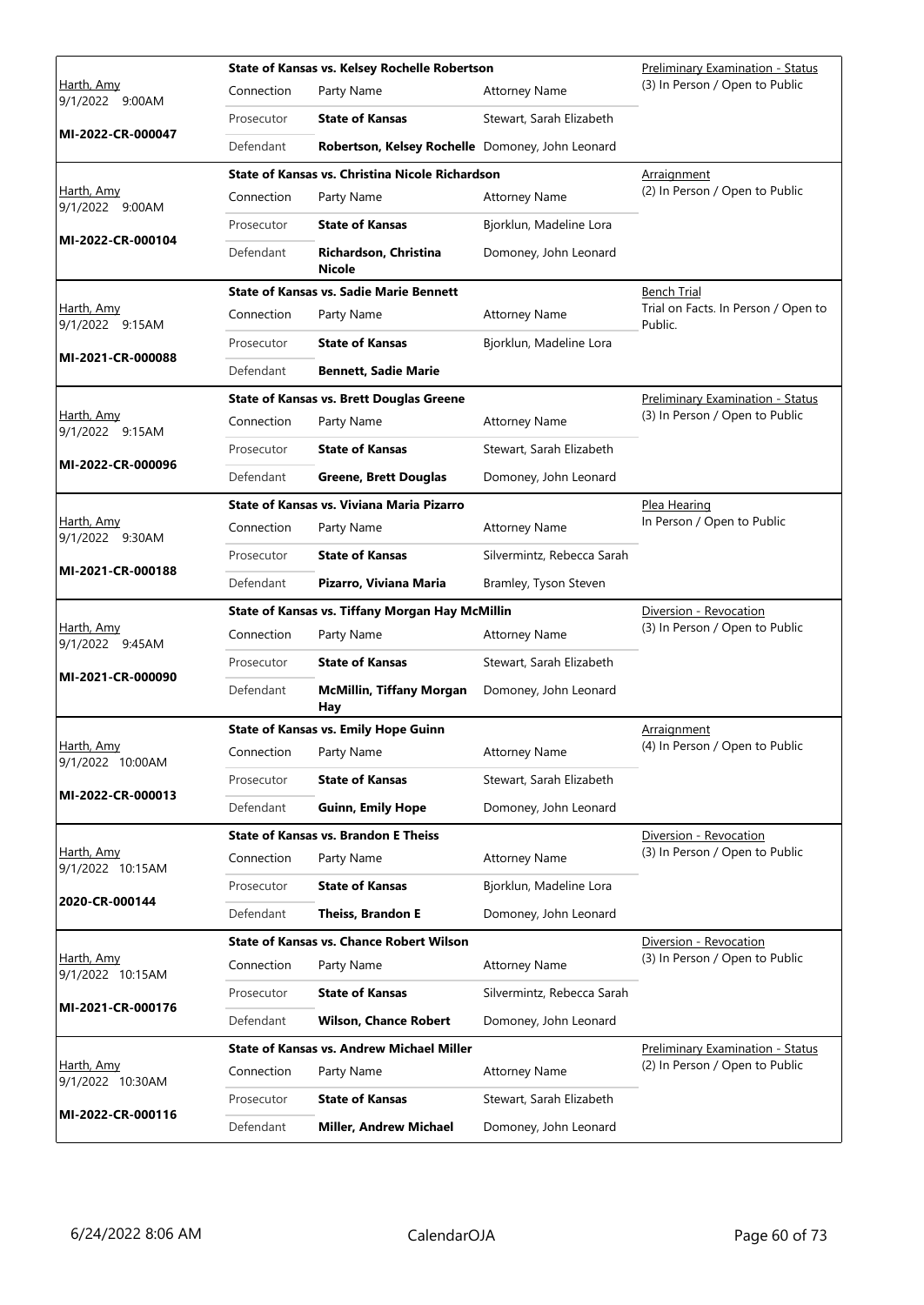| Judge / Date / Case | Connection | Party Name | Attorney Name | Hearing |
|---|---|---|---|---|
| Harth, Amy 9/1/2022 9:00AM **MI-2022-CR-000047** | **State of Kansas vs. Kelsey Rochelle Robertson** | | | Preliminary Examination - Status (3) In Person / Open to Public |
| | Prosecutor | **State of Kansas** | Stewart, Sarah Elizabeth | |
| | Defendant | **Robertson, Kelsey Rochelle** | Domoney, John Leonard | |
| Harth, Amy 9/1/2022 9:00AM **MI-2022-CR-000104** | **State of Kansas vs. Christina Nicole Richardson** | | | Arraignment (2) In Person / Open to Public |
| | Prosecutor | **State of Kansas** | Bjorklun, Madeline Lora | |
| | Defendant | **Richardson, Christina Nicole** | Domoney, John Leonard | |
| Harth, Amy 9/1/2022 9:15AM **MI-2021-CR-000088** | **State of Kansas vs. Sadie Marie Bennett** | | | Bench Trial Trial on Facts. In Person / Open to Public. |
| | Prosecutor | **State of Kansas** | Bjorklun, Madeline Lora | |
| | Defendant | **Bennett, Sadie Marie** | | |
| Harth, Amy 9/1/2022 9:15AM **MI-2022-CR-000096** | **State of Kansas vs. Brett Douglas Greene** | | | Preliminary Examination - Status (3) In Person / Open to Public |
| | Prosecutor | **State of Kansas** | Stewart, Sarah Elizabeth | |
| | Defendant | **Greene, Brett Douglas** | Domoney, John Leonard | |
| Harth, Amy 9/1/2022 9:30AM **MI-2021-CR-000188** | **State of Kansas vs. Viviana Maria Pizarro** | | | Plea Hearing In Person / Open to Public |
| | Prosecutor | **State of Kansas** | Silvermintz, Rebecca Sarah | |
| | Defendant | **Pizarro, Viviana Maria** | Bramley, Tyson Steven | |
| Harth, Amy 9/1/2022 9:45AM **MI-2021-CR-000090** | **State of Kansas vs. Tiffany Morgan Hay McMillin** | | | Diversion - Revocation (3) In Person / Open to Public |
| | Prosecutor | **State of Kansas** | Stewart, Sarah Elizabeth | |
| | Defendant | **McMillin, Tiffany Morgan Hay** | Domoney, John Leonard | |
| Harth, Amy 9/1/2022 10:00AM **MI-2022-CR-000013** | **State of Kansas vs. Emily Hope Guinn** | | | Arraignment (4) In Person / Open to Public |
| | Prosecutor | **State of Kansas** | Stewart, Sarah Elizabeth | |
| | Defendant | **Guinn, Emily Hope** | Domoney, John Leonard | |
| Harth, Amy 9/1/2022 10:15AM **2020-CR-000144** | **State of Kansas vs. Brandon E Theiss** | | | Diversion - Revocation (3) In Person / Open to Public |
| | Prosecutor | **State of Kansas** | Bjorklun, Madeline Lora | |
| | Defendant | **Theiss, Brandon E** | Domoney, John Leonard | |
| Harth, Amy 9/1/2022 10:15AM **MI-2021-CR-000176** | **State of Kansas vs. Chance Robert Wilson** | | | Diversion - Revocation (3) In Person / Open to Public |
| | Prosecutor | **State of Kansas** | Silvermintz, Rebecca Sarah | |
| | Defendant | **Wilson, Chance Robert** | Domoney, John Leonard | |
| Harth, Amy 9/1/2022 10:30AM **MI-2022-CR-000116** | **State of Kansas vs. Andrew Michael Miller** | | | Preliminary Examination - Status (2) In Person / Open to Public |
| | Prosecutor | **State of Kansas** | Stewart, Sarah Elizabeth | |
| | Defendant | **Miller, Andrew Michael** | Domoney, John Leonard | |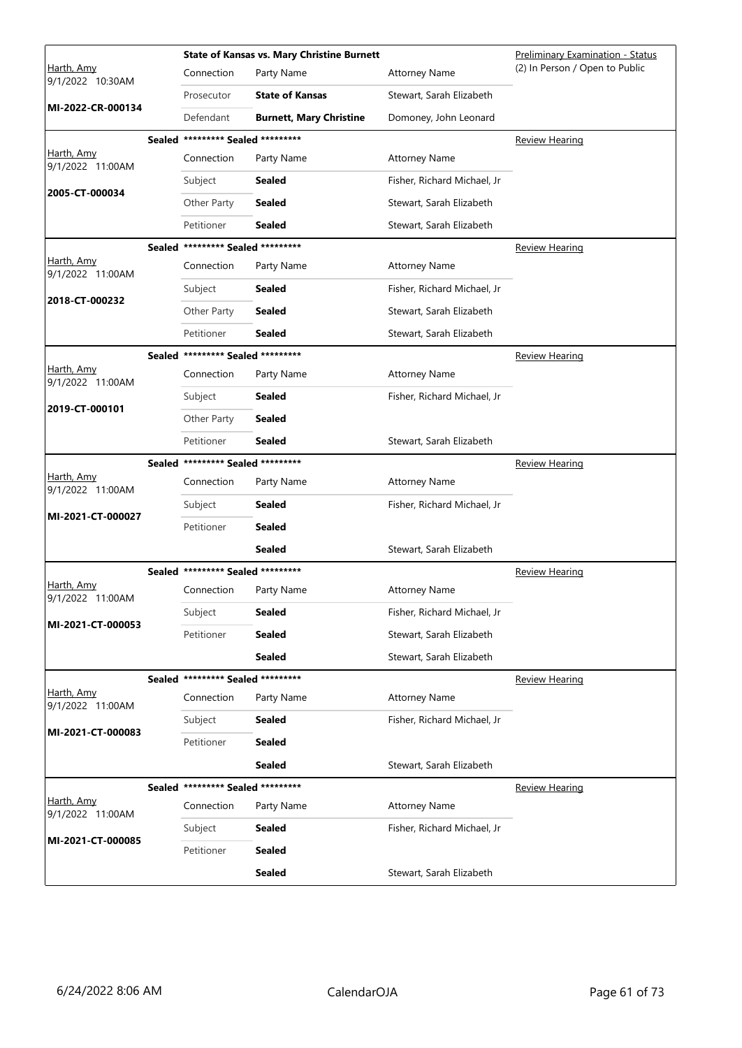| Judge / Date / Case | Sealed | Connection | Party Name | Attorney Name | Hearing |
|---|---|---|---|---|---|
| | | **State of Kansas vs. Mary Christine Burnett** | | | Preliminary Examination - Status |
| Harth, Amy 9/1/2022 10:30AM | | Connection | Party Name | Attorney Name | (2) In Person / Open to Public |
| | | Prosecutor | **State of Kansas** | Stewart, Sarah Elizabeth | |
| **MI-2022-CR-000134** | | Defendant | **Burnett, Mary Christine** | Domoney, John Leonard | |
| | **Sealed** | **\*\*\*\*\*\*\*\*\* Sealed \*\*\*\*\*\*\*\*\*** | | | Review Hearing |
| Harth, Amy 9/1/2022 11:00AM | | Connection | Party Name | Attorney Name | |
| | | Subject | **Sealed** | Fisher, Richard Michael, Jr | |
| **2005-CT-000034** | | Other Party | **Sealed** | Stewart, Sarah Elizabeth | |
| | | Petitioner | **Sealed** | Stewart, Sarah Elizabeth | |
| | **Sealed** | **\*\*\*\*\*\*\*\*\* Sealed \*\*\*\*\*\*\*\*\*** | | | Review Hearing |
| Harth, Amy 9/1/2022 11:00AM | | Connection | Party Name | Attorney Name | |
| | | Subject | **Sealed** | Fisher, Richard Michael, Jr | |
| **2018-CT-000232** | | Other Party | **Sealed** | Stewart, Sarah Elizabeth | |
| | | Petitioner | **Sealed** | Stewart, Sarah Elizabeth | |
| | **Sealed** | **\*\*\*\*\*\*\*\*\* Sealed \*\*\*\*\*\*\*\*\*** | | | Review Hearing |
| Harth, Amy 9/1/2022 11:00AM | | Connection | Party Name | Attorney Name | |
| | | Subject | **Sealed** | Fisher, Richard Michael, Jr | |
| **2019-CT-000101** | | Other Party | **Sealed** | | |
| | | Petitioner | **Sealed** | Stewart, Sarah Elizabeth | |
| | **Sealed** | **\*\*\*\*\*\*\*\*\* Sealed \*\*\*\*\*\*\*\*\*** | | | Review Hearing |
| Harth, Amy 9/1/2022 11:00AM | | Connection | Party Name | Attorney Name | |
| | | Subject | **Sealed** | Fisher, Richard Michael, Jr | |
| **MI-2021-CT-000027** | | Petitioner | **Sealed** | | |
| | | | **Sealed** | Stewart, Sarah Elizabeth | |
| | **Sealed** | **\*\*\*\*\*\*\*\*\* Sealed \*\*\*\*\*\*\*\*\*** | | | Review Hearing |
| Harth, Amy 9/1/2022 11:00AM | | Connection | Party Name | Attorney Name | |
| | | Subject | **Sealed** | Fisher, Richard Michael, Jr | |
| **MI-2021-CT-000053** | | Petitioner | **Sealed** | Stewart, Sarah Elizabeth | |
| | | | **Sealed** | Stewart, Sarah Elizabeth | |
| | **Sealed** | **\*\*\*\*\*\*\*\*\* Sealed \*\*\*\*\*\*\*\*\*** | | | Review Hearing |
| Harth, Amy 9/1/2022 11:00AM | | Connection | Party Name | Attorney Name | |
| | | Subject | **Sealed** | Fisher, Richard Michael, Jr | |
| **MI-2021-CT-000083** | | Petitioner | **Sealed** | | |
| | | | **Sealed** | Stewart, Sarah Elizabeth | |
| | **Sealed** | **\*\*\*\*\*\*\*\*\* Sealed \*\*\*\*\*\*\*\*\*** | | | Review Hearing |
| Harth, Amy 9/1/2022 11:00AM | | Connection | Party Name | Attorney Name | |
| | | Subject | **Sealed** | Fisher, Richard Michael, Jr | |
| **MI-2021-CT-000085** | | Petitioner | **Sealed** | | |
| | | | **Sealed** | Stewart, Sarah Elizabeth | |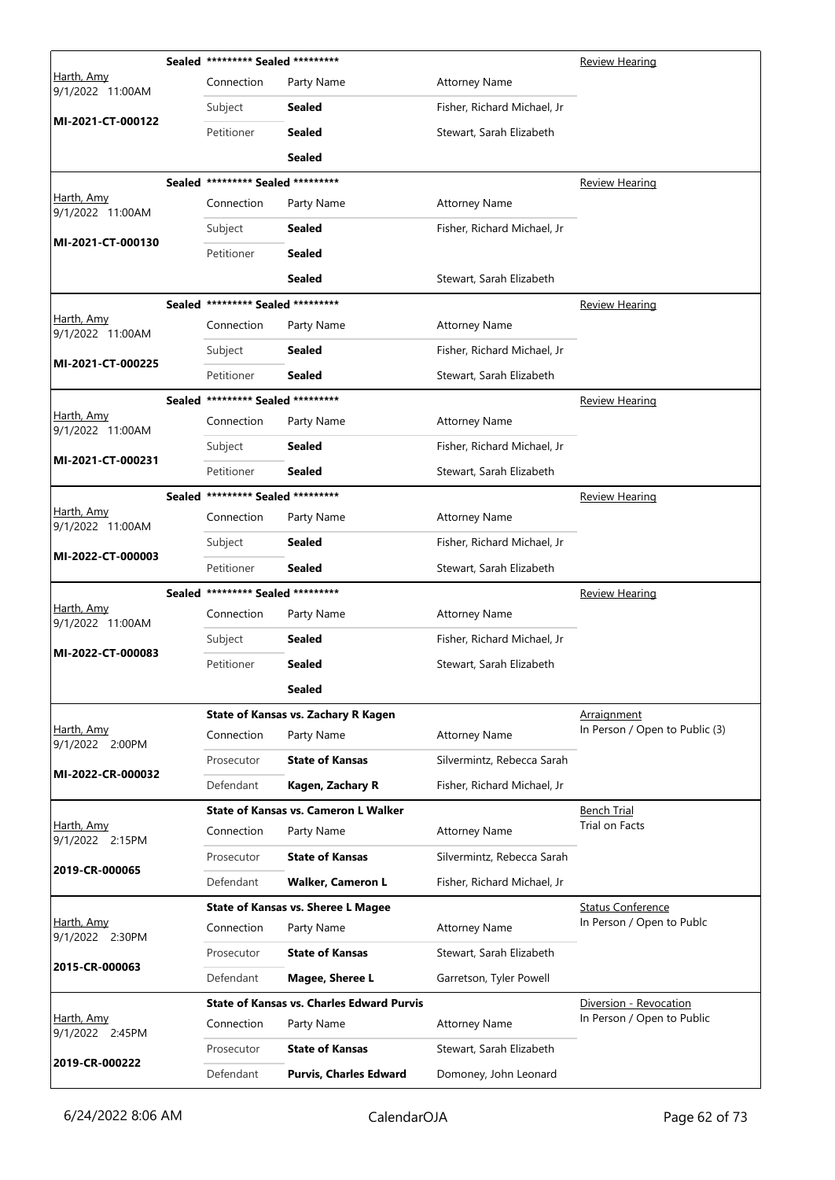| Judge / Date / Case | | Case / Parties | | Hearing |
|---|---|---|---|---|
| Harth, Amy 9/1/2022 11:00AM MI-2021-CT-000122 | **Sealed** | ********* Sealed ********* | | Review Hearing |
| | Connection | Party Name | Attorney Name | |
| | Subject | **Sealed** | Fisher, Richard Michael, Jr | |
| | Petitioner | **Sealed** | Stewart, Sarah Elizabeth | |
| | | **Sealed** | | |
| Harth, Amy 9/1/2022 11:00AM MI-2021-CT-000130 | **Sealed** | ********* Sealed ********* | | Review Hearing |
| | Connection | Party Name | Attorney Name | |
| | Subject | **Sealed** | Fisher, Richard Michael, Jr | |
| | Petitioner | **Sealed** | | |
| | | **Sealed** | Stewart, Sarah Elizabeth | |
| Harth, Amy 9/1/2022 11:00AM MI-2021-CT-000225 | **Sealed** | ********* Sealed ********* | | Review Hearing |
| | Connection | Party Name | Attorney Name | |
| | Subject | **Sealed** | Fisher, Richard Michael, Jr | |
| | Petitioner | **Sealed** | Stewart, Sarah Elizabeth | |
| Harth, Amy 9/1/2022 11:00AM MI-2021-CT-000231 | **Sealed** | ********* Sealed ********* | | Review Hearing |
| | Connection | Party Name | Attorney Name | |
| | Subject | **Sealed** | Fisher, Richard Michael, Jr | |
| | Petitioner | **Sealed** | Stewart, Sarah Elizabeth | |
| Harth, Amy 9/1/2022 11:00AM MI-2022-CT-000003 | **Sealed** | ********* Sealed ********* | | Review Hearing |
| | Connection | Party Name | Attorney Name | |
| | Subject | **Sealed** | Fisher, Richard Michael, Jr | |
| | Petitioner | **Sealed** | Stewart, Sarah Elizabeth | |
| Harth, Amy 9/1/2022 11:00AM MI-2022-CT-000083 | **Sealed** | ********* Sealed ********* | | Review Hearing |
| | Connection | Party Name | Attorney Name | |
| | Subject | **Sealed** | Fisher, Richard Michael, Jr | |
| | Petitioner | **Sealed** | Stewart, Sarah Elizabeth | |
| | | **Sealed** | | |
| Harth, Amy 9/1/2022 2:00PM MI-2022-CR-000032 | | **State of Kansas vs. Zachary R Kagen** | | Arraignment In Person / Open to Public (3) |
| | Connection | Party Name | Attorney Name | |
| | Prosecutor | **State of Kansas** | Silvermintz, Rebecca Sarah | |
| | Defendant | **Kagen, Zachary R** | Fisher, Richard Michael, Jr | |
| Harth, Amy 9/1/2022 2:15PM 2019-CR-000065 | | **State of Kansas vs. Cameron L Walker** | | Bench Trial Trial on Facts |
| | Connection | Party Name | Attorney Name | |
| | Prosecutor | **State of Kansas** | Silvermintz, Rebecca Sarah | |
| | Defendant | **Walker, Cameron L** | Fisher, Richard Michael, Jr | |
| Harth, Amy 9/1/2022 2:30PM 2015-CR-000063 | | **State of Kansas vs. Sheree L Magee** | | Status Conference In Person / Open to Publc |
| | Connection | Party Name | Attorney Name | |
| | Prosecutor | **State of Kansas** | Stewart, Sarah Elizabeth | |
| | Defendant | **Magee, Sheree L** | Garretson, Tyler Powell | |
| Harth, Amy 9/1/2022 2:45PM 2019-CR-000222 | | **State of Kansas vs. Charles Edward Purvis** | | Diversion - Revocation In Person / Open to Public |
| | Connection | Party Name | Attorney Name | |
| | Prosecutor | **State of Kansas** | Stewart, Sarah Elizabeth | |
| | Defendant | **Purvis, Charles Edward** | Domoney, John Leonard | |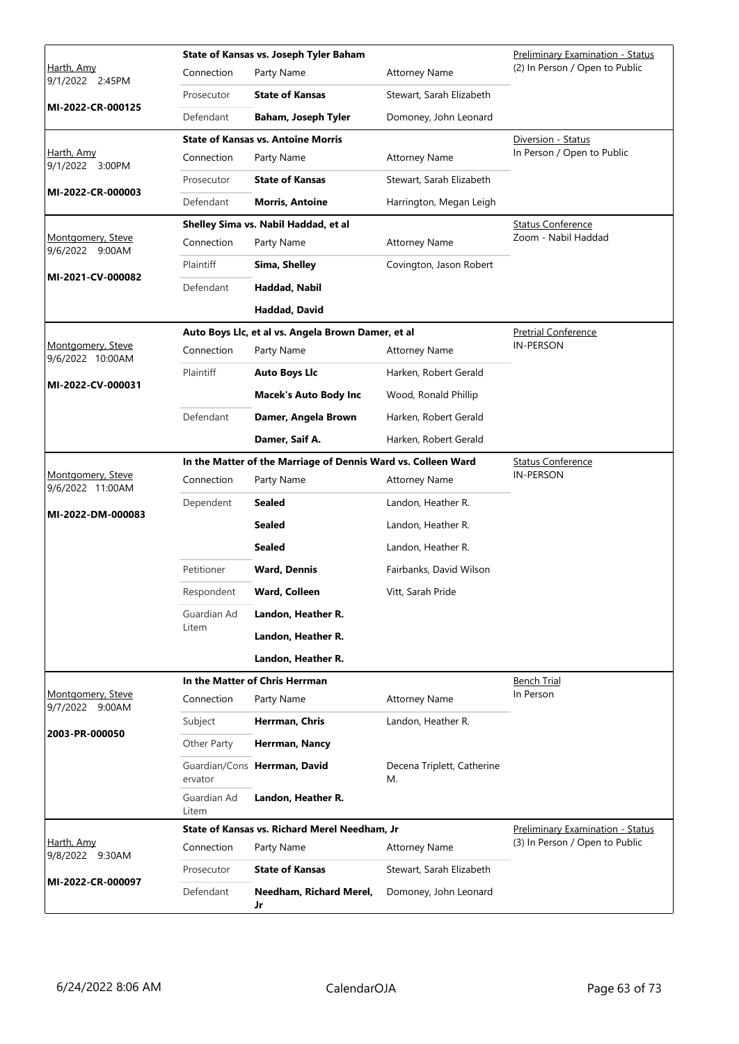| Judge / Date / Case | Case Title | Connection | Party Name | Attorney Name | Hearing Type / Location |
|---|---|---|---|---|---|
| Harth, Amy<br>9/1/2022 2:45PM<br>**MI-2022-CR-000125** | **State of Kansas vs. Joseph Tyler Baham** | Connection | Party Name | Attorney Name | Preliminary Examination - Status<br>(2) In Person / Open to Public |
| | | Prosecutor | **State of Kansas** | Stewart, Sarah Elizabeth | |
| | | Defendant | **Baham, Joseph Tyler** | Domoney, John Leonard | |
| Harth, Amy<br>9/1/2022 3:00PM<br>**MI-2022-CR-000003** | **State of Kansas vs. Antoine Morris** | Connection | Party Name | Attorney Name | Diversion - Status<br>In Person / Open to Public |
| | | Prosecutor | **State of Kansas** | Stewart, Sarah Elizabeth | |
| | | Defendant | **Morris, Antoine** | Harrington, Megan Leigh | |
| Montgomery, Steve<br>9/6/2022 9:00AM<br>**MI-2021-CV-000082** | **Shelley Sima vs. Nabil Haddad, et al** | Connection | Party Name | Attorney Name | Status Conference<br>Zoom - Nabil Haddad |
| | | Plaintiff | **Sima, Shelley** | Covington, Jason Robert | |
| | | Defendant | **Haddad, Nabil** | | |
| | | | **Haddad, David** | | |
| Montgomery, Steve<br>9/6/2022 10:00AM<br>**MI-2022-CV-000031** | **Auto Boys Llc, et al vs. Angela Brown Damer, et al** | Connection | Party Name | Attorney Name | Pretrial Conference<br>IN-PERSON |
| | | Plaintiff | **Auto Boys Llc** | Harken, Robert Gerald | |
| | | | **Macek's Auto Body Inc** | Wood, Ronald Phillip | |
| | | Defendant | **Damer, Angela Brown** | Harken, Robert Gerald | |
| | | | **Damer, Saif A.** | Harken, Robert Gerald | |
| Montgomery, Steve<br>9/6/2022 11:00AM<br>**MI-2022-DM-000083** | **In the Matter of the Marriage of Dennis Ward vs. Colleen Ward** | Connection | Party Name | Attorney Name | Status Conference<br>IN-PERSON |
| | | Dependent | **Sealed** | Landon, Heather R. | |
| | | | **Sealed** | Landon, Heather R. | |
| | | | **Sealed** | Landon, Heather R. | |
| | | Petitioner | **Ward, Dennis** | Fairbanks, David Wilson | |
| | | Respondent | **Ward, Colleen** | Vitt, Sarah Pride | |
| | | Guardian Ad Litem | **Landon, Heather R.** | | |
| | | | **Landon, Heather R.** | | |
| | | | **Landon, Heather R.** | | |
| Montgomery, Steve<br>9/7/2022 9:00AM<br>**2003-PR-000050** | **In the Matter of Chris Herrman** | Connection | Party Name | Attorney Name | Bench Trial<br>In Person |
| | | Subject | **Herrman, Chris** | Landon, Heather R. | |
| | | Other Party | **Herrman, Nancy** | | |
| | | Guardian/Conservator | **Herrman, David** | Decena Triplett, Catherine M. | |
| | | Guardian Ad Litem | **Landon, Heather R.** | | |
| Harth, Amy<br>9/8/2022 9:30AM<br>**MI-2022-CR-000097** | **State of Kansas vs. Richard Merel Needham, Jr** | Connection | Party Name | Attorney Name | Preliminary Examination - Status<br>(3) In Person / Open to Public |
| | | Prosecutor | **State of Kansas** | Stewart, Sarah Elizabeth | |
| | | Defendant | **Needham, Richard Merel, Jr** | Domoney, John Leonard | |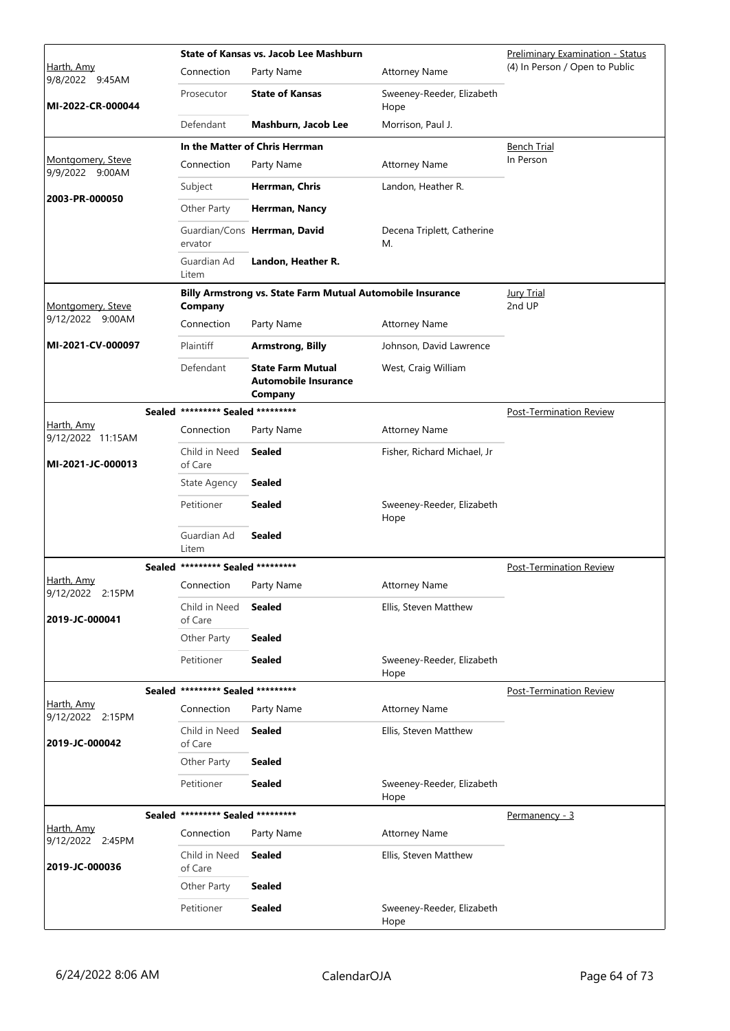| Judge / Date / Case | Case Title | Connection | Party Name | Attorney Name | Hearing Type |
|---|---|---|---|---|---|
| Harth, Amy<br>9/8/2022 9:45AM<br>**MI-2022-CR-000044** | **State of Kansas vs. Jacob Lee Mashburn** | Prosecutor | **State of Kansas** | Sweeney-Reeder, Elizabeth Hope | Preliminary Examination - Status<br>(4) In Person / Open to Public |
| | | Defendant | **Mashburn, Jacob Lee** | Morrison, Paul J. | |
| Montgomery, Steve<br>9/9/2022 9:00AM<br>**2003-PR-000050** | **In the Matter of Chris Herrman** | Subject | **Herrman, Chris** | Landon, Heather R. | Bench Trial<br>In Person |
| | | Other Party | **Herrman, Nancy** | | |
| | | Guardian/Conservator | **Herrman, David** | Decena Triplett, Catherine M. | |
| | | Guardian Ad Litem | **Landon, Heather R.** | | |
| Montgomery, Steve<br>9/12/2022 9:00AM<br>**MI-2021-CV-000097** | **Billy Armstrong vs. State Farm Mutual Automobile Insurance Company** | Plaintiff | **Armstrong, Billy** | Johnson, David Lawrence | Jury Trial<br>2nd UP |
| | | Defendant | **State Farm Mutual Automobile Insurance Company** | West, Craig William | |
| Harth, Amy<br>9/12/2022 11:15AM<br>**MI-2021-JC-000013** | **Sealed** ********* Sealed ********* | Child in Need of Care | **Sealed** | Fisher, Richard Michael, Jr | Post-Termination Review |
| | | State Agency | **Sealed** | | |
| | | Petitioner | **Sealed** | Sweeney-Reeder, Elizabeth Hope | |
| | | Guardian Ad Litem | **Sealed** | | |
| Harth, Amy<br>9/12/2022 2:15PM<br>**2019-JC-000041** | **Sealed** ********* Sealed ********* | Child in Need of Care | **Sealed** | Ellis, Steven Matthew | Post-Termination Review |
| | | Other Party | **Sealed** | | |
| | | Petitioner | **Sealed** | Sweeney-Reeder, Elizabeth Hope | |
| Harth, Amy<br>9/12/2022 2:15PM<br>**2019-JC-000042** | **Sealed** ********* Sealed ********* | Child in Need of Care | **Sealed** | Ellis, Steven Matthew | Post-Termination Review |
| | | Other Party | **Sealed** | | |
| | | Petitioner | **Sealed** | Sweeney-Reeder, Elizabeth Hope | |
| Harth, Amy<br>9/12/2022 2:45PM<br>**2019-JC-000036** | **Sealed** ********* Sealed ********* | Child in Need of Care | **Sealed** | Ellis, Steven Matthew | Permanency - 3 |
| | | Other Party | **Sealed** | | |
| | | Petitioner | **Sealed** | Sweeney-Reeder, Elizabeth Hope | |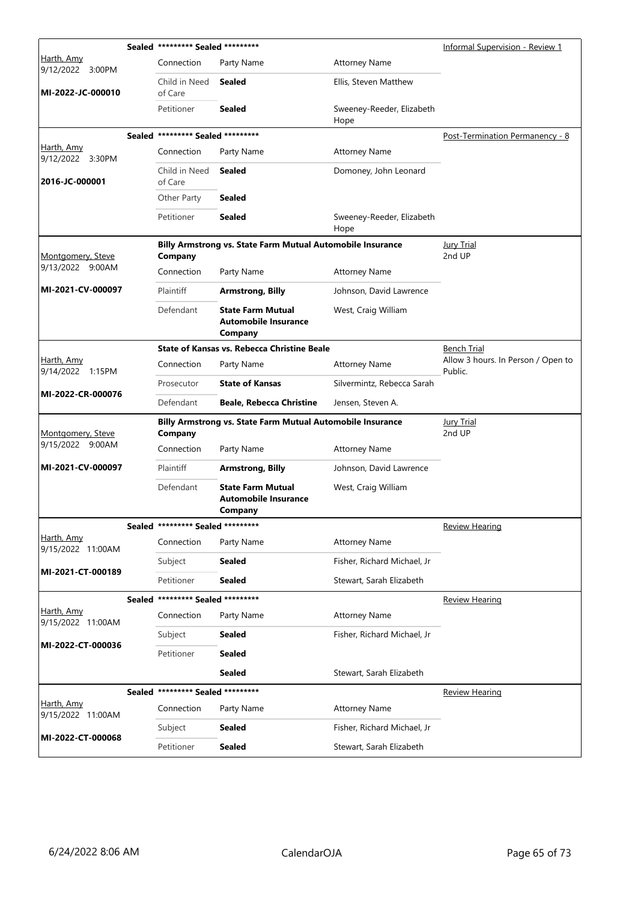| Judge / Date / Case | Sealed | Case Title / Parties | | Attorney Name | Hearing Type / Notes |
|---|---|---|---|---|---|
| Harth, Amy<br>9/12/2022 3:00PM<br>**MI-2022-JC-000010** | **Sealed** | ********* Sealed ********* | | | Informal Supervision - Review 1 |
| | | Connection | Party Name | Attorney Name | |
| | | Child in Need of Care | **Sealed** | Ellis, Steven Matthew | |
| | | Petitioner | **Sealed** | Sweeney-Reeder, Elizabeth Hope | |
| Harth, Amy<br>9/12/2022 3:30PM<br>**2016-JC-000001** | **Sealed** | ********* Sealed ********* | | | Post-Termination Permanency - 8 |
| | | Connection | Party Name | Attorney Name | |
| | | Child in Need of Care | **Sealed** | Domoney, John Leonard | |
| | | Other Party | **Sealed** | | |
| | | Petitioner | **Sealed** | Sweeney-Reeder, Elizabeth Hope | |
| Montgomery, Steve<br>9/13/2022 9:00AM<br>**MI-2021-CV-000097** | | **Billy Armstrong vs. State Farm Mutual Automobile Insurance Company** | | | Jury Trial<br>2nd UP |
| | | Connection | Party Name | Attorney Name | |
| | | Plaintiff | **Armstrong, Billy** | Johnson, David Lawrence | |
| | | Defendant | **State Farm Mutual Automobile Insurance Company** | West, Craig William | |
| Harth, Amy<br>9/14/2022 1:15PM<br>**MI-2022-CR-000076** | | **State of Kansas vs. Rebecca Christine Beale** | | | Bench Trial<br>Allow 3 hours. In Person / Open to Public. |
| | | Connection | Party Name | Attorney Name | |
| | | Prosecutor | **State of Kansas** | Silvermintz, Rebecca Sarah | |
| | | Defendant | **Beale, Rebecca Christine** | Jensen, Steven A. | |
| Montgomery, Steve<br>9/15/2022 9:00AM<br>**MI-2021-CV-000097** | | **Billy Armstrong vs. State Farm Mutual Automobile Insurance Company** | | | Jury Trial<br>2nd UP |
| | | Connection | Party Name | Attorney Name | |
| | | Plaintiff | **Armstrong, Billy** | Johnson, David Lawrence | |
| | | Defendant | **State Farm Mutual Automobile Insurance Company** | West, Craig William | |
| Harth, Amy<br>9/15/2022 11:00AM<br>**MI-2021-CT-000189** | **Sealed** | ********* Sealed ********* | | | Review Hearing |
| | | Connection | Party Name | Attorney Name | |
| | | Subject | **Sealed** | Fisher, Richard Michael, Jr | |
| | | Petitioner | **Sealed** | Stewart, Sarah Elizabeth | |
| Harth, Amy<br>9/15/2022 11:00AM<br>**MI-2022-CT-000036** | **Sealed** | ********* Sealed ********* | | | Review Hearing |
| | | Connection | Party Name | Attorney Name | |
| | | Subject | **Sealed** | Fisher, Richard Michael, Jr | |
| | | Petitioner | **Sealed** | | |
| | | | **Sealed** | Stewart, Sarah Elizabeth | |
| Harth, Amy<br>9/15/2022 11:00AM<br>**MI-2022-CT-000068** | **Sealed** | ********* Sealed ********* | | | Review Hearing |
| | | Connection | Party Name | Attorney Name | |
| | | Subject | **Sealed** | Fisher, Richard Michael, Jr | |
| | | Petitioner | **Sealed** | Stewart, Sarah Elizabeth | |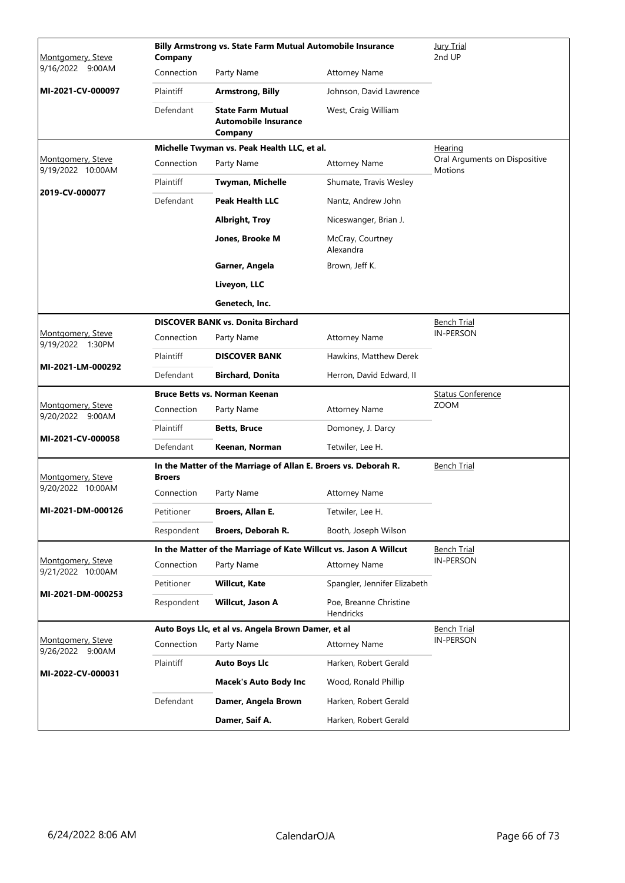| Judge / Date / Case | Case Title | | | Hearing Type |
|---|---|---|---|---|
| Montgomery, Steve<br>9/16/2022 9:00AM<br>**MI-2021-CV-000097** | **Billy Armstrong vs. State Farm Mutual Automobile Insurance Company** | | | Jury Trial<br>2nd UP |
| | Connection | Party Name | Attorney Name | |
| | Plaintiff | **Armstrong, Billy** | Johnson, David Lawrence | |
| | Defendant | **State Farm Mutual Automobile Insurance Company** | West, Craig William | |
| Montgomery, Steve<br>9/19/2022 10:00AM<br>**2019-CV-000077** | **Michelle Twyman vs. Peak Health LLC, et al.** | | | Hearing<br>Oral Arguments on Dispositive Motions |
| | Connection | Party Name | Attorney Name | |
| | Plaintiff | **Twyman, Michelle** | Shumate, Travis Wesley | |
| | Defendant | **Peak Health LLC** | Nantz, Andrew John | |
| | | **Albright, Troy** | Niceswanger, Brian J. | |
| | | **Jones, Brooke M** | McCray, Courtney Alexandra | |
| | | **Garner, Angela** | Brown, Jeff K. | |
| | | **Liveyon, LLC** | | |
| | | **Genetech, Inc.** | | |
| Montgomery, Steve<br>9/19/2022 1:30PM<br>**MI-2021-LM-000292** | **DISCOVER BANK vs. Donita Birchard** | | | Bench Trial<br>IN-PERSON |
| | Connection | Party Name | Attorney Name | |
| | Plaintiff | **DISCOVER BANK** | Hawkins, Matthew Derek | |
| | Defendant | **Birchard, Donita** | Herron, David Edward, II | |
| Montgomery, Steve<br>9/20/2022 9:00AM<br>**MI-2021-CV-000058** | **Bruce Betts vs. Norman Keenan** | | | Status Conference<br>ZOOM |
| | Connection | Party Name | Attorney Name | |
| | Plaintiff | **Betts, Bruce** | Domoney, J. Darcy | |
| | Defendant | **Keenan, Norman** | Tetwiler, Lee H. | |
| Montgomery, Steve<br>9/20/2022 10:00AM<br>**MI-2021-DM-000126** | **In the Matter of the Marriage of Allan E. Broers vs. Deborah R. Broers** | | | Bench Trial |
| | Connection | Party Name | Attorney Name | |
| | Petitioner | **Broers, Allan E.** | Tetwiler, Lee H. | |
| | Respondent | **Broers, Deborah R.** | Booth, Joseph Wilson | |
| Montgomery, Steve<br>9/21/2022 10:00AM<br>**MI-2021-DM-000253** | **In the Matter of the Marriage of Kate Willcut vs. Jason A Willcut** | | | Bench Trial<br>IN-PERSON |
| | Connection | Party Name | Attorney Name | |
| | Petitioner | **Willcut, Kate** | Spangler, Jennifer Elizabeth | |
| | Respondent | **Willcut, Jason A** | Poe, Breanne Christine Hendricks | |
| Montgomery, Steve<br>9/26/2022 9:00AM<br>**MI-2022-CV-000031** | **Auto Boys Llc, et al vs. Angela Brown Damer, et al** | | | Bench Trial<br>IN-PERSON |
| | Connection | Party Name | Attorney Name | |
| | Plaintiff | **Auto Boys Llc** | Harken, Robert Gerald | |
| | | **Macek's Auto Body Inc** | Wood, Ronald Phillip | |
| | Defendant | **Damer, Angela Brown** | Harken, Robert Gerald | |
| | | **Damer, Saif A.** | Harken, Robert Gerald | |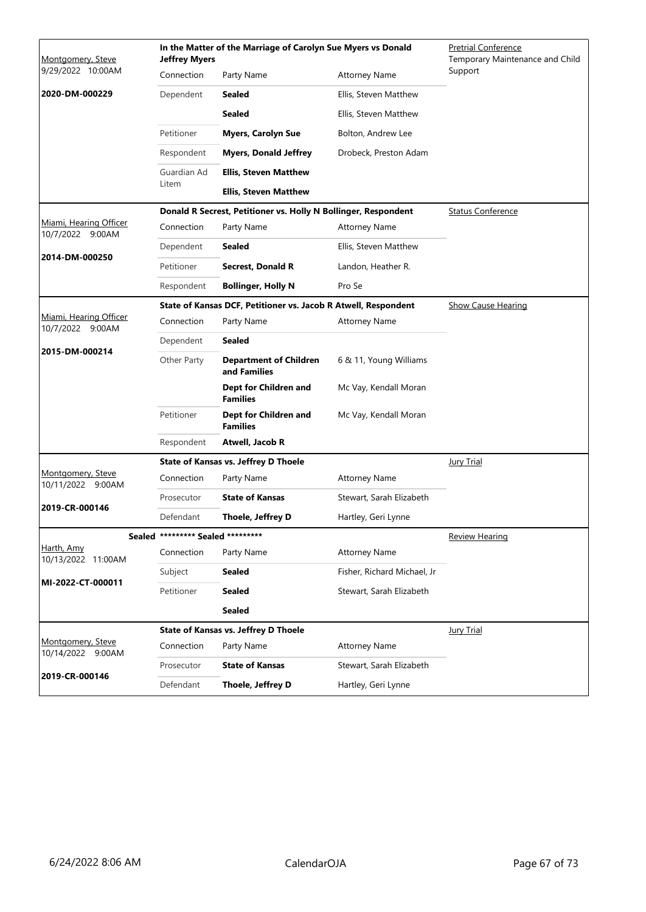| Judge / Date / Case | Case Title / Connection | Party Name | Attorney Name | Hearing Type |
|---|---|---|---|---|
| Montgomery, Steve | **In the Matter of the Marriage of Carolyn Sue Myers vs Donald Jeffrey Myers** | | | Pretrial Conference Temporary Maintenance and Child Support |
| 9/29/2022 10:00AM | Connection | Party Name | Attorney Name | |
| **2020-DM-000229** | Dependent | **Sealed** | Ellis, Steven Matthew | |
| | | **Sealed** | Ellis, Steven Matthew | |
| | Petitioner | **Myers, Carolyn Sue** | Bolton, Andrew Lee | |
| | Respondent | **Myers, Donald Jeffrey** | Drobeck, Preston Adam | |
| | Guardian Ad Litem | **Ellis, Steven Matthew** | | |
| | | **Ellis, Steven Matthew** | | |

| Judge / Date / Case | Case Title / Connection | Party Name | Attorney Name | Hearing Type |
|---|---|---|---|---|
| | **Donald R Secrest, Petitioner vs. Holly N Bollinger, Respondent** | | | Status Conference |
| Miami, Hearing Officer 10/7/2022 9:00AM | Connection | Party Name | Attorney Name | |
| **2014-DM-000250** | Dependent | **Sealed** | Ellis, Steven Matthew | |
| | Petitioner | **Secrest, Donald R** | Landon, Heather R. | |
| | Respondent | **Bollinger, Holly N** | Pro Se | |

| Judge / Date / Case | Case Title / Connection | Party Name | Attorney Name | Hearing Type |
|---|---|---|---|---|
| | **State of Kansas DCF, Petitioner vs. Jacob R Atwell, Respondent** | | | Show Cause Hearing |
| Miami, Hearing Officer 10/7/2022 9:00AM | Connection | Party Name | Attorney Name | |
| **2015-DM-000214** | Dependent | **Sealed** | | |
| | Other Party | **Department of Children and Families** | 6 & 11, Young Williams | |
| | | **Dept for Children and Families** | Mc Vay, Kendall Moran | |
| | Petitioner | **Dept for Children and Families** | Mc Vay, Kendall Moran | |
| | Respondent | **Atwell, Jacob R** | | |

| Judge / Date / Case | Case Title / Connection | Party Name | Attorney Name | Hearing Type |
|---|---|---|---|---|
| | **State of Kansas vs. Jeffrey D Thoele** | | | Jury Trial |
| Montgomery, Steve 10/11/2022 9:00AM | Connection | Party Name | Attorney Name | |
| **2019-CR-000146** | Prosecutor | **State of Kansas** | Stewart, Sarah Elizabeth | |
| | Defendant | **Thoele, Jeffrey D** | Hartley, Geri Lynne | |

| Judge / Date / Case | Case Title / Connection | Party Name | Attorney Name | Hearing Type |
|---|---|---|---|---|
| **Sealed** | **\*\*\*\*\*\*\*\*\* Sealed \*\*\*\*\*\*\*\*\*** | | | Review Hearing |
| Harth, Amy 10/13/2022 11:00AM | Connection | Party Name | Attorney Name | |
| **MI-2022-CT-000011** | Subject | **Sealed** | Fisher, Richard Michael, Jr | |
| | Petitioner | **Sealed** | Stewart, Sarah Elizabeth | |
| | | **Sealed** | | |

| Judge / Date / Case | Case Title / Connection | Party Name | Attorney Name | Hearing Type |
|---|---|---|---|---|
| | **State of Kansas vs. Jeffrey D Thoele** | | | Jury Trial |
| Montgomery, Steve 10/14/2022 9:00AM | Connection | Party Name | Attorney Name | |
| **2019-CR-000146** | Prosecutor | **State of Kansas** | Stewart, Sarah Elizabeth | |
| | Defendant | **Thoele, Jeffrey D** | Hartley, Geri Lynne | |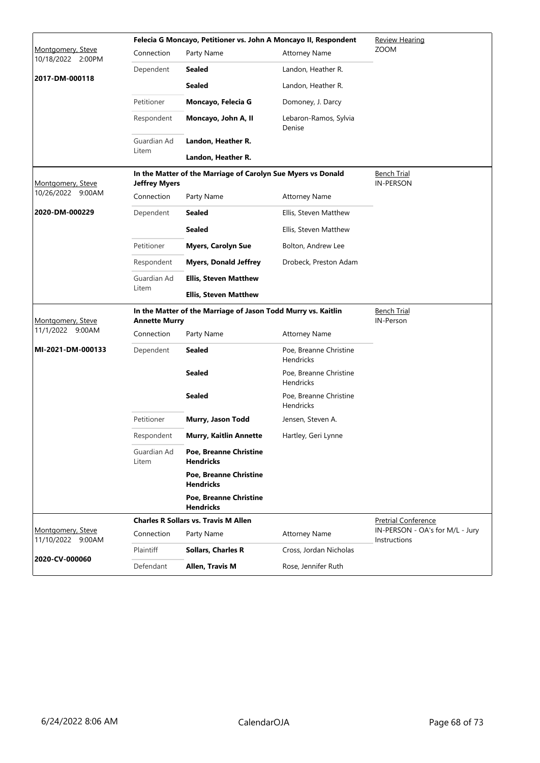| Judge / Date / Case | Case Title | | | Hearing |
|---|---|---|---|---|
| Montgomery, Steve 10/18/2022 2:00PM **2017-DM-000118** | **Felecia G Moncayo, Petitioner vs. John A Moncayo II, Respondent** | | | Review Hearing ZOOM |
| | Connection | Party Name | Attorney Name | |
| | Dependent | **Sealed** | Landon, Heather R. | |
| | | **Sealed** | Landon, Heather R. | |
| | Petitioner | **Moncayo, Felecia G** | Domoney, J. Darcy | |
| | Respondent | **Moncayo, John A, II** | Lebaron-Ramos, Sylvia Denise | |
| | Guardian Ad Litem | **Landon, Heather R.** | | |
| | | **Landon, Heather R.** | | |
| Montgomery, Steve 10/26/2022 9:00AM **2020-DM-000229** | **In the Matter of the Marriage of Carolyn Sue Myers vs Donald Jeffrey Myers** | | | Bench Trial IN-PERSON |
| | Connection | Party Name | Attorney Name | |
| | Dependent | **Sealed** | Ellis, Steven Matthew | |
| | | **Sealed** | Ellis, Steven Matthew | |
| | Petitioner | **Myers, Carolyn Sue** | Bolton, Andrew Lee | |
| | Respondent | **Myers, Donald Jeffrey** | Drobeck, Preston Adam | |
| | Guardian Ad Litem | **Ellis, Steven Matthew** | | |
| | | **Ellis, Steven Matthew** | | |
| Montgomery, Steve 11/1/2022 9:00AM **MI-2021-DM-000133** | **In the Matter of the Marriage of Jason Todd Murry vs. Kaitlin Annette Murry** | | | Bench Trial IN-Person |
| | Connection | Party Name | Attorney Name | |
| | Dependent | **Sealed** | Poe, Breanne Christine Hendricks | |
| | | **Sealed** | Poe, Breanne Christine Hendricks | |
| | | **Sealed** | Poe, Breanne Christine Hendricks | |
| | Petitioner | **Murry, Jason Todd** | Jensen, Steven A. | |
| | Respondent | **Murry, Kaitlin Annette** | Hartley, Geri Lynne | |
| | Guardian Ad Litem | **Poe, Breanne Christine Hendricks** | | |
| | | **Poe, Breanne Christine Hendricks** | | |
| | | **Poe, Breanne Christine Hendricks** | | |
| Montgomery, Steve 11/10/2022 9:00AM **2020-CV-000060** | **Charles R Sollars vs. Travis M Allen** | | | Pretrial Conference IN-PERSON - OA's for M/L - Jury Instructions |
| | Connection | Party Name | Attorney Name | |
| | Plaintiff | **Sollars, Charles R** | Cross, Jordan Nicholas | |
| | Defendant | **Allen, Travis M** | Rose, Jennifer Ruth | |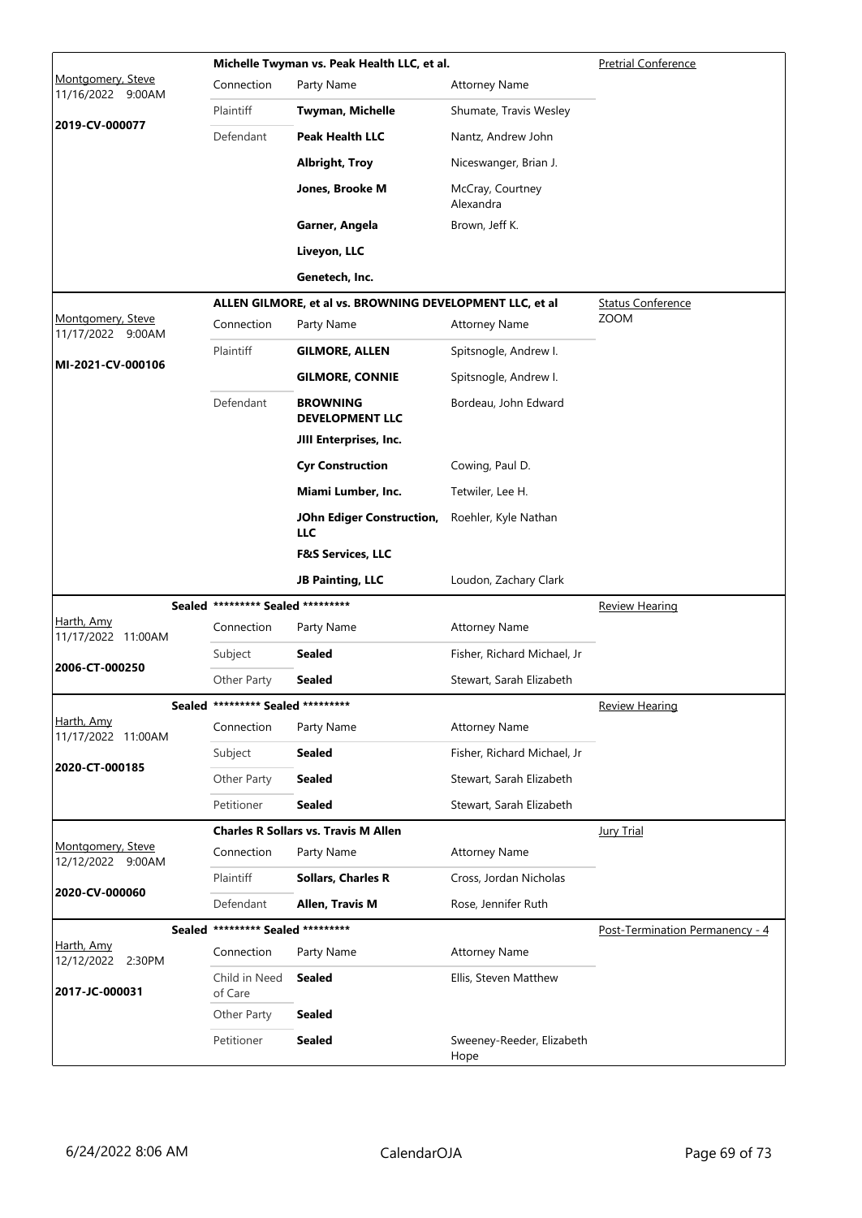| Judge / Date / Case | Connection | Party Name | Attorney Name | Hearing |
|---|---|---|---|---|
| | **Michelle Twyman vs. Peak Health LLC, et al.** | | | Pretrial Conference |
| Montgomery, Steve 11/16/2022 9:00AM | Connection | Party Name | Attorney Name | |
| **2019-CV-000077** | Plaintiff | **Twyman, Michelle** | Shumate, Travis Wesley | |
| | Defendant | **Peak Health LLC** | Nantz, Andrew John | |
| | | **Albright, Troy** | Niceswanger, Brian J. | |
| | | **Jones, Brooke M** | McCray, Courtney Alexandra | |
| | | **Garner, Angela** | Brown, Jeff K. | |
| | | **Liveyon, LLC** | | |
| | | **Genetech, Inc.** | | |
| | **ALLEN GILMORE, et al vs. BROWNING DEVELOPMENT LLC, et al** | | | Status Conference ZOOM |
| Montgomery, Steve 11/17/2022 9:00AM | Connection | Party Name | Attorney Name | |
| **MI-2021-CV-000106** | Plaintiff | **GILMORE, ALLEN** | Spitsnogle, Andrew I. | |
| | | **GILMORE, CONNIE** | Spitsnogle, Andrew I. | |
| | Defendant | **BROWNING DEVELOPMENT LLC** | Bordeau, John Edward | |
| | | **JIII Enterprises, Inc.** | | |
| | | **Cyr Construction** | Cowing, Paul D. | |
| | | **Miami Lumber, Inc.** | Tetwiler, Lee H. | |
| | | **JOhn Ediger Construction, LLC** | Roehler, Kyle Nathan | |
| | | **F&S Services, LLC** | | |
| | | **JB Painting, LLC** | Loudon, Zachary Clark | |
| **Sealed** | **\*\*\*\*\*\*\*\*\* Sealed \*\*\*\*\*\*\*\*\*** | | | Review Hearing |
| Harth, Amy 11/17/2022 11:00AM | Connection | Party Name | Attorney Name | |
| **2006-CT-000250** | Subject | **Sealed** | Fisher, Richard Michael, Jr | |
| | Other Party | **Sealed** | Stewart, Sarah Elizabeth | |
| **Sealed** | **\*\*\*\*\*\*\*\*\* Sealed \*\*\*\*\*\*\*\*\*** | | | Review Hearing |
| Harth, Amy 11/17/2022 11:00AM | Connection | Party Name | Attorney Name | |
| **2020-CT-000185** | Subject | **Sealed** | Fisher, Richard Michael, Jr | |
| | Other Party | **Sealed** | Stewart, Sarah Elizabeth | |
| | Petitioner | **Sealed** | Stewart, Sarah Elizabeth | |
| | **Charles R Sollars vs. Travis M Allen** | | | Jury Trial |
| Montgomery, Steve 12/12/2022 9:00AM | Connection | Party Name | Attorney Name | |
| **2020-CV-000060** | Plaintiff | **Sollars, Charles R** | Cross, Jordan Nicholas | |
| | Defendant | **Allen, Travis M** | Rose, Jennifer Ruth | |
| **Sealed** | **\*\*\*\*\*\*\*\*\* Sealed \*\*\*\*\*\*\*\*\*** | | | Post-Termination Permanency - 4 |
| Harth, Amy 12/12/2022 2:30PM | Connection | Party Name | Attorney Name | |
| **2017-JC-000031** | Child in Need of Care | **Sealed** | Ellis, Steven Matthew | |
| | Other Party | **Sealed** | | |
| | Petitioner | **Sealed** | Sweeney-Reeder, Elizabeth Hope | |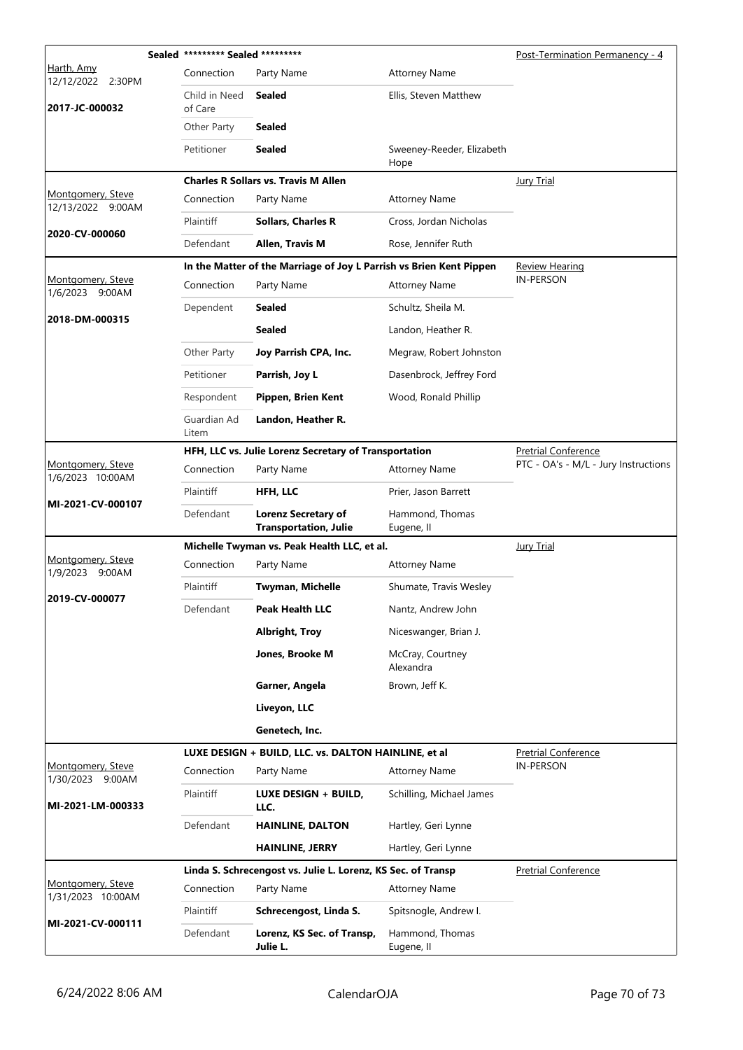| Judge / Date / Case | Connection | Party Name | Attorney Name | Hearing Type |
|---|---|---|---|---|
| **Sealed** | | ********* Sealed ********* | | Post-Termination Permanency - 4 |
| Harth, Amy 12/12/2022 2:30PM | Connection | Party Name | Attorney Name | |
| **2017-JC-000032** | Child in Need of Care | **Sealed** | Ellis, Steven Matthew | |
| | Other Party | **Sealed** | | |
| | Petitioner | **Sealed** | Sweeney-Reeder, Elizabeth Hope | |

| Judge / Date / Case | Connection | Party Name | Attorney Name | Hearing Type |
|---|---|---|---|---|
| | | **Charles R Sollars vs. Travis M Allen** | | Jury Trial |
| Montgomery, Steve 12/13/2022 9:00AM | Connection | Party Name | Attorney Name | |
| **2020-CV-000060** | Plaintiff | **Sollars, Charles R** | Cross, Jordan Nicholas | |
| | Defendant | **Allen, Travis M** | Rose, Jennifer Ruth | |

| Judge / Date / Case | Connection | Party Name | Attorney Name | Hearing Type |
|---|---|---|---|---|
| | | **In the Matter of the Marriage of Joy L Parrish vs Brien Kent Pippen** | | Review Hearing IN-PERSON |
| Montgomery, Steve 1/6/2023 9:00AM | Connection | Party Name | Attorney Name | |
| **2018-DM-000315** | Dependent | **Sealed** | Schultz, Sheila M. | |
| | | **Sealed** | Landon, Heather R. | |
| | Other Party | **Joy Parrish CPA, Inc.** | Megraw, Robert Johnston | |
| | Petitioner | **Parrish, Joy L** | Dasenbrock, Jeffrey Ford | |
| | Respondent | **Pippen, Brien Kent** | Wood, Ronald Phillip | |
| | Guardian Ad Litem | **Landon, Heather R.** | | |

| Judge / Date / Case | Connection | Party Name | Attorney Name | Hearing Type |
|---|---|---|---|---|
| | | **HFH, LLC vs. Julie Lorenz Secretary of Transportation** | | Pretrial Conference PTC - OA's - M/L - Jury Instructions |
| Montgomery, Steve 1/6/2023 10:00AM | Connection | Party Name | Attorney Name | |
| **MI-2021-CV-000107** | Plaintiff | **HFH, LLC** | Prier, Jason Barrett | |
| | Defendant | **Lorenz Secretary of Transportation, Julie** | Hammond, Thomas Eugene, II | |

| Judge / Date / Case | Connection | Party Name | Attorney Name | Hearing Type |
|---|---|---|---|---|
| | | **Michelle Twyman vs. Peak Health LLC, et al.** | | Jury Trial |
| Montgomery, Steve 1/9/2023 9:00AM | Connection | Party Name | Attorney Name | |
| **2019-CV-000077** | Plaintiff | **Twyman, Michelle** | Shumate, Travis Wesley | |
| | Defendant | **Peak Health LLC** | Nantz, Andrew John | |
| | | **Albright, Troy** | Niceswanger, Brian J. | |
| | | **Jones, Brooke M** | McCray, Courtney Alexandra | |
| | | **Garner, Angela** | Brown, Jeff K. | |
| | | **Liveyon, LLC** | | |
| | | **Genetech, Inc.** | | |

| Judge / Date / Case | Connection | Party Name | Attorney Name | Hearing Type |
|---|---|---|---|---|
| | | **LUXE DESIGN + BUILD, LLC. vs. DALTON HAINLINE, et al** | | Pretrial Conference IN-PERSON |
| Montgomery, Steve 1/30/2023 9:00AM | Connection | Party Name | Attorney Name | |
| **MI-2021-LM-000333** | Plaintiff | **LUXE DESIGN + BUILD, LLC.** | Schilling, Michael James | |
| | Defendant | **HAINLINE, DALTON** | Hartley, Geri Lynne | |
| | | **HAINLINE, JERRY** | Hartley, Geri Lynne | |

| Judge / Date / Case | Connection | Party Name | Attorney Name | Hearing Type |
|---|---|---|---|---|
| | | **Linda S. Schrecengost vs. Julie L. Lorenz, KS Sec. of Transp** | | Pretrial Conference |
| Montgomery, Steve 1/31/2023 10:00AM | Connection | Party Name | Attorney Name | |
| **MI-2021-CV-000111** | Plaintiff | **Schrecengost, Linda S.** | Spitsnogle, Andrew I. | |
| | Defendant | **Lorenz, KS Sec. of Transp, Julie L.** | Hammond, Thomas Eugene, II | |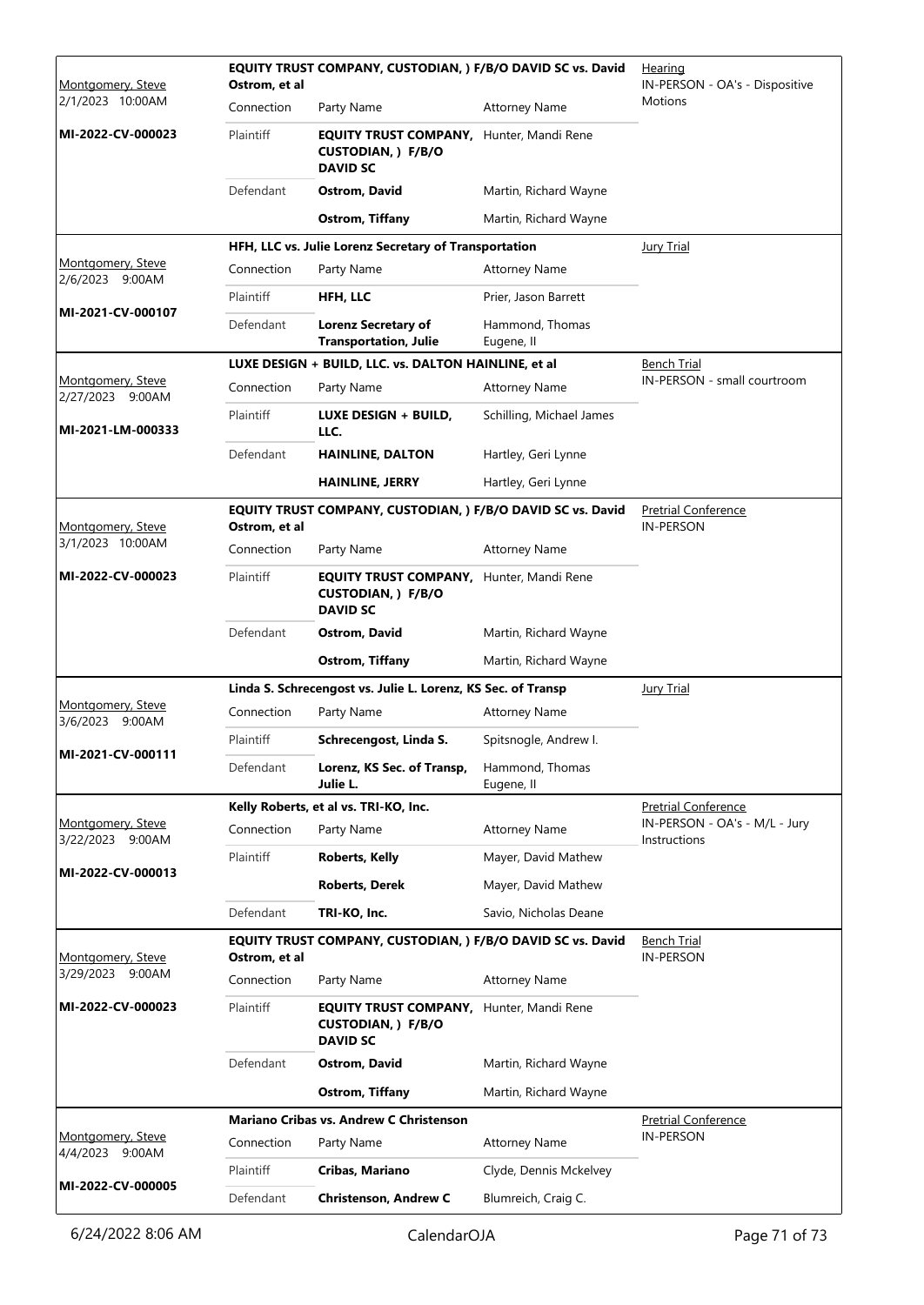| Judge / Date / Case | Case Title | | | Hearing Type |
|---|---|---|---|---|
| Montgomery, Steve<br>2/1/2023 10:00AM<br>**MI-2022-CV-000023** | **EQUITY TRUST COMPANY, CUSTODIAN, ) F/B/O DAVID SC vs. David Ostrom, et al** | | | Hearing<br>IN-PERSON - OA's - Dispositive Motions |
| | Connection | Party Name | Attorney Name | |
| | Plaintiff | **EQUITY TRUST COMPANY, CUSTODIAN, ) F/B/O DAVID SC** | Hunter, Mandi Rene | |
| | Defendant | **Ostrom, David** | Martin, Richard Wayne | |
| | | **Ostrom, Tiffany** | Martin, Richard Wayne | |
| Montgomery, Steve<br>2/6/2023 9:00AM<br>**MI-2021-CV-000107** | **HFH, LLC vs. Julie Lorenz Secretary of Transportation** | | | Jury Trial |
| | Connection | Party Name | Attorney Name | |
| | Plaintiff | **HFH, LLC** | Prier, Jason Barrett | |
| | Defendant | **Lorenz Secretary of Transportation, Julie** | Hammond, Thomas Eugene, II | |
| Montgomery, Steve<br>2/27/2023 9:00AM<br>**MI-2021-LM-000333** | **LUXE DESIGN + BUILD, LLC. vs. DALTON HAINLINE, et al** | | | Bench Trial<br>IN-PERSON - small courtroom |
| | Connection | Party Name | Attorney Name | |
| | Plaintiff | **LUXE DESIGN + BUILD, LLC.** | Schilling, Michael James | |
| | Defendant | **HAINLINE, DALTON** | Hartley, Geri Lynne | |
| | | **HAINLINE, JERRY** | Hartley, Geri Lynne | |
| Montgomery, Steve<br>3/1/2023 10:00AM<br>**MI-2022-CV-000023** | **EQUITY TRUST COMPANY, CUSTODIAN, ) F/B/O DAVID SC vs. David Ostrom, et al** | | | Pretrial Conference<br>IN-PERSON |
| | Connection | Party Name | Attorney Name | |
| | Plaintiff | **EQUITY TRUST COMPANY, CUSTODIAN, ) F/B/O DAVID SC** | Hunter, Mandi Rene | |
| | Defendant | **Ostrom, David** | Martin, Richard Wayne | |
| | | **Ostrom, Tiffany** | Martin, Richard Wayne | |
| Montgomery, Steve<br>3/6/2023 9:00AM<br>**MI-2021-CV-000111** | **Linda S. Schrecengost vs. Julie L. Lorenz, KS Sec. of Transp** | | | Jury Trial |
| | Connection | Party Name | Attorney Name | |
| | Plaintiff | **Schrecengost, Linda S.** | Spitsnogle, Andrew I. | |
| | Defendant | **Lorenz, KS Sec. of Transp, Julie L.** | Hammond, Thomas Eugene, II | |
| Montgomery, Steve<br>3/22/2023 9:00AM<br>**MI-2022-CV-000013** | **Kelly Roberts, et al vs. TRI-KO, Inc.** | | | Pretrial Conference<br>IN-PERSON - OA's - M/L - Jury Instructions |
| | Connection | Party Name | Attorney Name | |
| | Plaintiff | **Roberts, Kelly** | Mayer, David Mathew | |
| | | **Roberts, Derek** | Mayer, David Mathew | |
| | Defendant | **TRI-KO, Inc.** | Savio, Nicholas Deane | |
| Montgomery, Steve<br>3/29/2023 9:00AM<br>**MI-2022-CV-000023** | **EQUITY TRUST COMPANY, CUSTODIAN, ) F/B/O DAVID SC vs. David Ostrom, et al** | | | Bench Trial<br>IN-PERSON |
| | Connection | Party Name | Attorney Name | |
| | Plaintiff | **EQUITY TRUST COMPANY, CUSTODIAN, ) F/B/O DAVID SC** | Hunter, Mandi Rene | |
| | Defendant | **Ostrom, David** | Martin, Richard Wayne | |
| | | **Ostrom, Tiffany** | Martin, Richard Wayne | |
| Montgomery, Steve<br>4/4/2023 9:00AM<br>**MI-2022-CV-000005** | **Mariano Cribas vs. Andrew C Christenson** | | | Pretrial Conference<br>IN-PERSON |
| | Connection | Party Name | Attorney Name | |
| | Plaintiff | **Cribas, Mariano** | Clyde, Dennis Mckelvey | |
| | Defendant | **Christenson, Andrew C** | Blumreich, Craig C. | |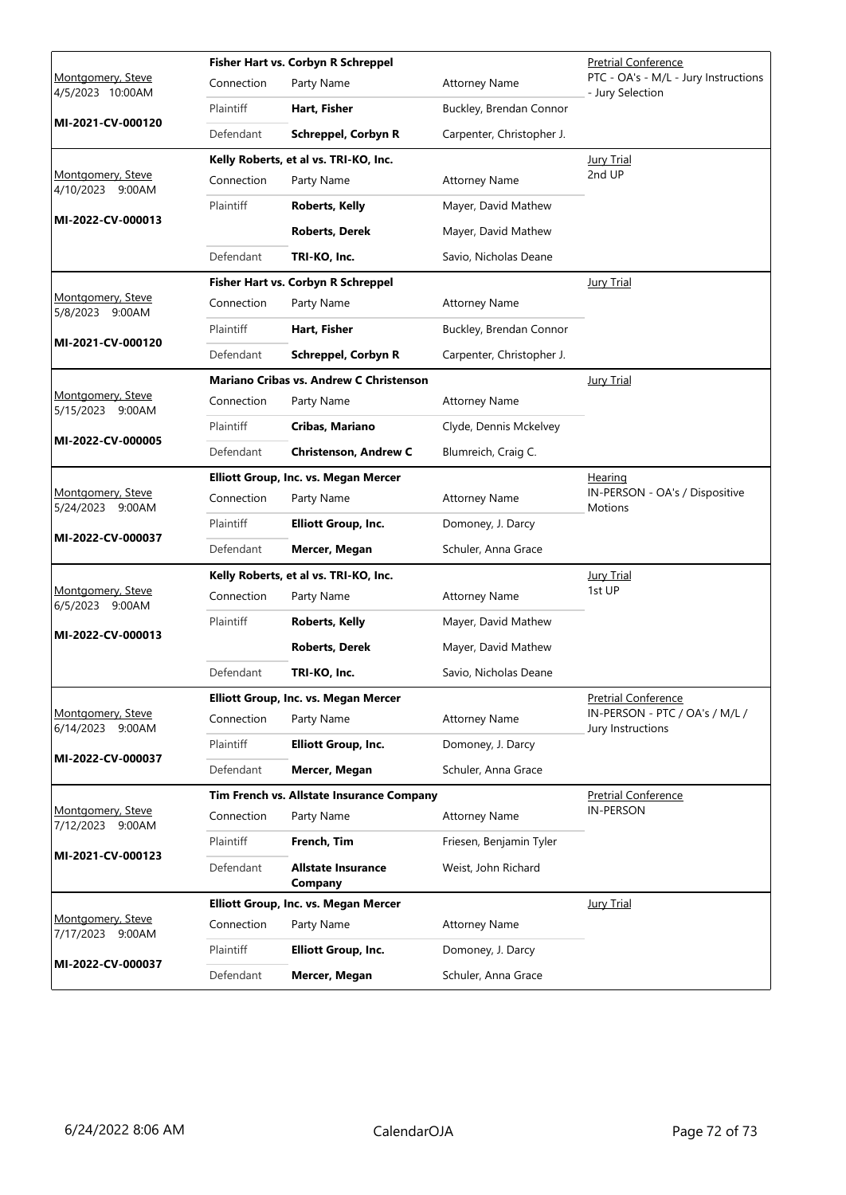| Judge / Date / Case | Case Title | Connection | Party Name | Attorney Name | Event |
|---|---|---|---|---|---|
| Montgomery, Steve<br>4/5/2023 10:00AM<br>**MI-2021-CV-000120** | **Fisher Hart vs. Corbyn R Schreppel** | Plaintiff | **Hart, Fisher** | Buckley, Brendan Connor | Pretrial Conference<br>PTC - OA's - M/L - Jury Instructions - Jury Selection |
| | | Defendant | **Schreppel, Corbyn R** | Carpenter, Christopher J. | |
| Montgomery, Steve<br>4/10/2023 9:00AM<br>**MI-2022-CV-000013** | **Kelly Roberts, et al vs. TRI-KO, Inc.** | Plaintiff | **Roberts, Kelly** | Mayer, David Mathew | Jury Trial<br>2nd UP |
| | | | **Roberts, Derek** | Mayer, David Mathew | |
| | | Defendant | **TRI-KO, Inc.** | Savio, Nicholas Deane | |
| Montgomery, Steve<br>5/8/2023 9:00AM<br>**MI-2021-CV-000120** | **Fisher Hart vs. Corbyn R Schreppel** | Plaintiff | **Hart, Fisher** | Buckley, Brendan Connor | Jury Trial |
| | | Defendant | **Schreppel, Corbyn R** | Carpenter, Christopher J. | |
| Montgomery, Steve<br>5/15/2023 9:00AM<br>**MI-2022-CV-000005** | **Mariano Cribas vs. Andrew C Christenson** | Plaintiff | **Cribas, Mariano** | Clyde, Dennis Mckelvey | Jury Trial |
| | | Defendant | **Christenson, Andrew C** | Blumreich, Craig C. | |
| Montgomery, Steve<br>5/24/2023 9:00AM<br>**MI-2022-CV-000037** | **Elliott Group, Inc. vs. Megan Mercer** | Plaintiff | **Elliott Group, Inc.** | Domoney, J. Darcy | Hearing<br>IN-PERSON - OA's / Dispositive Motions |
| | | Defendant | **Mercer, Megan** | Schuler, Anna Grace | |
| Montgomery, Steve<br>6/5/2023 9:00AM<br>**MI-2022-CV-000013** | **Kelly Roberts, et al vs. TRI-KO, Inc.** | Plaintiff | **Roberts, Kelly** | Mayer, David Mathew | Jury Trial<br>1st UP |
| | | | **Roberts, Derek** | Mayer, David Mathew | |
| | | Defendant | **TRI-KO, Inc.** | Savio, Nicholas Deane | |
| Montgomery, Steve<br>6/14/2023 9:00AM<br>**MI-2022-CV-000037** | **Elliott Group, Inc. vs. Megan Mercer** | Plaintiff | **Elliott Group, Inc.** | Domoney, J. Darcy | Pretrial Conference<br>IN-PERSON - PTC / OA's / M/L / Jury Instructions |
| | | Defendant | **Mercer, Megan** | Schuler, Anna Grace | |
| Montgomery, Steve<br>7/12/2023 9:00AM<br>**MI-2021-CV-000123** | **Tim French vs. Allstate Insurance Company** | Plaintiff | **French, Tim** | Friesen, Benjamin Tyler | Pretrial Conference<br>IN-PERSON |
| | | Defendant | **Allstate Insurance Company** | Weist, John Richard | |
| Montgomery, Steve<br>7/17/2023 9:00AM<br>**MI-2022-CV-000037** | **Elliott Group, Inc. vs. Megan Mercer** | Plaintiff | **Elliott Group, Inc.** | Domoney, J. Darcy | Jury Trial |
| | | Defendant | **Mercer, Megan** | Schuler, Anna Grace | |

6/24/2022 8:06 AM CalendarOJA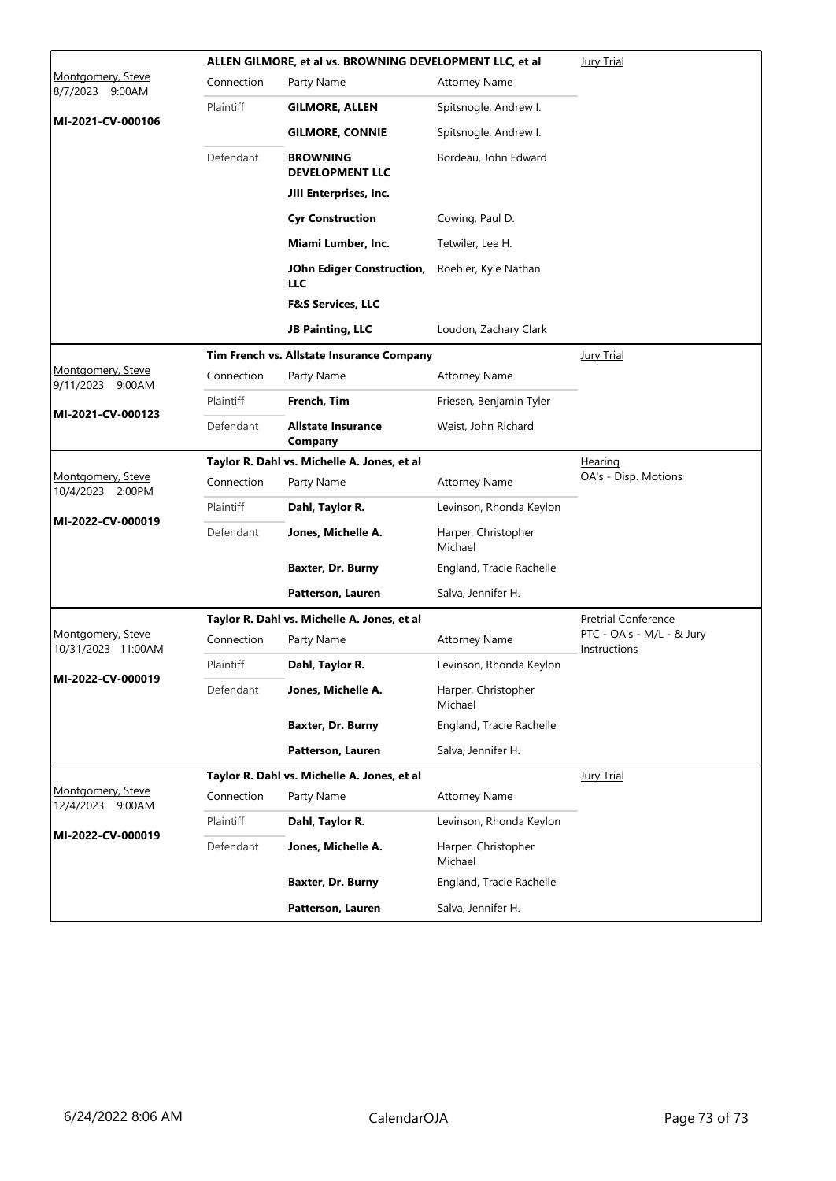| Judge / Date / Case | Connection | Party Name | Attorney Name | Event |
|---|---|---|---|---|
| | **ALLEN GILMORE, et al vs. BROWNING DEVELOPMENT LLC, et al** | | | Jury Trial |
| Montgomery, Steve 8/7/2023 9:00AM | Connection | Party Name | Attorney Name | |
| **MI-2021-CV-000106** | Plaintiff | **GILMORE, ALLEN** | Spitsnogle, Andrew I. | |
| | | **GILMORE, CONNIE** | Spitsnogle, Andrew I. | |
| | Defendant | **BROWNING DEVELOPMENT LLC** | Bordeau, John Edward | |
| | | **JIII Enterprises, Inc.** | | |
| | | **Cyr Construction** | Cowing, Paul D. | |
| | | **Miami Lumber, Inc.** | Tetwiler, Lee H. | |
| | | **JOhn Ediger Construction, LLC** | Roehler, Kyle Nathan | |
| | | **F&S Services, LLC** | | |
| | | **JB Painting, LLC** | Loudon, Zachary Clark | |
| | **Tim French vs. Allstate Insurance Company** | | | Jury Trial |
| Montgomery, Steve 9/11/2023 9:00AM | Connection | Party Name | Attorney Name | |
| **MI-2021-CV-000123** | Plaintiff | **French, Tim** | Friesen, Benjamin Tyler | |
| | Defendant | **Allstate Insurance Company** | Weist, John Richard | |
| | **Taylor R. Dahl vs. Michelle A. Jones, et al** | | | Hearing OA's - Disp. Motions |
| Montgomery, Steve 10/4/2023 2:00PM | Connection | Party Name | Attorney Name | |
| **MI-2022-CV-000019** | Plaintiff | **Dahl, Taylor R.** | Levinson, Rhonda Keylon | |
| | Defendant | **Jones, Michelle A.** | Harper, Christopher Michael | |
| | | **Baxter, Dr. Burny** | England, Tracie Rachelle | |
| | | **Patterson, Lauren** | Salva, Jennifer H. | |
| | **Taylor R. Dahl vs. Michelle A. Jones, et al** | | | Pretrial Conference PTC - OA's - M/L - & Jury Instructions |
| Montgomery, Steve 10/31/2023 11:00AM | Connection | Party Name | Attorney Name | |
| **MI-2022-CV-000019** | Plaintiff | **Dahl, Taylor R.** | Levinson, Rhonda Keylon | |
| | Defendant | **Jones, Michelle A.** | Harper, Christopher Michael | |
| | | **Baxter, Dr. Burny** | England, Tracie Rachelle | |
| | | **Patterson, Lauren** | Salva, Jennifer H. | |
| | **Taylor R. Dahl vs. Michelle A. Jones, et al** | | | Jury Trial |
| Montgomery, Steve 12/4/2023 9:00AM | Connection | Party Name | Attorney Name | |
| **MI-2022-CV-000019** | Plaintiff | **Dahl, Taylor R.** | Levinson, Rhonda Keylon | |
| | Defendant | **Jones, Michelle A.** | Harper, Christopher Michael | |
| | | **Baxter, Dr. Burny** | England, Tracie Rachelle | |
| | | **Patterson, Lauren** | Salva, Jennifer H. | |